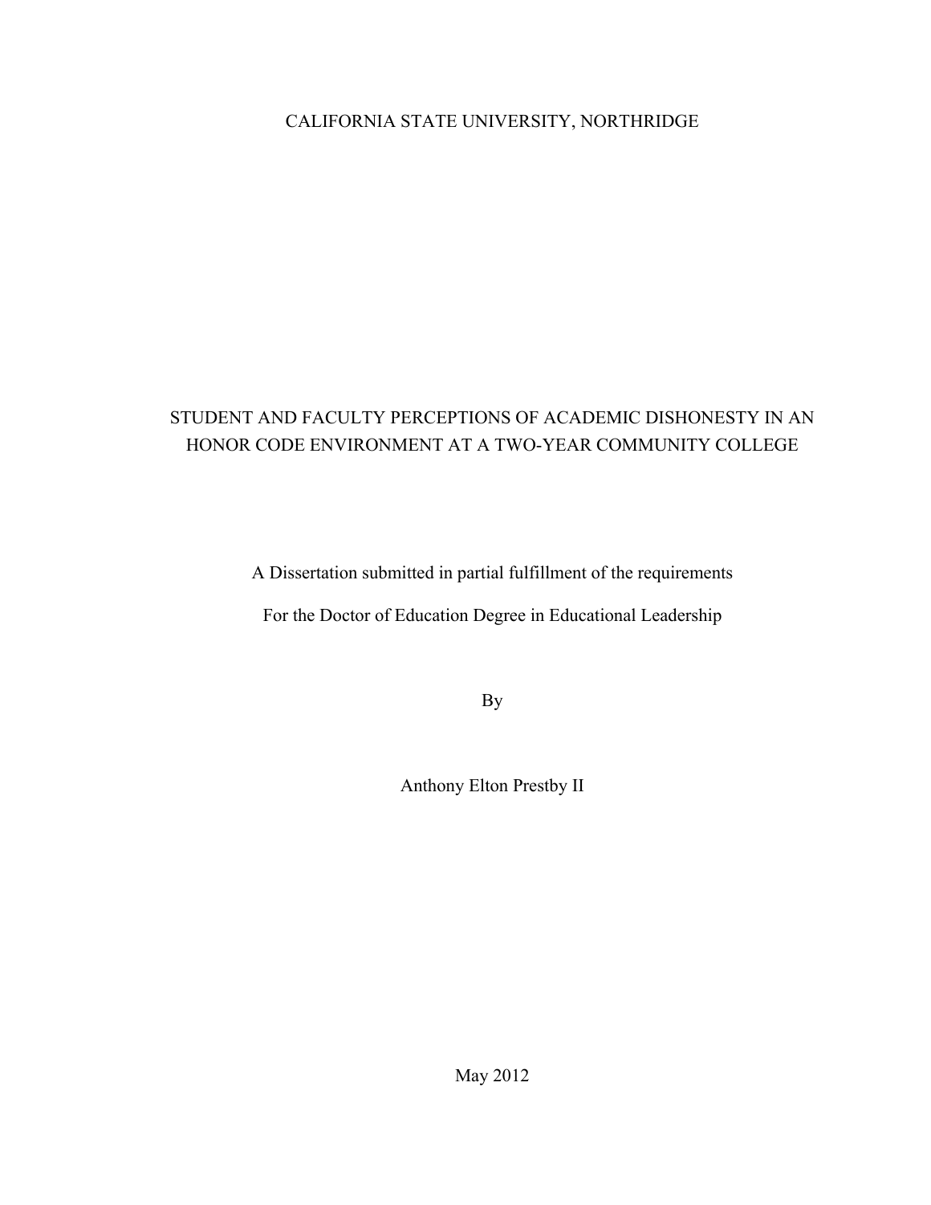CALIFORNIA STATE UNIVERSITY, NORTHRIDGE

# STUDENT AND FACULTY PERCEPTIONS OF ACADEMIC DISHONESTY IN AN HONOR CODE ENVIRONMENT AT A TWO-YEAR COMMUNITY COLLEGE

A Dissertation submitted in partial fulfillment of the requirements

For the Doctor of Education Degree in Educational Leadership

By

Anthony Elton Prestby II

May 2012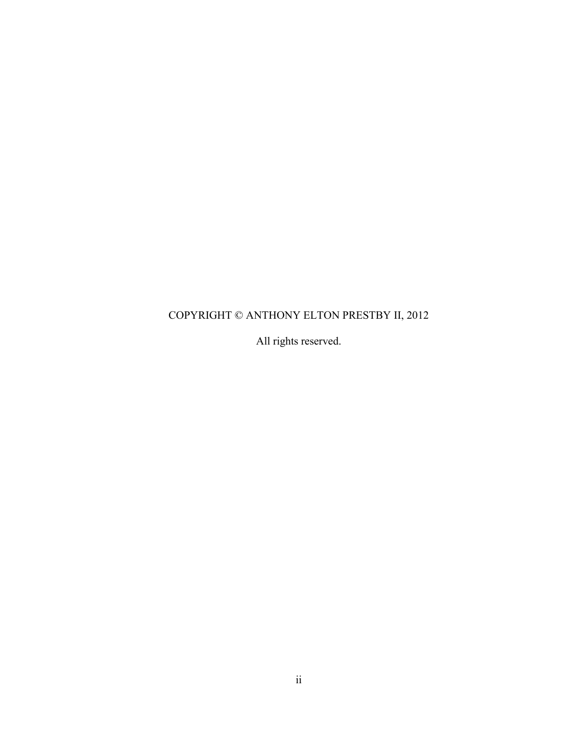COPYRIGHT © ANTHONY ELTON PRESTBY II, 2012

All rights reserved.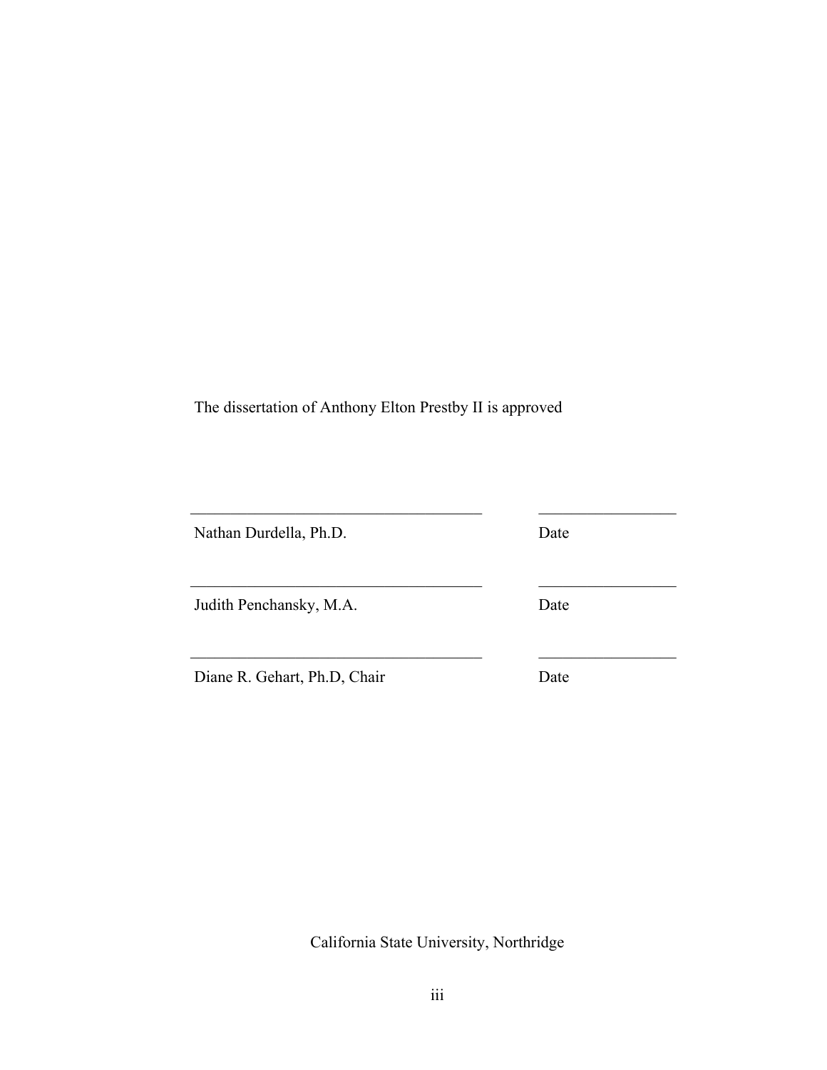The dissertation of Anthony Elton Prestby II is approved

| | |
|---|---|
| Nathan Durdella, Ph.D. | Date |
| Judith Penchansky, M.A. | Date |
| Diane R. Gehart, Ph.D, Chair | Date |

California State University, Northridge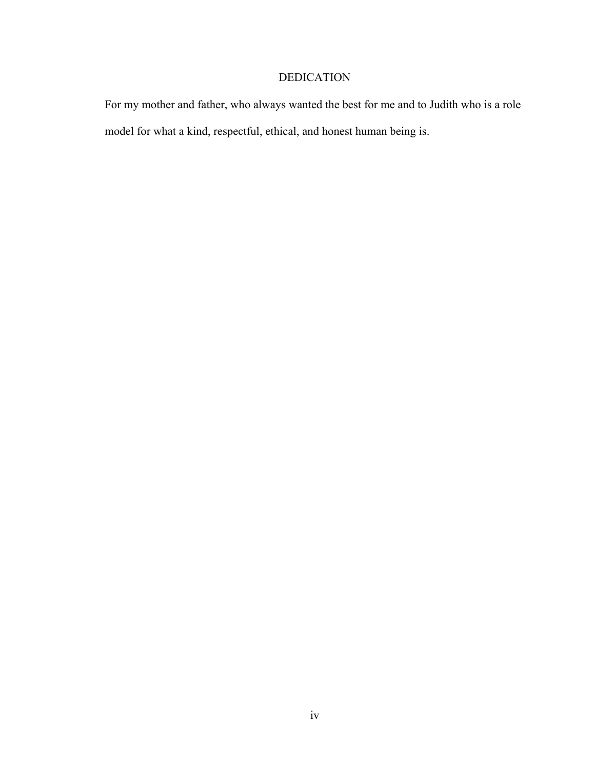# DEDICATION

For my mother and father, who always wanted the best for me and to Judith who is a role model for what a kind, respectful, ethical, and honest human being is.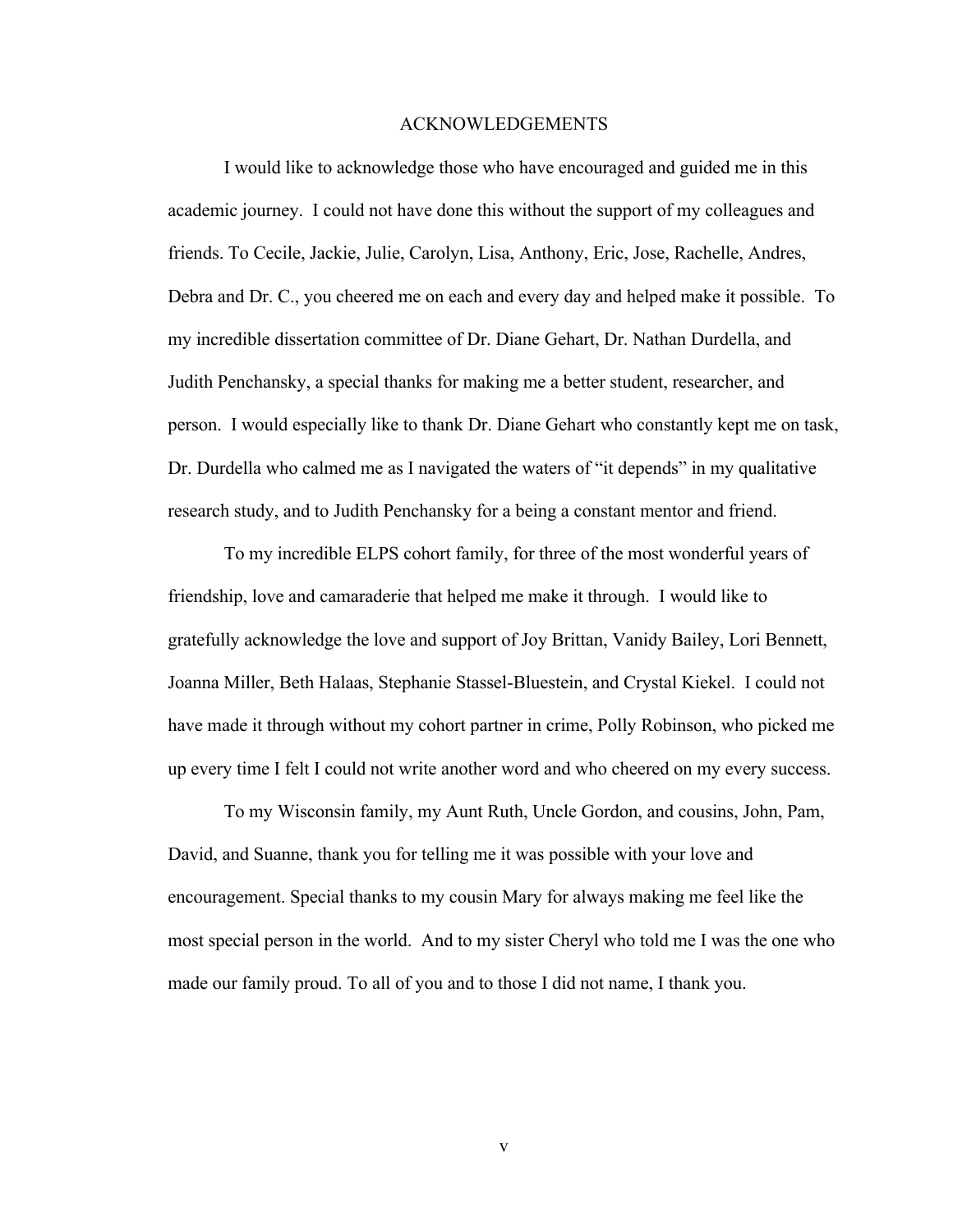# ACKNOWLEDGEMENTS

I would like to acknowledge those who have encouraged and guided me in this academic journey. I could not have done this without the support of my colleagues and friends. To Cecile, Jackie, Julie, Carolyn, Lisa, Anthony, Eric, Jose, Rachelle, Andres, Debra and Dr. C., you cheered me on each and every day and helped make it possible. To my incredible dissertation committee of Dr. Diane Gehart, Dr. Nathan Durdella, and Judith Penchansky, a special thanks for making me a better student, researcher, and person. I would especially like to thank Dr. Diane Gehart who constantly kept me on task, Dr. Durdella who calmed me as I navigated the waters of "it depends" in my qualitative research study, and to Judith Penchansky for a being a constant mentor and friend.

To my incredible ELPS cohort family, for three of the most wonderful years of friendship, love and camaraderie that helped me make it through. I would like to gratefully acknowledge the love and support of Joy Brittan, Vanidy Bailey, Lori Bennett, Joanna Miller, Beth Halaas, Stephanie Stassel-Bluestein, and Crystal Kiekel. I could not have made it through without my cohort partner in crime, Polly Robinson, who picked me up every time I felt I could not write another word and who cheered on my every success.

To my Wisconsin family, my Aunt Ruth, Uncle Gordon, and cousins, John, Pam, David, and Suanne, thank you for telling me it was possible with your love and encouragement. Special thanks to my cousin Mary for always making me feel like the most special person in the world. And to my sister Cheryl who told me I was the one who made our family proud. To all of you and to those I did not name, I thank you.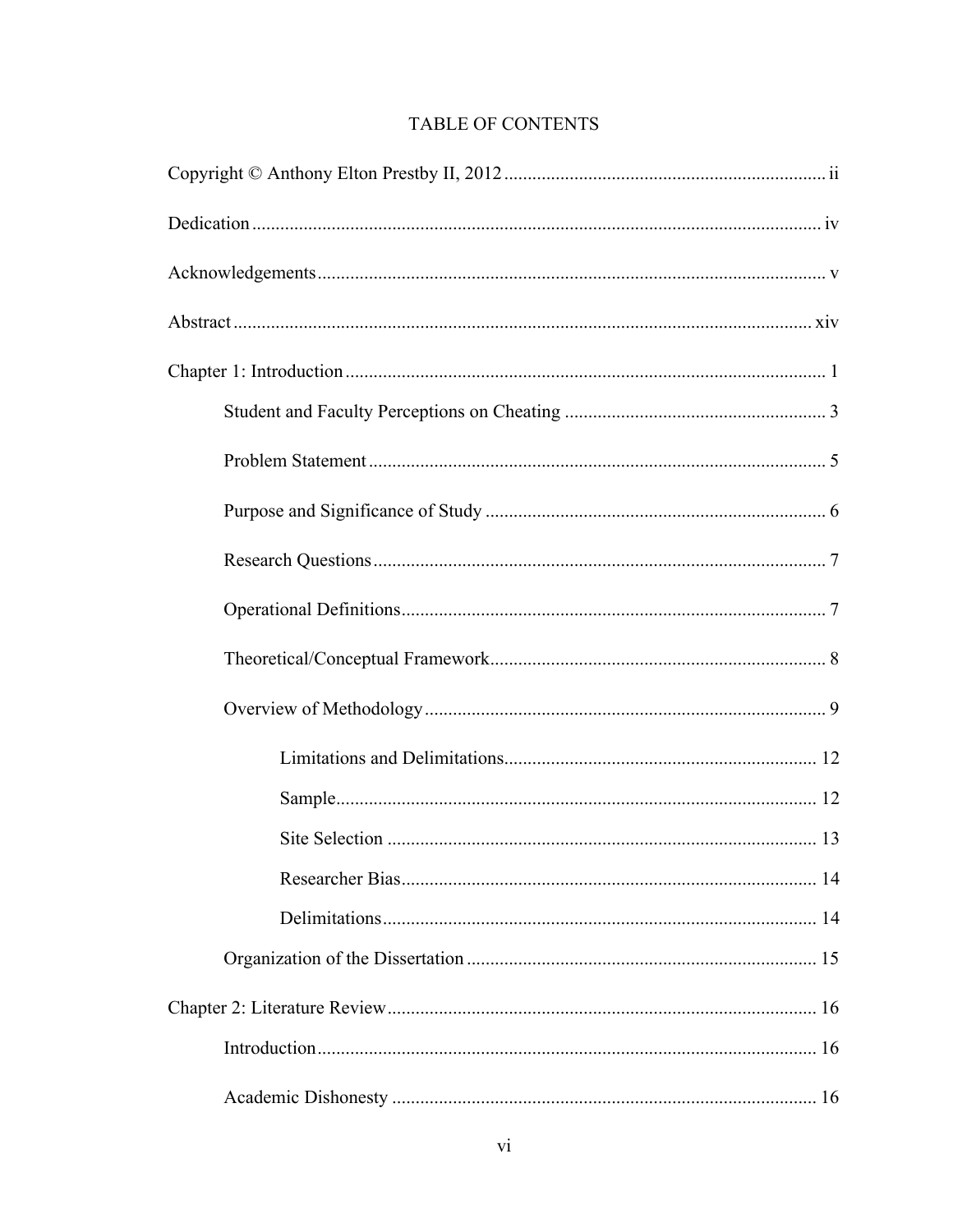# TABLE OF CONTENTS

Copyright © Anthony Elton Prestby II, 2012 .................... ii

Dedication .................... iv

Acknowledgements .................... v

Abstract .................... xiv

Chapter 1: Introduction .................... 1

- Student and Faculty Perceptions on Cheating .................... 3
- Problem Statement .................... 5
- Purpose and Significance of Study .................... 6
- Research Questions .................... 7
- Operational Definitions .................... 7
- Theoretical/Conceptual Framework .................... 8
- Overview of Methodology .................... 9
  - Limitations and Delimitations .................... 12
  - Sample .................... 12
  - Site Selection .................... 13
  - Researcher Bias .................... 14
  - Delimitations .................... 14
- Organization of the Dissertation .................... 15

Chapter 2: Literature Review .................... 16

- Introduction .................... 16
- Academic Dishonesty .................... 16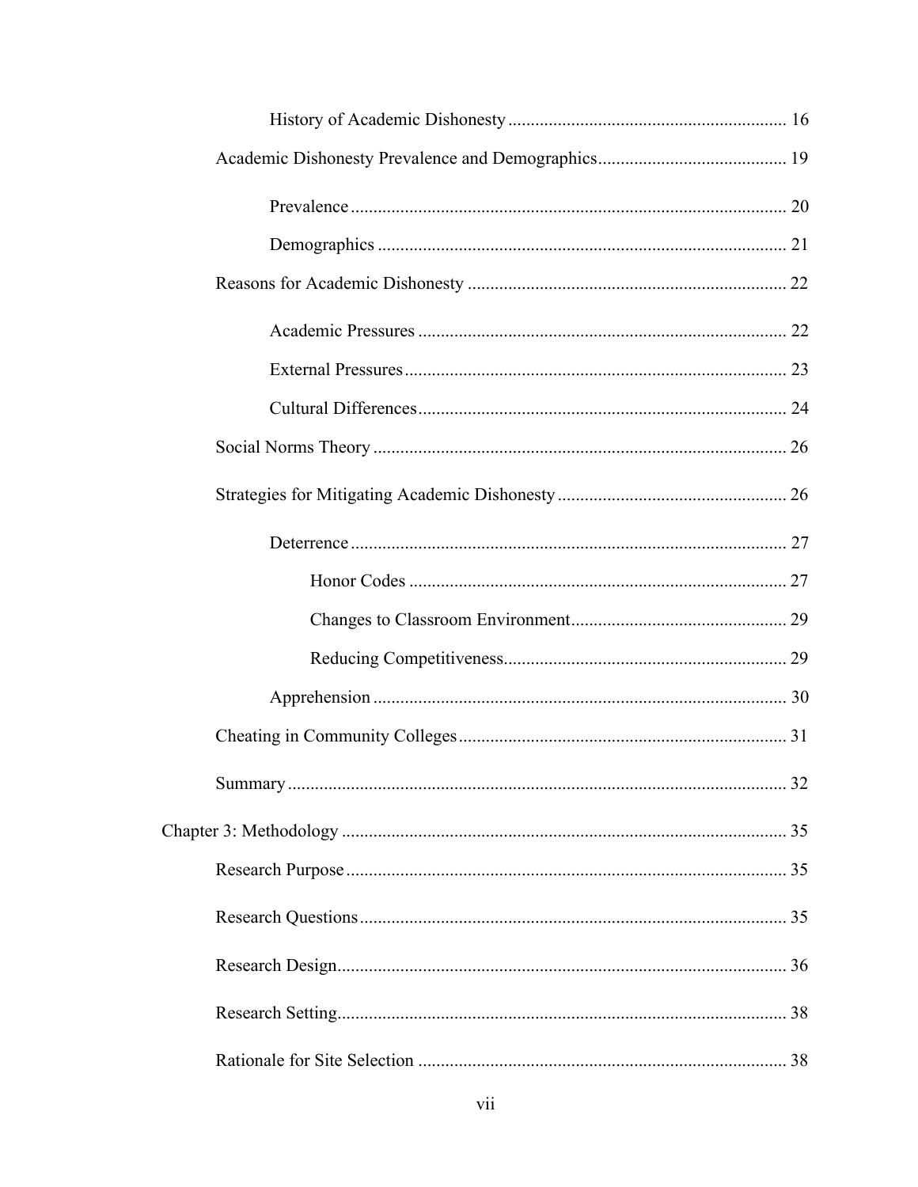History of Academic Dishonesty ............................................................ 16

Academic Dishonesty Prevalence and Demographics.......................................... 19

Prevalence ................................................................................................ 20

Demographics .......................................................................................... 21

Reasons for Academic Dishonesty ...................................................................... 22

Academic Pressures ................................................................................. 22

External Pressures.................................................................................... 23

Cultural Differences................................................................................. 24

Social Norms Theory ........................................................................................... 26

Strategies for Mitigating Academic Dishonesty .................................................. 26

Deterrence ................................................................................................ 27

Honor Codes .................................................................................. 27

Changes to Classroom Environment............................................... 29

Reducing Competitiveness.............................................................. 29

Apprehension ........................................................................................... 30

Cheating in Community Colleges........................................................................ 31

Summary .............................................................................................................. 32

Chapter 3: Methodology .................................................................................................. 35

Research Purpose ................................................................................................. 35

Research Questions.............................................................................................. 35

Research Design................................................................................................... 36

Research Setting................................................................................................... 38

Rationale for Site Selection ................................................................................. 38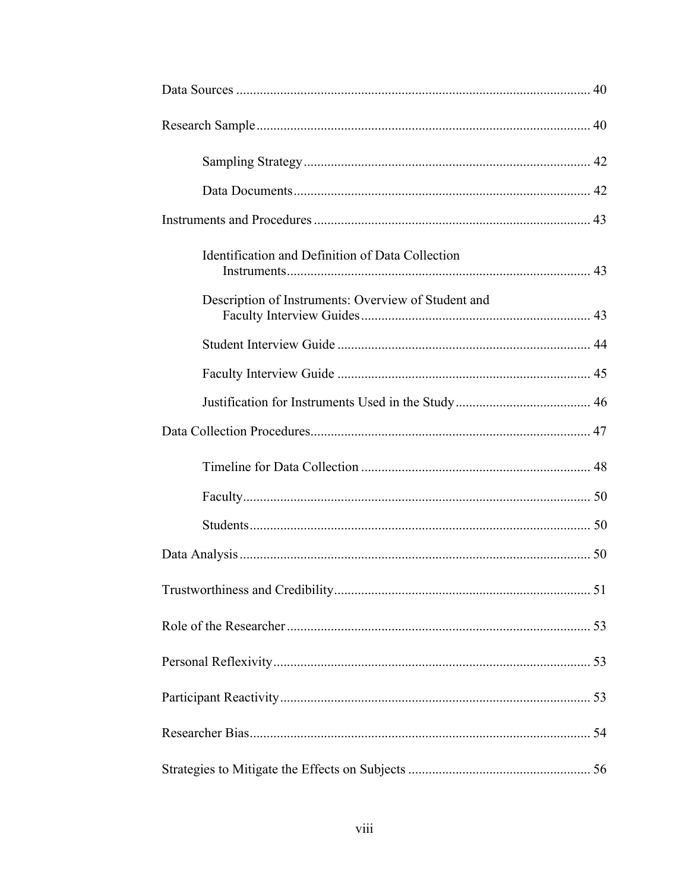Data Sources ........................................................................................................ 40

Research Sample .................................................................................................. 40

    Sampling Strategy .................................................................................... 42

    Data Documents ....................................................................................... 42

Instruments and Procedures ................................................................................. 43

    Identification and Definition of Data Collection Instruments ........................................................................................ 43

    Description of Instruments: Overview of Student and Faculty Interview Guides ................................................................... 43

    Student Interview Guide .......................................................................... 44

    Faculty Interview Guide .......................................................................... 45

    Justification for Instruments Used in the Study ........................................ 46

Data Collection Procedures................................................................................... 47

    Timeline for Data Collection ................................................................... 48

    Faculty...................................................................................................... 50

    Students .................................................................................................... 50

Data Analysis ....................................................................................................... 50

Trustworthiness and Credibility ........................................................................... 51

Role of the Researcher ......................................................................................... 53

Personal Reflexivity ............................................................................................. 53

Participant Reactivity ........................................................................................... 53

Researcher Bias .................................................................................................... 54

Strategies to Mitigate the Effects on Subjects ..................................................... 56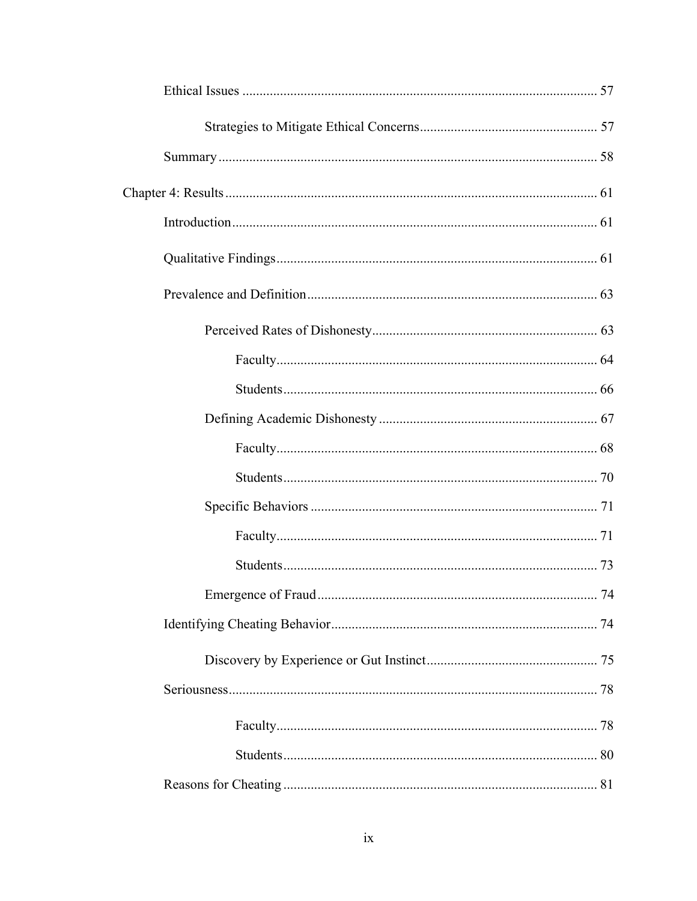Ethical Issues .......................................................................................... 57

Strategies to Mitigate Ethical Concerns.................................................... 57

Summary ................................................................................................ 58

Chapter 4: Results ........................................................................................... 61

Introduction............................................................................................ 61

Qualitative Findings................................................................................ 61

Prevalence and Definition........................................................................ 63

Perceived Rates of Dishonesty.................................................................. 63

Faculty.............................................................................................. 64

Students............................................................................................ 66

Defining Academic Dishonesty ................................................................ 67

Faculty.............................................................................................. 68

Students............................................................................................ 70

Specific Behaviors .................................................................................. 71

Faculty.............................................................................................. 71

Students............................................................................................ 73

Emergence of Fraud ................................................................................. 74

Identifying Cheating Behavior.................................................................. 74

Discovery by Experience or Gut Instinct.................................................. 75

Seriousness............................................................................................. 78

Faculty.............................................................................................. 78

Students............................................................................................ 80

Reasons for Cheating ............................................................................... 81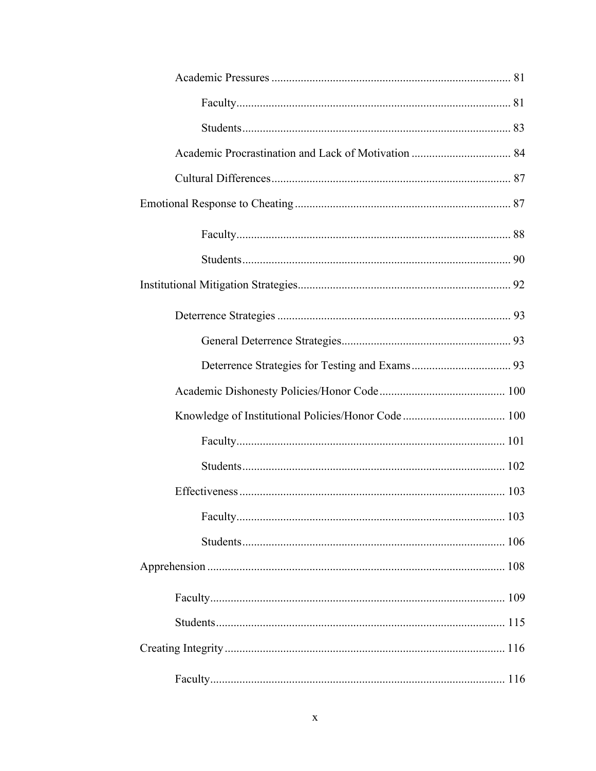Academic Pressures ..................................................................................... 81

Faculty............................................................................................ 81

Students.......................................................................................... 83

Academic Procrastination and Lack of Motivation .................................. 84

Cultural Differences.................................................................................. 87

Emotional Response to Cheating .......................................................................... 87

Faculty............................................................................................ 88

Students.......................................................................................... 90

Institutional Mitigation Strategies......................................................................... 92

Deterrence Strategies ................................................................................. 93

General Deterrence Strategies.......................................................... 93

Deterrence Strategies for Testing and Exams .................................. 93

Academic Dishonesty Policies/Honor Code ........................................... 100

Knowledge of Institutional Policies/Honor Code .................................... 100

Faculty........................................................................................... 101

Students......................................................................................... 102

Effectiveness .......................................................................................... 103

Faculty........................................................................................... 103

Students......................................................................................... 106

Apprehension ...................................................................................................... 108

Faculty.................................................................................................... 109

Students.................................................................................................. 115

Creating Integrity ................................................................................................ 116

Faculty.................................................................................................... 116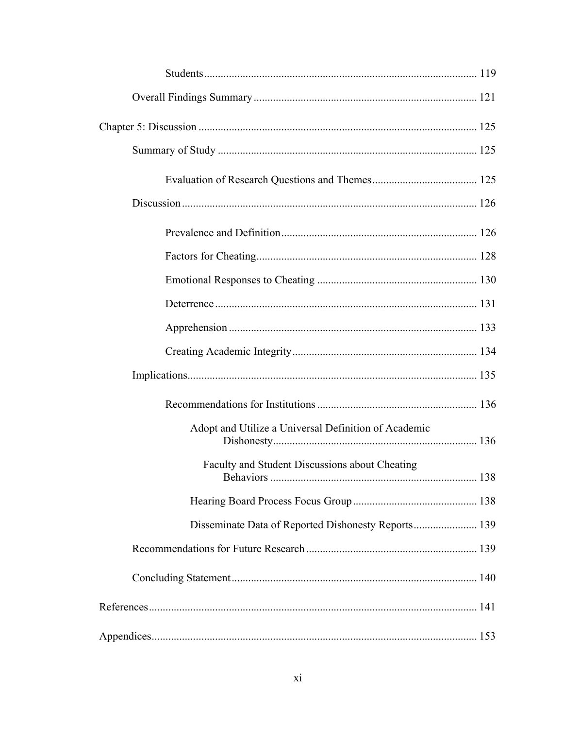Students .......... 119

Overall Findings Summary .......... 121

Chapter 5: Discussion .......... 125

Summary of Study .......... 125

Evaluation of Research Questions and Themes .......... 125

Discussion .......... 126

Prevalence and Definition .......... 126

Factors for Cheating .......... 128

Emotional Responses to Cheating .......... 130

Deterrence .......... 131

Apprehension .......... 133

Creating Academic Integrity .......... 134

Implications .......... 135

Recommendations for Institutions .......... 136

Adopt and Utilize a Universal Definition of Academic Dishonesty .......... 136

Faculty and Student Discussions about Cheating Behaviors .......... 138

Hearing Board Process Focus Group .......... 138

Disseminate Data of Reported Dishonesty Reports .......... 139

Recommendations for Future Research .......... 139

Concluding Statement .......... 140

References .......... 141

Appendices .......... 153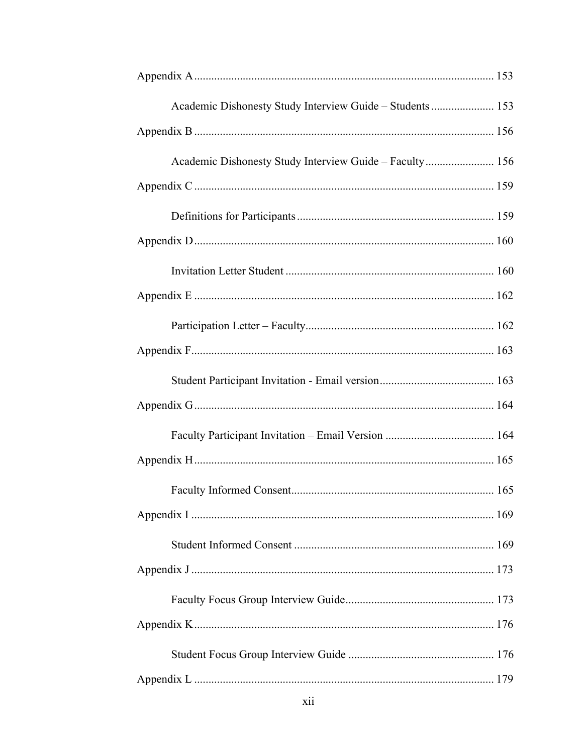Appendix A ........................................................................................................ 153

Academic Dishonesty Study Interview Guide – Students ...................... 153

Appendix B ........................................................................................................ 156

Academic Dishonesty Study Interview Guide – Faculty........................ 156

Appendix C ........................................................................................................ 159

Definitions for Participants .................................................................... 159

Appendix D ........................................................................................................ 160

Invitation Letter Student ........................................................................ 160

Appendix E ........................................................................................................ 162

Participation Letter – Faculty................................................................. 162

Appendix F......................................................................................................... 163

Student Participant Invitation - Email version........................................ 163

Appendix G ........................................................................................................ 164

Faculty Participant Invitation – Email Version ...................................... 164

Appendix H ........................................................................................................ 165

Faculty Informed Consent...................................................................... 165

Appendix I ......................................................................................................... 169

Student Informed Consent ..................................................................... 169

Appendix J ......................................................................................................... 173

Faculty Focus Group Interview Guide.................................................... 173

Appendix K ........................................................................................................ 176

Student Focus Group Interview Guide ................................................... 176

Appendix L ........................................................................................................ 179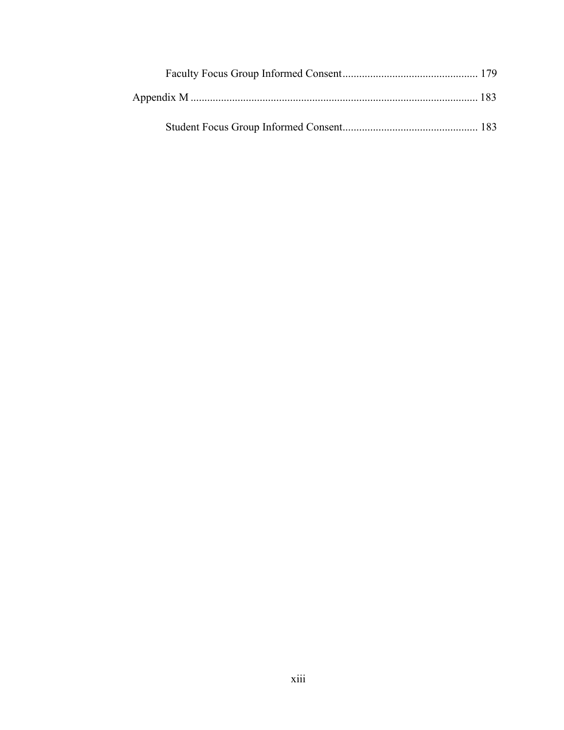Faculty Focus Group Informed Consent................................................ 179

Appendix M ........................................................................................................ 183

Student Focus Group Informed Consent................................................ 183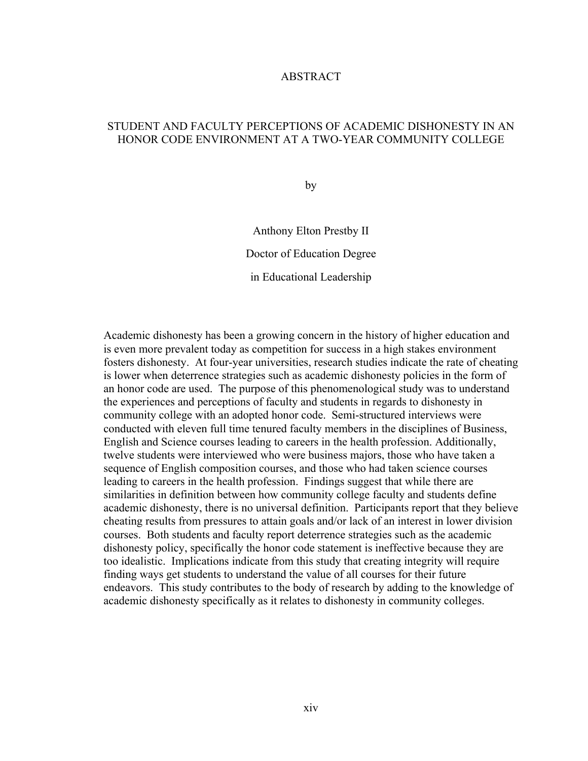# ABSTRACT

## STUDENT AND FACULTY PERCEPTIONS OF ACADEMIC DISHONESTY IN AN HONOR CODE ENVIRONMENT AT A TWO-YEAR COMMUNITY COLLEGE

by

Anthony Elton Prestby II

Doctor of Education Degree

in Educational Leadership

Academic dishonesty has been a growing concern in the history of higher education and is even more prevalent today as competition for success in a high stakes environment fosters dishonesty. At four-year universities, research studies indicate the rate of cheating is lower when deterrence strategies such as academic dishonesty policies in the form of an honor code are used. The purpose of this phenomenological study was to understand the experiences and perceptions of faculty and students in regards to dishonesty in community college with an adopted honor code. Semi-structured interviews were conducted with eleven full time tenured faculty members in the disciplines of Business, English and Science courses leading to careers in the health profession. Additionally, twelve students were interviewed who were business majors, those who have taken a sequence of English composition courses, and those who had taken science courses leading to careers in the health profession. Findings suggest that while there are similarities in definition between how community college faculty and students define academic dishonesty, there is no universal definition. Participants report that they believe cheating results from pressures to attain goals and/or lack of an interest in lower division courses. Both students and faculty report deterrence strategies such as the academic dishonesty policy, specifically the honor code statement is ineffective because they are too idealistic. Implications indicate from this study that creating integrity will require finding ways get students to understand the value of all courses for their future endeavors. This study contributes to the body of research by adding to the knowledge of academic dishonesty specifically as it relates to dishonesty in community colleges.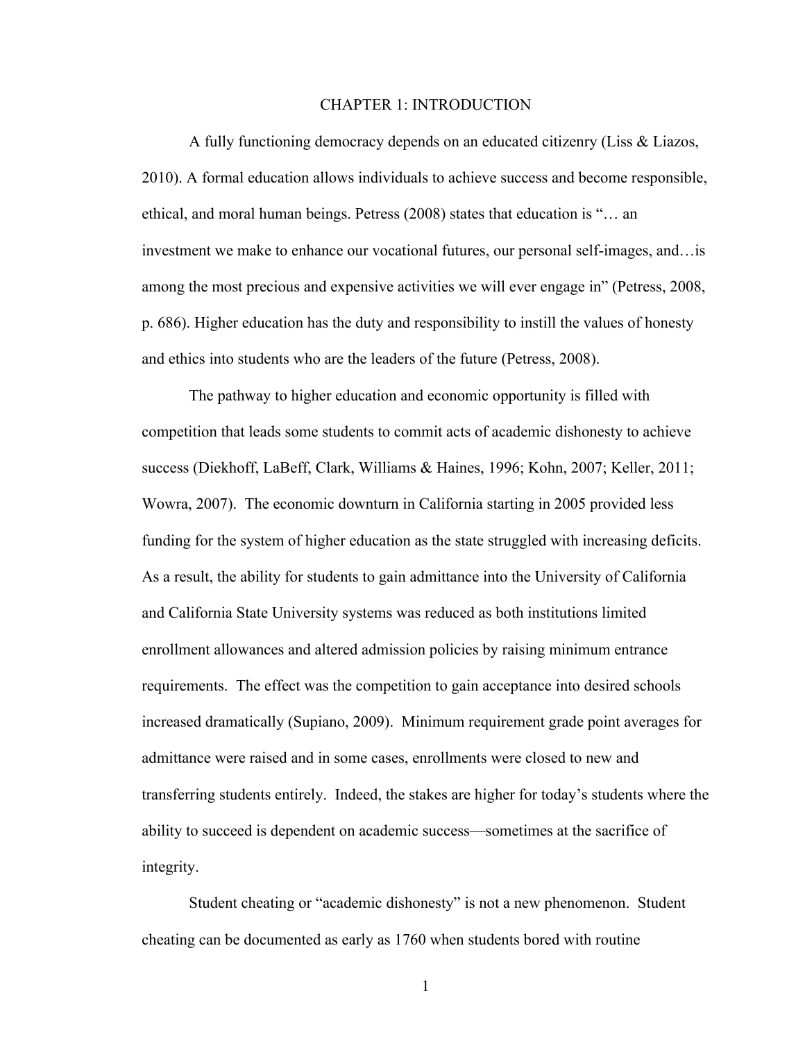# CHAPTER 1: INTRODUCTION

A fully functioning democracy depends on an educated citizenry (Liss & Liazos, 2010). A formal education allows individuals to achieve success and become responsible, ethical, and moral human beings. Petress (2008) states that education is "… an investment we make to enhance our vocational futures, our personal self-images, and…is among the most precious and expensive activities we will ever engage in" (Petress, 2008, p. 686). Higher education has the duty and responsibility to instill the values of honesty and ethics into students who are the leaders of the future (Petress, 2008).

The pathway to higher education and economic opportunity is filled with competition that leads some students to commit acts of academic dishonesty to achieve success (Diekhoff, LaBeff, Clark, Williams & Haines, 1996; Kohn, 2007; Keller, 2011; Wowra, 2007). The economic downturn in California starting in 2005 provided less funding for the system of higher education as the state struggled with increasing deficits. As a result, the ability for students to gain admittance into the University of California and California State University systems was reduced as both institutions limited enrollment allowances and altered admission policies by raising minimum entrance requirements. The effect was the competition to gain acceptance into desired schools increased dramatically (Supiano, 2009). Minimum requirement grade point averages for admittance were raised and in some cases, enrollments were closed to new and transferring students entirely. Indeed, the stakes are higher for today's students where the ability to succeed is dependent on academic success—sometimes at the sacrifice of integrity.

Student cheating or "academic dishonesty" is not a new phenomenon. Student cheating can be documented as early as 1760 when students bored with routine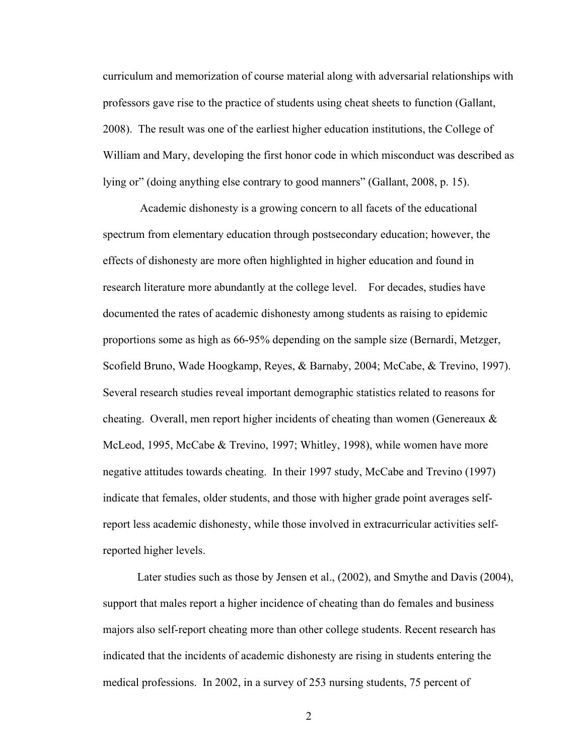curriculum and memorization of course material along with adversarial relationships with professors gave rise to the practice of students using cheat sheets to function (Gallant, 2008). The result was one of the earliest higher education institutions, the College of William and Mary, developing the first honor code in which misconduct was described as lying or" (doing anything else contrary to good manners" (Gallant, 2008, p. 15).

Academic dishonesty is a growing concern to all facets of the educational spectrum from elementary education through postsecondary education; however, the effects of dishonesty are more often highlighted in higher education and found in research literature more abundantly at the college level. For decades, studies have documented the rates of academic dishonesty among students as raising to epidemic proportions some as high as 66-95% depending on the sample size (Bernardi, Metzger, Scofield Bruno, Wade Hoogkamp, Reyes, & Barnaby, 2004; McCabe, & Trevino, 1997). Several research studies reveal important demographic statistics related to reasons for cheating. Overall, men report higher incidents of cheating than women (Genereaux & McLeod, 1995, McCabe & Trevino, 1997; Whitley, 1998), while women have more negative attitudes towards cheating. In their 1997 study, McCabe and Trevino (1997) indicate that females, older students, and those with higher grade point averages self-report less academic dishonesty, while those involved in extracurricular activities self-reported higher levels.

Later studies such as those by Jensen et al., (2002), and Smythe and Davis (2004), support that males report a higher incidence of cheating than do females and business majors also self-report cheating more than other college students. Recent research has indicated that the incidents of academic dishonesty are rising in students entering the medical professions. In 2002, in a survey of 253 nursing students, 75 percent of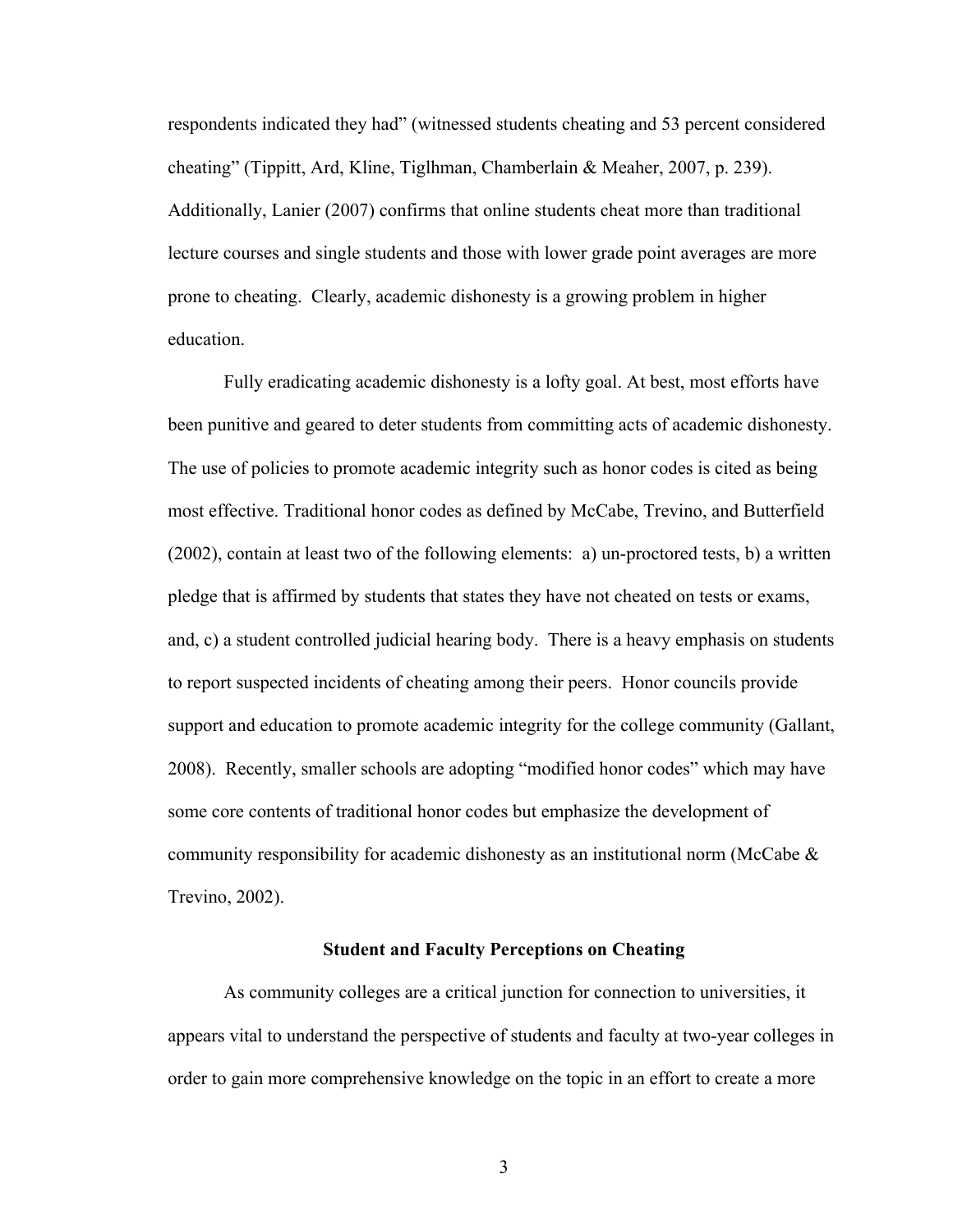respondents indicated they had" (witnessed students cheating and 53 percent considered cheating" (Tippitt, Ard, Kline, Tiglhman, Chamberlain & Meaher, 2007, p. 239). Additionally, Lanier (2007) confirms that online students cheat more than traditional lecture courses and single students and those with lower grade point averages are more prone to cheating. Clearly, academic dishonesty is a growing problem in higher education.

Fully eradicating academic dishonesty is a lofty goal. At best, most efforts have been punitive and geared to deter students from committing acts of academic dishonesty. The use of policies to promote academic integrity such as honor codes is cited as being most effective. Traditional honor codes as defined by McCabe, Trevino, and Butterfield (2002), contain at least two of the following elements: a) un-proctored tests, b) a written pledge that is affirmed by students that states they have not cheated on tests or exams, and, c) a student controlled judicial hearing body. There is a heavy emphasis on students to report suspected incidents of cheating among their peers. Honor councils provide support and education to promote academic integrity for the college community (Gallant, 2008). Recently, smaller schools are adopting "modified honor codes" which may have some core contents of traditional honor codes but emphasize the development of community responsibility for academic dishonesty as an institutional norm (McCabe & Trevino, 2002).

## Student and Faculty Perceptions on Cheating

As community colleges are a critical junction for connection to universities, it appears vital to understand the perspective of students and faculty at two-year colleges in order to gain more comprehensive knowledge on the topic in an effort to create a more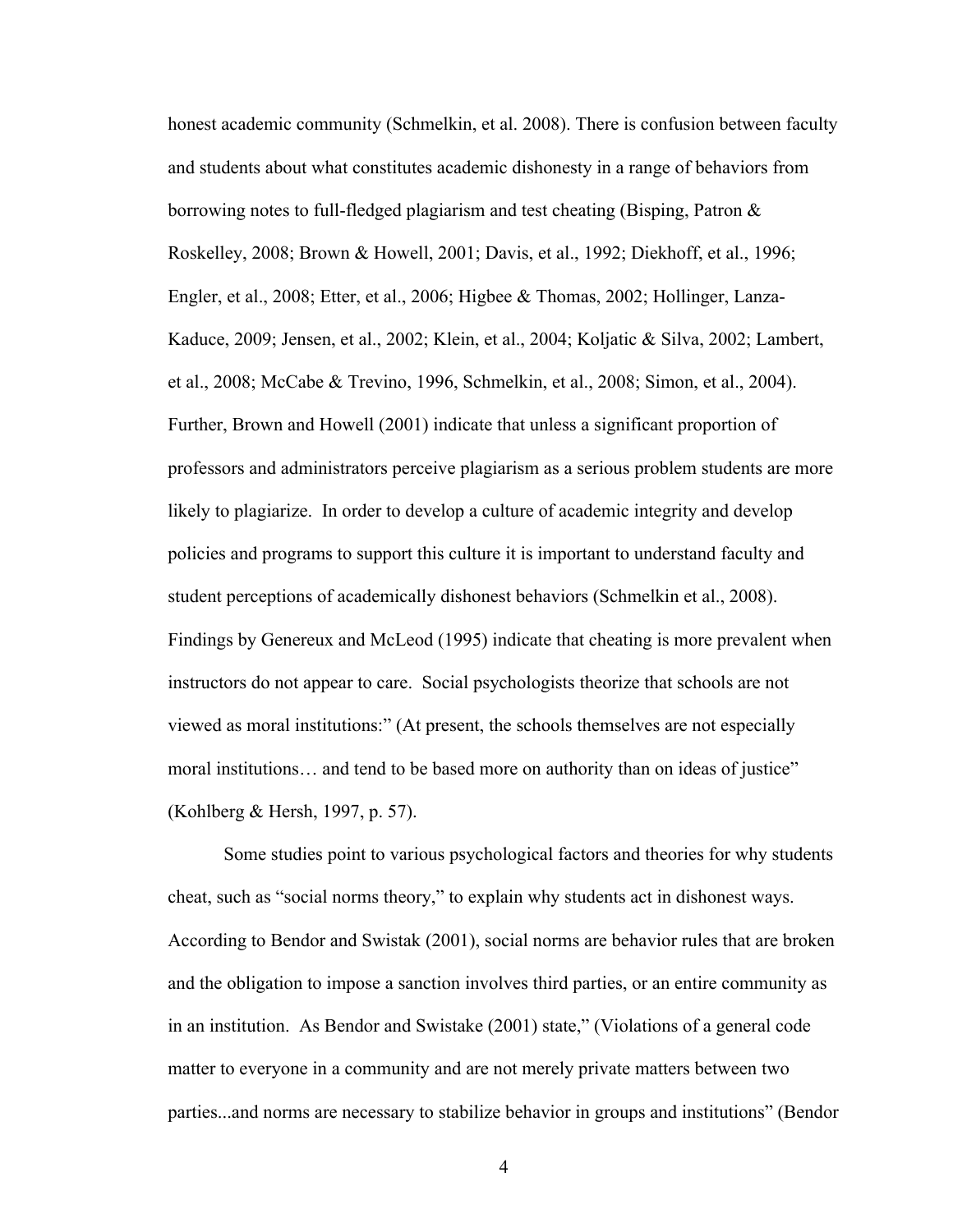honest academic community (Schmelkin, et al. 2008). There is confusion between faculty and students about what constitutes academic dishonesty in a range of behaviors from borrowing notes to full-fledged plagiarism and test cheating (Bisping, Patron & Roskelley, 2008; Brown & Howell, 2001; Davis, et al., 1992; Diekhoff, et al., 1996; Engler, et al., 2008; Etter, et al., 2006; Higbee & Thomas, 2002; Hollinger, Lanza-Kaduce, 2009; Jensen, et al., 2002; Klein, et al., 2004; Koljatic & Silva, 2002; Lambert, et al., 2008; McCabe & Trevino, 1996, Schmelkin, et al., 2008; Simon, et al., 2004). Further, Brown and Howell (2001) indicate that unless a significant proportion of professors and administrators perceive plagiarism as a serious problem students are more likely to plagiarize. In order to develop a culture of academic integrity and develop policies and programs to support this culture it is important to understand faculty and student perceptions of academically dishonest behaviors (Schmelkin et al., 2008). Findings by Genereux and McLeod (1995) indicate that cheating is more prevalent when instructors do not appear to care. Social psychologists theorize that schools are not viewed as moral institutions:" (At present, the schools themselves are not especially moral institutions… and tend to be based more on authority than on ideas of justice" (Kohlberg & Hersh, 1997, p. 57).

Some studies point to various psychological factors and theories for why students cheat, such as "social norms theory," to explain why students act in dishonest ways. According to Bendor and Swistak (2001), social norms are behavior rules that are broken and the obligation to impose a sanction involves third parties, or an entire community as in an institution. As Bendor and Swistake (2001) state," (Violations of a general code matter to everyone in a community and are not merely private matters between two parties...and norms are necessary to stabilize behavior in groups and institutions" (Bendor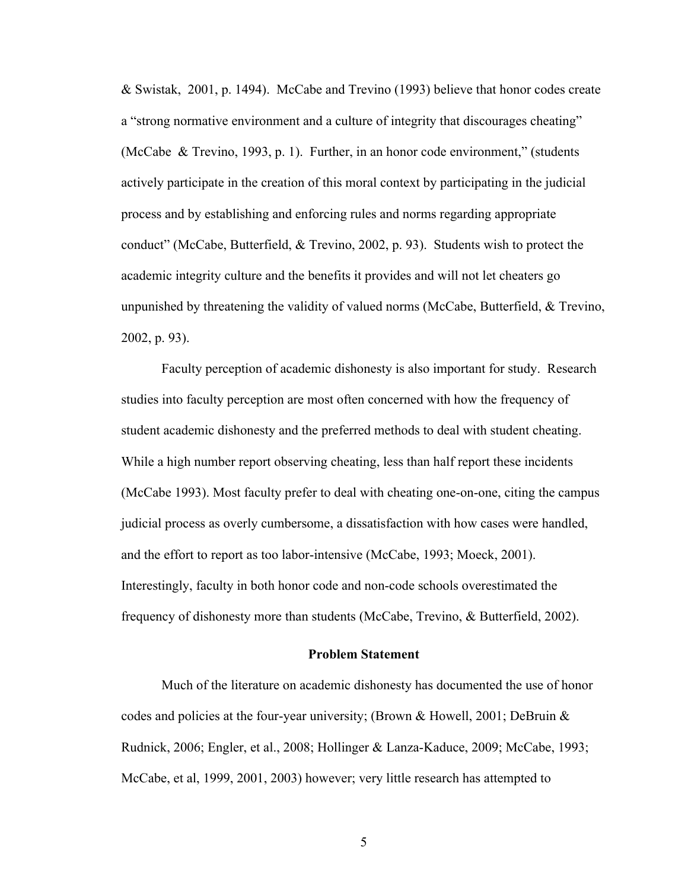& Swistak, 2001, p. 1494). McCabe and Trevino (1993) believe that honor codes create a "strong normative environment and a culture of integrity that discourages cheating" (McCabe & Trevino, 1993, p. 1). Further, in an honor code environment," (students actively participate in the creation of this moral context by participating in the judicial process and by establishing and enforcing rules and norms regarding appropriate conduct" (McCabe, Butterfield, & Trevino, 2002, p. 93). Students wish to protect the academic integrity culture and the benefits it provides and will not let cheaters go unpunished by threatening the validity of valued norms (McCabe, Butterfield, & Trevino, 2002, p. 93).

Faculty perception of academic dishonesty is also important for study. Research studies into faculty perception are most often concerned with how the frequency of student academic dishonesty and the preferred methods to deal with student cheating. While a high number report observing cheating, less than half report these incidents (McCabe 1993). Most faculty prefer to deal with cheating one-on-one, citing the campus judicial process as overly cumbersome, a dissatisfaction with how cases were handled, and the effort to report as too labor-intensive (McCabe, 1993; Moeck, 2001). Interestingly, faculty in both honor code and non-code schools overestimated the frequency of dishonesty more than students (McCabe, Trevino, & Butterfield, 2002).

## Problem Statement

Much of the literature on academic dishonesty has documented the use of honor codes and policies at the four-year university; (Brown & Howell, 2001; DeBruin & Rudnick, 2006; Engler, et al., 2008; Hollinger & Lanza-Kaduce, 2009; McCabe, 1993; McCabe, et al, 1999, 2001, 2003) however; very little research has attempted to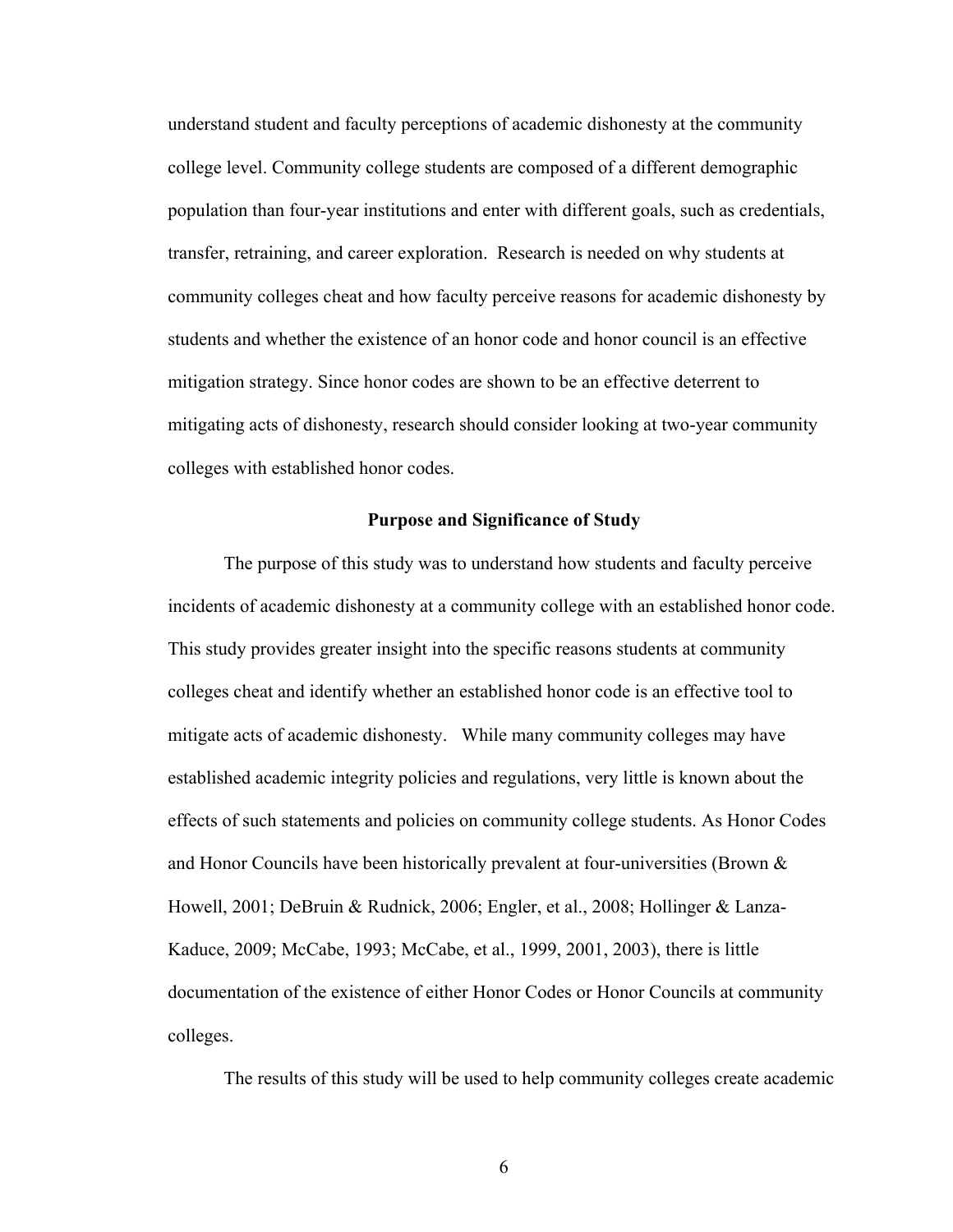understand student and faculty perceptions of academic dishonesty at the community college level. Community college students are composed of a different demographic population than four-year institutions and enter with different goals, such as credentials, transfer, retraining, and career exploration. Research is needed on why students at community colleges cheat and how faculty perceive reasons for academic dishonesty by students and whether the existence of an honor code and honor council is an effective mitigation strategy. Since honor codes are shown to be an effective deterrent to mitigating acts of dishonesty, research should consider looking at two-year community colleges with established honor codes.

## Purpose and Significance of Study

The purpose of this study was to understand how students and faculty perceive incidents of academic dishonesty at a community college with an established honor code. This study provides greater insight into the specific reasons students at community colleges cheat and identify whether an established honor code is an effective tool to mitigate acts of academic dishonesty. While many community colleges may have established academic integrity policies and regulations, very little is known about the effects of such statements and policies on community college students. As Honor Codes and Honor Councils have been historically prevalent at four-universities (Brown & Howell, 2001; DeBruin & Rudnick, 2006; Engler, et al., 2008; Hollinger & Lanza-Kaduce, 2009; McCabe, 1993; McCabe, et al., 1999, 2001, 2003), there is little documentation of the existence of either Honor Codes or Honor Councils at community colleges.

The results of this study will be used to help community colleges create academic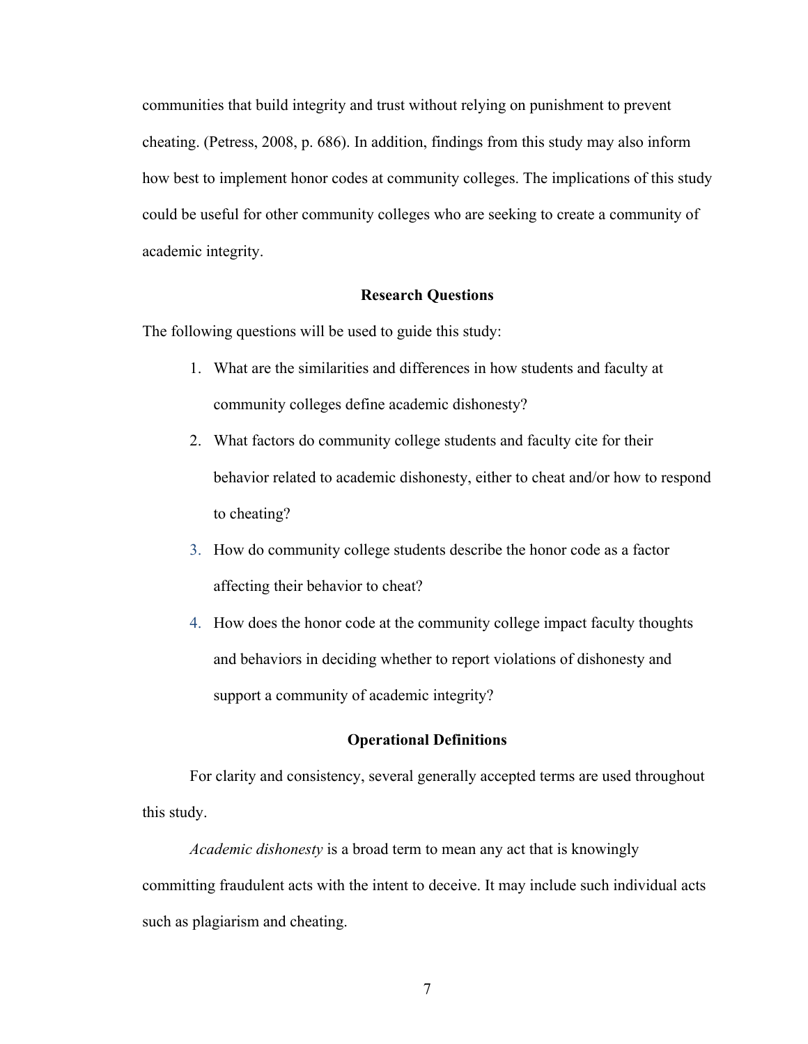communities that build integrity and trust without relying on punishment to prevent cheating. (Petress, 2008, p. 686). In addition, findings from this study may also inform how best to implement honor codes at community colleges. The implications of this study could be useful for other community colleges who are seeking to create a community of academic integrity.

## Research Questions

The following questions will be used to guide this study:

1. What are the similarities and differences in how students and faculty at community colleges define academic dishonesty?
2. What factors do community college students and faculty cite for their behavior related to academic dishonesty, either to cheat and/or how to respond to cheating?
3. How do community college students describe the honor code as a factor affecting their behavior to cheat?
4. How does the honor code at the community college impact faculty thoughts and behaviors in deciding whether to report violations of dishonesty and support a community of academic integrity?

## Operational Definitions

For clarity and consistency, several generally accepted terms are used throughout this study.

*Academic dishonesty* is a broad term to mean any act that is knowingly committing fraudulent acts with the intent to deceive. It may include such individual acts such as plagiarism and cheating.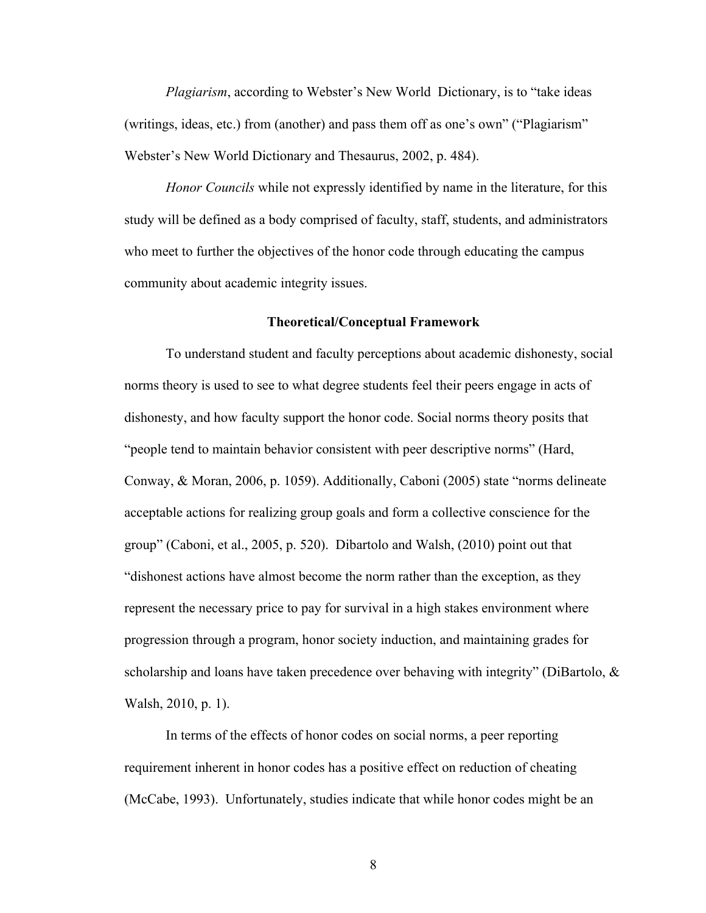*Plagiarism*, according to Webster's New World  Dictionary, is to "take ideas (writings, ideas, etc.) from (another) and pass them off as one's own" ("Plagiarism" Webster's New World Dictionary and Thesaurus, 2002, p. 484).

*Honor Councils* while not expressly identified by name in the literature, for this study will be defined as a body comprised of faculty, staff, students, and administrators who meet to further the objectives of the honor code through educating the campus community about academic integrity issues.

## Theoretical/Conceptual Framework

To understand student and faculty perceptions about academic dishonesty, social norms theory is used to see to what degree students feel their peers engage in acts of dishonesty, and how faculty support the honor code. Social norms theory posits that "people tend to maintain behavior consistent with peer descriptive norms" (Hard, Conway, & Moran, 2006, p. 1059). Additionally, Caboni (2005) state "norms delineate acceptable actions for realizing group goals and form a collective conscience for the group" (Caboni, et al., 2005, p. 520).  Dibartolo and Walsh, (2010) point out that "dishonest actions have almost become the norm rather than the exception, as they represent the necessary price to pay for survival in a high stakes environment where progression through a program, honor society induction, and maintaining grades for scholarship and loans have taken precedence over behaving with integrity" (DiBartolo, & Walsh, 2010, p. 1).

In terms of the effects of honor codes on social norms, a peer reporting requirement inherent in honor codes has a positive effect on reduction of cheating (McCabe, 1993).  Unfortunately, studies indicate that while honor codes might be an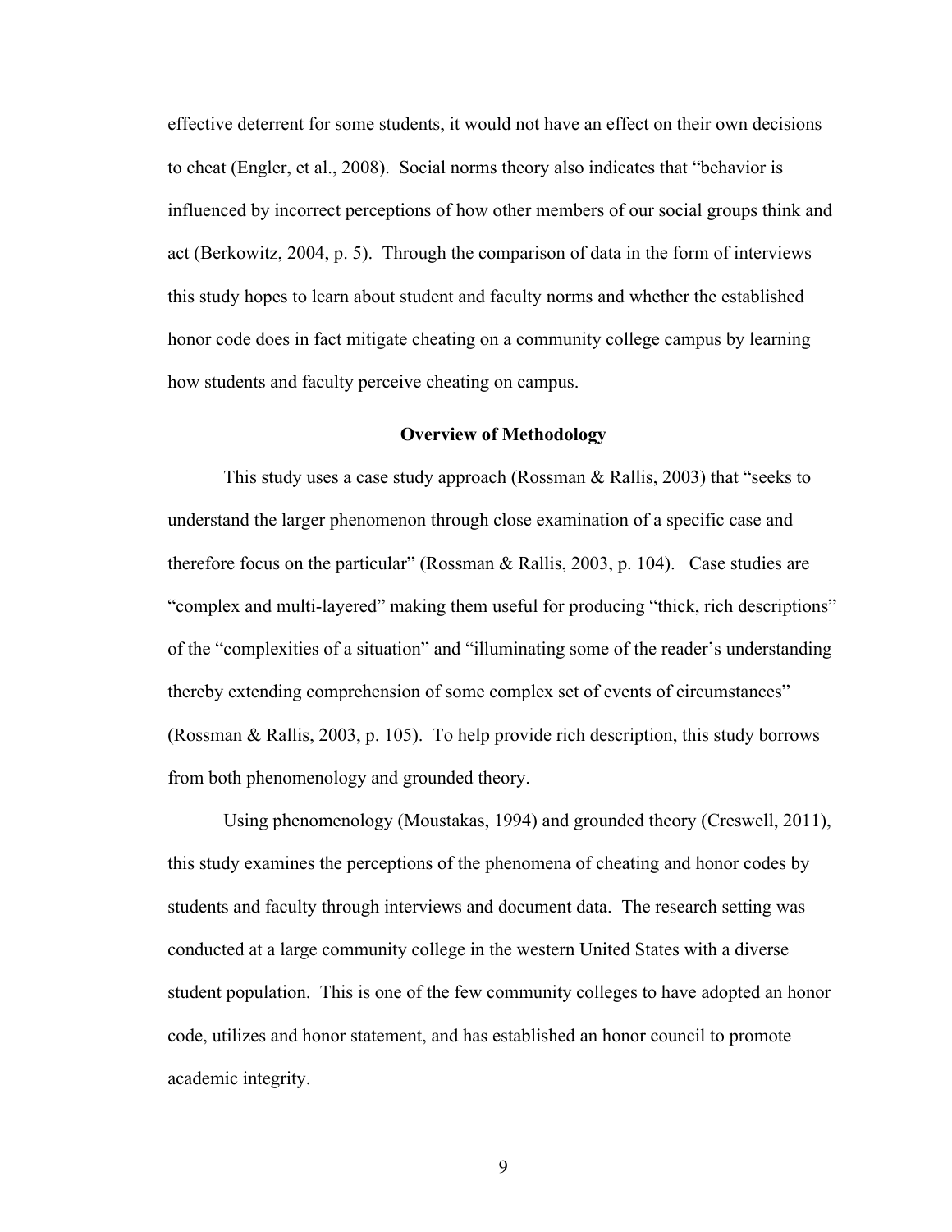effective deterrent for some students, it would not have an effect on their own decisions to cheat (Engler, et al., 2008). Social norms theory also indicates that "behavior is influenced by incorrect perceptions of how other members of our social groups think and act (Berkowitz, 2004, p. 5). Through the comparison of data in the form of interviews this study hopes to learn about student and faculty norms and whether the established honor code does in fact mitigate cheating on a community college campus by learning how students and faculty perceive cheating on campus.

## Overview of Methodology

This study uses a case study approach (Rossman & Rallis, 2003) that "seeks to understand the larger phenomenon through close examination of a specific case and therefore focus on the particular" (Rossman & Rallis, 2003, p. 104). Case studies are "complex and multi-layered" making them useful for producing "thick, rich descriptions" of the "complexities of a situation" and "illuminating some of the reader's understanding thereby extending comprehension of some complex set of events of circumstances" (Rossman & Rallis, 2003, p. 105). To help provide rich description, this study borrows from both phenomenology and grounded theory.

Using phenomenology (Moustakas, 1994) and grounded theory (Creswell, 2011), this study examines the perceptions of the phenomena of cheating and honor codes by students and faculty through interviews and document data. The research setting was conducted at a large community college in the western United States with a diverse student population. This is one of the few community colleges to have adopted an honor code, utilizes and honor statement, and has established an honor council to promote academic integrity.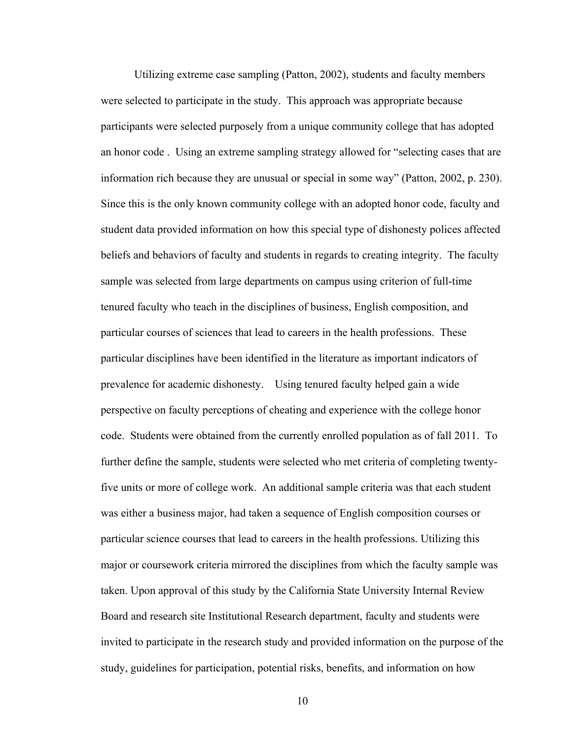Utilizing extreme case sampling (Patton, 2002), students and faculty members were selected to participate in the study. This approach was appropriate because participants were selected purposely from a unique community college that has adopted an honor code . Using an extreme sampling strategy allowed for "selecting cases that are information rich because they are unusual or special in some way" (Patton, 2002, p. 230). Since this is the only known community college with an adopted honor code, faculty and student data provided information on how this special type of dishonesty polices affected beliefs and behaviors of faculty and students in regards to creating integrity. The faculty sample was selected from large departments on campus using criterion of full-time tenured faculty who teach in the disciplines of business, English composition, and particular courses of sciences that lead to careers in the health professions. These particular disciplines have been identified in the literature as important indicators of prevalence for academic dishonesty. Using tenured faculty helped gain a wide perspective on faculty perceptions of cheating and experience with the college honor code. Students were obtained from the currently enrolled population as of fall 2011. To further define the sample, students were selected who met criteria of completing twenty-five units or more of college work. An additional sample criteria was that each student was either a business major, had taken a sequence of English composition courses or particular science courses that lead to careers in the health professions. Utilizing this major or coursework criteria mirrored the disciplines from which the faculty sample was taken. Upon approval of this study by the California State University Internal Review Board and research site Institutional Research department, faculty and students were invited to participate in the research study and provided information on the purpose of the study, guidelines for participation, potential risks, benefits, and information on how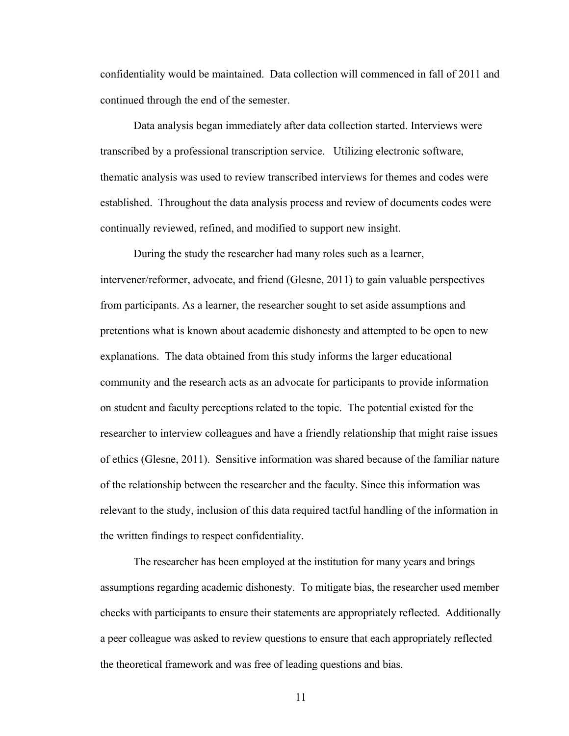confidentiality would be maintained. Data collection will commenced in fall of 2011 and continued through the end of the semester.

Data analysis began immediately after data collection started. Interviews were transcribed by a professional transcription service. Utilizing electronic software, thematic analysis was used to review transcribed interviews for themes and codes were established. Throughout the data analysis process and review of documents codes were continually reviewed, refined, and modified to support new insight.

During the study the researcher had many roles such as a learner, intervener/reformer, advocate, and friend (Glesne, 2011) to gain valuable perspectives from participants. As a learner, the researcher sought to set aside assumptions and pretentions what is known about academic dishonesty and attempted to be open to new explanations. The data obtained from this study informs the larger educational community and the research acts as an advocate for participants to provide information on student and faculty perceptions related to the topic. The potential existed for the researcher to interview colleagues and have a friendly relationship that might raise issues of ethics (Glesne, 2011). Sensitive information was shared because of the familiar nature of the relationship between the researcher and the faculty. Since this information was relevant to the study, inclusion of this data required tactful handling of the information in the written findings to respect confidentiality.

The researcher has been employed at the institution for many years and brings assumptions regarding academic dishonesty. To mitigate bias, the researcher used member checks with participants to ensure their statements are appropriately reflected. Additionally a peer colleague was asked to review questions to ensure that each appropriately reflected the theoretical framework and was free of leading questions and bias.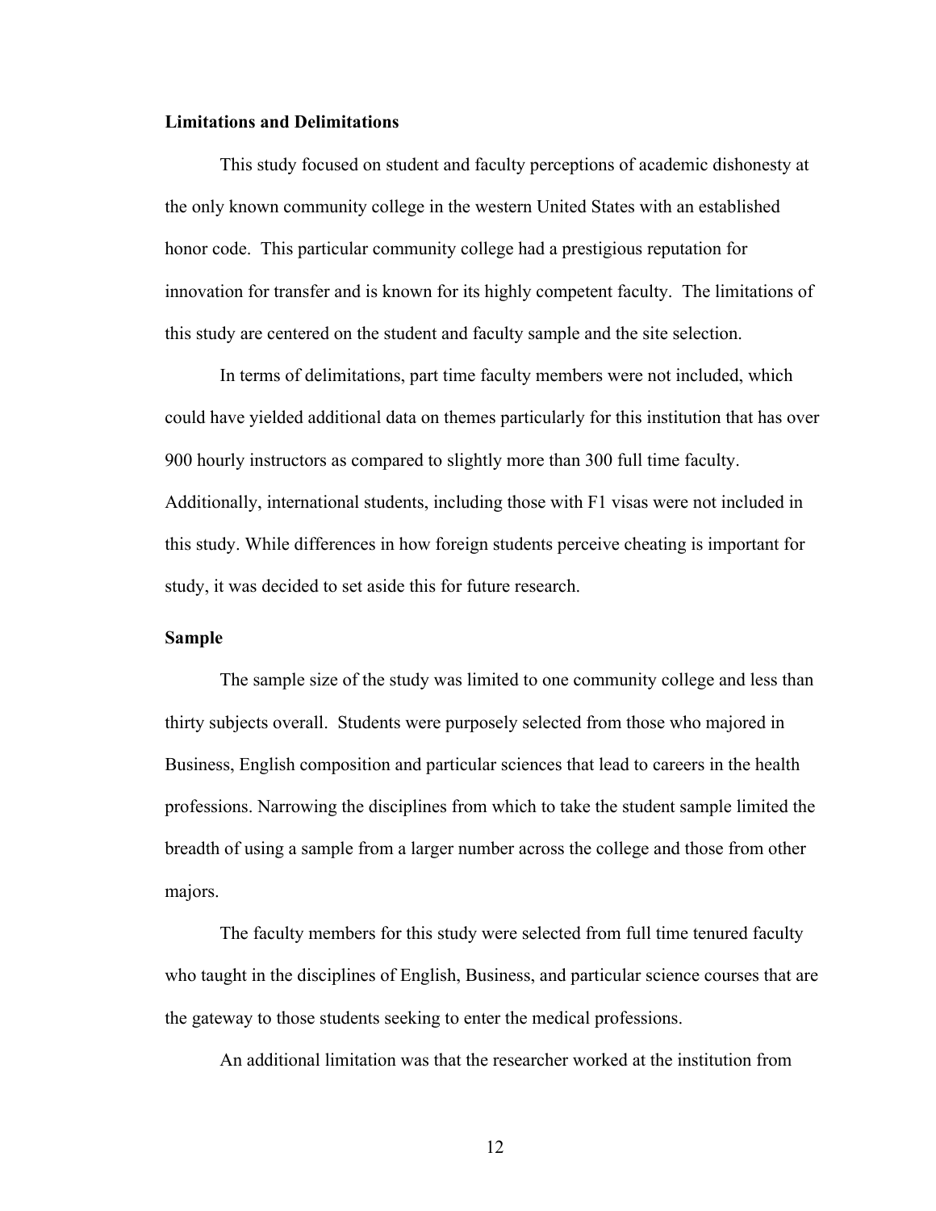**Limitations and Delimitations**

This study focused on student and faculty perceptions of academic dishonesty at the only known community college in the western United States with an established honor code. This particular community college had a prestigious reputation for innovation for transfer and is known for its highly competent faculty. The limitations of this study are centered on the student and faculty sample and the site selection.

In terms of delimitations, part time faculty members were not included, which could have yielded additional data on themes particularly for this institution that has over 900 hourly instructors as compared to slightly more than 300 full time faculty. Additionally, international students, including those with F1 visas were not included in this study. While differences in how foreign students perceive cheating is important for study, it was decided to set aside this for future research.

**Sample**

The sample size of the study was limited to one community college and less than thirty subjects overall. Students were purposely selected from those who majored in Business, English composition and particular sciences that lead to careers in the health professions. Narrowing the disciplines from which to take the student sample limited the breadth of using a sample from a larger number across the college and those from other majors.

The faculty members for this study were selected from full time tenured faculty who taught in the disciplines of English, Business, and particular science courses that are the gateway to those students seeking to enter the medical professions.

An additional limitation was that the researcher worked at the institution from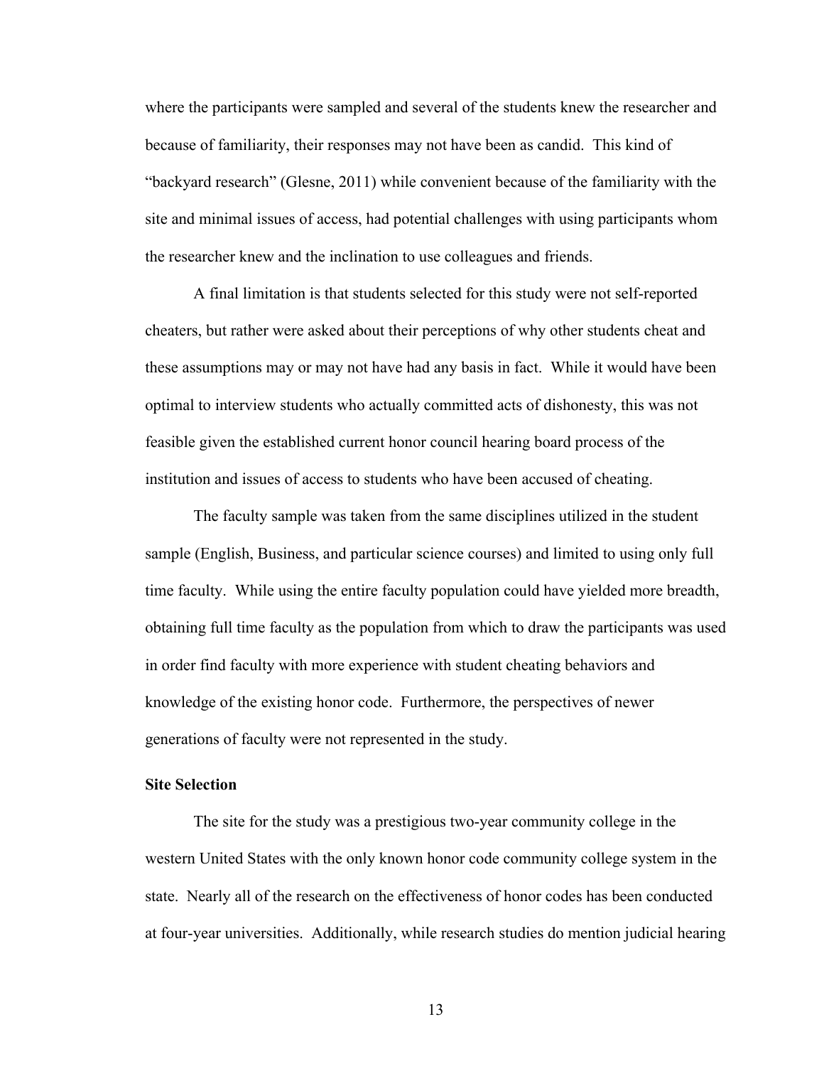where the participants were sampled and several of the students knew the researcher and because of familiarity, their responses may not have been as candid. This kind of "backyard research" (Glesne, 2011) while convenient because of the familiarity with the site and minimal issues of access, had potential challenges with using participants whom the researcher knew and the inclination to use colleagues and friends.

A final limitation is that students selected for this study were not self-reported cheaters, but rather were asked about their perceptions of why other students cheat and these assumptions may or may not have had any basis in fact. While it would have been optimal to interview students who actually committed acts of dishonesty, this was not feasible given the established current honor council hearing board process of the institution and issues of access to students who have been accused of cheating.

The faculty sample was taken from the same disciplines utilized in the student sample (English, Business, and particular science courses) and limited to using only full time faculty. While using the entire faculty population could have yielded more breadth, obtaining full time faculty as the population from which to draw the participants was used in order find faculty with more experience with student cheating behaviors and knowledge of the existing honor code. Furthermore, the perspectives of newer generations of faculty were not represented in the study.

**Site Selection**

The site for the study was a prestigious two-year community college in the western United States with the only known honor code community college system in the state. Nearly all of the research on the effectiveness of honor codes has been conducted at four-year universities. Additionally, while research studies do mention judicial hearing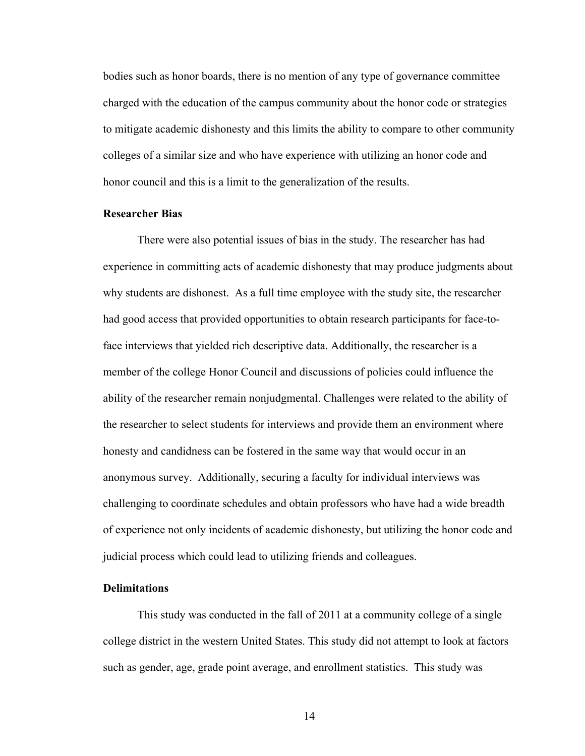bodies such as honor boards, there is no mention of any type of governance committee charged with the education of the campus community about the honor code or strategies to mitigate academic dishonesty and this limits the ability to compare to other community colleges of a similar size and who have experience with utilizing an honor code and honor council and this is a limit to the generalization of the results.

### Researcher Bias

There were also potential issues of bias in the study. The researcher has had experience in committing acts of academic dishonesty that may produce judgments about why students are dishonest. As a full time employee with the study site, the researcher had good access that provided opportunities to obtain research participants for face-to-face interviews that yielded rich descriptive data. Additionally, the researcher is a member of the college Honor Council and discussions of policies could influence the ability of the researcher remain nonjudgmental. Challenges were related to the ability of the researcher to select students for interviews and provide them an environment where honesty and candidness can be fostered in the same way that would occur in an anonymous survey. Additionally, securing a faculty for individual interviews was challenging to coordinate schedules and obtain professors who have had a wide breadth of experience not only incidents of academic dishonesty, but utilizing the honor code and judicial process which could lead to utilizing friends and colleagues.

### Delimitations

This study was conducted in the fall of 2011 at a community college of a single college district in the western United States. This study did not attempt to look at factors such as gender, age, grade point average, and enrollment statistics. This study was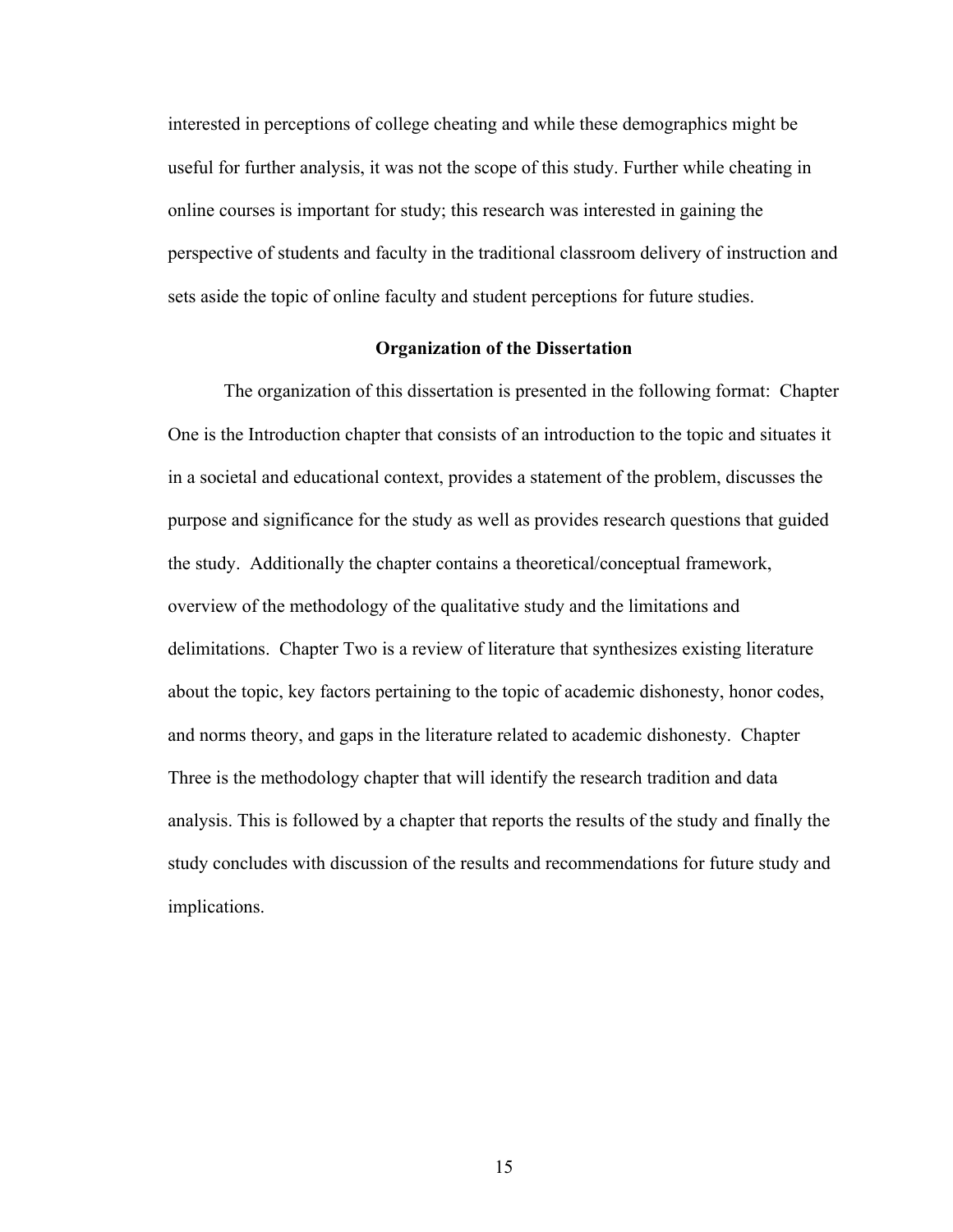interested in perceptions of college cheating and while these demographics might be useful for further analysis, it was not the scope of this study. Further while cheating in online courses is important for study; this research was interested in gaining the perspective of students and faculty in the traditional classroom delivery of instruction and sets aside the topic of online faculty and student perceptions for future studies.

## Organization of the Dissertation

The organization of this dissertation is presented in the following format: Chapter One is the Introduction chapter that consists of an introduction to the topic and situates it in a societal and educational context, provides a statement of the problem, discusses the purpose and significance for the study as well as provides research questions that guided the study. Additionally the chapter contains a theoretical/conceptual framework, overview of the methodology of the qualitative study and the limitations and delimitations. Chapter Two is a review of literature that synthesizes existing literature about the topic, key factors pertaining to the topic of academic dishonesty, honor codes, and norms theory, and gaps in the literature related to academic dishonesty. Chapter Three is the methodology chapter that will identify the research tradition and data analysis. This is followed by a chapter that reports the results of the study and finally the study concludes with discussion of the results and recommendations for future study and implications.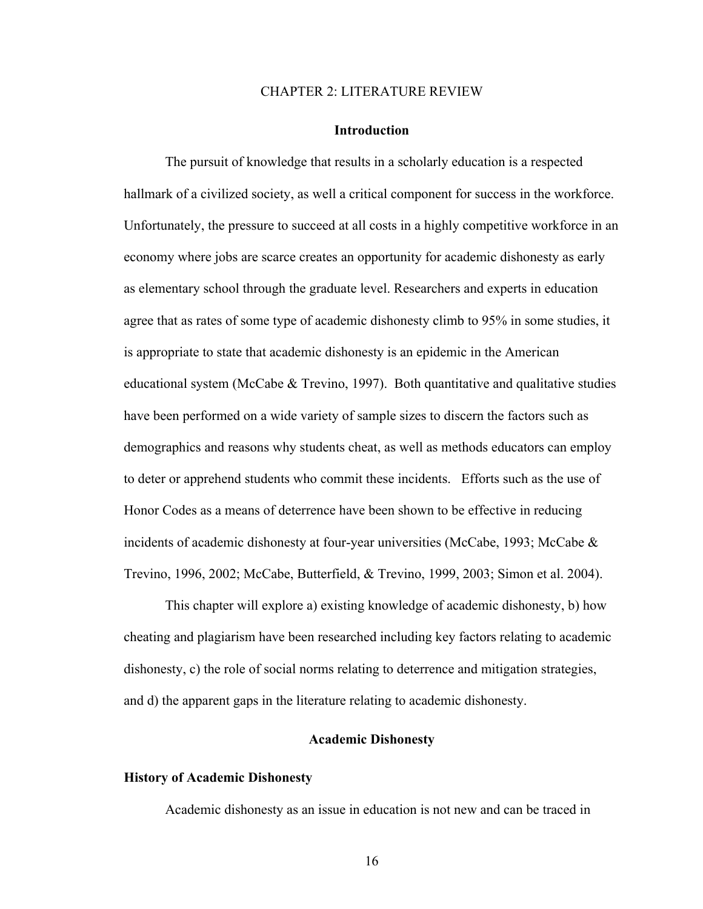# CHAPTER 2: LITERATURE REVIEW

## Introduction

The pursuit of knowledge that results in a scholarly education is a respected hallmark of a civilized society, as well a critical component for success in the workforce. Unfortunately, the pressure to succeed at all costs in a highly competitive workforce in an economy where jobs are scarce creates an opportunity for academic dishonesty as early as elementary school through the graduate level. Researchers and experts in education agree that as rates of some type of academic dishonesty climb to 95% in some studies, it is appropriate to state that academic dishonesty is an epidemic in the American educational system (McCabe & Trevino, 1997). Both quantitative and qualitative studies have been performed on a wide variety of sample sizes to discern the factors such as demographics and reasons why students cheat, as well as methods educators can employ to deter or apprehend students who commit these incidents. Efforts such as the use of Honor Codes as a means of deterrence have been shown to be effective in reducing incidents of academic dishonesty at four-year universities (McCabe, 1993; McCabe & Trevino, 1996, 2002; McCabe, Butterfield, & Trevino, 1999, 2003; Simon et al. 2004).

This chapter will explore a) existing knowledge of academic dishonesty, b) how cheating and plagiarism have been researched including key factors relating to academic dishonesty, c) the role of social norms relating to deterrence and mitigation strategies, and d) the apparent gaps in the literature relating to academic dishonesty.

## Academic Dishonesty

### History of Academic Dishonesty

Academic dishonesty as an issue in education is not new and can be traced in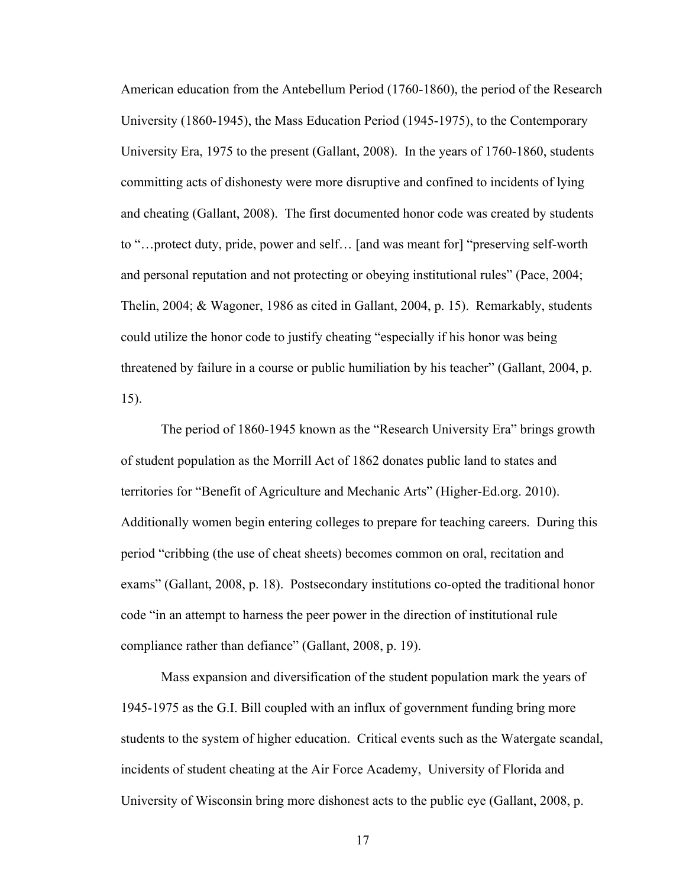American education from the Antebellum Period (1760-1860), the period of the Research University (1860-1945), the Mass Education Period (1945-1975), to the Contemporary University Era, 1975 to the present (Gallant, 2008). In the years of 1760-1860, students committing acts of dishonesty were more disruptive and confined to incidents of lying and cheating (Gallant, 2008). The first documented honor code was created by students to "…protect duty, pride, power and self… [and was meant for] "preserving self-worth and personal reputation and not protecting or obeying institutional rules" (Pace, 2004; Thelin, 2004; & Wagoner, 1986 as cited in Gallant, 2004, p. 15). Remarkably, students could utilize the honor code to justify cheating "especially if his honor was being threatened by failure in a course or public humiliation by his teacher" (Gallant, 2004, p. 15).

The period of 1860-1945 known as the "Research University Era" brings growth of student population as the Morrill Act of 1862 donates public land to states and territories for "Benefit of Agriculture and Mechanic Arts" (Higher-Ed.org. 2010). Additionally women begin entering colleges to prepare for teaching careers. During this period "cribbing (the use of cheat sheets) becomes common on oral, recitation and exams" (Gallant, 2008, p. 18). Postsecondary institutions co-opted the traditional honor code "in an attempt to harness the peer power in the direction of institutional rule compliance rather than defiance" (Gallant, 2008, p. 19).

Mass expansion and diversification of the student population mark the years of 1945-1975 as the G.I. Bill coupled with an influx of government funding bring more students to the system of higher education. Critical events such as the Watergate scandal, incidents of student cheating at the Air Force Academy, University of Florida and University of Wisconsin bring more dishonest acts to the public eye (Gallant, 2008, p.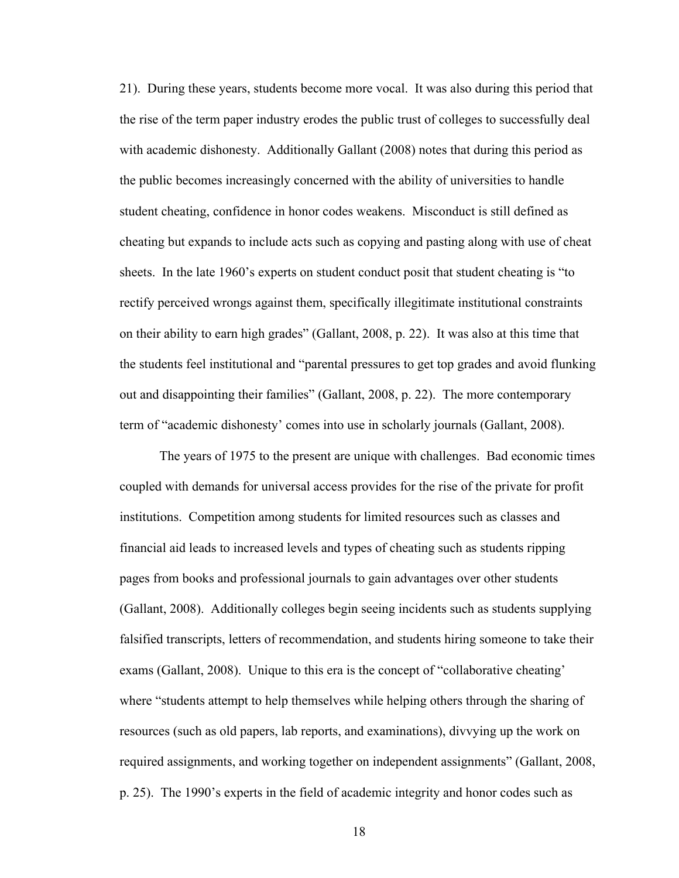21). During these years, students become more vocal. It was also during this period that the rise of the term paper industry erodes the public trust of colleges to successfully deal with academic dishonesty. Additionally Gallant (2008) notes that during this period as the public becomes increasingly concerned with the ability of universities to handle student cheating, confidence in honor codes weakens. Misconduct is still defined as cheating but expands to include acts such as copying and pasting along with use of cheat sheets. In the late 1960's experts on student conduct posit that student cheating is "to rectify perceived wrongs against them, specifically illegitimate institutional constraints on their ability to earn high grades" (Gallant, 2008, p. 22). It was also at this time that the students feel institutional and "parental pressures to get top grades and avoid flunking out and disappointing their families" (Gallant, 2008, p. 22). The more contemporary term of "academic dishonesty' comes into use in scholarly journals (Gallant, 2008).

The years of 1975 to the present are unique with challenges. Bad economic times coupled with demands for universal access provides for the rise of the private for profit institutions. Competition among students for limited resources such as classes and financial aid leads to increased levels and types of cheating such as students ripping pages from books and professional journals to gain advantages over other students (Gallant, 2008). Additionally colleges begin seeing incidents such as students supplying falsified transcripts, letters of recommendation, and students hiring someone to take their exams (Gallant, 2008). Unique to this era is the concept of "collaborative cheating' where "students attempt to help themselves while helping others through the sharing of resources (such as old papers, lab reports, and examinations), divvying up the work on required assignments, and working together on independent assignments" (Gallant, 2008, p. 25). The 1990's experts in the field of academic integrity and honor codes such as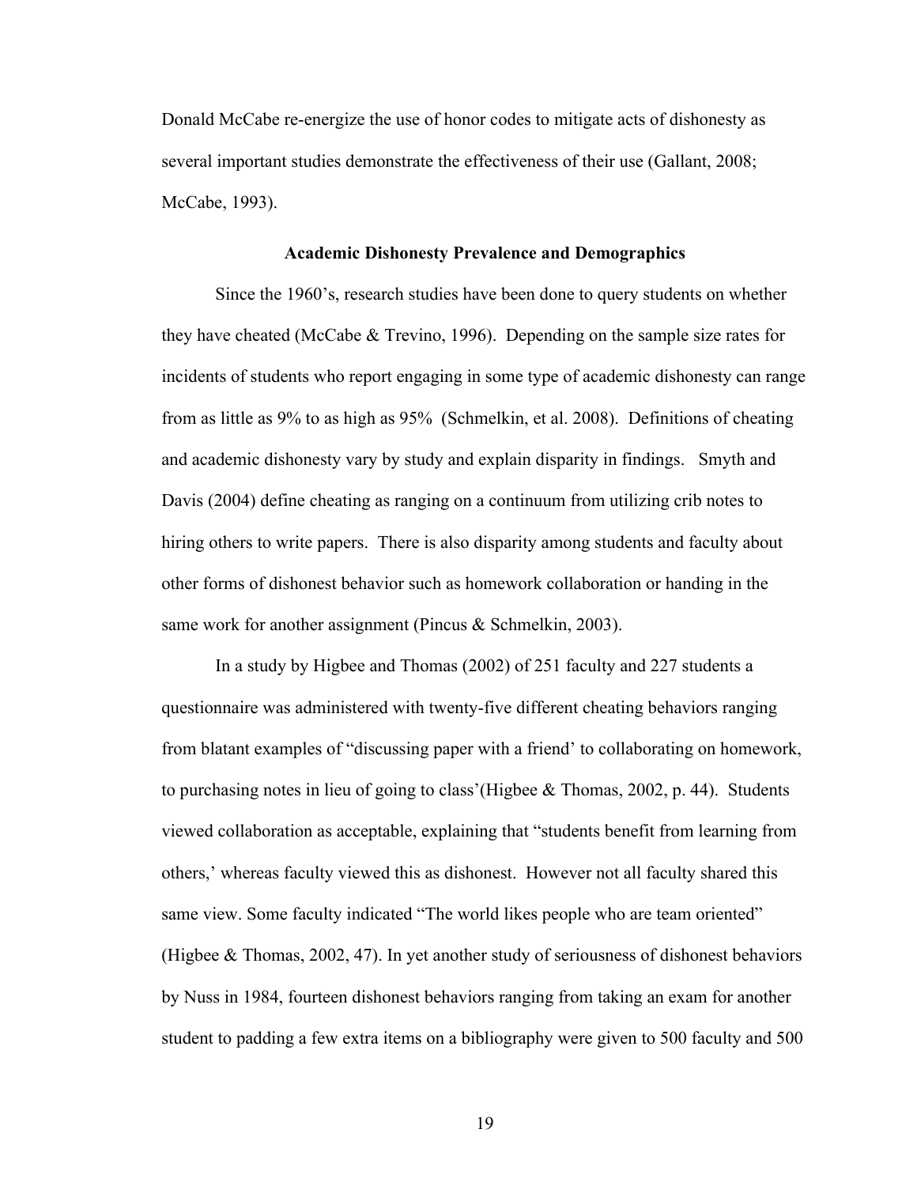Donald McCabe re-energize the use of honor codes to mitigate acts of dishonesty as several important studies demonstrate the effectiveness of their use (Gallant, 2008; McCabe, 1993).

## Academic Dishonesty Prevalence and Demographics

Since the 1960's, research studies have been done to query students on whether they have cheated (McCabe & Trevino, 1996). Depending on the sample size rates for incidents of students who report engaging in some type of academic dishonesty can range from as little as 9% to as high as 95% (Schmelkin, et al. 2008). Definitions of cheating and academic dishonesty vary by study and explain disparity in findings. Smyth and Davis (2004) define cheating as ranging on a continuum from utilizing crib notes to hiring others to write papers. There is also disparity among students and faculty about other forms of dishonest behavior such as homework collaboration or handing in the same work for another assignment (Pincus & Schmelkin, 2003).

In a study by Higbee and Thomas (2002) of 251 faculty and 227 students a questionnaire was administered with twenty-five different cheating behaviors ranging from blatant examples of "discussing paper with a friend' to collaborating on homework, to purchasing notes in lieu of going to class'(Higbee & Thomas, 2002, p. 44). Students viewed collaboration as acceptable, explaining that "students benefit from learning from others,' whereas faculty viewed this as dishonest. However not all faculty shared this same view. Some faculty indicated "The world likes people who are team oriented" (Higbee & Thomas, 2002, 47). In yet another study of seriousness of dishonest behaviors by Nuss in 1984, fourteen dishonest behaviors ranging from taking an exam for another student to padding a few extra items on a bibliography were given to 500 faculty and 500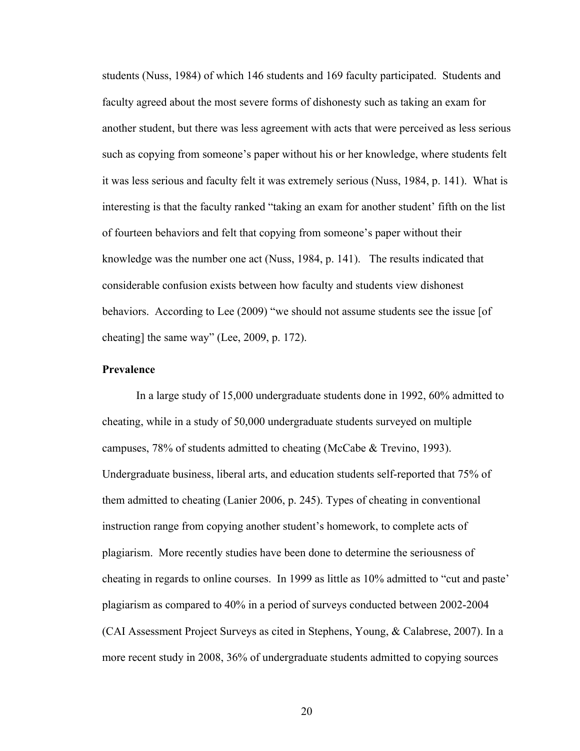students (Nuss, 1984) of which 146 students and 169 faculty participated. Students and faculty agreed about the most severe forms of dishonesty such as taking an exam for another student, but there was less agreement with acts that were perceived as less serious such as copying from someone's paper without his or her knowledge, where students felt it was less serious and faculty felt it was extremely serious (Nuss, 1984, p. 141). What is interesting is that the faculty ranked "taking an exam for another student' fifth on the list of fourteen behaviors and felt that copying from someone's paper without their knowledge was the number one act (Nuss, 1984, p. 141). The results indicated that considerable confusion exists between how faculty and students view dishonest behaviors. According to Lee (2009) "we should not assume students see the issue [of cheating] the same way" (Lee, 2009, p. 172).

**Prevalence**

In a large study of 15,000 undergraduate students done in 1992, 60% admitted to cheating, while in a study of 50,000 undergraduate students surveyed on multiple campuses, 78% of students admitted to cheating (McCabe & Trevino, 1993). Undergraduate business, liberal arts, and education students self-reported that 75% of them admitted to cheating (Lanier 2006, p. 245). Types of cheating in conventional instruction range from copying another student's homework, to complete acts of plagiarism. More recently studies have been done to determine the seriousness of cheating in regards to online courses. In 1999 as little as 10% admitted to "cut and paste' plagiarism as compared to 40% in a period of surveys conducted between 2002-2004 (CAI Assessment Project Surveys as cited in Stephens, Young, & Calabrese, 2007). In a more recent study in 2008, 36% of undergraduate students admitted to copying sources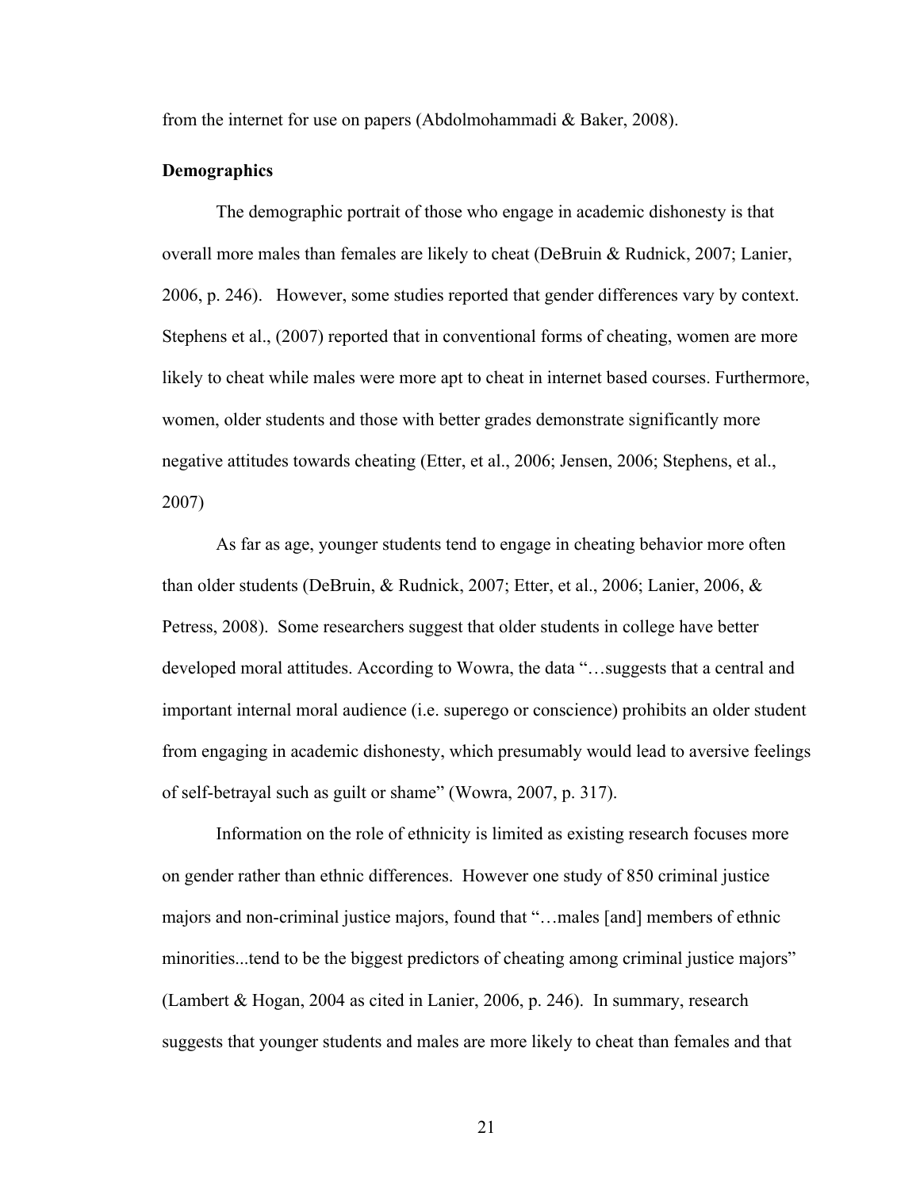from the internet for use on papers (Abdolmohammadi & Baker, 2008).

**Demographics**

The demographic portrait of those who engage in academic dishonesty is that overall more males than females are likely to cheat (DeBruin & Rudnick, 2007; Lanier, 2006, p. 246). However, some studies reported that gender differences vary by context. Stephens et al., (2007) reported that in conventional forms of cheating, women are more likely to cheat while males were more apt to cheat in internet based courses. Furthermore, women, older students and those with better grades demonstrate significantly more negative attitudes towards cheating (Etter, et al., 2006; Jensen, 2006; Stephens, et al., 2007)

As far as age, younger students tend to engage in cheating behavior more often than older students (DeBruin, & Rudnick, 2007; Etter, et al., 2006; Lanier, 2006, & Petress, 2008). Some researchers suggest that older students in college have better developed moral attitudes. According to Wowra, the data "…suggests that a central and important internal moral audience (i.e. superego or conscience) prohibits an older student from engaging in academic dishonesty, which presumably would lead to aversive feelings of self-betrayal such as guilt or shame" (Wowra, 2007, p. 317).

Information on the role of ethnicity is limited as existing research focuses more on gender rather than ethnic differences. However one study of 850 criminal justice majors and non-criminal justice majors, found that "…males [and] members of ethnic minorities...tend to be the biggest predictors of cheating among criminal justice majors" (Lambert & Hogan, 2004 as cited in Lanier, 2006, p. 246). In summary, research suggests that younger students and males are more likely to cheat than females and that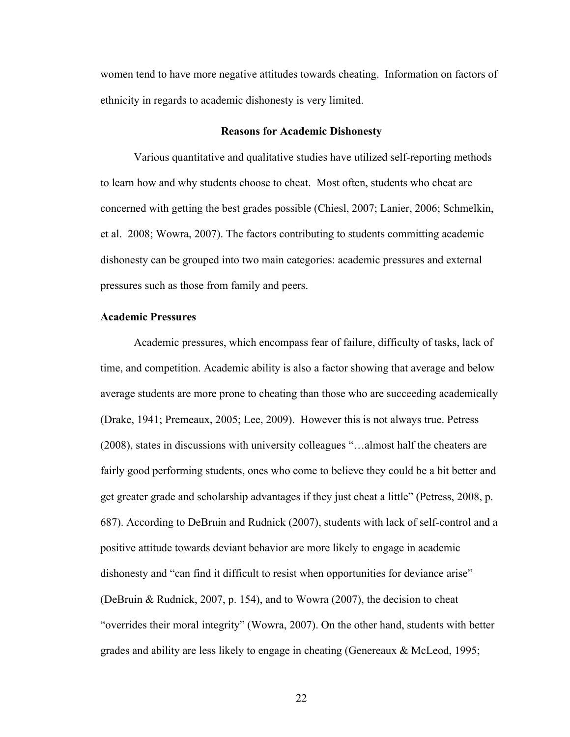women tend to have more negative attitudes towards cheating. Information on factors of ethnicity in regards to academic dishonesty is very limited.

## Reasons for Academic Dishonesty

Various quantitative and qualitative studies have utilized self-reporting methods to learn how and why students choose to cheat. Most often, students who cheat are concerned with getting the best grades possible (Chiesl, 2007; Lanier, 2006; Schmelkin, et al. 2008; Wowra, 2007). The factors contributing to students committing academic dishonesty can be grouped into two main categories: academic pressures and external pressures such as those from family and peers.

### Academic Pressures

Academic pressures, which encompass fear of failure, difficulty of tasks, lack of time, and competition. Academic ability is also a factor showing that average and below average students are more prone to cheating than those who are succeeding academically (Drake, 1941; Premeaux, 2005; Lee, 2009). However this is not always true. Petress (2008), states in discussions with university colleagues "…almost half the cheaters are fairly good performing students, ones who come to believe they could be a bit better and get greater grade and scholarship advantages if they just cheat a little" (Petress, 2008, p. 687). According to DeBruin and Rudnick (2007), students with lack of self-control and a positive attitude towards deviant behavior are more likely to engage in academic dishonesty and "can find it difficult to resist when opportunities for deviance arise" (DeBruin & Rudnick, 2007, p. 154), and to Wowra (2007), the decision to cheat "overrides their moral integrity" (Wowra, 2007). On the other hand, students with better grades and ability are less likely to engage in cheating (Genereaux & McLeod, 1995;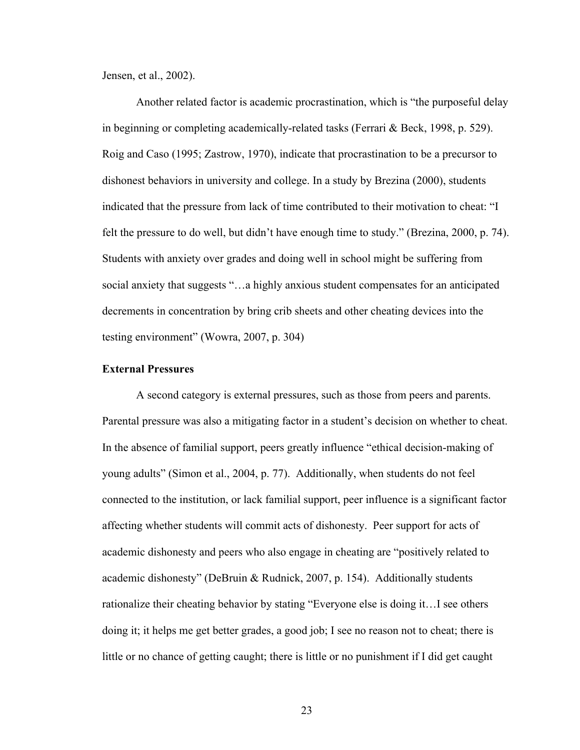Jensen, et al., 2002).

Another related factor is academic procrastination, which is "the purposeful delay in beginning or completing academically-related tasks (Ferrari & Beck, 1998, p. 529). Roig and Caso (1995; Zastrow, 1970), indicate that procrastination to be a precursor to dishonest behaviors in university and college. In a study by Brezina (2000), students indicated that the pressure from lack of time contributed to their motivation to cheat: "I felt the pressure to do well, but didn't have enough time to study." (Brezina, 2000, p. 74). Students with anxiety over grades and doing well in school might be suffering from social anxiety that suggests "…a highly anxious student compensates for an anticipated decrements in concentration by bring crib sheets and other cheating devices into the testing environment" (Wowra, 2007, p. 304)

**External Pressures**

A second category is external pressures, such as those from peers and parents. Parental pressure was also a mitigating factor in a student's decision on whether to cheat. In the absence of familial support, peers greatly influence "ethical decision-making of young adults" (Simon et al., 2004, p. 77). Additionally, when students do not feel connected to the institution, or lack familial support, peer influence is a significant factor affecting whether students will commit acts of dishonesty. Peer support for acts of academic dishonesty and peers who also engage in cheating are "positively related to academic dishonesty" (DeBruin & Rudnick, 2007, p. 154). Additionally students rationalize their cheating behavior by stating "Everyone else is doing it…I see others doing it; it helps me get better grades, a good job; I see no reason not to cheat; there is little or no chance of getting caught; there is little or no punishment if I did get caught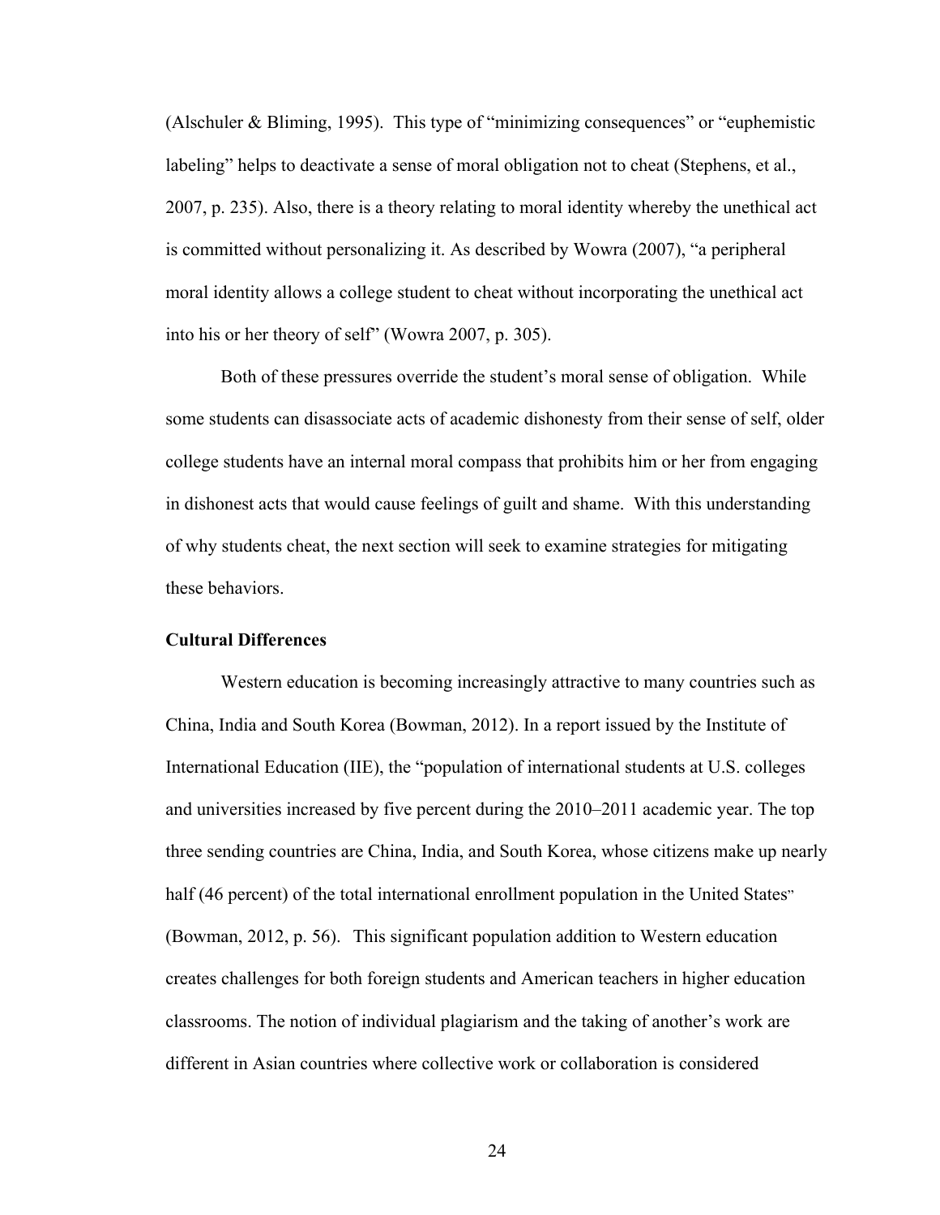(Alschuler & Bliming, 1995). This type of "minimizing consequences" or "euphemistic labeling" helps to deactivate a sense of moral obligation not to cheat (Stephens, et al., 2007, p. 235). Also, there is a theory relating to moral identity whereby the unethical act is committed without personalizing it. As described by Wowra (2007), "a peripheral moral identity allows a college student to cheat without incorporating the unethical act into his or her theory of self" (Wowra 2007, p. 305).

Both of these pressures override the student's moral sense of obligation. While some students can disassociate acts of academic dishonesty from their sense of self, older college students have an internal moral compass that prohibits him or her from engaging in dishonest acts that would cause feelings of guilt and shame. With this understanding of why students cheat, the next section will seek to examine strategies for mitigating these behaviors.

**Cultural Differences**

Western education is becoming increasingly attractive to many countries such as China, India and South Korea (Bowman, 2012). In a report issued by the Institute of International Education (IIE), the "population of international students at U.S. colleges and universities increased by five percent during the 2010–2011 academic year. The top three sending countries are China, India, and South Korea, whose citizens make up nearly half (46 percent) of the total international enrollment population in the United States" (Bowman, 2012, p. 56). This significant population addition to Western education creates challenges for both foreign students and American teachers in higher education classrooms. The notion of individual plagiarism and the taking of another's work are different in Asian countries where collective work or collaboration is considered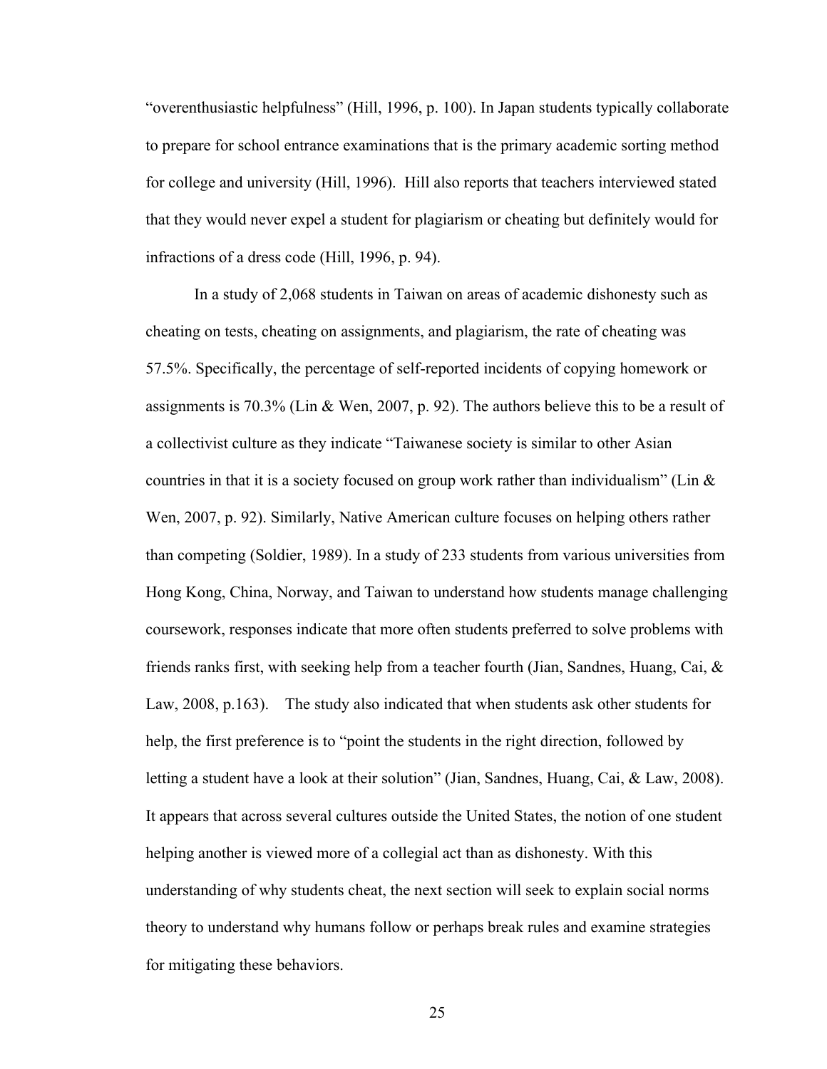"overenthusiastic helpfulness" (Hill, 1996, p. 100). In Japan students typically collaborate to prepare for school entrance examinations that is the primary academic sorting method for college and university (Hill, 1996). Hill also reports that teachers interviewed stated that they would never expel a student for plagiarism or cheating but definitely would for infractions of a dress code (Hill, 1996, p. 94).

In a study of 2,068 students in Taiwan on areas of academic dishonesty such as cheating on tests, cheating on assignments, and plagiarism, the rate of cheating was 57.5%. Specifically, the percentage of self-reported incidents of copying homework or assignments is 70.3% (Lin & Wen, 2007, p. 92). The authors believe this to be a result of a collectivist culture as they indicate "Taiwanese society is similar to other Asian countries in that it is a society focused on group work rather than individualism" (Lin & Wen, 2007, p. 92). Similarly, Native American culture focuses on helping others rather than competing (Soldier, 1989). In a study of 233 students from various universities from Hong Kong, China, Norway, and Taiwan to understand how students manage challenging coursework, responses indicate that more often students preferred to solve problems with friends ranks first, with seeking help from a teacher fourth (Jian, Sandnes, Huang, Cai, & Law, 2008, p.163). The study also indicated that when students ask other students for help, the first preference is to "point the students in the right direction, followed by letting a student have a look at their solution" (Jian, Sandnes, Huang, Cai, & Law, 2008). It appears that across several cultures outside the United States, the notion of one student helping another is viewed more of a collegial act than as dishonesty. With this understanding of why students cheat, the next section will seek to explain social norms theory to understand why humans follow or perhaps break rules and examine strategies for mitigating these behaviors.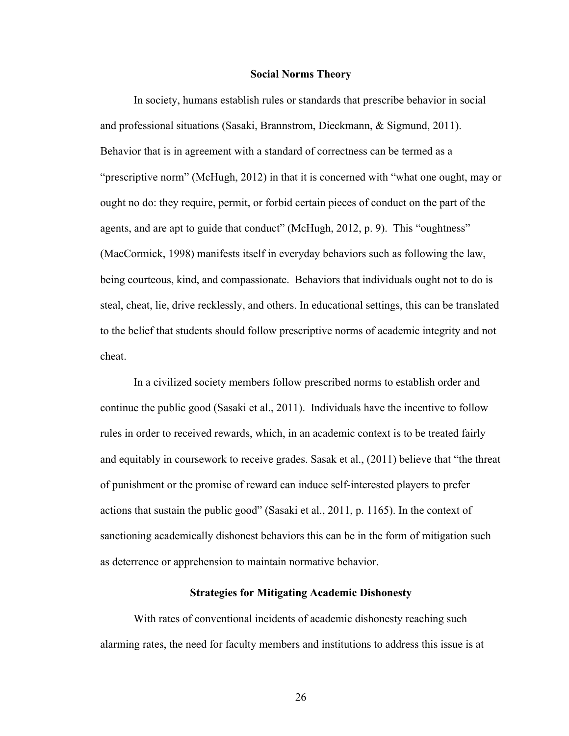## Social Norms Theory

In society, humans establish rules or standards that prescribe behavior in social and professional situations (Sasaki, Brannstrom, Dieckmann, & Sigmund, 2011). Behavior that is in agreement with a standard of correctness can be termed as a "prescriptive norm" (McHugh, 2012) in that it is concerned with "what one ought, may or ought no do: they require, permit, or forbid certain pieces of conduct on the part of the agents, and are apt to guide that conduct" (McHugh, 2012, p. 9). This "oughtness" (MacCormick, 1998) manifests itself in everyday behaviors such as following the law, being courteous, kind, and compassionate. Behaviors that individuals ought not to do is steal, cheat, lie, drive recklessly, and others. In educational settings, this can be translated to the belief that students should follow prescriptive norms of academic integrity and not cheat.

In a civilized society members follow prescribed norms to establish order and continue the public good (Sasaki et al., 2011). Individuals have the incentive to follow rules in order to received rewards, which, in an academic context is to be treated fairly and equitably in coursework to receive grades. Sasak et al., (2011) believe that "the threat of punishment or the promise of reward can induce self-interested players to prefer actions that sustain the public good" (Sasaki et al., 2011, p. 1165). In the context of sanctioning academically dishonest behaviors this can be in the form of mitigation such as deterrence or apprehension to maintain normative behavior.

## Strategies for Mitigating Academic Dishonesty

With rates of conventional incidents of academic dishonesty reaching such alarming rates, the need for faculty members and institutions to address this issue is at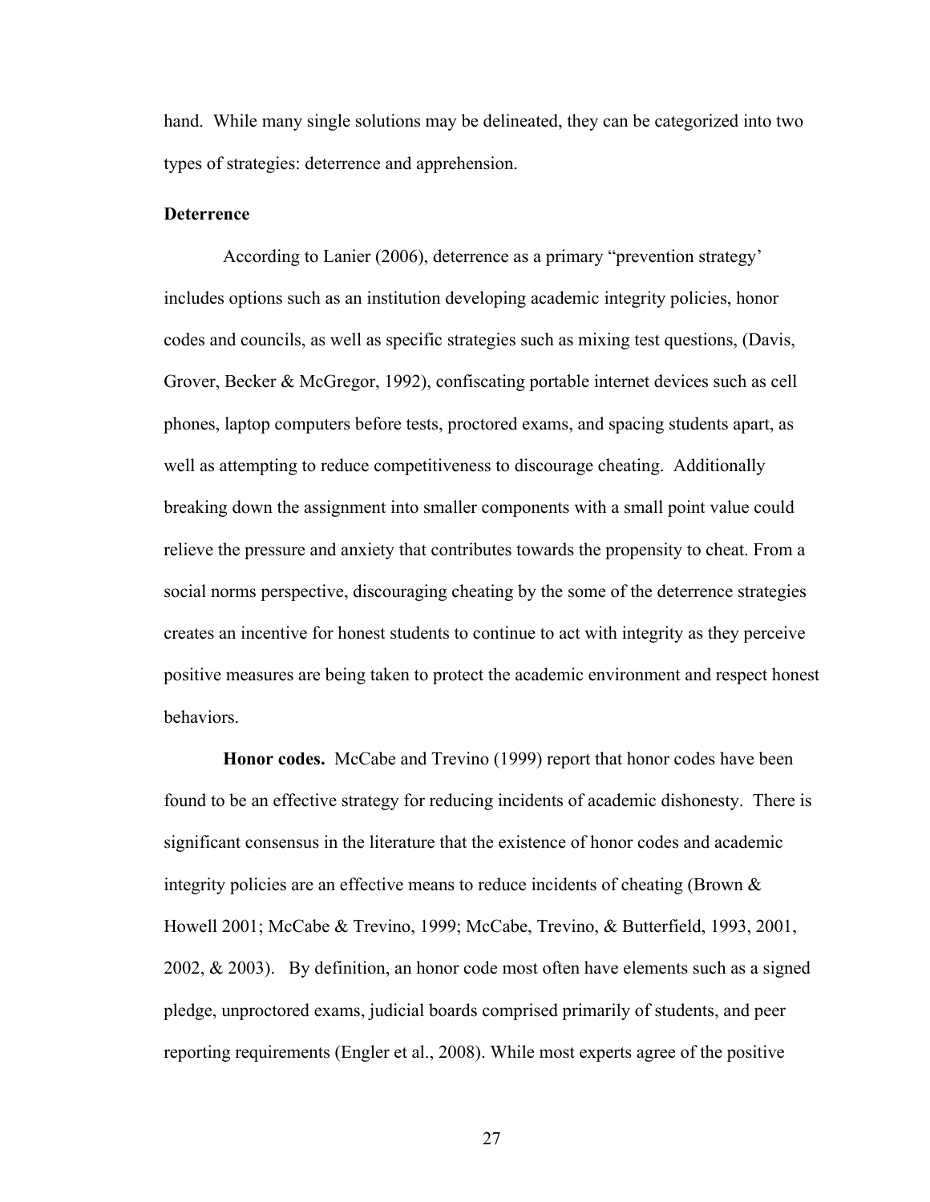hand. While many single solutions may be delineated, they can be categorized into two types of strategies: deterrence and apprehension.

## Deterrence

According to Lanier (2006), deterrence as a primary "prevention strategy' includes options such as an institution developing academic integrity policies, honor codes and councils, as well as specific strategies such as mixing test questions, (Davis, Grover, Becker & McGregor, 1992), confiscating portable internet devices such as cell phones, laptop computers before tests, proctored exams, and spacing students apart, as well as attempting to reduce competitiveness to discourage cheating. Additionally breaking down the assignment into smaller components with a small point value could relieve the pressure and anxiety that contributes towards the propensity to cheat. From a social norms perspective, discouraging cheating by the some of the deterrence strategies creates an incentive for honest students to continue to act with integrity as they perceive positive measures are being taken to protect the academic environment and respect honest behaviors.

**Honor codes.** McCabe and Trevino (1999) report that honor codes have been found to be an effective strategy for reducing incidents of academic dishonesty. There is significant consensus in the literature that the existence of honor codes and academic integrity policies are an effective means to reduce incidents of cheating (Brown & Howell 2001; McCabe & Trevino, 1999; McCabe, Trevino, & Butterfield, 1993, 2001, 2002, & 2003). By definition, an honor code most often have elements such as a signed pledge, unproctored exams, judicial boards comprised primarily of students, and peer reporting requirements (Engler et al., 2008). While most experts agree of the positive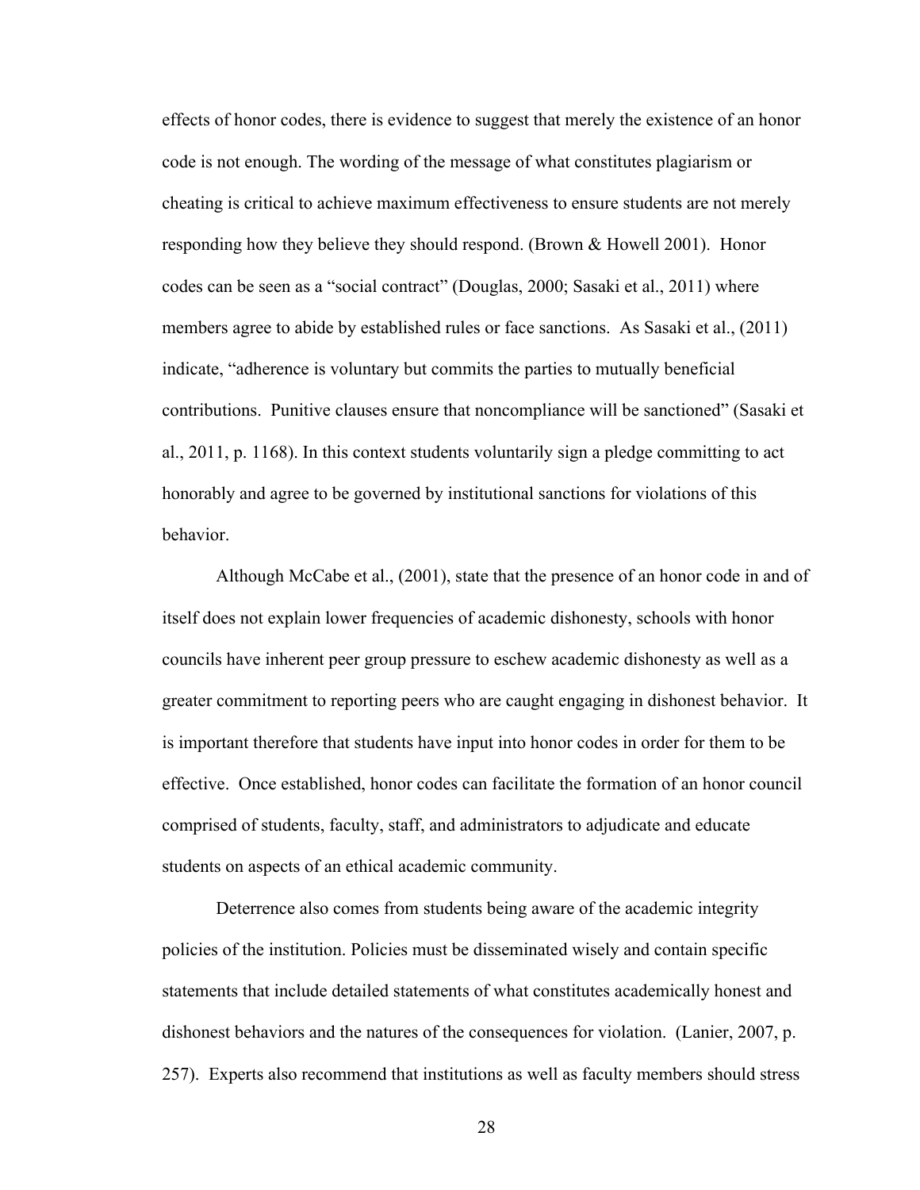effects of honor codes, there is evidence to suggest that merely the existence of an honor code is not enough. The wording of the message of what constitutes plagiarism or cheating is critical to achieve maximum effectiveness to ensure students are not merely responding how they believe they should respond. (Brown & Howell 2001). Honor codes can be seen as a "social contract" (Douglas, 2000; Sasaki et al., 2011) where members agree to abide by established rules or face sanctions. As Sasaki et al., (2011) indicate, "adherence is voluntary but commits the parties to mutually beneficial contributions. Punitive clauses ensure that noncompliance will be sanctioned" (Sasaki et al., 2011, p. 1168). In this context students voluntarily sign a pledge committing to act honorably and agree to be governed by institutional sanctions for violations of this behavior.

Although McCabe et al., (2001), state that the presence of an honor code in and of itself does not explain lower frequencies of academic dishonesty, schools with honor councils have inherent peer group pressure to eschew academic dishonesty as well as a greater commitment to reporting peers who are caught engaging in dishonest behavior. It is important therefore that students have input into honor codes in order for them to be effective. Once established, honor codes can facilitate the formation of an honor council comprised of students, faculty, staff, and administrators to adjudicate and educate students on aspects of an ethical academic community.

Deterrence also comes from students being aware of the academic integrity policies of the institution. Policies must be disseminated wisely and contain specific statements that include detailed statements of what constitutes academically honest and dishonest behaviors and the natures of the consequences for violation. (Lanier, 2007, p. 257). Experts also recommend that institutions as well as faculty members should stress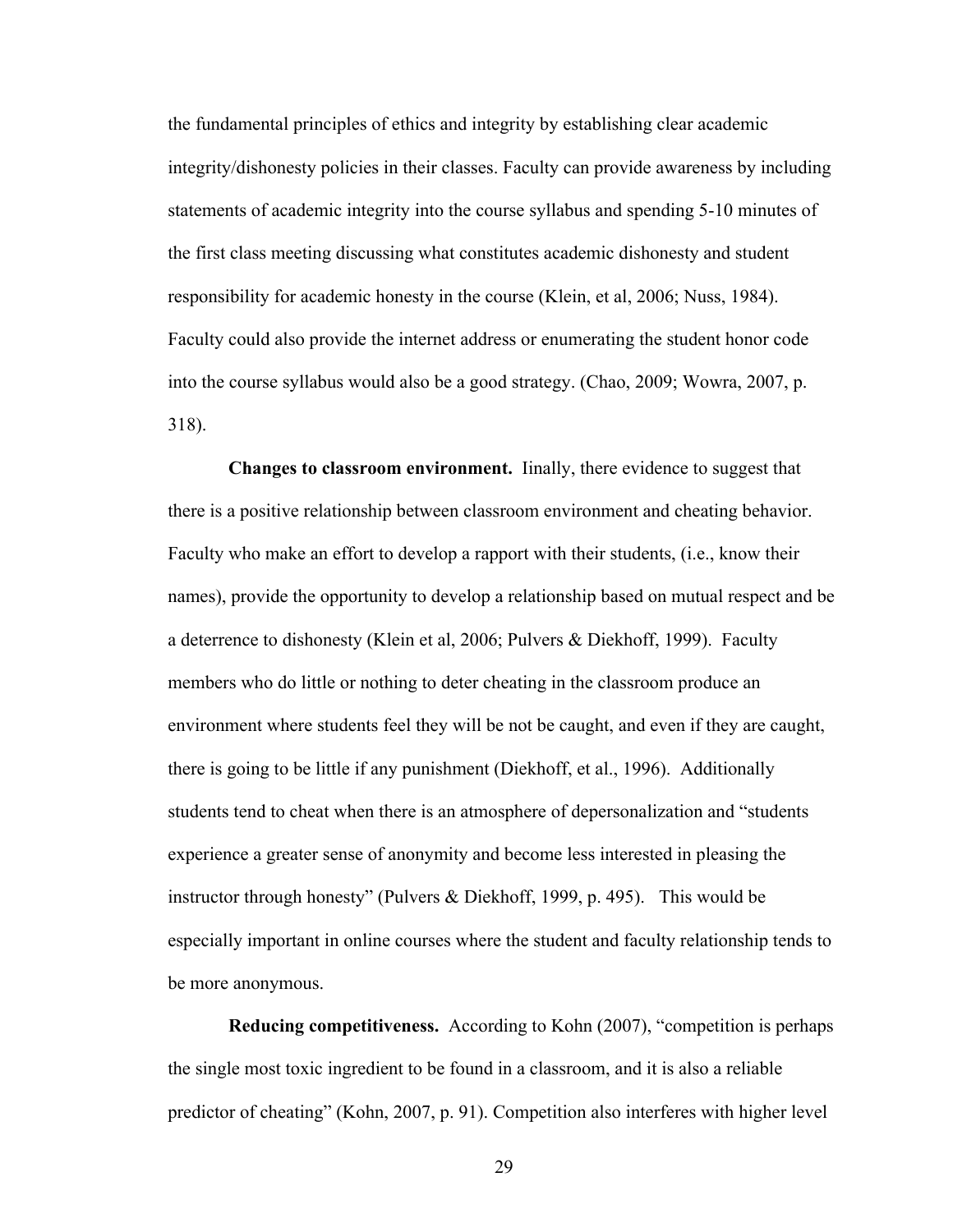the fundamental principles of ethics and integrity by establishing clear academic integrity/dishonesty policies in their classes. Faculty can provide awareness by including statements of academic integrity into the course syllabus and spending 5-10 minutes of the first class meeting discussing what constitutes academic dishonesty and student responsibility for academic honesty in the course (Klein, et al, 2006; Nuss, 1984). Faculty could also provide the internet address or enumerating the student honor code into the course syllabus would also be a good strategy. (Chao, 2009; Wowra, 2007, p. 318).

**Changes to classroom environment.** Iinally, there evidence to suggest that there is a positive relationship between classroom environment and cheating behavior. Faculty who make an effort to develop a rapport with their students, (i.e., know their names), provide the opportunity to develop a relationship based on mutual respect and be a deterrence to dishonesty (Klein et al, 2006; Pulvers & Diekhoff, 1999). Faculty members who do little or nothing to deter cheating in the classroom produce an environment where students feel they will be not be caught, and even if they are caught, there is going to be little if any punishment (Diekhoff, et al., 1996). Additionally students tend to cheat when there is an atmosphere of depersonalization and "students experience a greater sense of anonymity and become less interested in pleasing the instructor through honesty" (Pulvers & Diekhoff, 1999, p. 495). This would be especially important in online courses where the student and faculty relationship tends to be more anonymous.

**Reducing competitiveness.** According to Kohn (2007), "competition is perhaps the single most toxic ingredient to be found in a classroom, and it is also a reliable predictor of cheating" (Kohn, 2007, p. 91). Competition also interferes with higher level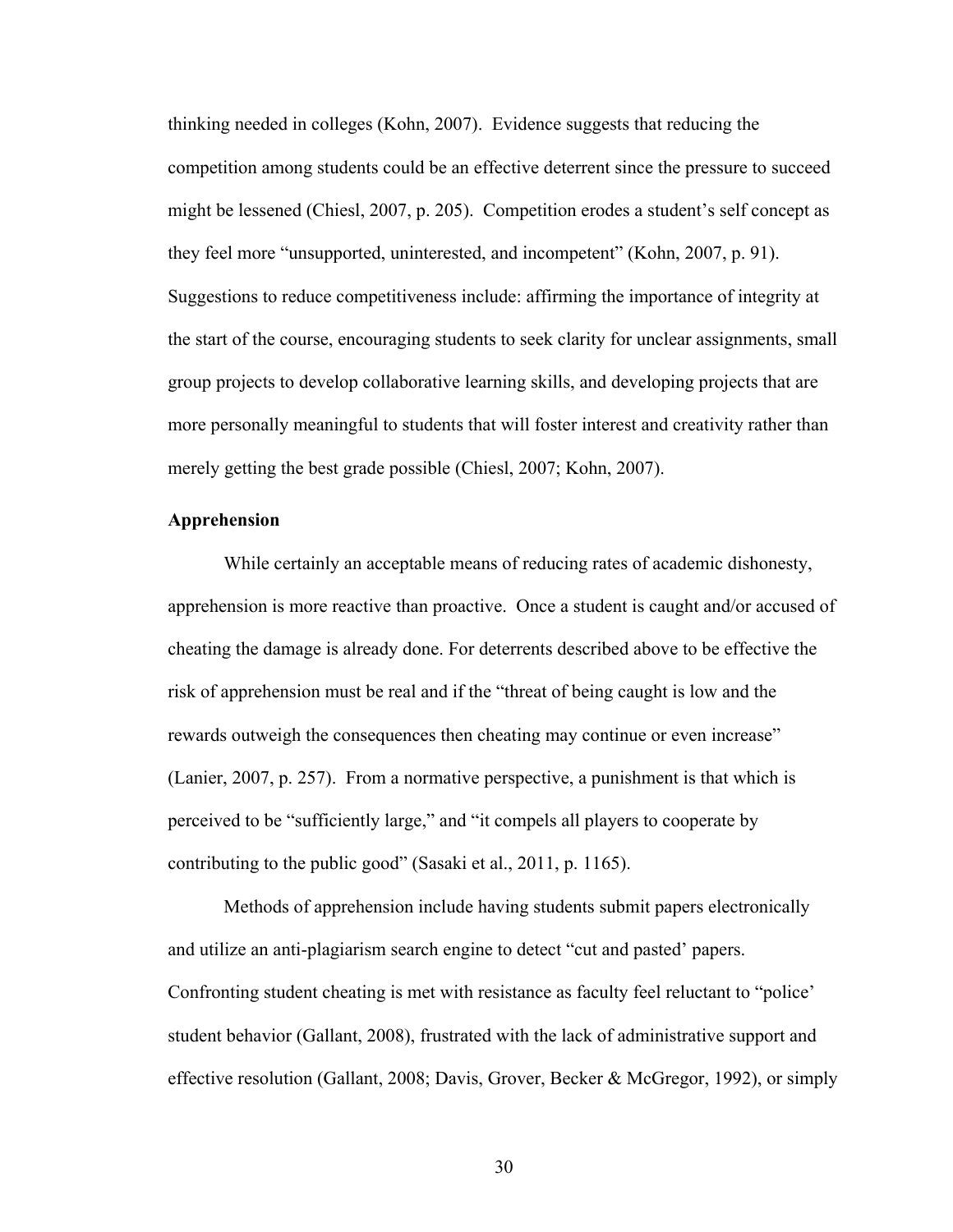thinking needed in colleges (Kohn, 2007). Evidence suggests that reducing the competition among students could be an effective deterrent since the pressure to succeed might be lessened (Chiesl, 2007, p. 205). Competition erodes a student's self concept as they feel more "unsupported, uninterested, and incompetent" (Kohn, 2007, p. 91). Suggestions to reduce competitiveness include: affirming the importance of integrity at the start of the course, encouraging students to seek clarity for unclear assignments, small group projects to develop collaborative learning skills, and developing projects that are more personally meaningful to students that will foster interest and creativity rather than merely getting the best grade possible (Chiesl, 2007; Kohn, 2007).

**Apprehension**

While certainly an acceptable means of reducing rates of academic dishonesty, apprehension is more reactive than proactive. Once a student is caught and/or accused of cheating the damage is already done. For deterrents described above to be effective the risk of apprehension must be real and if the "threat of being caught is low and the rewards outweigh the consequences then cheating may continue or even increase" (Lanier, 2007, p. 257). From a normative perspective, a punishment is that which is perceived to be "sufficiently large," and "it compels all players to cooperate by contributing to the public good" (Sasaki et al., 2011, p. 1165).

Methods of apprehension include having students submit papers electronically and utilize an anti-plagiarism search engine to detect "cut and pasted' papers. Confronting student cheating is met with resistance as faculty feel reluctant to "police' student behavior (Gallant, 2008), frustrated with the lack of administrative support and effective resolution (Gallant, 2008; Davis, Grover, Becker & McGregor, 1992), or simply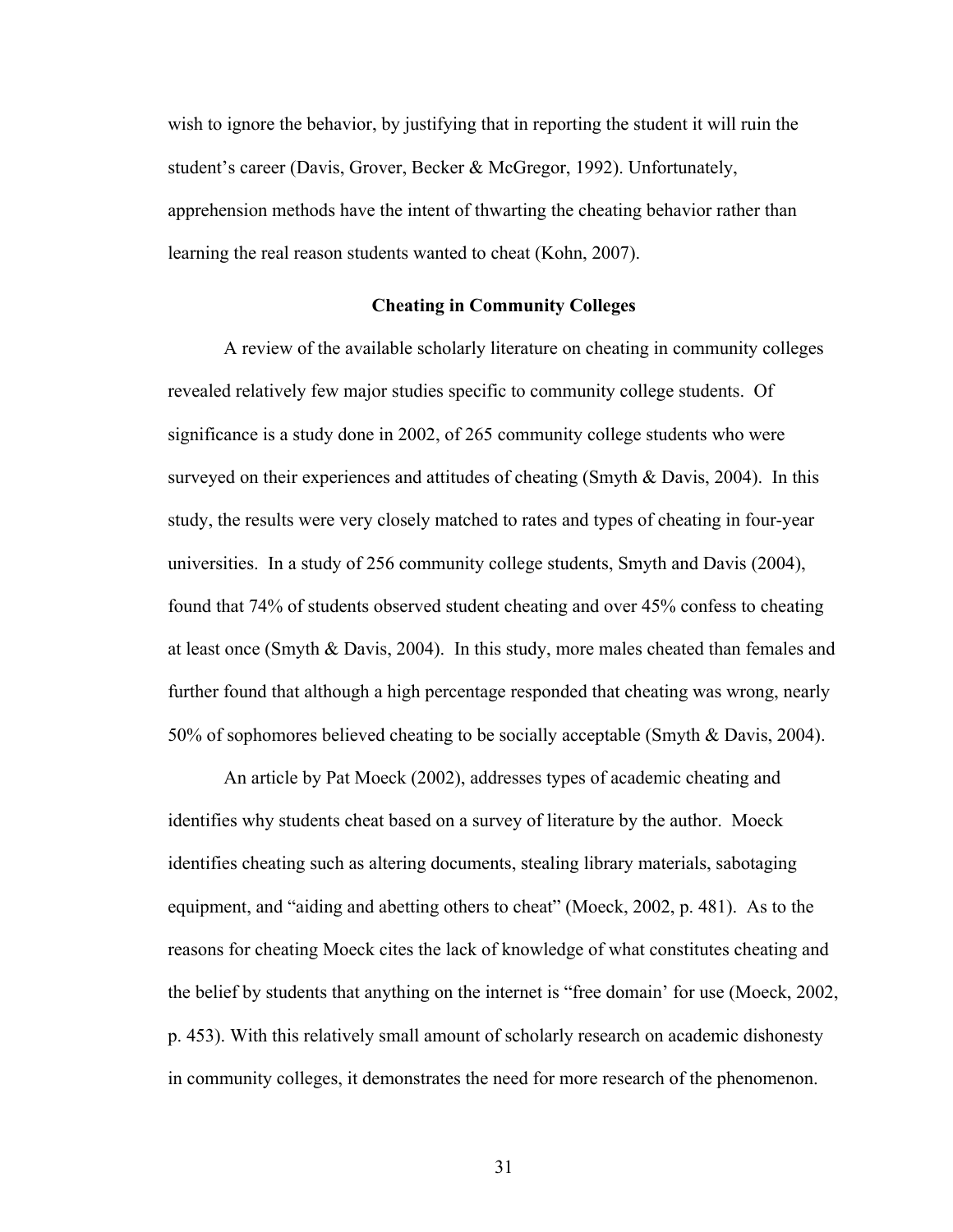wish to ignore the behavior, by justifying that in reporting the student it will ruin the student's career (Davis, Grover, Becker & McGregor, 1992). Unfortunately, apprehension methods have the intent of thwarting the cheating behavior rather than learning the real reason students wanted to cheat (Kohn, 2007).

## Cheating in Community Colleges

A review of the available scholarly literature on cheating in community colleges revealed relatively few major studies specific to community college students. Of significance is a study done in 2002, of 265 community college students who were surveyed on their experiences and attitudes of cheating (Smyth & Davis, 2004). In this study, the results were very closely matched to rates and types of cheating in four-year universities. In a study of 256 community college students, Smyth and Davis (2004), found that 74% of students observed student cheating and over 45% confess to cheating at least once (Smyth & Davis, 2004). In this study, more males cheated than females and further found that although a high percentage responded that cheating was wrong, nearly 50% of sophomores believed cheating to be socially acceptable (Smyth & Davis, 2004).

An article by Pat Moeck (2002), addresses types of academic cheating and identifies why students cheat based on a survey of literature by the author. Moeck identifies cheating such as altering documents, stealing library materials, sabotaging equipment, and "aiding and abetting others to cheat" (Moeck, 2002, p. 481). As to the reasons for cheating Moeck cites the lack of knowledge of what constitutes cheating and the belief by students that anything on the internet is "free domain' for use (Moeck, 2002, p. 453). With this relatively small amount of scholarly research on academic dishonesty in community colleges, it demonstrates the need for more research of the phenomenon.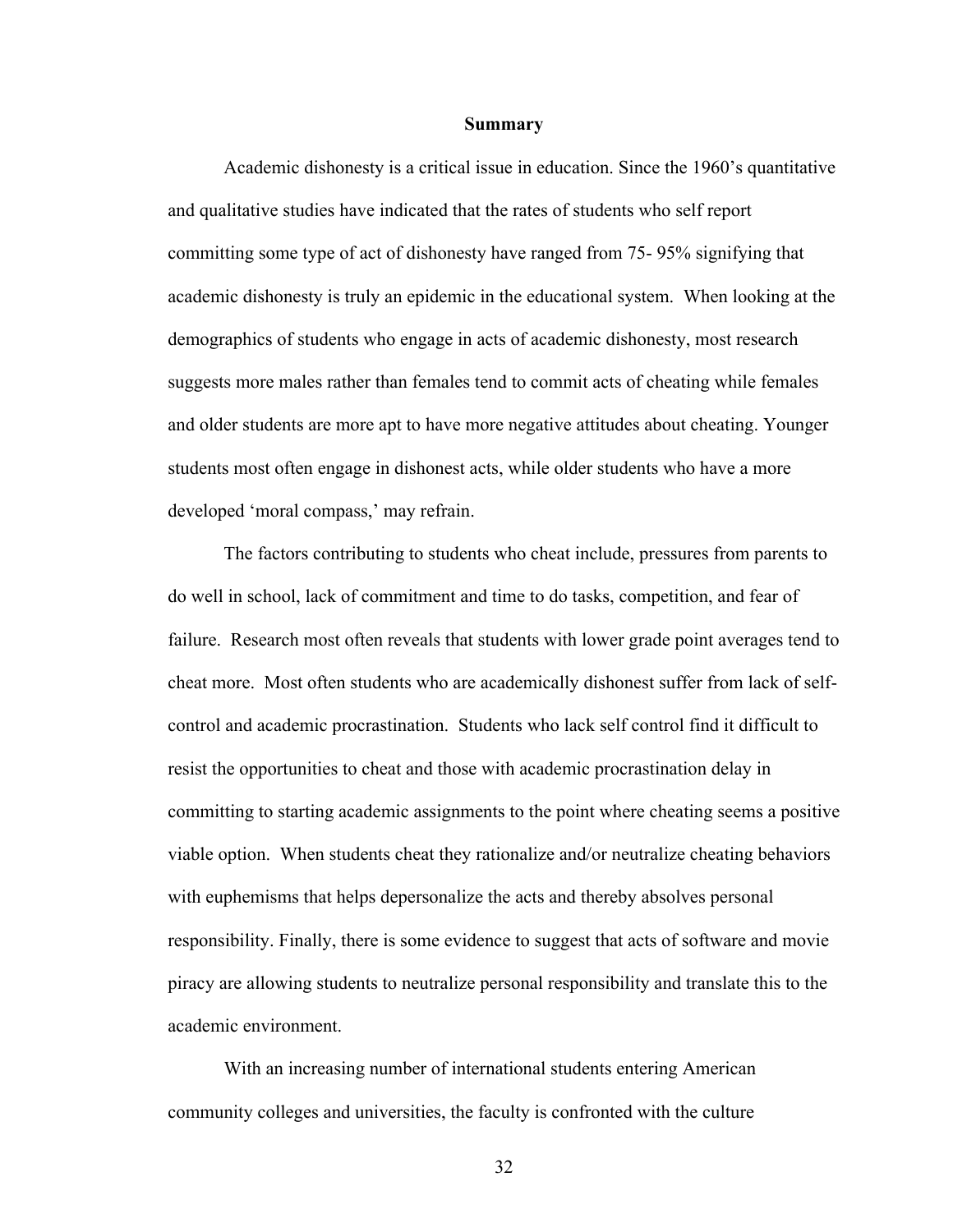## Summary

Academic dishonesty is a critical issue in education. Since the 1960's quantitative and qualitative studies have indicated that the rates of students who self report committing some type of act of dishonesty have ranged from 75- 95% signifying that academic dishonesty is truly an epidemic in the educational system. When looking at the demographics of students who engage in acts of academic dishonesty, most research suggests more males rather than females tend to commit acts of cheating while females and older students are more apt to have more negative attitudes about cheating. Younger students most often engage in dishonest acts, while older students who have a more developed 'moral compass,' may refrain.

The factors contributing to students who cheat include, pressures from parents to do well in school, lack of commitment and time to do tasks, competition, and fear of failure. Research most often reveals that students with lower grade point averages tend to cheat more. Most often students who are academically dishonest suffer from lack of self-control and academic procrastination. Students who lack self control find it difficult to resist the opportunities to cheat and those with academic procrastination delay in committing to starting academic assignments to the point where cheating seems a positive viable option. When students cheat they rationalize and/or neutralize cheating behaviors with euphemisms that helps depersonalize the acts and thereby absolves personal responsibility. Finally, there is some evidence to suggest that acts of software and movie piracy are allowing students to neutralize personal responsibility and translate this to the academic environment.

With an increasing number of international students entering American community colleges and universities, the faculty is confronted with the culture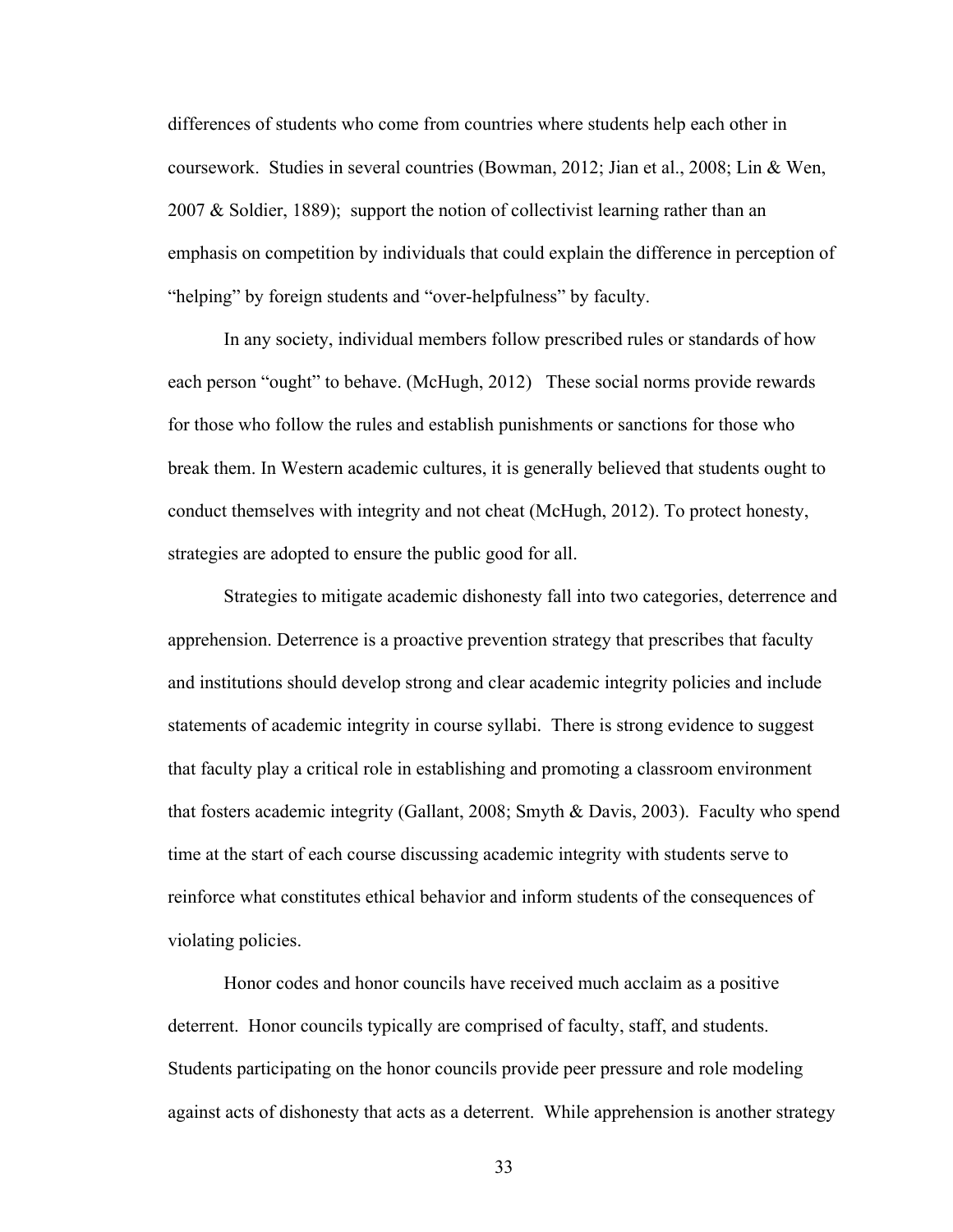differences of students who come from countries where students help each other in coursework. Studies in several countries (Bowman, 2012; Jian et al., 2008; Lin & Wen, 2007 & Soldier, 1889); support the notion of collectivist learning rather than an emphasis on competition by individuals that could explain the difference in perception of "helping" by foreign students and "over-helpfulness" by faculty.

In any society, individual members follow prescribed rules or standards of how each person "ought" to behave. (McHugh, 2012) These social norms provide rewards for those who follow the rules and establish punishments or sanctions for those who break them. In Western academic cultures, it is generally believed that students ought to conduct themselves with integrity and not cheat (McHugh, 2012). To protect honesty, strategies are adopted to ensure the public good for all.

Strategies to mitigate academic dishonesty fall into two categories, deterrence and apprehension. Deterrence is a proactive prevention strategy that prescribes that faculty and institutions should develop strong and clear academic integrity policies and include statements of academic integrity in course syllabi. There is strong evidence to suggest that faculty play a critical role in establishing and promoting a classroom environment that fosters academic integrity (Gallant, 2008; Smyth & Davis, 2003). Faculty who spend time at the start of each course discussing academic integrity with students serve to reinforce what constitutes ethical behavior and inform students of the consequences of violating policies.

Honor codes and honor councils have received much acclaim as a positive deterrent. Honor councils typically are comprised of faculty, staff, and students. Students participating on the honor councils provide peer pressure and role modeling against acts of dishonesty that acts as a deterrent. While apprehension is another strategy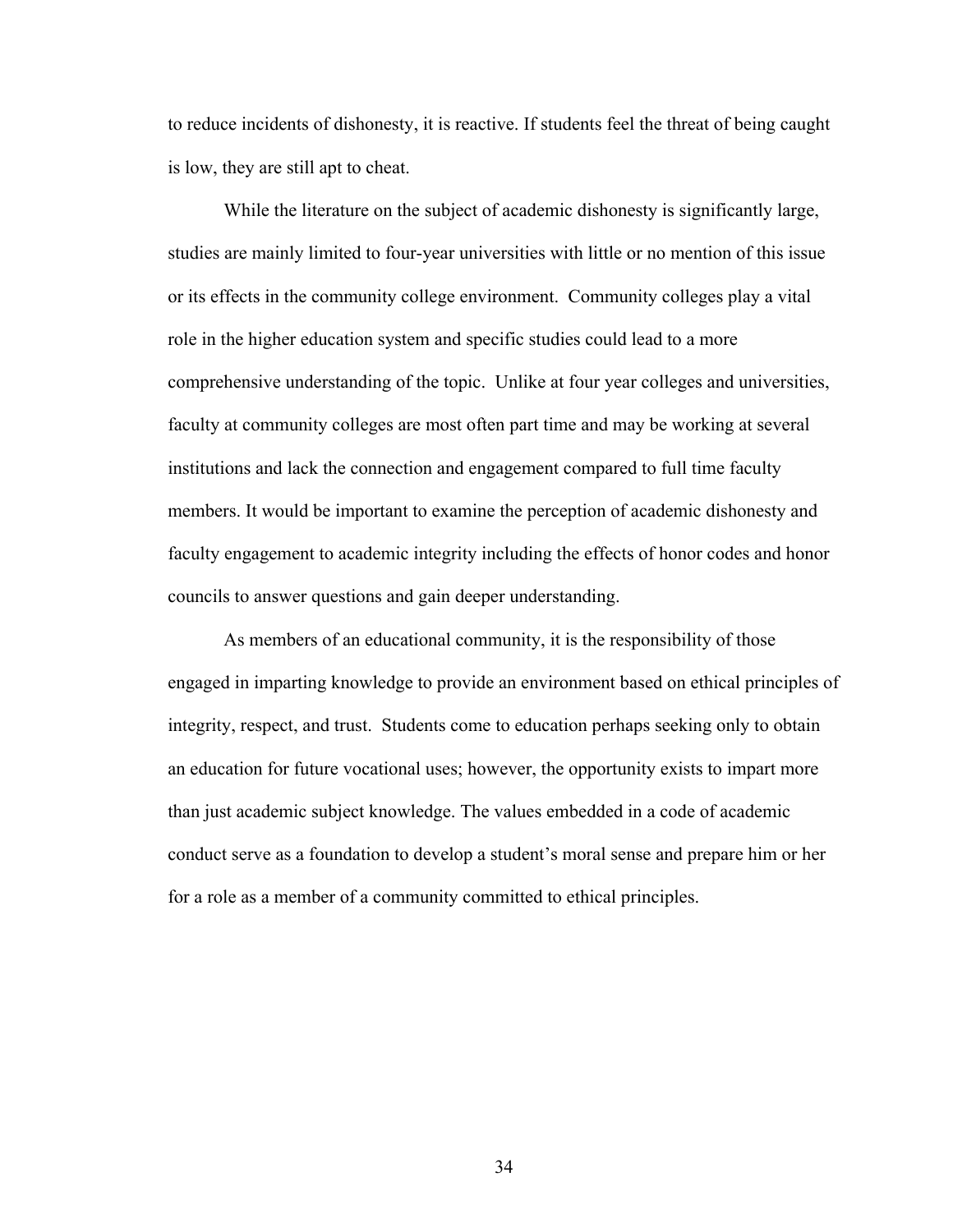to reduce incidents of dishonesty, it is reactive. If students feel the threat of being caught is low, they are still apt to cheat.

While the literature on the subject of academic dishonesty is significantly large, studies are mainly limited to four-year universities with little or no mention of this issue or its effects in the community college environment. Community colleges play a vital role in the higher education system and specific studies could lead to a more comprehensive understanding of the topic. Unlike at four year colleges and universities, faculty at community colleges are most often part time and may be working at several institutions and lack the connection and engagement compared to full time faculty members. It would be important to examine the perception of academic dishonesty and faculty engagement to academic integrity including the effects of honor codes and honor councils to answer questions and gain deeper understanding.

As members of an educational community, it is the responsibility of those engaged in imparting knowledge to provide an environment based on ethical principles of integrity, respect, and trust. Students come to education perhaps seeking only to obtain an education for future vocational uses; however, the opportunity exists to impart more than just academic subject knowledge. The values embedded in a code of academic conduct serve as a foundation to develop a student's moral sense and prepare him or her for a role as a member of a community committed to ethical principles.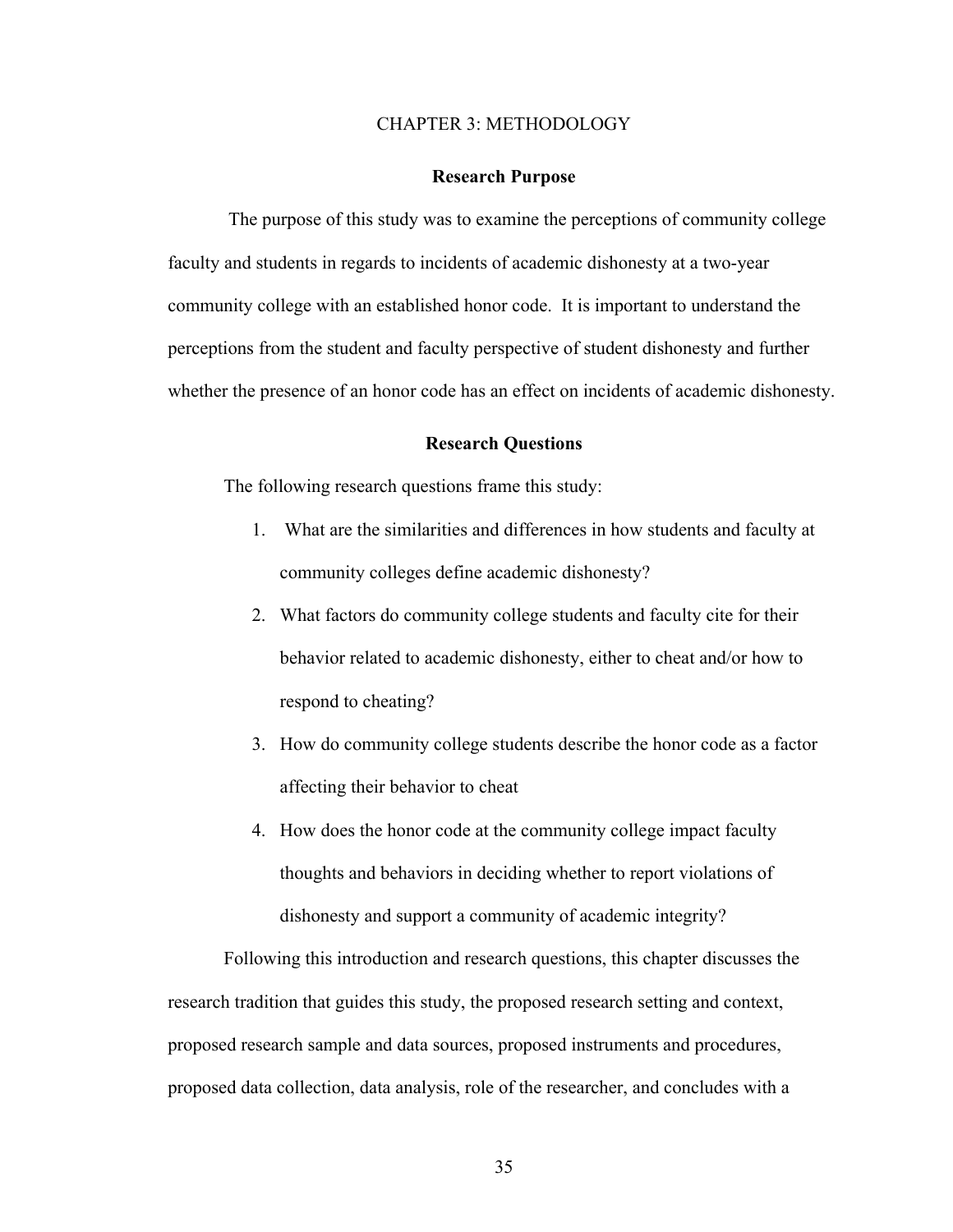# CHAPTER 3: METHODOLOGY

## Research Purpose

The purpose of this study was to examine the perceptions of community college faculty and students in regards to incidents of academic dishonesty at a two-year community college with an established honor code. It is important to understand the perceptions from the student and faculty perspective of student dishonesty and further whether the presence of an honor code has an effect on incidents of academic dishonesty.

## Research Questions

The following research questions frame this study:

1. What are the similarities and differences in how students and faculty at community colleges define academic dishonesty?
2. What factors do community college students and faculty cite for their behavior related to academic dishonesty, either to cheat and/or how to respond to cheating?
3. How do community college students describe the honor code as a factor affecting their behavior to cheat
4. How does the honor code at the community college impact faculty thoughts and behaviors in deciding whether to report violations of dishonesty and support a community of academic integrity?

Following this introduction and research questions, this chapter discusses the research tradition that guides this study, the proposed research setting and context, proposed research sample and data sources, proposed instruments and procedures, proposed data collection, data analysis, role of the researcher, and concludes with a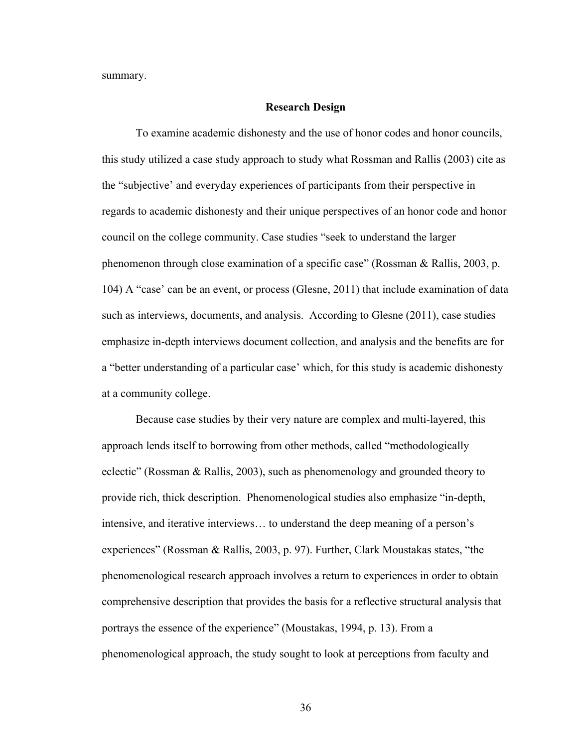summary.

## Research Design

To examine academic dishonesty and the use of honor codes and honor councils, this study utilized a case study approach to study what Rossman and Rallis (2003) cite as the "subjective' and everyday experiences of participants from their perspective in regards to academic dishonesty and their unique perspectives of an honor code and honor council on the college community. Case studies "seek to understand the larger phenomenon through close examination of a specific case" (Rossman & Rallis, 2003, p. 104) A "case' can be an event, or process (Glesne, 2011) that include examination of data such as interviews, documents, and analysis. According to Glesne (2011), case studies emphasize in-depth interviews document collection, and analysis and the benefits are for a "better understanding of a particular case' which, for this study is academic dishonesty at a community college.

Because case studies by their very nature are complex and multi-layered, this approach lends itself to borrowing from other methods, called "methodologically eclectic" (Rossman & Rallis, 2003), such as phenomenology and grounded theory to provide rich, thick description. Phenomenological studies also emphasize "in-depth, intensive, and iterative interviews… to understand the deep meaning of a person's experiences" (Rossman & Rallis, 2003, p. 97). Further, Clark Moustakas states, "the phenomenological research approach involves a return to experiences in order to obtain comprehensive description that provides the basis for a reflective structural analysis that portrays the essence of the experience" (Moustakas, 1994, p. 13). From a phenomenological approach, the study sought to look at perceptions from faculty and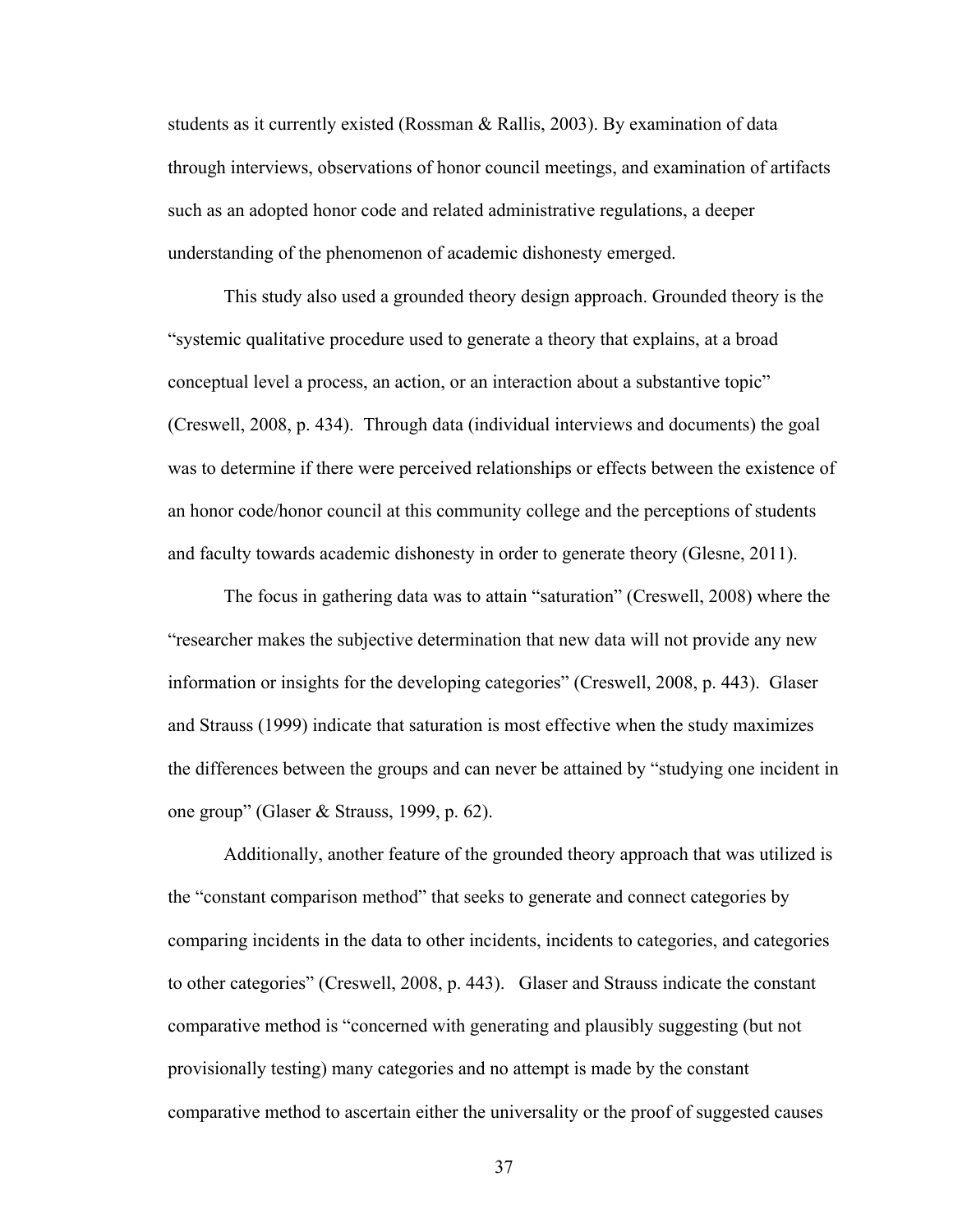students as it currently existed (Rossman & Rallis, 2003). By examination of data through interviews, observations of honor council meetings, and examination of artifacts such as an adopted honor code and related administrative regulations, a deeper understanding of the phenomenon of academic dishonesty emerged.

This study also used a grounded theory design approach. Grounded theory is the "systemic qualitative procedure used to generate a theory that explains, at a broad conceptual level a process, an action, or an interaction about a substantive topic" (Creswell, 2008, p. 434). Through data (individual interviews and documents) the goal was to determine if there were perceived relationships or effects between the existence of an honor code/honor council at this community college and the perceptions of students and faculty towards academic dishonesty in order to generate theory (Glesne, 2011).

The focus in gathering data was to attain "saturation" (Creswell, 2008) where the "researcher makes the subjective determination that new data will not provide any new information or insights for the developing categories" (Creswell, 2008, p. 443). Glaser and Strauss (1999) indicate that saturation is most effective when the study maximizes the differences between the groups and can never be attained by "studying one incident in one group" (Glaser & Strauss, 1999, p. 62).

Additionally, another feature of the grounded theory approach that was utilized is the "constant comparison method" that seeks to generate and connect categories by comparing incidents in the data to other incidents, incidents to categories, and categories to other categories" (Creswell, 2008, p. 443). Glaser and Strauss indicate the constant comparative method is "concerned with generating and plausibly suggesting (but not provisionally testing) many categories and no attempt is made by the constant comparative method to ascertain either the universality or the proof of suggested causes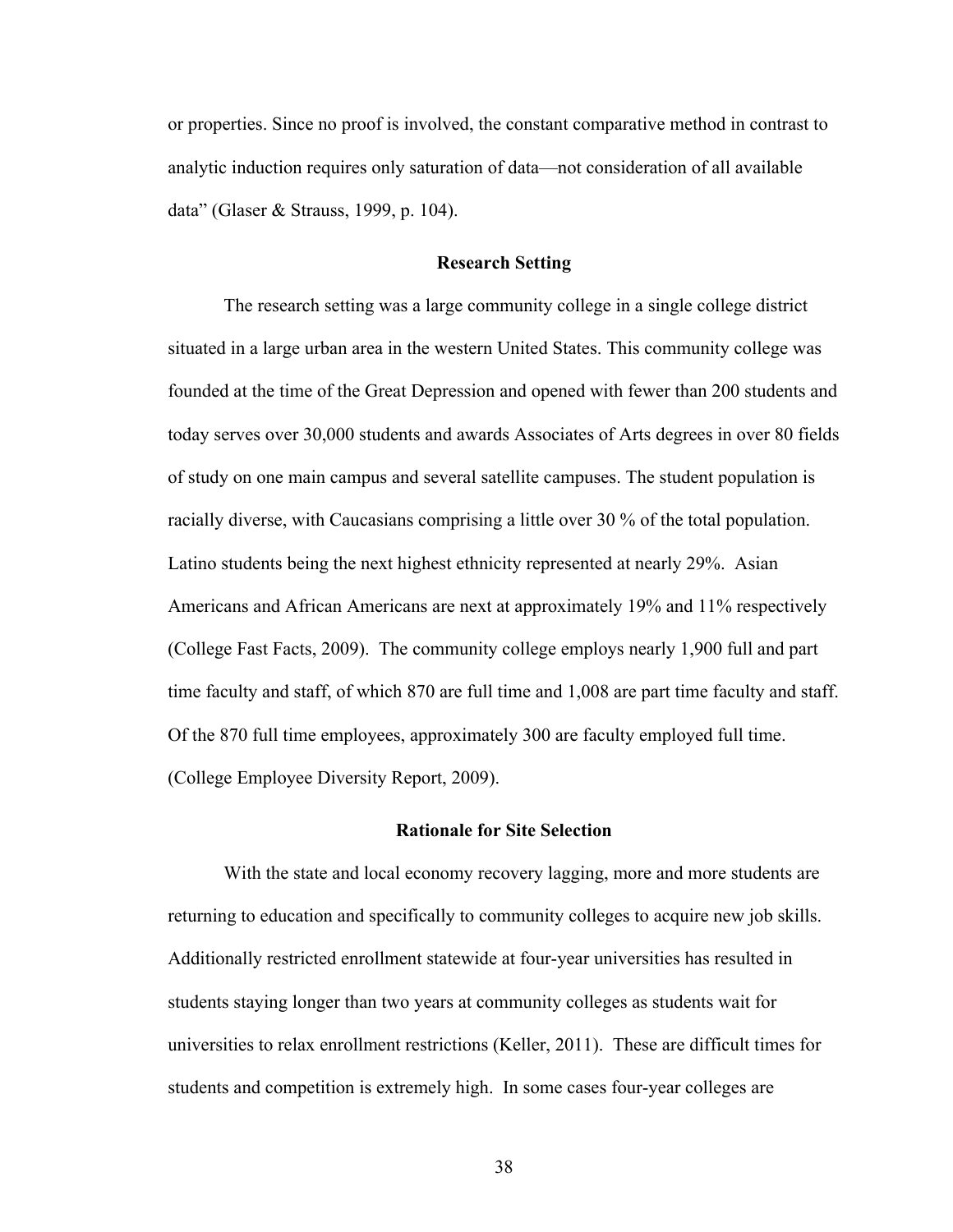or properties. Since no proof is involved, the constant comparative method in contrast to analytic induction requires only saturation of data—not consideration of all available data" (Glaser & Strauss, 1999, p. 104).

## Research Setting

The research setting was a large community college in a single college district situated in a large urban area in the western United States. This community college was founded at the time of the Great Depression and opened with fewer than 200 students and today serves over 30,000 students and awards Associates of Arts degrees in over 80 fields of study on one main campus and several satellite campuses. The student population is racially diverse, with Caucasians comprising a little over 30 % of the total population. Latino students being the next highest ethnicity represented at nearly 29%. Asian Americans and African Americans are next at approximately 19% and 11% respectively (College Fast Facts, 2009). The community college employs nearly 1,900 full and part time faculty and staff, of which 870 are full time and 1,008 are part time faculty and staff. Of the 870 full time employees, approximately 300 are faculty employed full time. (College Employee Diversity Report, 2009).

## Rationale for Site Selection

With the state and local economy recovery lagging, more and more students are returning to education and specifically to community colleges to acquire new job skills. Additionally restricted enrollment statewide at four-year universities has resulted in students staying longer than two years at community colleges as students wait for universities to relax enrollment restrictions (Keller, 2011). These are difficult times for students and competition is extremely high. In some cases four-year colleges are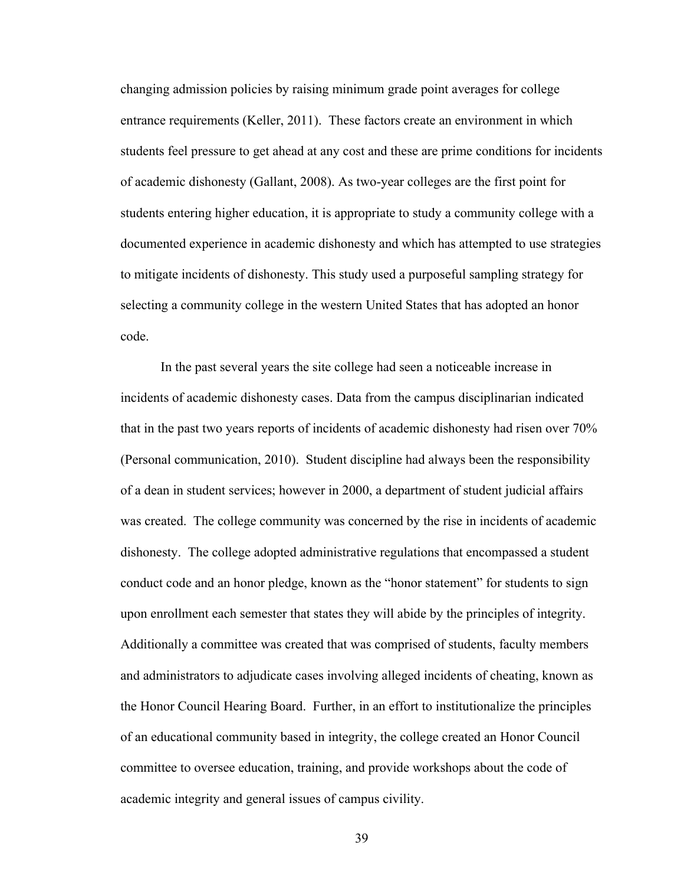changing admission policies by raising minimum grade point averages for college entrance requirements (Keller, 2011). These factors create an environment in which students feel pressure to get ahead at any cost and these are prime conditions for incidents of academic dishonesty (Gallant, 2008). As two-year colleges are the first point for students entering higher education, it is appropriate to study a community college with a documented experience in academic dishonesty and which has attempted to use strategies to mitigate incidents of dishonesty. This study used a purposeful sampling strategy for selecting a community college in the western United States that has adopted an honor code.

In the past several years the site college had seen a noticeable increase in incidents of academic dishonesty cases. Data from the campus disciplinarian indicated that in the past two years reports of incidents of academic dishonesty had risen over 70% (Personal communication, 2010). Student discipline had always been the responsibility of a dean in student services; however in 2000, a department of student judicial affairs was created. The college community was concerned by the rise in incidents of academic dishonesty. The college adopted administrative regulations that encompassed a student conduct code and an honor pledge, known as the "honor statement" for students to sign upon enrollment each semester that states they will abide by the principles of integrity. Additionally a committee was created that was comprised of students, faculty members and administrators to adjudicate cases involving alleged incidents of cheating, known as the Honor Council Hearing Board. Further, in an effort to institutionalize the principles of an educational community based in integrity, the college created an Honor Council committee to oversee education, training, and provide workshops about the code of academic integrity and general issues of campus civility.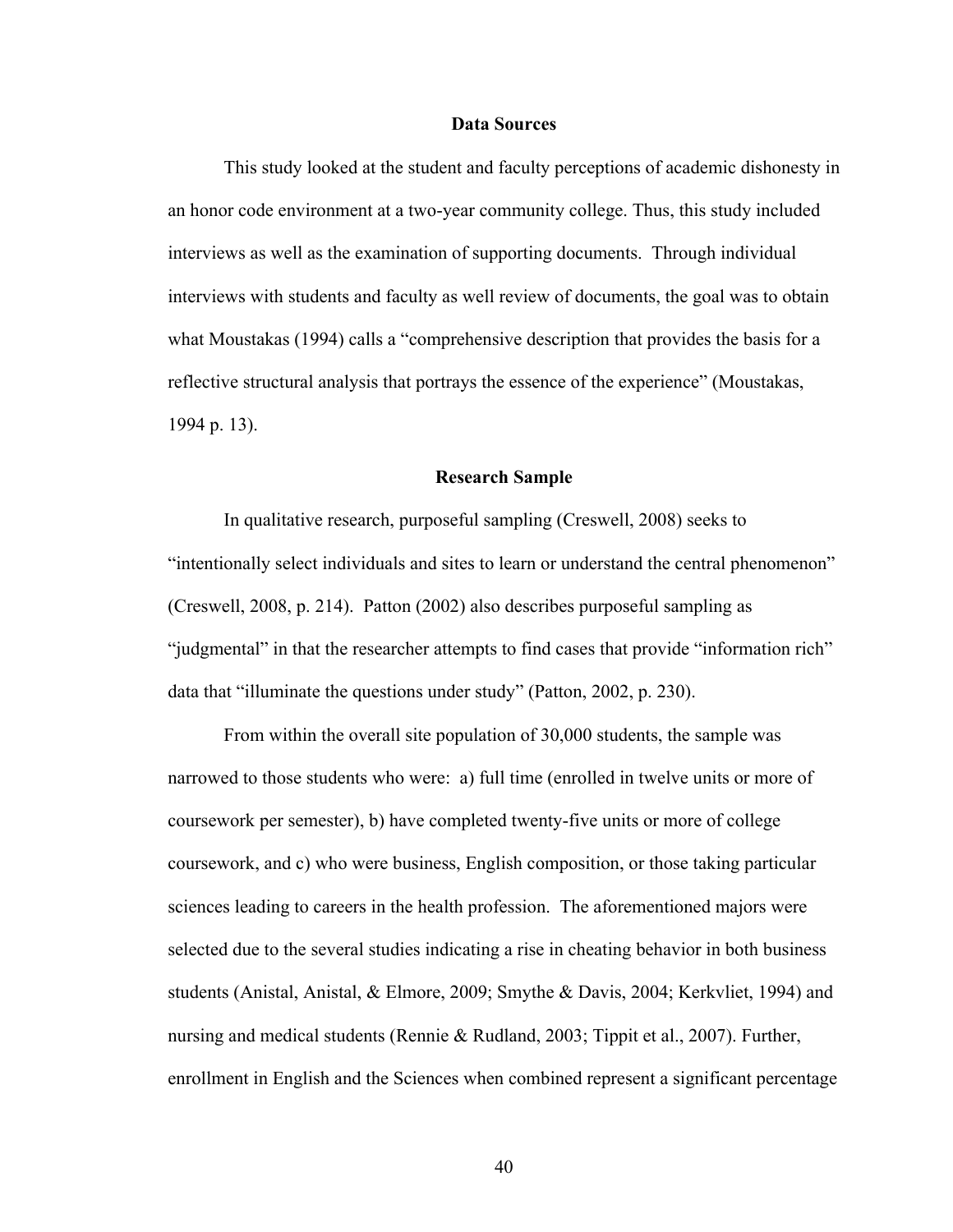## Data Sources

This study looked at the student and faculty perceptions of academic dishonesty in an honor code environment at a two-year community college. Thus, this study included interviews as well as the examination of supporting documents. Through individual interviews with students and faculty as well review of documents, the goal was to obtain what Moustakas (1994) calls a "comprehensive description that provides the basis for a reflective structural analysis that portrays the essence of the experience" (Moustakas, 1994 p. 13).

## Research Sample

In qualitative research, purposeful sampling (Creswell, 2008) seeks to "intentionally select individuals and sites to learn or understand the central phenomenon" (Creswell, 2008, p. 214). Patton (2002) also describes purposeful sampling as "judgmental" in that the researcher attempts to find cases that provide "information rich" data that "illuminate the questions under study" (Patton, 2002, p. 230).

From within the overall site population of 30,000 students, the sample was narrowed to those students who were: a) full time (enrolled in twelve units or more of coursework per semester), b) have completed twenty-five units or more of college coursework, and c) who were business, English composition, or those taking particular sciences leading to careers in the health profession. The aforementioned majors were selected due to the several studies indicating a rise in cheating behavior in both business students (Anistal, Anistal, & Elmore, 2009; Smythe & Davis, 2004; Kerkvliet, 1994) and nursing and medical students (Rennie & Rudland, 2003; Tippit et al., 2007). Further, enrollment in English and the Sciences when combined represent a significant percentage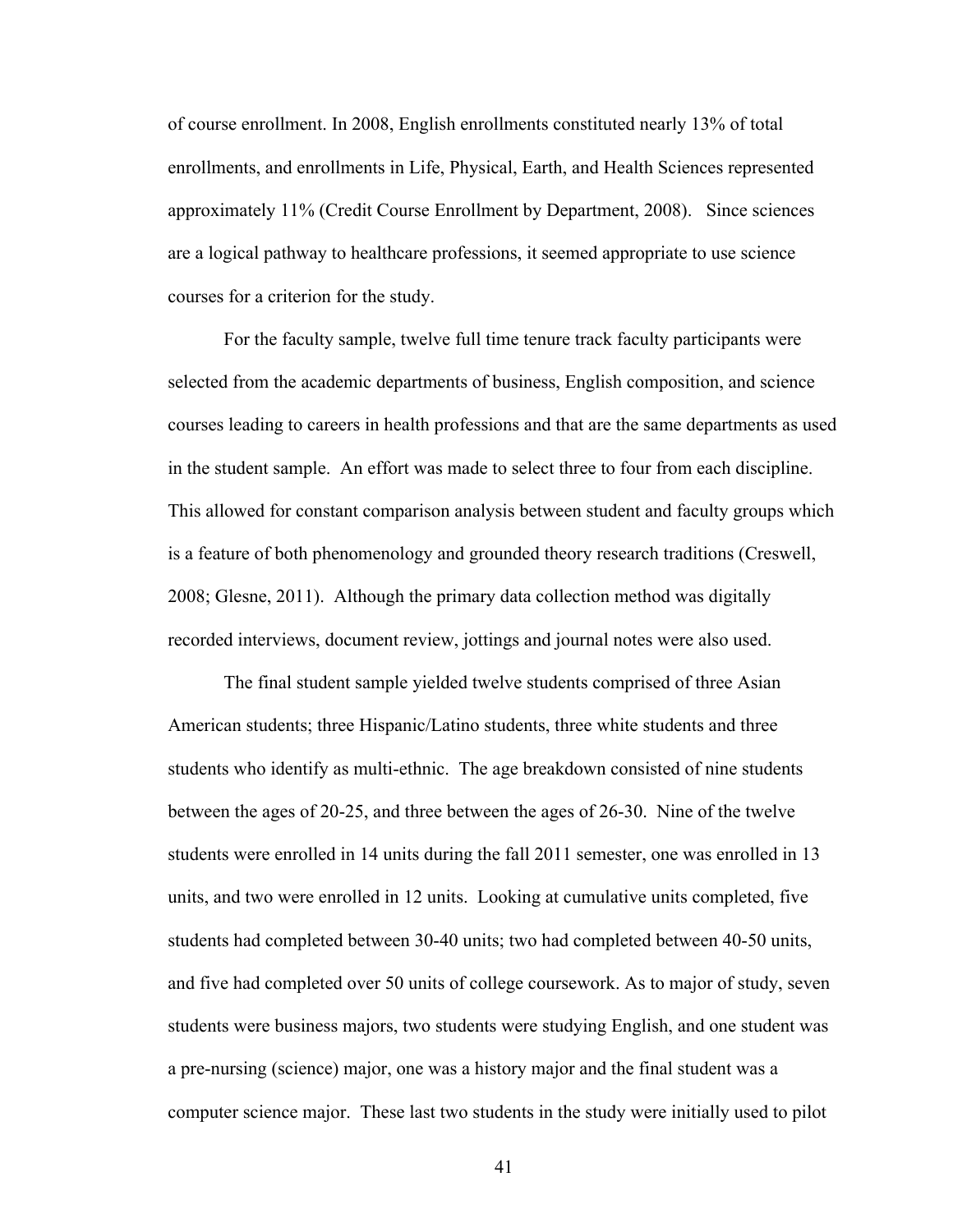of course enrollment. In 2008, English enrollments constituted nearly 13% of total enrollments, and enrollments in Life, Physical, Earth, and Health Sciences represented approximately 11% (Credit Course Enrollment by Department, 2008). Since sciences are a logical pathway to healthcare professions, it seemed appropriate to use science courses for a criterion for the study.

For the faculty sample, twelve full time tenure track faculty participants were selected from the academic departments of business, English composition, and science courses leading to careers in health professions and that are the same departments as used in the student sample. An effort was made to select three to four from each discipline. This allowed for constant comparison analysis between student and faculty groups which is a feature of both phenomenology and grounded theory research traditions (Creswell, 2008; Glesne, 2011). Although the primary data collection method was digitally recorded interviews, document review, jottings and journal notes were also used.

The final student sample yielded twelve students comprised of three Asian American students; three Hispanic/Latino students, three white students and three students who identify as multi-ethnic. The age breakdown consisted of nine students between the ages of 20-25, and three between the ages of 26-30. Nine of the twelve students were enrolled in 14 units during the fall 2011 semester, one was enrolled in 13 units, and two were enrolled in 12 units. Looking at cumulative units completed, five students had completed between 30-40 units; two had completed between 40-50 units, and five had completed over 50 units of college coursework. As to major of study, seven students were business majors, two students were studying English, and one student was a pre-nursing (science) major, one was a history major and the final student was a computer science major. These last two students in the study were initially used to pilot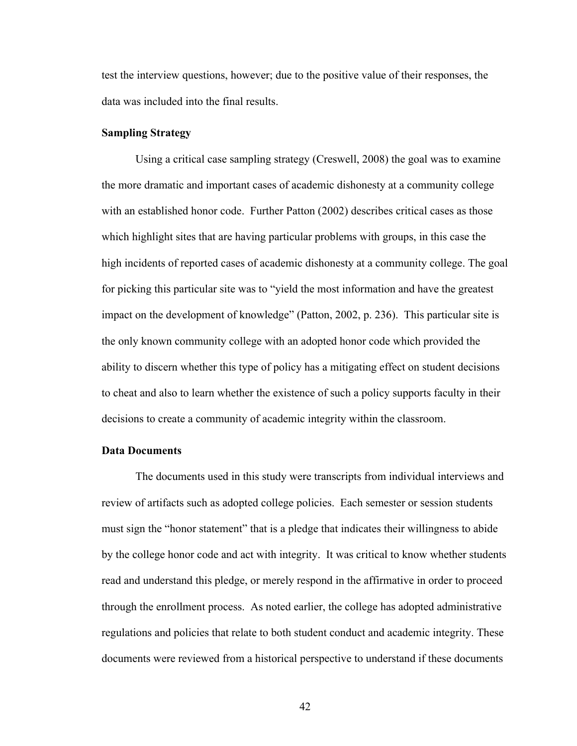test the interview questions, however; due to the positive value of their responses, the data was included into the final results.

### Sampling Strategy

Using a critical case sampling strategy (Creswell, 2008) the goal was to examine the more dramatic and important cases of academic dishonesty at a community college with an established honor code. Further Patton (2002) describes critical cases as those which highlight sites that are having particular problems with groups, in this case the high incidents of reported cases of academic dishonesty at a community college. The goal for picking this particular site was to "yield the most information and have the greatest impact on the development of knowledge" (Patton, 2002, p. 236). This particular site is the only known community college with an adopted honor code which provided the ability to discern whether this type of policy has a mitigating effect on student decisions to cheat and also to learn whether the existence of such a policy supports faculty in their decisions to create a community of academic integrity within the classroom.

### Data Documents

The documents used in this study were transcripts from individual interviews and review of artifacts such as adopted college policies. Each semester or session students must sign the "honor statement" that is a pledge that indicates their willingness to abide by the college honor code and act with integrity. It was critical to know whether students read and understand this pledge, or merely respond in the affirmative in order to proceed through the enrollment process. As noted earlier, the college has adopted administrative regulations and policies that relate to both student conduct and academic integrity. These documents were reviewed from a historical perspective to understand if these documents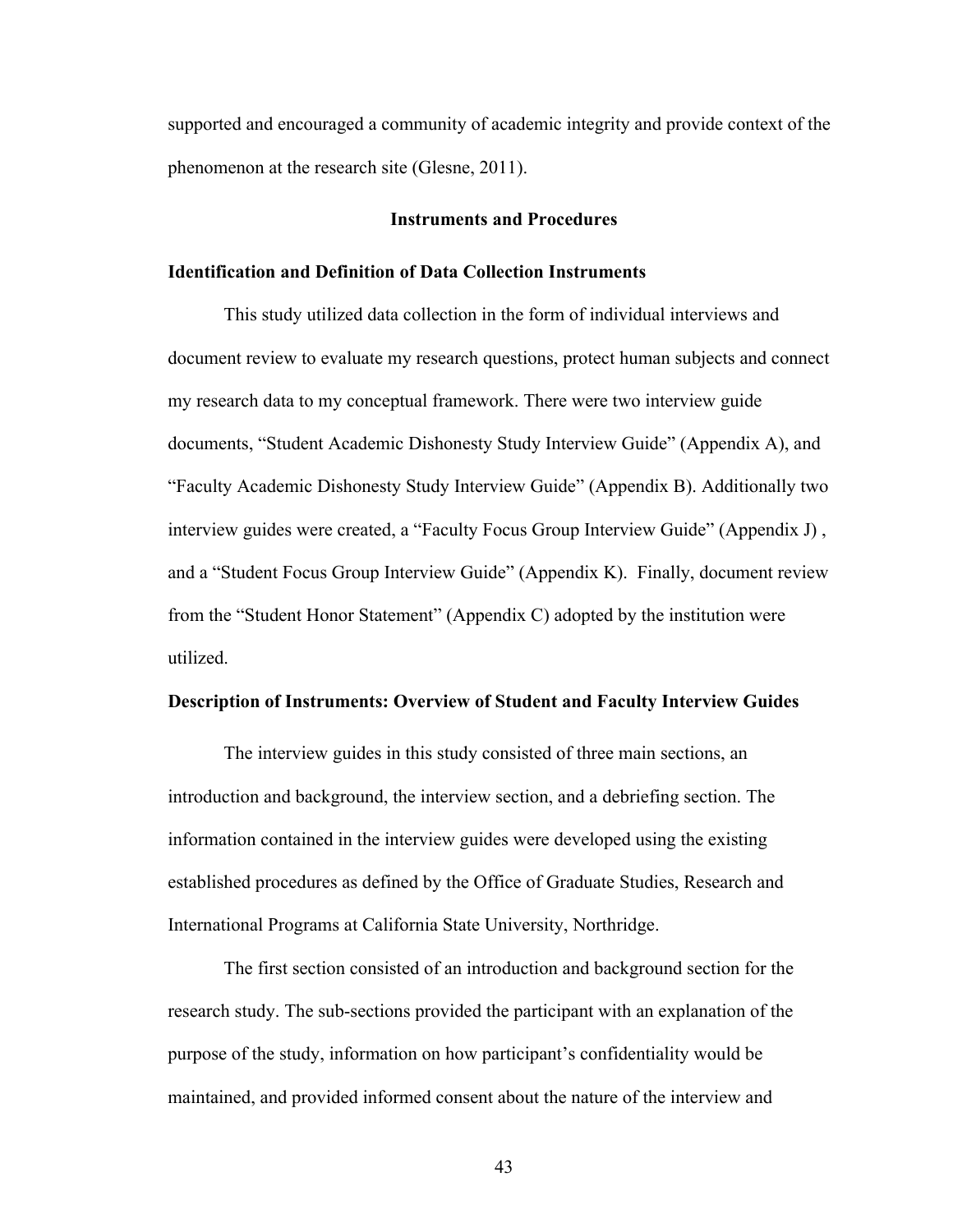supported and encouraged a community of academic integrity and provide context of the phenomenon at the research site (Glesne, 2011).

## Instruments and Procedures

### Identification and Definition of Data Collection Instruments

This study utilized data collection in the form of individual interviews and document review to evaluate my research questions, protect human subjects and connect my research data to my conceptual framework. There were two interview guide documents, "Student Academic Dishonesty Study Interview Guide" (Appendix A), and "Faculty Academic Dishonesty Study Interview Guide" (Appendix B). Additionally two interview guides were created, a "Faculty Focus Group Interview Guide" (Appendix J) , and a "Student Focus Group Interview Guide" (Appendix K). Finally, document review from the "Student Honor Statement" (Appendix C) adopted by the institution were utilized.

### Description of Instruments: Overview of Student and Faculty Interview Guides

The interview guides in this study consisted of three main sections, an introduction and background, the interview section, and a debriefing section. The information contained in the interview guides were developed using the existing established procedures as defined by the Office of Graduate Studies, Research and International Programs at California State University, Northridge.

The first section consisted of an introduction and background section for the research study. The sub-sections provided the participant with an explanation of the purpose of the study, information on how participant's confidentiality would be maintained, and provided informed consent about the nature of the interview and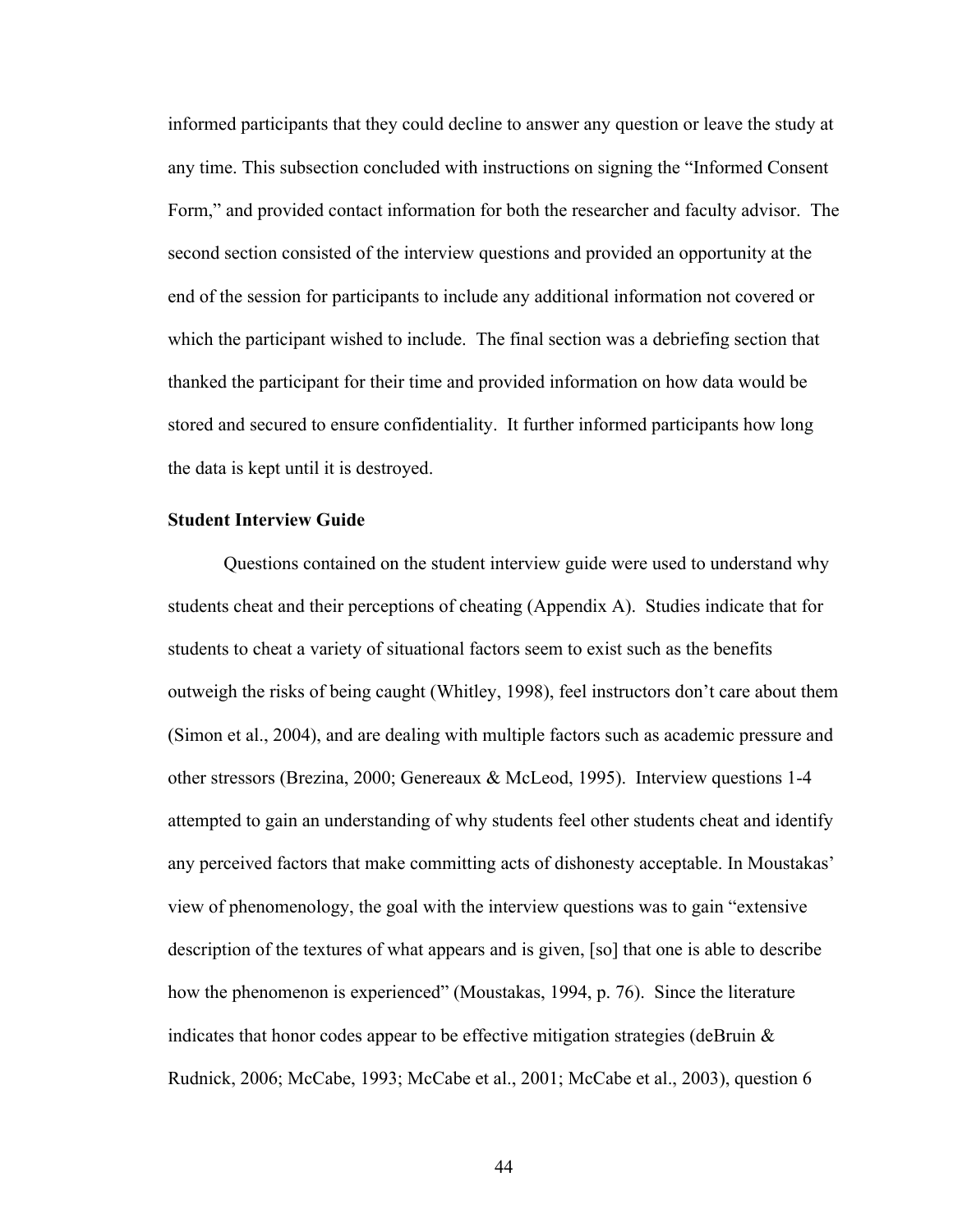informed participants that they could decline to answer any question or leave the study at any time. This subsection concluded with instructions on signing the "Informed Consent Form," and provided contact information for both the researcher and faculty advisor. The second section consisted of the interview questions and provided an opportunity at the end of the session for participants to include any additional information not covered or which the participant wished to include. The final section was a debriefing section that thanked the participant for their time and provided information on how data would be stored and secured to ensure confidentiality. It further informed participants how long the data is kept until it is destroyed.

**Student Interview Guide**

Questions contained on the student interview guide were used to understand why students cheat and their perceptions of cheating (Appendix A). Studies indicate that for students to cheat a variety of situational factors seem to exist such as the benefits outweigh the risks of being caught (Whitley, 1998), feel instructors don't care about them (Simon et al., 2004), and are dealing with multiple factors such as academic pressure and other stressors (Brezina, 2000; Genereaux & McLeod, 1995). Interview questions 1-4 attempted to gain an understanding of why students feel other students cheat and identify any perceived factors that make committing acts of dishonesty acceptable. In Moustakas' view of phenomenology, the goal with the interview questions was to gain "extensive description of the textures of what appears and is given, [so] that one is able to describe how the phenomenon is experienced" (Moustakas, 1994, p. 76). Since the literature indicates that honor codes appear to be effective mitigation strategies (deBruin & Rudnick, 2006; McCabe, 1993; McCabe et al., 2001; McCabe et al., 2003), question 6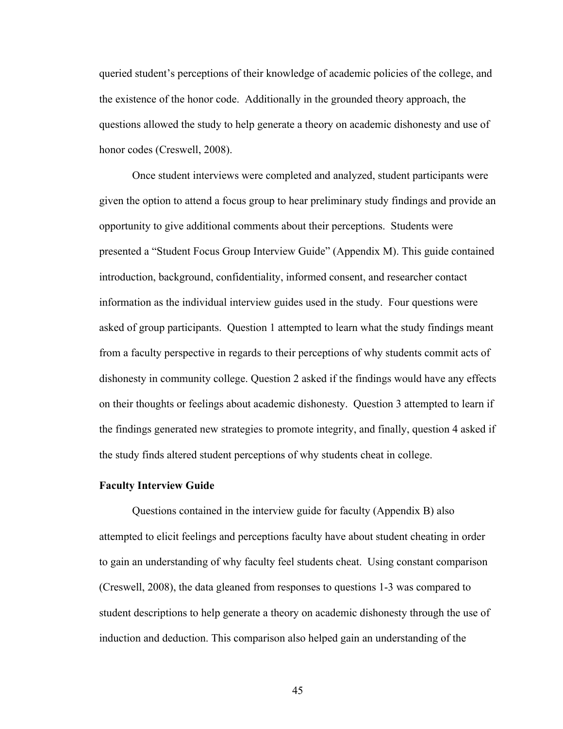queried student's perceptions of their knowledge of academic policies of the college, and the existence of the honor code. Additionally in the grounded theory approach, the questions allowed the study to help generate a theory on academic dishonesty and use of honor codes (Creswell, 2008).

Once student interviews were completed and analyzed, student participants were given the option to attend a focus group to hear preliminary study findings and provide an opportunity to give additional comments about their perceptions. Students were presented a "Student Focus Group Interview Guide" (Appendix M). This guide contained introduction, background, confidentiality, informed consent, and researcher contact information as the individual interview guides used in the study. Four questions were asked of group participants. Question 1 attempted to learn what the study findings meant from a faculty perspective in regards to their perceptions of why students commit acts of dishonesty in community college. Question 2 asked if the findings would have any effects on their thoughts or feelings about academic dishonesty. Question 3 attempted to learn if the findings generated new strategies to promote integrity, and finally, question 4 asked if the study finds altered student perceptions of why students cheat in college.

### Faculty Interview Guide

Questions contained in the interview guide for faculty (Appendix B) also attempted to elicit feelings and perceptions faculty have about student cheating in order to gain an understanding of why faculty feel students cheat. Using constant comparison (Creswell, 2008), the data gleaned from responses to questions 1-3 was compared to student descriptions to help generate a theory on academic dishonesty through the use of induction and deduction. This comparison also helped gain an understanding of the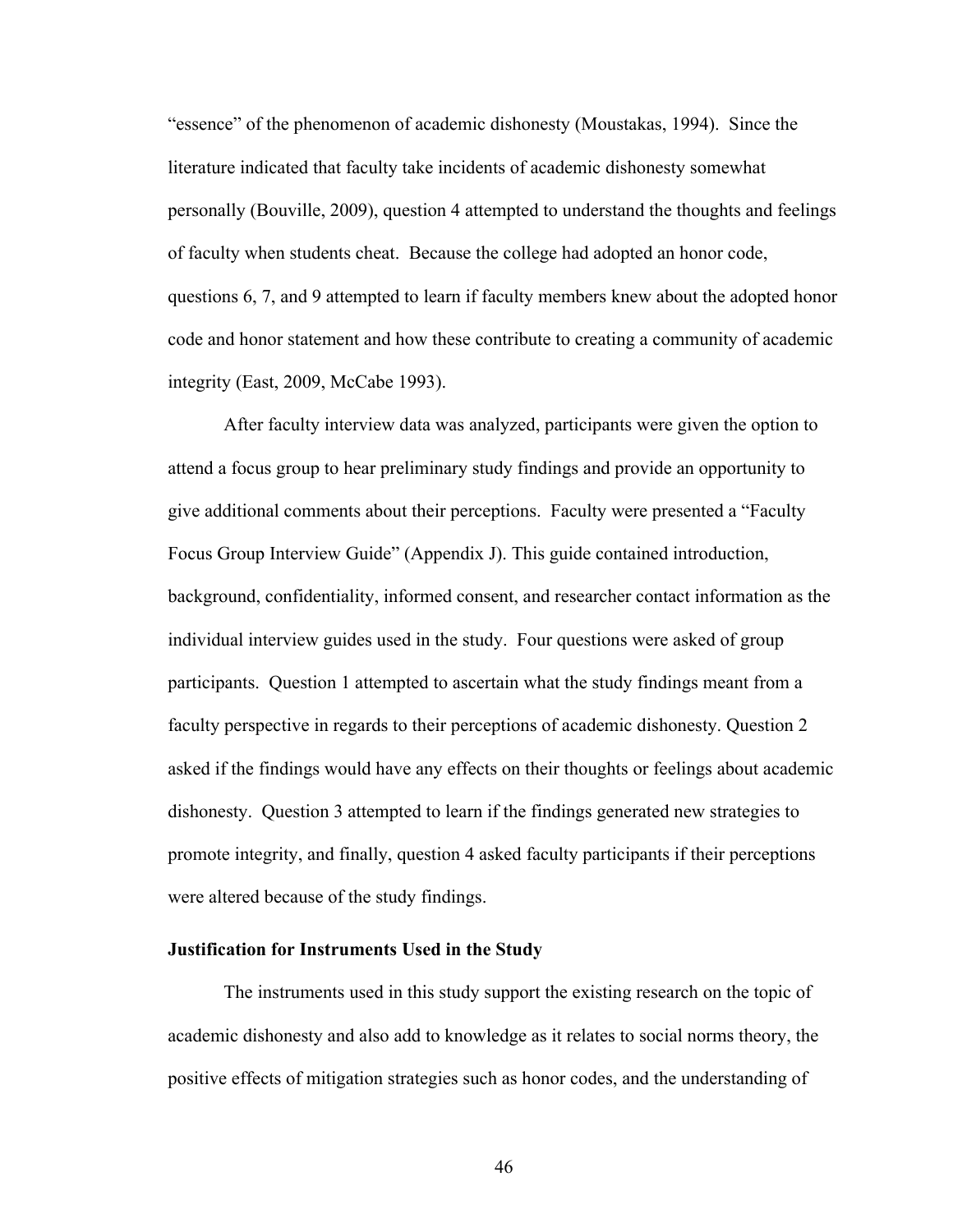"essence" of the phenomenon of academic dishonesty (Moustakas, 1994). Since the literature indicated that faculty take incidents of academic dishonesty somewhat personally (Bouville, 2009), question 4 attempted to understand the thoughts and feelings of faculty when students cheat. Because the college had adopted an honor code, questions 6, 7, and 9 attempted to learn if faculty members knew about the adopted honor code and honor statement and how these contribute to creating a community of academic integrity (East, 2009, McCabe 1993).

After faculty interview data was analyzed, participants were given the option to attend a focus group to hear preliminary study findings and provide an opportunity to give additional comments about their perceptions. Faculty were presented a "Faculty Focus Group Interview Guide" (Appendix J). This guide contained introduction, background, confidentiality, informed consent, and researcher contact information as the individual interview guides used in the study. Four questions were asked of group participants. Question 1 attempted to ascertain what the study findings meant from a faculty perspective in regards to their perceptions of academic dishonesty. Question 2 asked if the findings would have any effects on their thoughts or feelings about academic dishonesty. Question 3 attempted to learn if the findings generated new strategies to promote integrity, and finally, question 4 asked faculty participants if their perceptions were altered because of the study findings.

**Justification for Instruments Used in the Study**

The instruments used in this study support the existing research on the topic of academic dishonesty and also add to knowledge as it relates to social norms theory, the positive effects of mitigation strategies such as honor codes, and the understanding of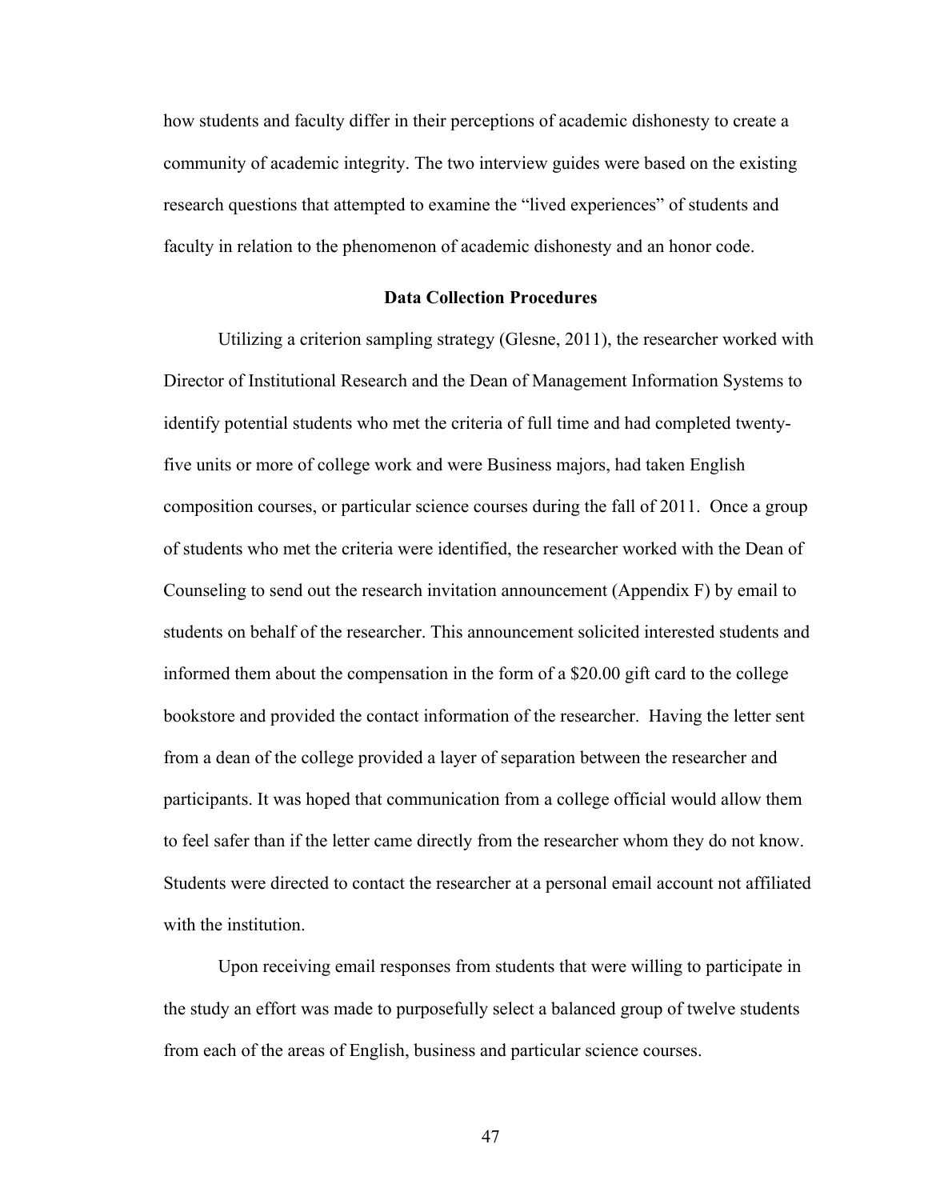how students and faculty differ in their perceptions of academic dishonesty to create a community of academic integrity. The two interview guides were based on the existing research questions that attempted to examine the "lived experiences" of students and faculty in relation to the phenomenon of academic dishonesty and an honor code.

## Data Collection Procedures

Utilizing a criterion sampling strategy (Glesne, 2011), the researcher worked with Director of Institutional Research and the Dean of Management Information Systems to identify potential students who met the criteria of full time and had completed twenty-five units or more of college work and were Business majors, had taken English composition courses, or particular science courses during the fall of 2011. Once a group of students who met the criteria were identified, the researcher worked with the Dean of Counseling to send out the research invitation announcement (Appendix F) by email to students on behalf of the researcher. This announcement solicited interested students and informed them about the compensation in the form of a $20.00 gift card to the college bookstore and provided the contact information of the researcher. Having the letter sent from a dean of the college provided a layer of separation between the researcher and participants. It was hoped that communication from a college official would allow them to feel safer than if the letter came directly from the researcher whom they do not know. Students were directed to contact the researcher at a personal email account not affiliated with the institution.

Upon receiving email responses from students that were willing to participate in the study an effort was made to purposefully select a balanced group of twelve students from each of the areas of English, business and particular science courses.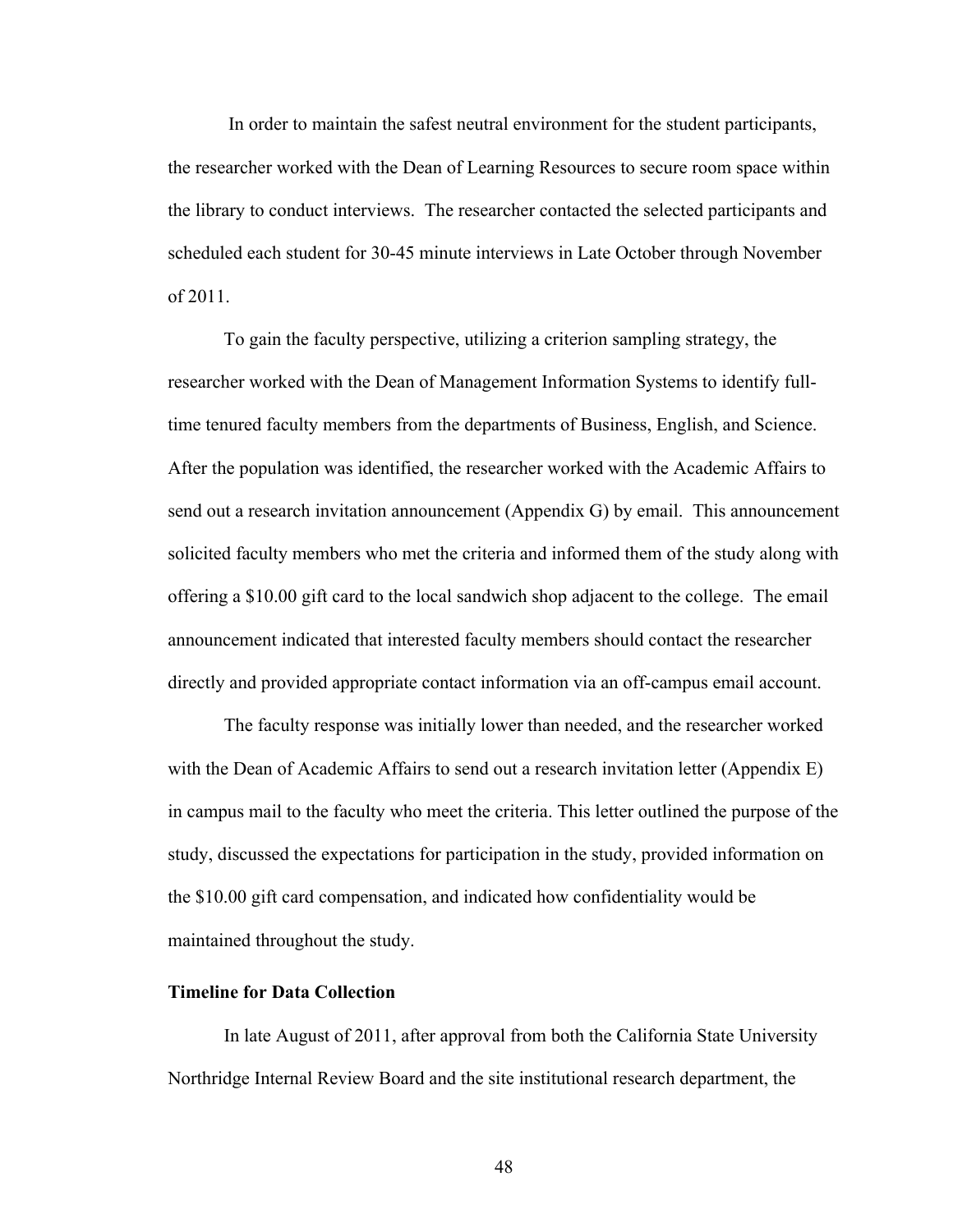In order to maintain the safest neutral environment for the student participants, the researcher worked with the Dean of Learning Resources to secure room space within the library to conduct interviews. The researcher contacted the selected participants and scheduled each student for 30-45 minute interviews in Late October through November of 2011.

To gain the faculty perspective, utilizing a criterion sampling strategy, the researcher worked with the Dean of Management Information Systems to identify full-time tenured faculty members from the departments of Business, English, and Science. After the population was identified, the researcher worked with the Academic Affairs to send out a research invitation announcement (Appendix G) by email. This announcement solicited faculty members who met the criteria and informed them of the study along with offering a $10.00 gift card to the local sandwich shop adjacent to the college. The email announcement indicated that interested faculty members should contact the researcher directly and provided appropriate contact information via an off-campus email account.

The faculty response was initially lower than needed, and the researcher worked with the Dean of Academic Affairs to send out a research invitation letter (Appendix E) in campus mail to the faculty who meet the criteria. This letter outlined the purpose of the study, discussed the expectations for participation in the study, provided information on the $10.00 gift card compensation, and indicated how confidentiality would be maintained throughout the study.

**Timeline for Data Collection**

In late August of 2011, after approval from both the California State University Northridge Internal Review Board and the site institutional research department, the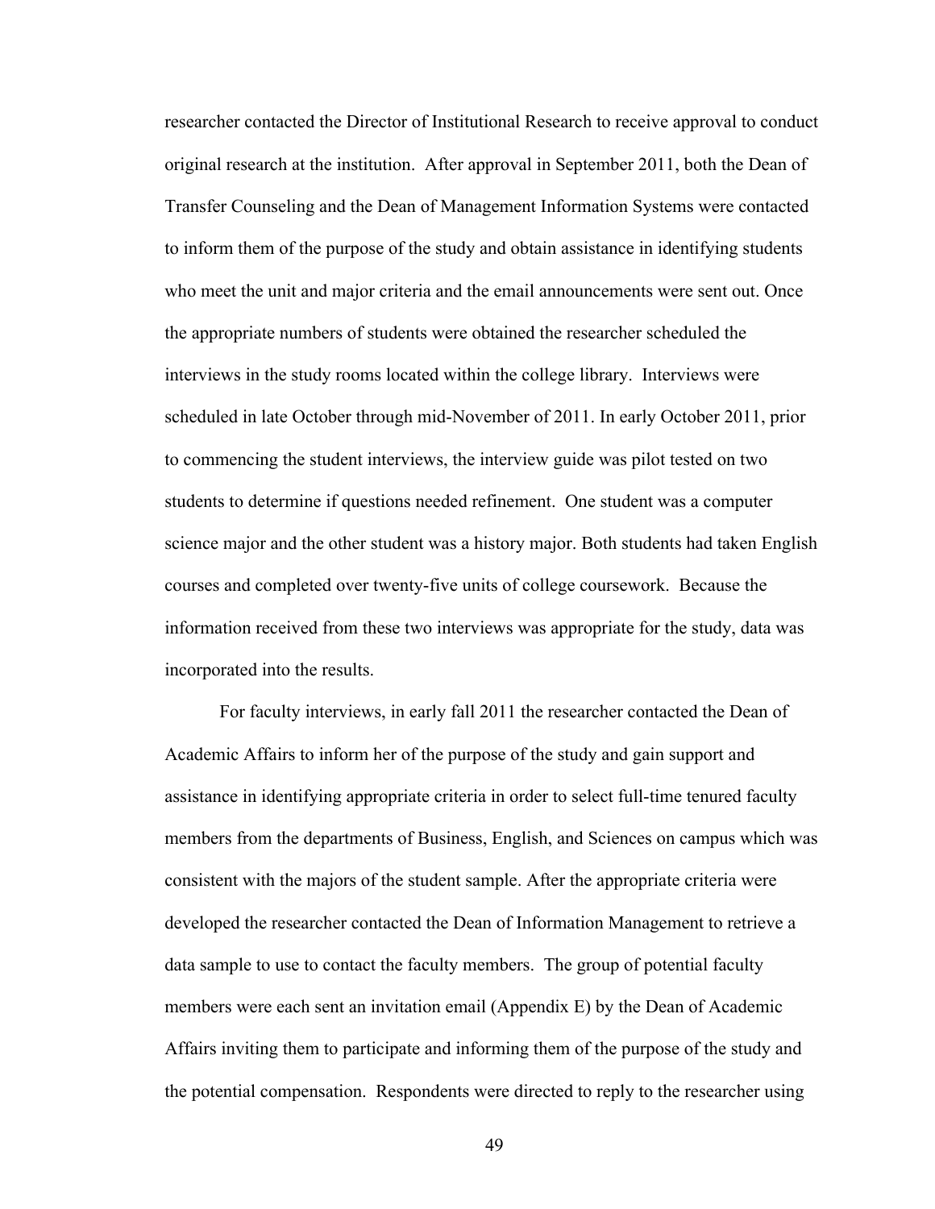researcher contacted the Director of Institutional Research to receive approval to conduct original research at the institution. After approval in September 2011, both the Dean of Transfer Counseling and the Dean of Management Information Systems were contacted to inform them of the purpose of the study and obtain assistance in identifying students who meet the unit and major criteria and the email announcements were sent out. Once the appropriate numbers of students were obtained the researcher scheduled the interviews in the study rooms located within the college library. Interviews were scheduled in late October through mid-November of 2011. In early October 2011, prior to commencing the student interviews, the interview guide was pilot tested on two students to determine if questions needed refinement. One student was a computer science major and the other student was a history major. Both students had taken English courses and completed over twenty-five units of college coursework. Because the information received from these two interviews was appropriate for the study, data was incorporated into the results.

For faculty interviews, in early fall 2011 the researcher contacted the Dean of Academic Affairs to inform her of the purpose of the study and gain support and assistance in identifying appropriate criteria in order to select full-time tenured faculty members from the departments of Business, English, and Sciences on campus which was consistent with the majors of the student sample. After the appropriate criteria were developed the researcher contacted the Dean of Information Management to retrieve a data sample to use to contact the faculty members. The group of potential faculty members were each sent an invitation email (Appendix E) by the Dean of Academic Affairs inviting them to participate and informing them of the purpose of the study and the potential compensation. Respondents were directed to reply to the researcher using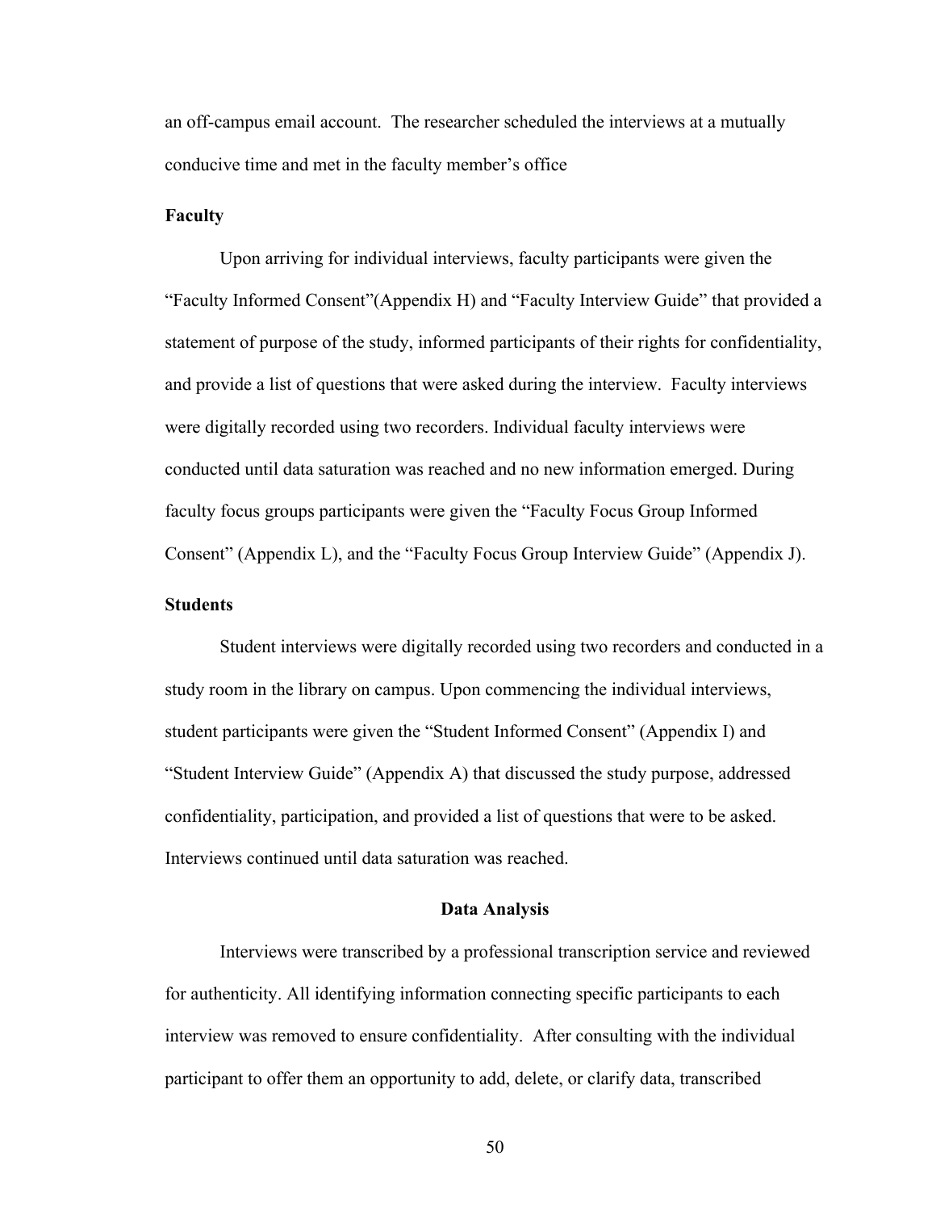an off-campus email account. The researcher scheduled the interviews at a mutually conducive time and met in the faculty member's office

### Faculty

Upon arriving for individual interviews, faculty participants were given the "Faculty Informed Consent"(Appendix H) and "Faculty Interview Guide" that provided a statement of purpose of the study, informed participants of their rights for confidentiality, and provide a list of questions that were asked during the interview. Faculty interviews were digitally recorded using two recorders. Individual faculty interviews were conducted until data saturation was reached and no new information emerged. During faculty focus groups participants were given the "Faculty Focus Group Informed Consent" (Appendix L), and the "Faculty Focus Group Interview Guide" (Appendix J).

### Students

Student interviews were digitally recorded using two recorders and conducted in a study room in the library on campus. Upon commencing the individual interviews, student participants were given the "Student Informed Consent" (Appendix I) and "Student Interview Guide" (Appendix A) that discussed the study purpose, addressed confidentiality, participation, and provided a list of questions that were to be asked. Interviews continued until data saturation was reached.

## Data Analysis

Interviews were transcribed by a professional transcription service and reviewed for authenticity. All identifying information connecting specific participants to each interview was removed to ensure confidentiality. After consulting with the individual participant to offer them an opportunity to add, delete, or clarify data, transcribed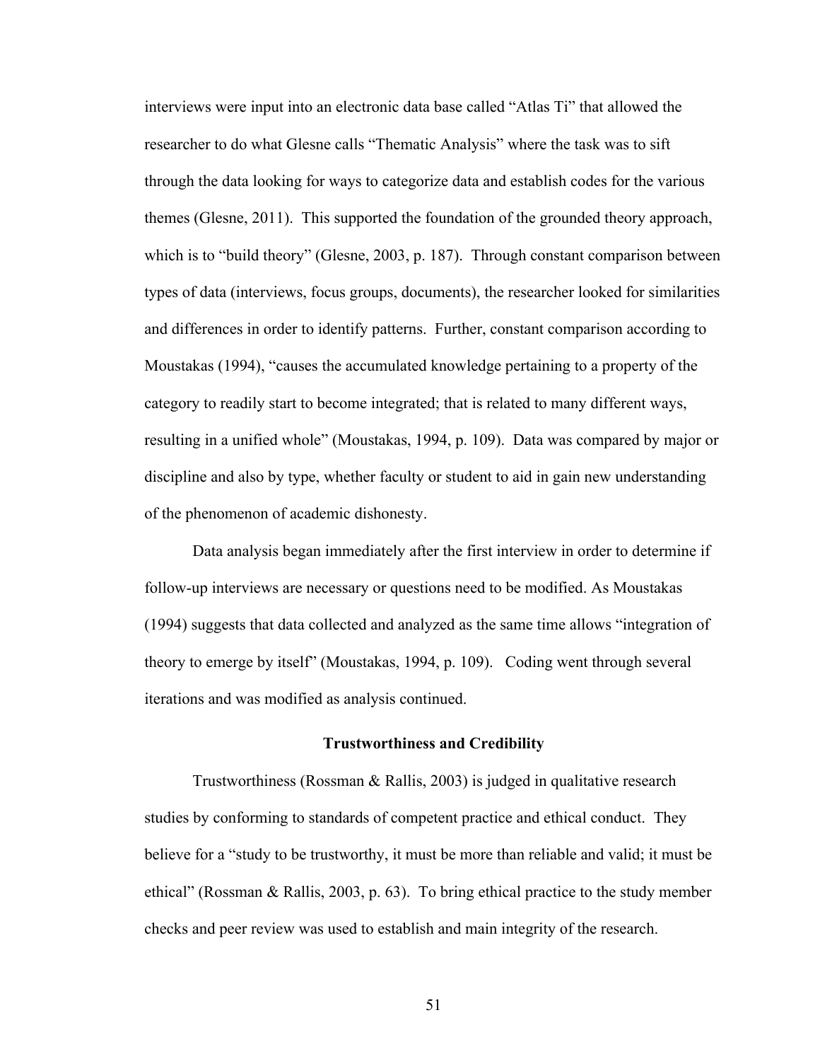interviews were input into an electronic data base called "Atlas Ti" that allowed the researcher to do what Glesne calls "Thematic Analysis" where the task was to sift through the data looking for ways to categorize data and establish codes for the various themes (Glesne, 2011). This supported the foundation of the grounded theory approach, which is to "build theory" (Glesne, 2003, p. 187). Through constant comparison between types of data (interviews, focus groups, documents), the researcher looked for similarities and differences in order to identify patterns. Further, constant comparison according to Moustakas (1994), "causes the accumulated knowledge pertaining to a property of the category to readily start to become integrated; that is related to many different ways, resulting in a unified whole" (Moustakas, 1994, p. 109). Data was compared by major or discipline and also by type, whether faculty or student to aid in gain new understanding of the phenomenon of academic dishonesty.

Data analysis began immediately after the first interview in order to determine if follow-up interviews are necessary or questions need to be modified. As Moustakas (1994) suggests that data collected and analyzed as the same time allows "integration of theory to emerge by itself" (Moustakas, 1994, p. 109). Coding went through several iterations and was modified as analysis continued.

## Trustworthiness and Credibility

Trustworthiness (Rossman & Rallis, 2003) is judged in qualitative research studies by conforming to standards of competent practice and ethical conduct. They believe for a "study to be trustworthy, it must be more than reliable and valid; it must be ethical" (Rossman & Rallis, 2003, p. 63). To bring ethical practice to the study member checks and peer review was used to establish and main integrity of the research.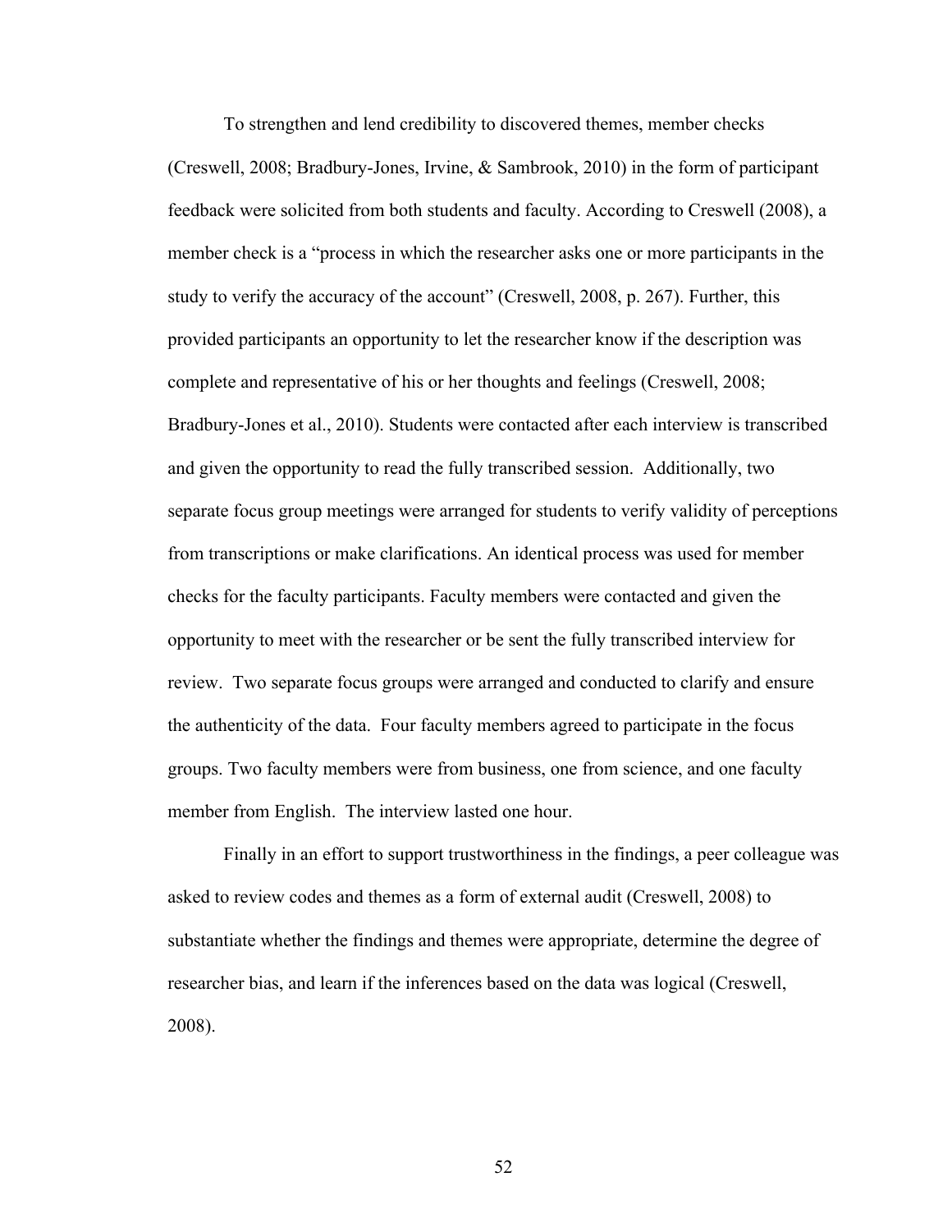To strengthen and lend credibility to discovered themes, member checks (Creswell, 2008; Bradbury-Jones, Irvine, & Sambrook, 2010) in the form of participant feedback were solicited from both students and faculty. According to Creswell (2008), a member check is a "process in which the researcher asks one or more participants in the study to verify the accuracy of the account" (Creswell, 2008, p. 267). Further, this provided participants an opportunity to let the researcher know if the description was complete and representative of his or her thoughts and feelings (Creswell, 2008; Bradbury-Jones et al., 2010). Students were contacted after each interview is transcribed and given the opportunity to read the fully transcribed session. Additionally, two separate focus group meetings were arranged for students to verify validity of perceptions from transcriptions or make clarifications. An identical process was used for member checks for the faculty participants. Faculty members were contacted and given the opportunity to meet with the researcher or be sent the fully transcribed interview for review. Two separate focus groups were arranged and conducted to clarify and ensure the authenticity of the data. Four faculty members agreed to participate in the focus groups. Two faculty members were from business, one from science, and one faculty member from English. The interview lasted one hour.

Finally in an effort to support trustworthiness in the findings, a peer colleague was asked to review codes and themes as a form of external audit (Creswell, 2008) to substantiate whether the findings and themes were appropriate, determine the degree of researcher bias, and learn if the inferences based on the data was logical (Creswell, 2008).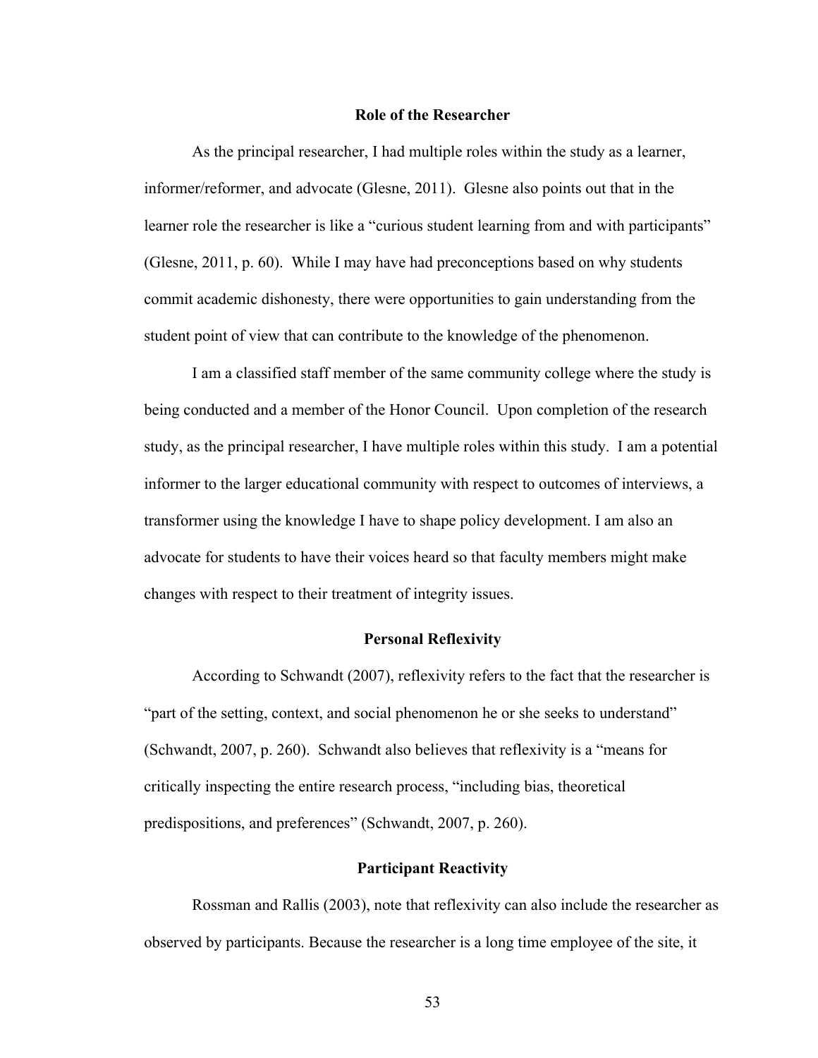## Role of the Researcher

As the principal researcher, I had multiple roles within the study as a learner, informer/reformer, and advocate (Glesne, 2011). Glesne also points out that in the learner role the researcher is like a "curious student learning from and with participants" (Glesne, 2011, p. 60). While I may have had preconceptions based on why students commit academic dishonesty, there were opportunities to gain understanding from the student point of view that can contribute to the knowledge of the phenomenon.

I am a classified staff member of the same community college where the study is being conducted and a member of the Honor Council. Upon completion of the research study, as the principal researcher, I have multiple roles within this study. I am a potential informer to the larger educational community with respect to outcomes of interviews, a transformer using the knowledge I have to shape policy development. I am also an advocate for students to have their voices heard so that faculty members might make changes with respect to their treatment of integrity issues.

## Personal Reflexivity

According to Schwandt (2007), reflexivity refers to the fact that the researcher is "part of the setting, context, and social phenomenon he or she seeks to understand" (Schwandt, 2007, p. 260). Schwandt also believes that reflexivity is a "means for critically inspecting the entire research process, "including bias, theoretical predispositions, and preferences" (Schwandt, 2007, p. 260).

## Participant Reactivity

Rossman and Rallis (2003), note that reflexivity can also include the researcher as observed by participants. Because the researcher is a long time employee of the site, it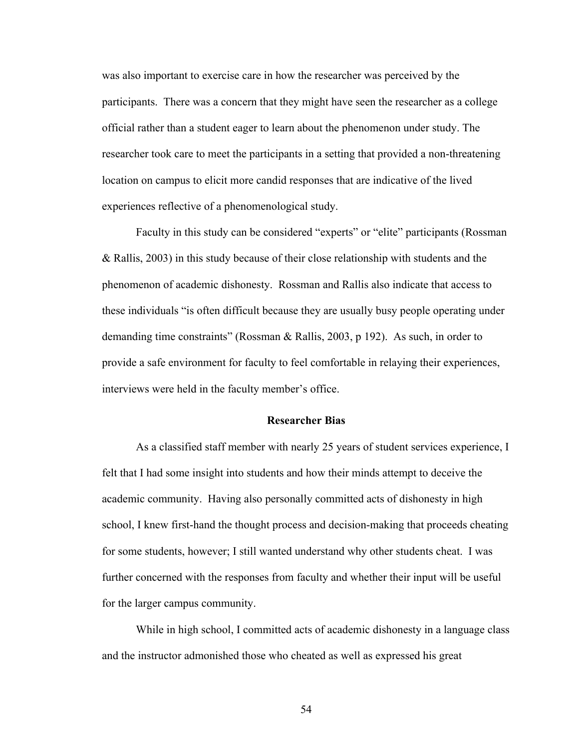was also important to exercise care in how the researcher was perceived by the participants. There was a concern that they might have seen the researcher as a college official rather than a student eager to learn about the phenomenon under study. The researcher took care to meet the participants in a setting that provided a non-threatening location on campus to elicit more candid responses that are indicative of the lived experiences reflective of a phenomenological study.

Faculty in this study can be considered "experts" or "elite" participants (Rossman & Rallis, 2003) in this study because of their close relationship with students and the phenomenon of academic dishonesty. Rossman and Rallis also indicate that access to these individuals "is often difficult because they are usually busy people operating under demanding time constraints" (Rossman & Rallis, 2003, p 192). As such, in order to provide a safe environment for faculty to feel comfortable in relaying their experiences, interviews were held in the faculty member's office.

## Researcher Bias

As a classified staff member with nearly 25 years of student services experience, I felt that I had some insight into students and how their minds attempt to deceive the academic community. Having also personally committed acts of dishonesty in high school, I knew first-hand the thought process and decision-making that proceeds cheating for some students, however; I still wanted understand why other students cheat. I was further concerned with the responses from faculty and whether their input will be useful for the larger campus community.

While in high school, I committed acts of academic dishonesty in a language class and the instructor admonished those who cheated as well as expressed his great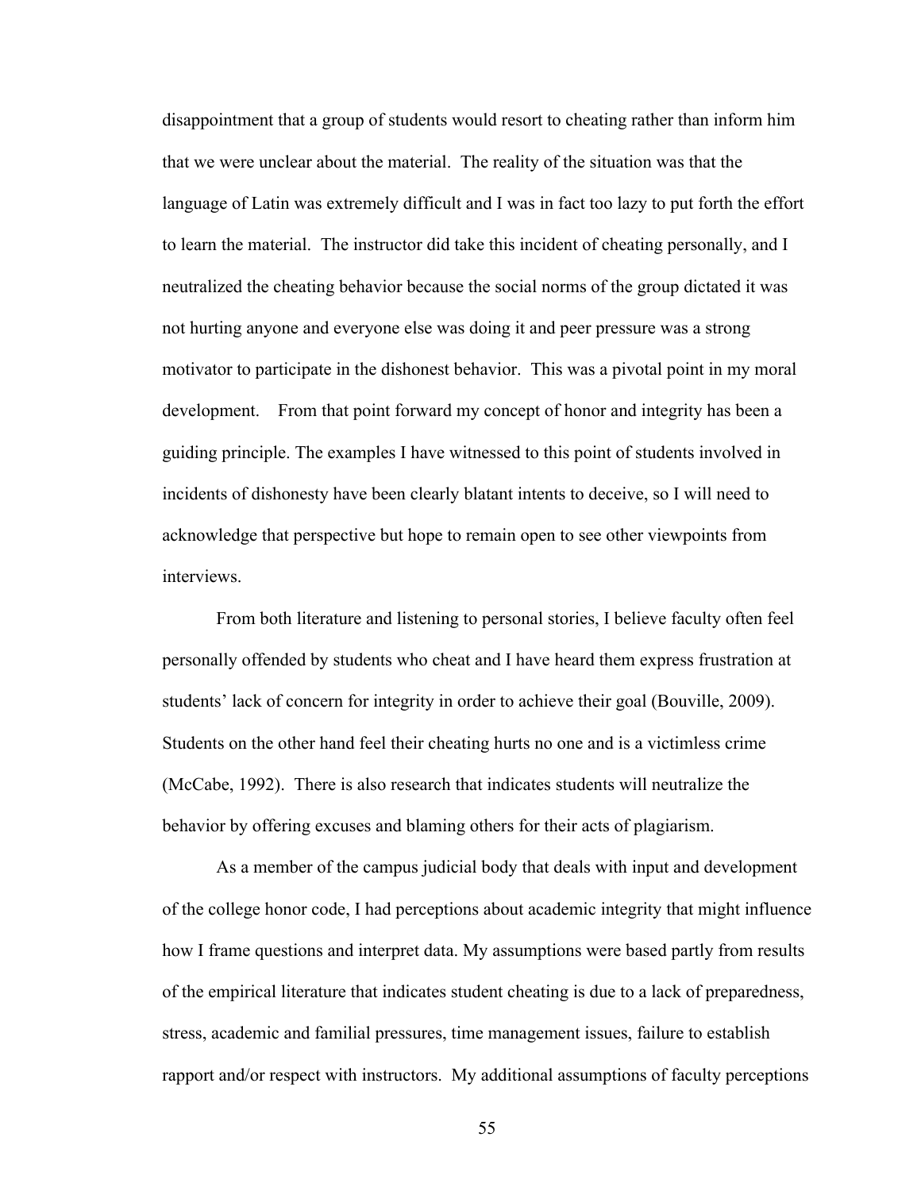disappointment that a group of students would resort to cheating rather than inform him that we were unclear about the material. The reality of the situation was that the language of Latin was extremely difficult and I was in fact too lazy to put forth the effort to learn the material. The instructor did take this incident of cheating personally, and I neutralized the cheating behavior because the social norms of the group dictated it was not hurting anyone and everyone else was doing it and peer pressure was a strong motivator to participate in the dishonest behavior. This was a pivotal point in my moral development. From that point forward my concept of honor and integrity has been a guiding principle. The examples I have witnessed to this point of students involved in incidents of dishonesty have been clearly blatant intents to deceive, so I will need to acknowledge that perspective but hope to remain open to see other viewpoints from interviews.

From both literature and listening to personal stories, I believe faculty often feel personally offended by students who cheat and I have heard them express frustration at students' lack of concern for integrity in order to achieve their goal (Bouville, 2009). Students on the other hand feel their cheating hurts no one and is a victimless crime (McCabe, 1992). There is also research that indicates students will neutralize the behavior by offering excuses and blaming others for their acts of plagiarism.

As a member of the campus judicial body that deals with input and development of the college honor code, I had perceptions about academic integrity that might influence how I frame questions and interpret data. My assumptions were based partly from results of the empirical literature that indicates student cheating is due to a lack of preparedness, stress, academic and familial pressures, time management issues, failure to establish rapport and/or respect with instructors. My additional assumptions of faculty perceptions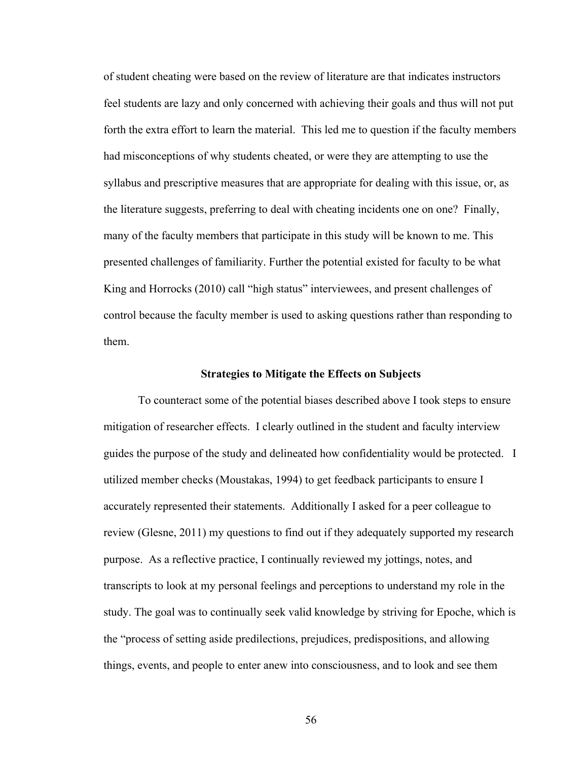of student cheating were based on the review of literature are that indicates instructors feel students are lazy and only concerned with achieving their goals and thus will not put forth the extra effort to learn the material. This led me to question if the faculty members had misconceptions of why students cheated, or were they are attempting to use the syllabus and prescriptive measures that are appropriate for dealing with this issue, or, as the literature suggests, preferring to deal with cheating incidents one on one? Finally, many of the faculty members that participate in this study will be known to me. This presented challenges of familiarity. Further the potential existed for faculty to be what King and Horrocks (2010) call "high status" interviewees, and present challenges of control because the faculty member is used to asking questions rather than responding to them.

### Strategies to Mitigate the Effects on Subjects

To counteract some of the potential biases described above I took steps to ensure mitigation of researcher effects. I clearly outlined in the student and faculty interview guides the purpose of the study and delineated how confidentiality would be protected. I utilized member checks (Moustakas, 1994) to get feedback participants to ensure I accurately represented their statements. Additionally I asked for a peer colleague to review (Glesne, 2011) my questions to find out if they adequately supported my research purpose. As a reflective practice, I continually reviewed my jottings, notes, and transcripts to look at my personal feelings and perceptions to understand my role in the study. The goal was to continually seek valid knowledge by striving for Epoche, which is the "process of setting aside predilections, prejudices, predispositions, and allowing things, events, and people to enter anew into consciousness, and to look and see them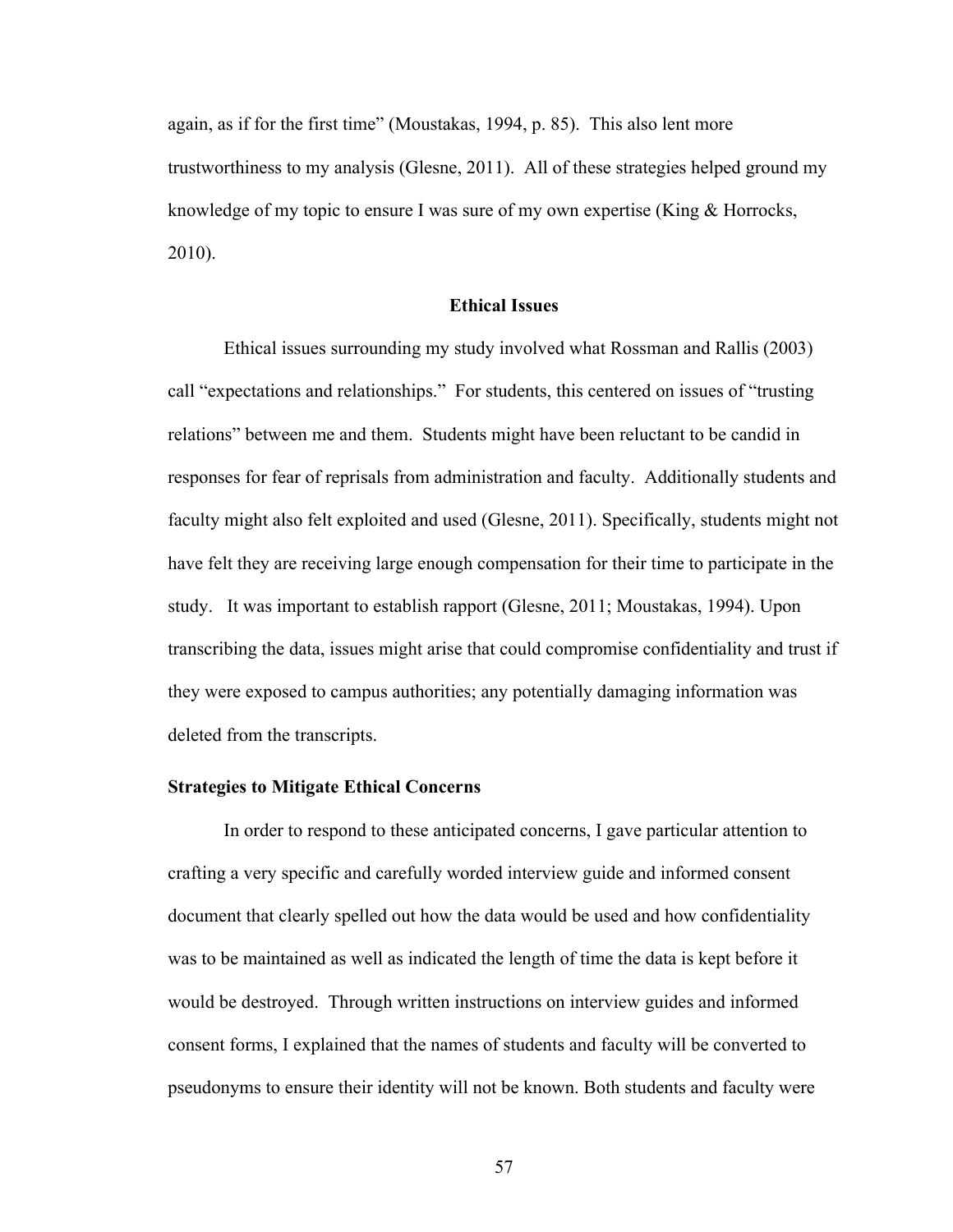again, as if for the first time" (Moustakas, 1994, p. 85). This also lent more trustworthiness to my analysis (Glesne, 2011). All of these strategies helped ground my knowledge of my topic to ensure I was sure of my own expertise (King & Horrocks, 2010).

## Ethical Issues

Ethical issues surrounding my study involved what Rossman and Rallis (2003) call "expectations and relationships." For students, this centered on issues of "trusting relations" between me and them. Students might have been reluctant to be candid in responses for fear of reprisals from administration and faculty. Additionally students and faculty might also felt exploited and used (Glesne, 2011). Specifically, students might not have felt they are receiving large enough compensation for their time to participate in the study. It was important to establish rapport (Glesne, 2011; Moustakas, 1994). Upon transcribing the data, issues might arise that could compromise confidentiality and trust if they were exposed to campus authorities; any potentially damaging information was deleted from the transcripts.

### Strategies to Mitigate Ethical Concerns

In order to respond to these anticipated concerns, I gave particular attention to crafting a very specific and carefully worded interview guide and informed consent document that clearly spelled out how the data would be used and how confidentiality was to be maintained as well as indicated the length of time the data is kept before it would be destroyed. Through written instructions on interview guides and informed consent forms, I explained that the names of students and faculty will be converted to pseudonyms to ensure their identity will not be known. Both students and faculty were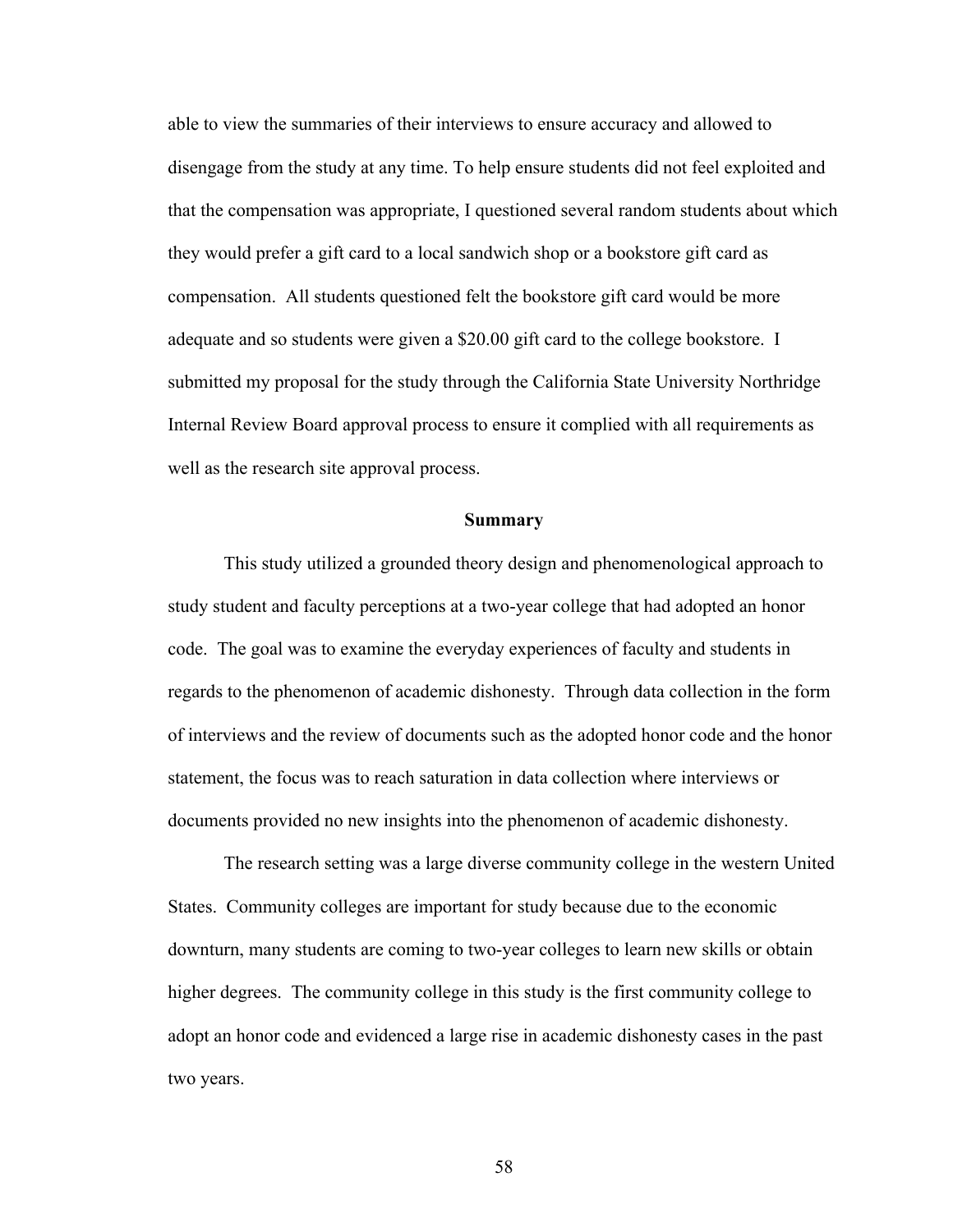able to view the summaries of their interviews to ensure accuracy and allowed to disengage from the study at any time. To help ensure students did not feel exploited and that the compensation was appropriate, I questioned several random students about which they would prefer a gift card to a local sandwich shop or a bookstore gift card as compensation. All students questioned felt the bookstore gift card would be more adequate and so students were given a $20.00 gift card to the college bookstore. I submitted my proposal for the study through the California State University Northridge Internal Review Board approval process to ensure it complied with all requirements as well as the research site approval process.

## Summary

This study utilized a grounded theory design and phenomenological approach to study student and faculty perceptions at a two-year college that had adopted an honor code. The goal was to examine the everyday experiences of faculty and students in regards to the phenomenon of academic dishonesty. Through data collection in the form of interviews and the review of documents such as the adopted honor code and the honor statement, the focus was to reach saturation in data collection where interviews or documents provided no new insights into the phenomenon of academic dishonesty.

The research setting was a large diverse community college in the western United States. Community colleges are important for study because due to the economic downturn, many students are coming to two-year colleges to learn new skills or obtain higher degrees. The community college in this study is the first community college to adopt an honor code and evidenced a large rise in academic dishonesty cases in the past two years.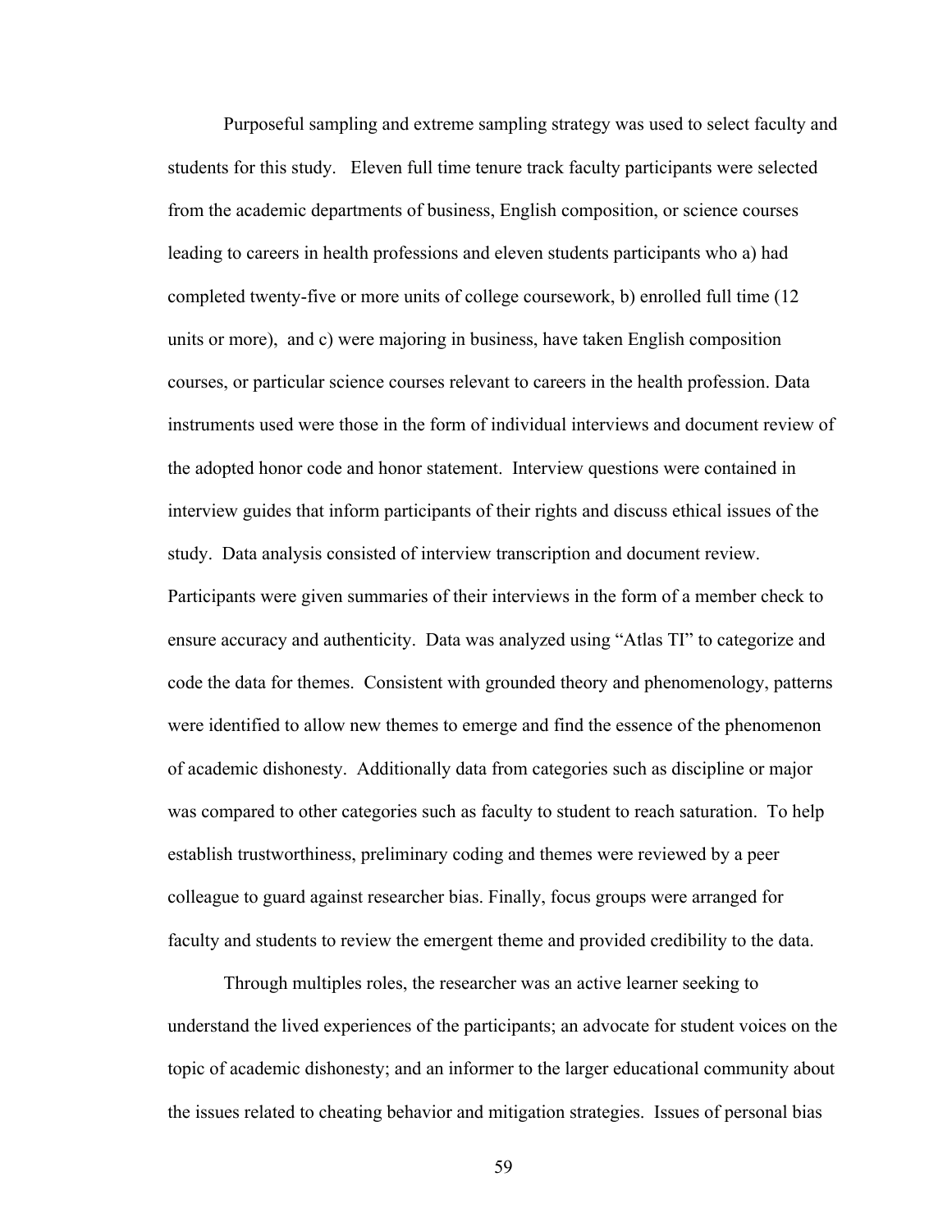Purposeful sampling and extreme sampling strategy was used to select faculty and students for this study.  Eleven full time tenure track faculty participants were selected from the academic departments of business, English composition, or science courses leading to careers in health professions and eleven students participants who a) had completed twenty-five or more units of college coursework, b) enrolled full time (12 units or more), and c) were majoring in business, have taken English composition courses, or particular science courses relevant to careers in the health profession. Data instruments used were those in the form of individual interviews and document review of the adopted honor code and honor statement.  Interview questions were contained in interview guides that inform participants of their rights and discuss ethical issues of the study.  Data analysis consisted of interview transcription and document review. Participants were given summaries of their interviews in the form of a member check to ensure accuracy and authenticity.  Data was analyzed using "Atlas TI" to categorize and code the data for themes.  Consistent with grounded theory and phenomenology, patterns were identified to allow new themes to emerge and find the essence of the phenomenon of academic dishonesty.  Additionally data from categories such as discipline or major was compared to other categories such as faculty to student to reach saturation.  To help establish trustworthiness, preliminary coding and themes were reviewed by a peer colleague to guard against researcher bias. Finally, focus groups were arranged for faculty and students to review the emergent theme and provided credibility to the data.

Through multiples roles, the researcher was an active learner seeking to understand the lived experiences of the participants; an advocate for student voices on the topic of academic dishonesty; and an informer to the larger educational community about the issues related to cheating behavior and mitigation strategies.  Issues of personal bias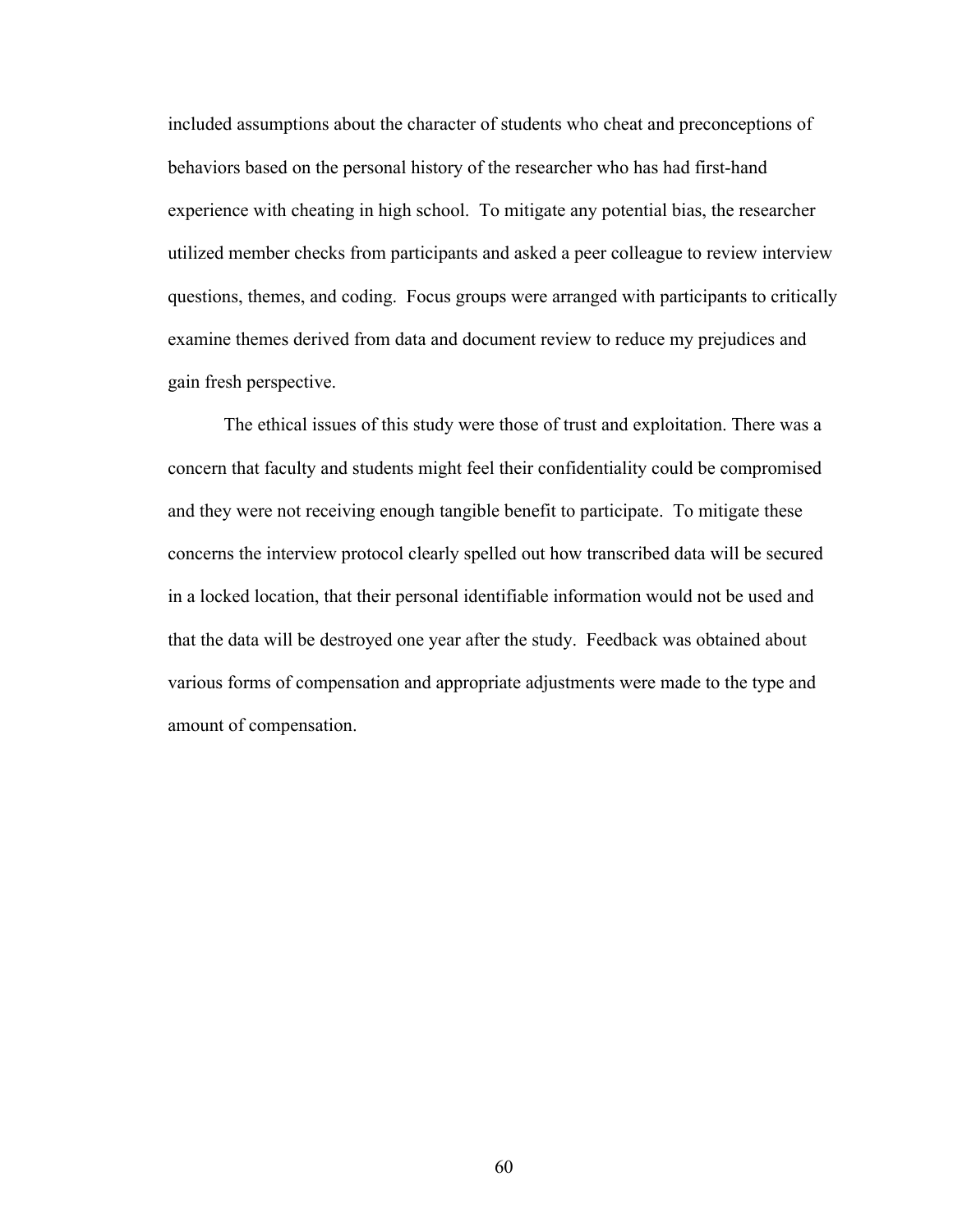included assumptions about the character of students who cheat and preconceptions of behaviors based on the personal history of the researcher who has had first-hand experience with cheating in high school. To mitigate any potential bias, the researcher utilized member checks from participants and asked a peer colleague to review interview questions, themes, and coding. Focus groups were arranged with participants to critically examine themes derived from data and document review to reduce my prejudices and gain fresh perspective.

The ethical issues of this study were those of trust and exploitation. There was a concern that faculty and students might feel their confidentiality could be compromised and they were not receiving enough tangible benefit to participate. To mitigate these concerns the interview protocol clearly spelled out how transcribed data will be secured in a locked location, that their personal identifiable information would not be used and that the data will be destroyed one year after the study. Feedback was obtained about various forms of compensation and appropriate adjustments were made to the type and amount of compensation.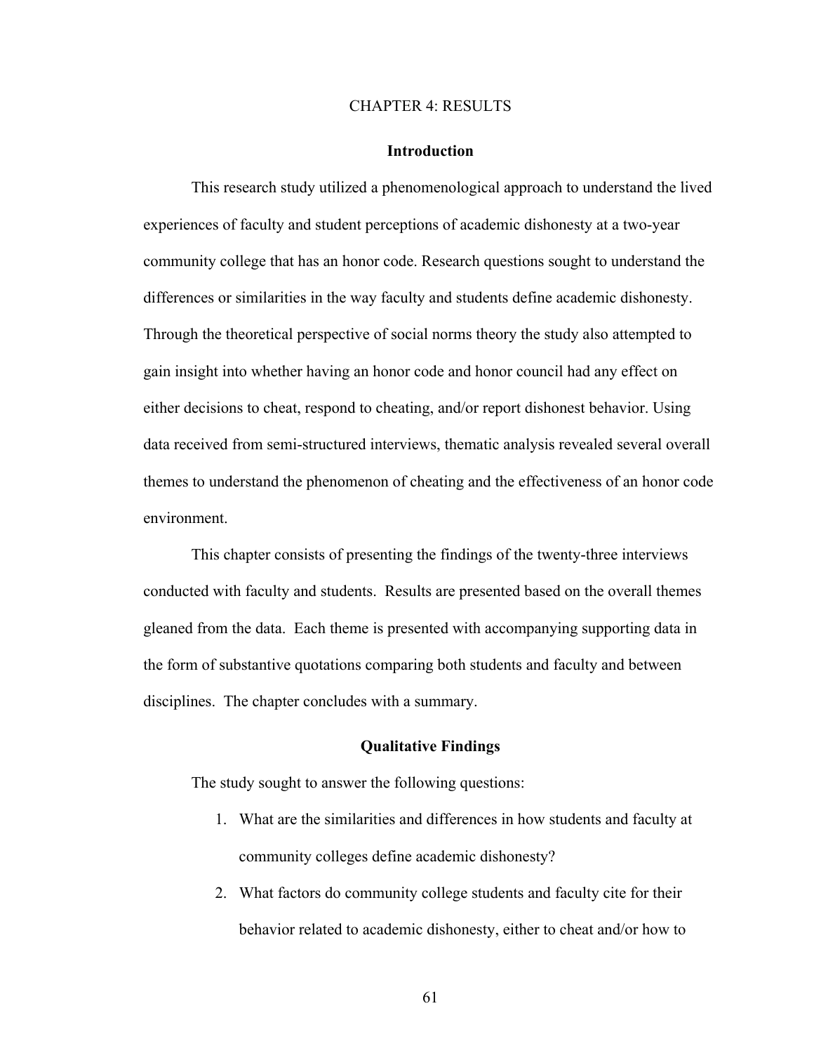# CHAPTER 4: RESULTS

## Introduction

This research study utilized a phenomenological approach to understand the lived experiences of faculty and student perceptions of academic dishonesty at a two-year community college that has an honor code. Research questions sought to understand the differences or similarities in the way faculty and students define academic dishonesty. Through the theoretical perspective of social norms theory the study also attempted to gain insight into whether having an honor code and honor council had any effect on either decisions to cheat, respond to cheating, and/or report dishonest behavior. Using data received from semi-structured interviews, thematic analysis revealed several overall themes to understand the phenomenon of cheating and the effectiveness of an honor code environment.

This chapter consists of presenting the findings of the twenty-three interviews conducted with faculty and students. Results are presented based on the overall themes gleaned from the data. Each theme is presented with accompanying supporting data in the form of substantive quotations comparing both students and faculty and between disciplines. The chapter concludes with a summary.

## Qualitative Findings

The study sought to answer the following questions:

1. What are the similarities and differences in how students and faculty at community colleges define academic dishonesty?
2. What factors do community college students and faculty cite for their behavior related to academic dishonesty, either to cheat and/or how to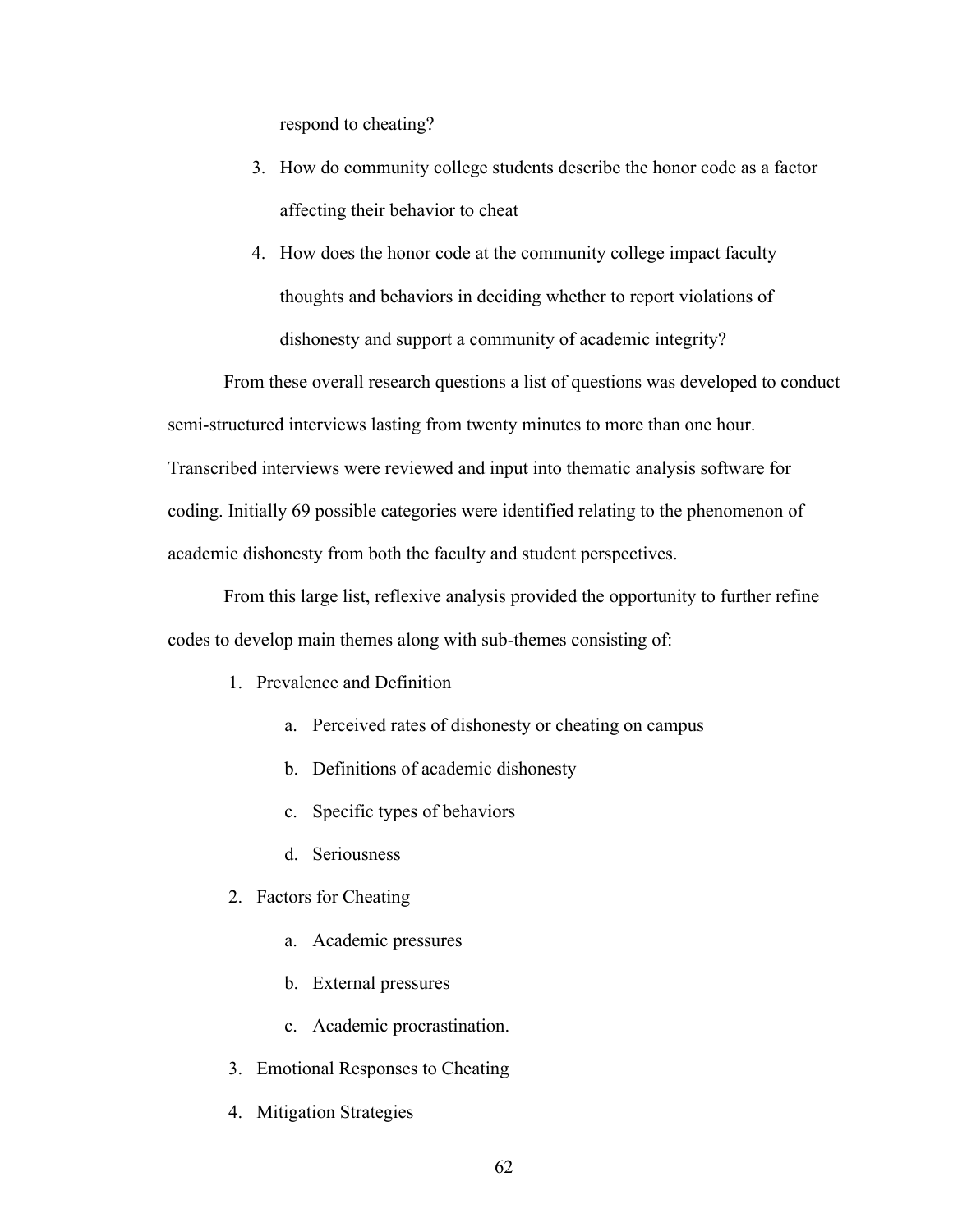respond to cheating?

3. How do community college students describe the honor code as a factor affecting their behavior to cheat
4. How does the honor code at the community college impact faculty thoughts and behaviors in deciding whether to report violations of dishonesty and support a community of academic integrity?

From these overall research questions a list of questions was developed to conduct semi-structured interviews lasting from twenty minutes to more than one hour. Transcribed interviews were reviewed and input into thematic analysis software for coding. Initially 69 possible categories were identified relating to the phenomenon of academic dishonesty from both the faculty and student perspectives.

From this large list, reflexive analysis provided the opportunity to further refine codes to develop main themes along with sub-themes consisting of:

1. Prevalence and Definition
    a. Perceived rates of dishonesty or cheating on campus
    b. Definitions of academic dishonesty
    c. Specific types of behaviors
    d. Seriousness
2. Factors for Cheating
    a. Academic pressures
    b. External pressures
    c. Academic procrastination.
3. Emotional Responses to Cheating
4. Mitigation Strategies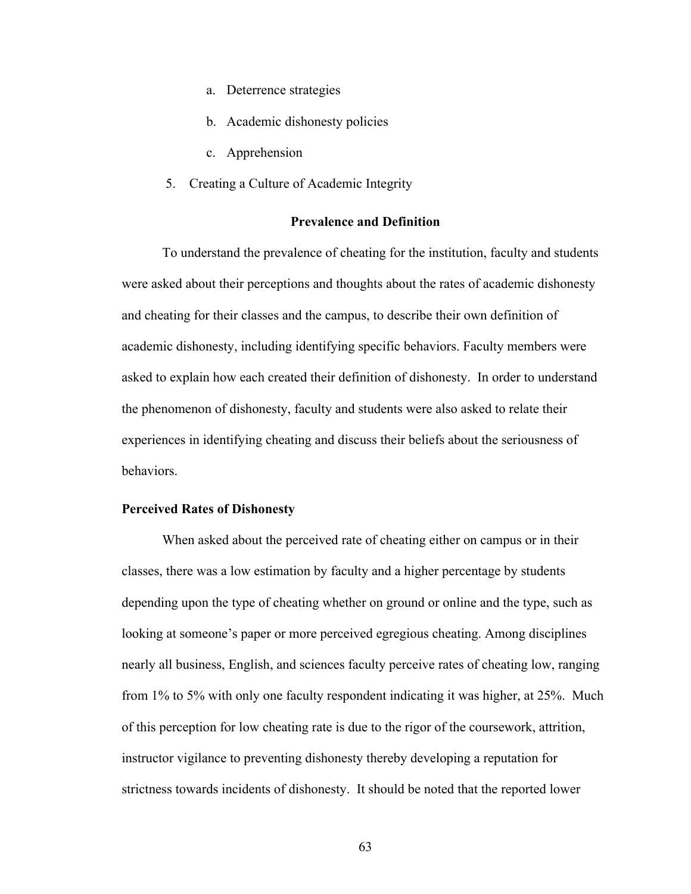a. Deterrence strategies

   b. Academic dishonesty policies

   c. Apprehension

5. Creating a Culture of Academic Integrity

## Prevalence and Definition

To understand the prevalence of cheating for the institution, faculty and students were asked about their perceptions and thoughts about the rates of academic dishonesty and cheating for their classes and the campus, to describe their own definition of academic dishonesty, including identifying specific behaviors. Faculty members were asked to explain how each created their definition of dishonesty. In order to understand the phenomenon of dishonesty, faculty and students were also asked to relate their experiences in identifying cheating and discuss their beliefs about the seriousness of behaviors.

### Perceived Rates of Dishonesty

When asked about the perceived rate of cheating either on campus or in their classes, there was a low estimation by faculty and a higher percentage by students depending upon the type of cheating whether on ground or online and the type, such as looking at someone's paper or more perceived egregious cheating. Among disciplines nearly all business, English, and sciences faculty perceive rates of cheating low, ranging from 1% to 5% with only one faculty respondent indicating it was higher, at 25%. Much of this perception for low cheating rate is due to the rigor of the coursework, attrition, instructor vigilance to preventing dishonesty thereby developing a reputation for strictness towards incidents of dishonesty. It should be noted that the reported lower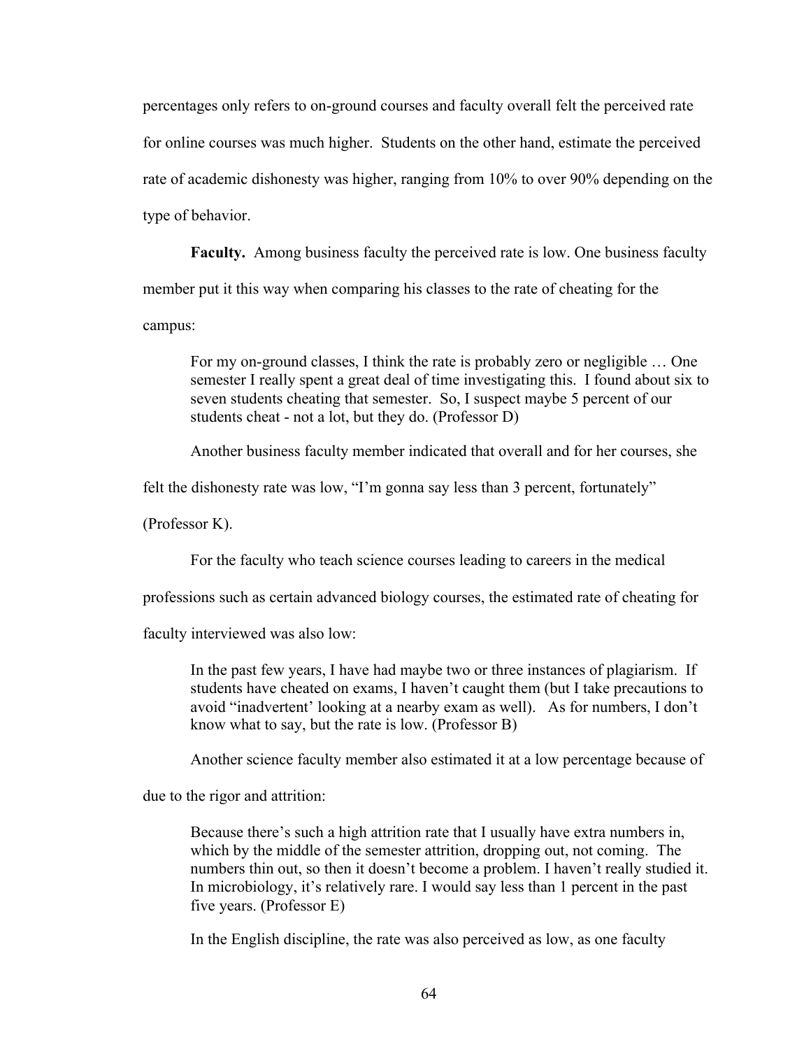percentages only refers to on-ground courses and faculty overall felt the perceived rate for online courses was much higher. Students on the other hand, estimate the perceived rate of academic dishonesty was higher, ranging from 10% to over 90% depending on the type of behavior.

**Faculty.** Among business faculty the perceived rate is low. One business faculty member put it this way when comparing his classes to the rate of cheating for the campus:

> For my on-ground classes, I think the rate is probably zero or negligible … One semester I really spent a great deal of time investigating this. I found about six to seven students cheating that semester. So, I suspect maybe 5 percent of our students cheat - not a lot, but they do. (Professor D)

Another business faculty member indicated that overall and for her courses, she felt the dishonesty rate was low, "I'm gonna say less than 3 percent, fortunately" (Professor K).

For the faculty who teach science courses leading to careers in the medical professions such as certain advanced biology courses, the estimated rate of cheating for faculty interviewed was also low:

> In the past few years, I have had maybe two or three instances of plagiarism. If students have cheated on exams, I haven't caught them (but I take precautions to avoid "inadvertent' looking at a nearby exam as well). As for numbers, I don't know what to say, but the rate is low. (Professor B)

Another science faculty member also estimated it at a low percentage because of due to the rigor and attrition:

> Because there's such a high attrition rate that I usually have extra numbers in, which by the middle of the semester attrition, dropping out, not coming. The numbers thin out, so then it doesn't become a problem. I haven't really studied it. In microbiology, it's relatively rare. I would say less than 1 percent in the past five years. (Professor E)

In the English discipline, the rate was also perceived as low, as one faculty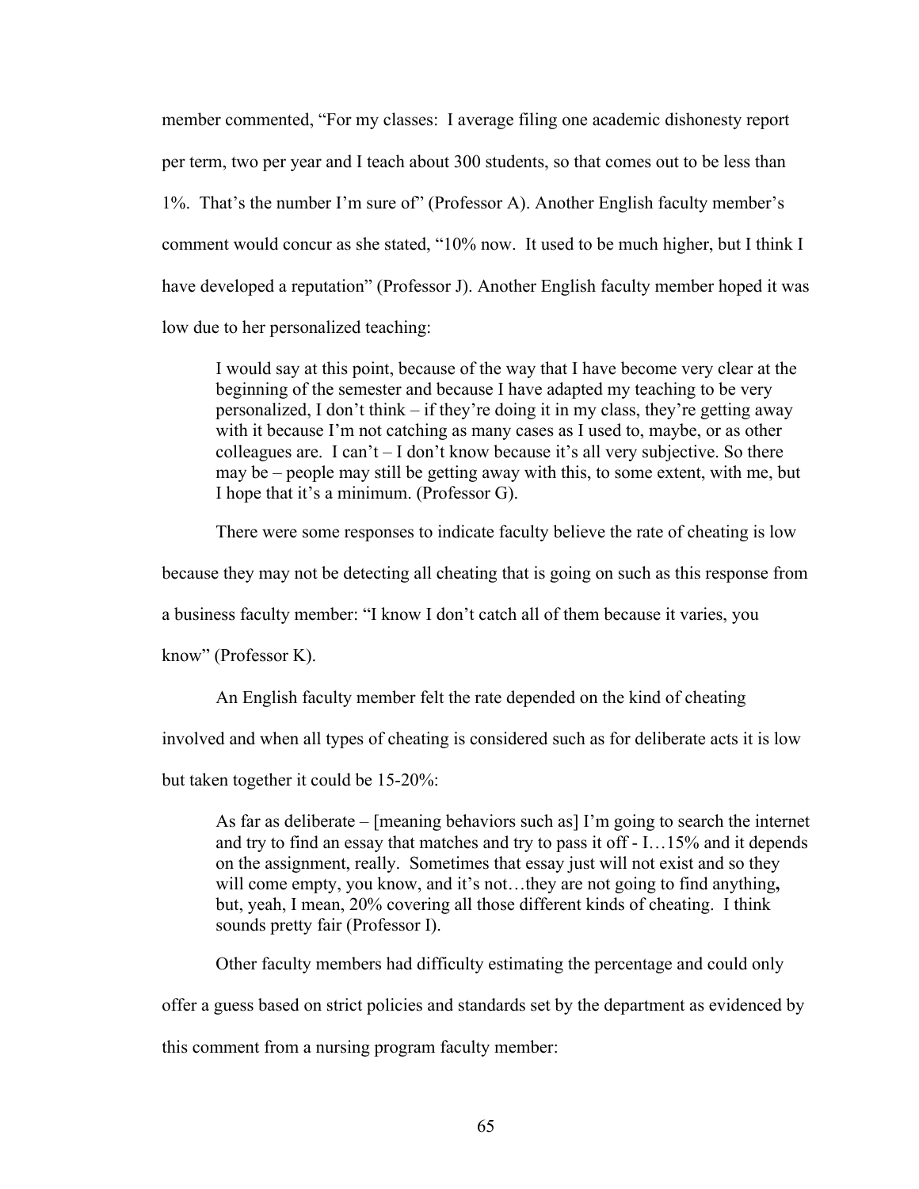member commented, "For my classes: I average filing one academic dishonesty report per term, two per year and I teach about 300 students, so that comes out to be less than 1%. That's the number I'm sure of" (Professor A). Another English faculty member's comment would concur as she stated, "10% now. It used to be much higher, but I think I have developed a reputation" (Professor J). Another English faculty member hoped it was low due to her personalized teaching:

> I would say at this point, because of the way that I have become very clear at the beginning of the semester and because I have adapted my teaching to be very personalized, I don't think – if they're doing it in my class, they're getting away with it because I'm not catching as many cases as I used to, maybe, or as other colleagues are. I can't – I don't know because it's all very subjective. So there may be – people may still be getting away with this, to some extent, with me, but I hope that it's a minimum. (Professor G).

There were some responses to indicate faculty believe the rate of cheating is low because they may not be detecting all cheating that is going on such as this response from a business faculty member: "I know I don't catch all of them because it varies, you know" (Professor K).

An English faculty member felt the rate depended on the kind of cheating involved and when all types of cheating is considered such as for deliberate acts it is low but taken together it could be 15-20%:

> As far as deliberate – [meaning behaviors such as] I'm going to search the internet and try to find an essay that matches and try to pass it off - I…15% and it depends on the assignment, really. Sometimes that essay just will not exist and so they will come empty, you know, and it's not…they are not going to find anything**,** but, yeah, I mean, 20% covering all those different kinds of cheating. I think sounds pretty fair (Professor I).

Other faculty members had difficulty estimating the percentage and could only offer a guess based on strict policies and standards set by the department as evidenced by this comment from a nursing program faculty member: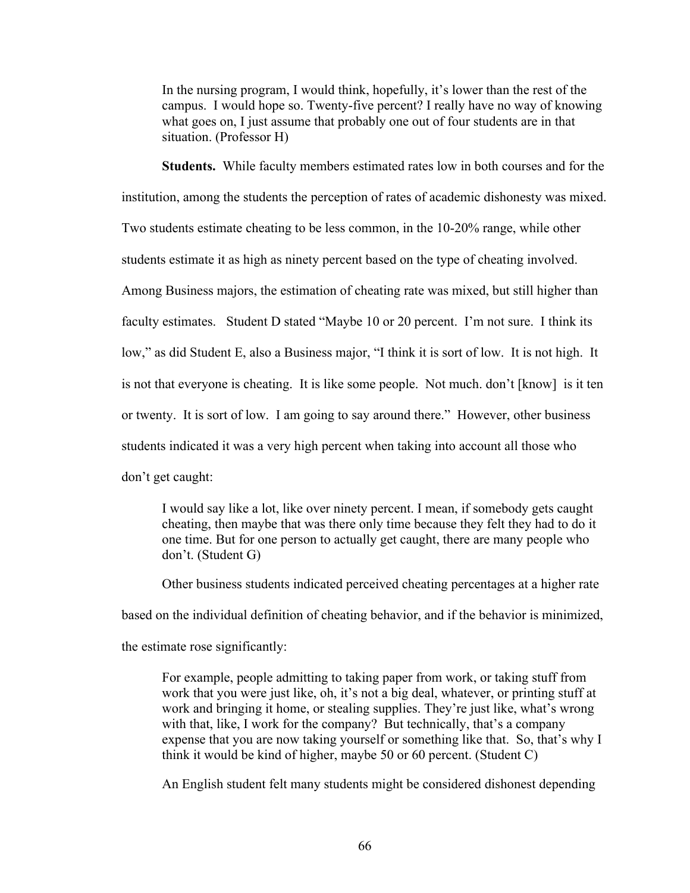> In the nursing program, I would think, hopefully, it's lower than the rest of the campus. I would hope so. Twenty-five percent? I really have no way of knowing what goes on, I just assume that probably one out of four students are in that situation. (Professor H)

**Students.** While faculty members estimated rates low in both courses and for the institution, among the students the perception of rates of academic dishonesty was mixed. Two students estimate cheating to be less common, in the 10-20% range, while other students estimate it as high as ninety percent based on the type of cheating involved. Among Business majors, the estimation of cheating rate was mixed, but still higher than faculty estimates. Student D stated "Maybe 10 or 20 percent. I'm not sure. I think its low," as did Student E, also a Business major, "I think it is sort of low. It is not high. It is not that everyone is cheating. It is like some people. Not much. don't [know] is it ten or twenty. It is sort of low. I am going to say around there." However, other business students indicated it was a very high percent when taking into account all those who don't get caught:

> I would say like a lot, like over ninety percent. I mean, if somebody gets caught cheating, then maybe that was there only time because they felt they had to do it one time. But for one person to actually get caught, there are many people who don't. (Student G)

Other business students indicated perceived cheating percentages at a higher rate based on the individual definition of cheating behavior, and if the behavior is minimized, the estimate rose significantly:

> For example, people admitting to taking paper from work, or taking stuff from work that you were just like, oh, it's not a big deal, whatever, or printing stuff at work and bringing it home, or stealing supplies. They're just like, what's wrong with that, like, I work for the company? But technically, that's a company expense that you are now taking yourself or something like that. So, that's why I think it would be kind of higher, maybe 50 or 60 percent. (Student C)

An English student felt many students might be considered dishonest depending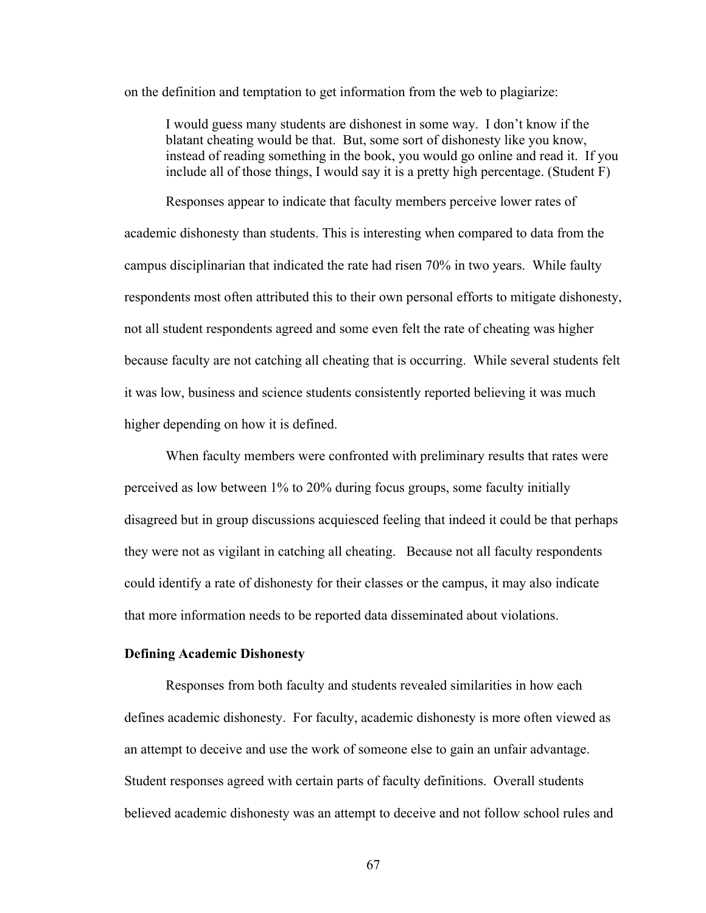on the definition and temptation to get information from the web to plagiarize:

> I would guess many students are dishonest in some way. I don't know if the blatant cheating would be that. But, some sort of dishonesty like you know, instead of reading something in the book, you would go online and read it. If you include all of those things, I would say it is a pretty high percentage. (Student F)

Responses appear to indicate that faculty members perceive lower rates of academic dishonesty than students. This is interesting when compared to data from the campus disciplinarian that indicated the rate had risen 70% in two years. While faulty respondents most often attributed this to their own personal efforts to mitigate dishonesty, not all student respondents agreed and some even felt the rate of cheating was higher because faculty are not catching all cheating that is occurring. While several students felt it was low, business and science students consistently reported believing it was much higher depending on how it is defined.

When faculty members were confronted with preliminary results that rates were perceived as low between 1% to 20% during focus groups, some faculty initially disagreed but in group discussions acquiesced feeling that indeed it could be that perhaps they were not as vigilant in catching all cheating. Because not all faculty respondents could identify a rate of dishonesty for their classes or the campus, it may also indicate that more information needs to be reported data disseminated about violations.

**Defining Academic Dishonesty**

Responses from both faculty and students revealed similarities in how each defines academic dishonesty. For faculty, academic dishonesty is more often viewed as an attempt to deceive and use the work of someone else to gain an unfair advantage. Student responses agreed with certain parts of faculty definitions. Overall students believed academic dishonesty was an attempt to deceive and not follow school rules and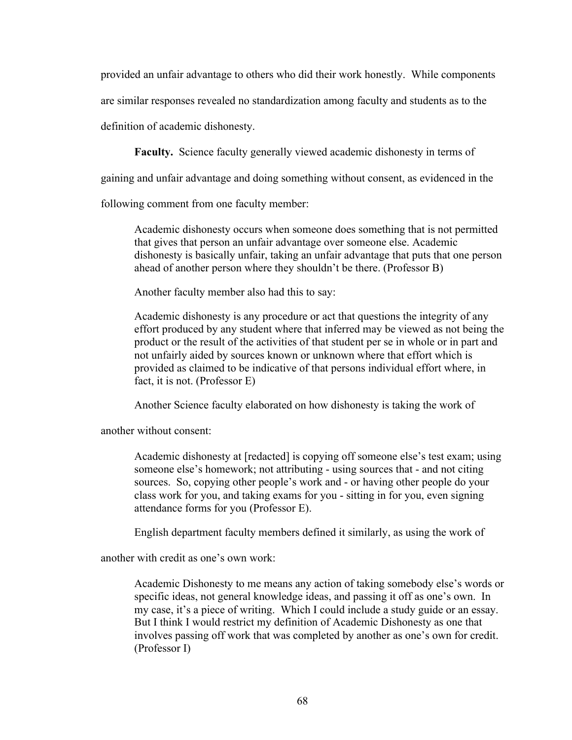provided an unfair advantage to others who did their work honestly. While components are similar responses revealed no standardization among faculty and students as to the definition of academic dishonesty.

**Faculty.** Science faculty generally viewed academic dishonesty in terms of gaining and unfair advantage and doing something without consent, as evidenced in the following comment from one faculty member:

> Academic dishonesty occurs when someone does something that is not permitted that gives that person an unfair advantage over someone else. Academic dishonesty is basically unfair, taking an unfair advantage that puts that one person ahead of another person where they shouldn't be there. (Professor B)

Another faculty member also had this to say:

> Academic dishonesty is any procedure or act that questions the integrity of any effort produced by any student where that inferred may be viewed as not being the product or the result of the activities of that student per se in whole or in part and not unfairly aided by sources known or unknown where that effort which is provided as claimed to be indicative of that persons individual effort where, in fact, it is not. (Professor E)

Another Science faculty elaborated on how dishonesty is taking the work of another without consent:

> Academic dishonesty at [redacted] is copying off someone else's test exam; using someone else's homework; not attributing - using sources that - and not citing sources. So, copying other people's work and - or having other people do your class work for you, and taking exams for you - sitting in for you, even signing attendance forms for you (Professor E).

English department faculty members defined it similarly, as using the work of another with credit as one's own work:

> Academic Dishonesty to me means any action of taking somebody else's words or specific ideas, not general knowledge ideas, and passing it off as one's own. In my case, it's a piece of writing. Which I could include a study guide or an essay. But I think I would restrict my definition of Academic Dishonesty as one that involves passing off work that was completed by another as one's own for credit. (Professor I)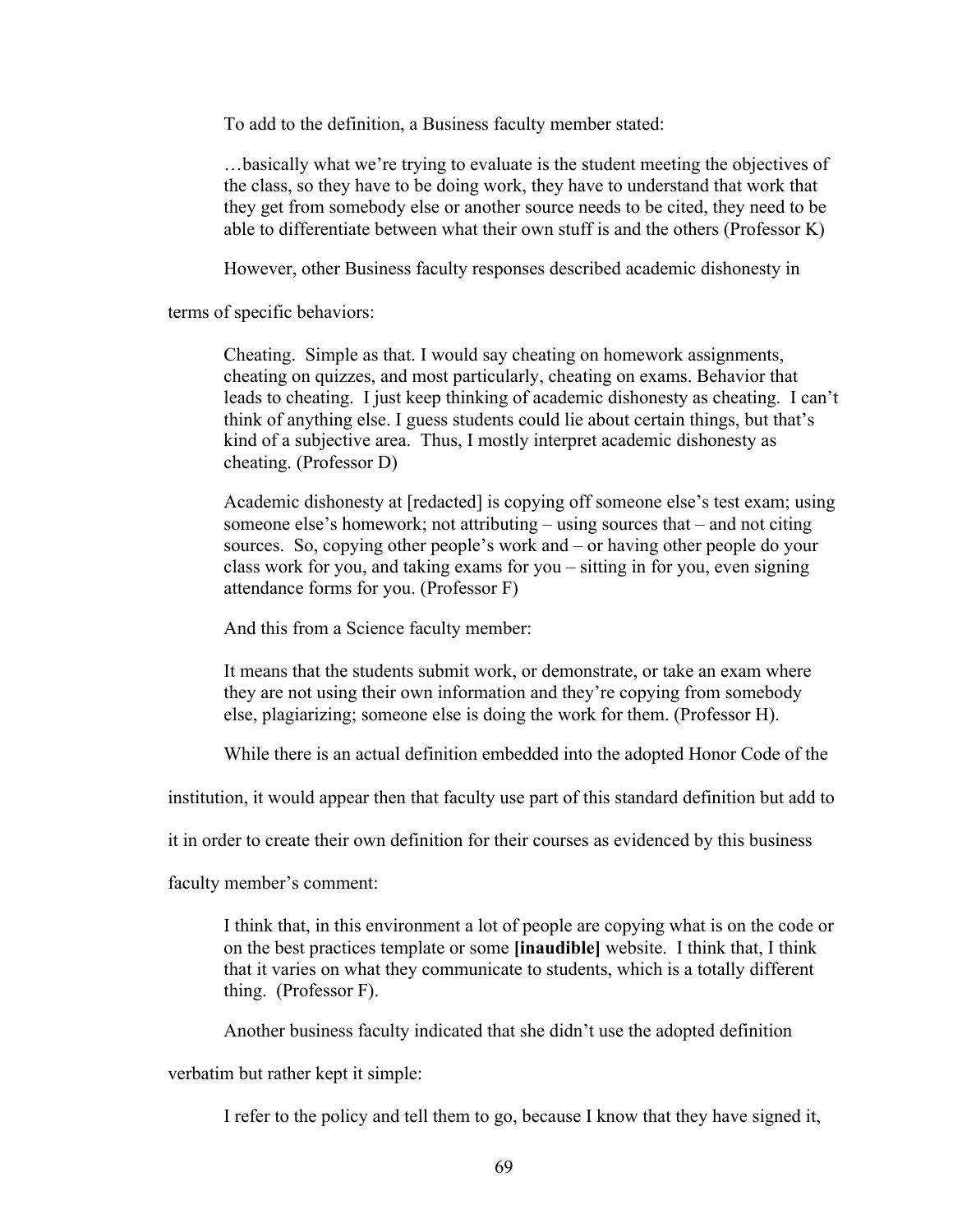To add to the definition, a Business faculty member stated:

> …basically what we're trying to evaluate is the student meeting the objectives of the class, so they have to be doing work, they have to understand that work that they get from somebody else or another source needs to be cited, they need to be able to differentiate between what their own stuff is and the others (Professor K)

However, other Business faculty responses described academic dishonesty in terms of specific behaviors:

> Cheating. Simple as that. I would say cheating on homework assignments, cheating on quizzes, and most particularly, cheating on exams. Behavior that leads to cheating. I just keep thinking of academic dishonesty as cheating. I can't think of anything else. I guess students could lie about certain things, but that's kind of a subjective area. Thus, I mostly interpret academic dishonesty as cheating. (Professor D)

> Academic dishonesty at [redacted] is copying off someone else's test exam; using someone else's homework; not attributing – using sources that – and not citing sources. So, copying other people's work and – or having other people do your class work for you, and taking exams for you – sitting in for you, even signing attendance forms for you. (Professor F)

And this from a Science faculty member:

> It means that the students submit work, or demonstrate, or take an exam where they are not using their own information and they're copying from somebody else, plagiarizing; someone else is doing the work for them. (Professor H).

While there is an actual definition embedded into the adopted Honor Code of the institution, it would appear then that faculty use part of this standard definition but add to it in order to create their own definition for their courses as evidenced by this business faculty member's comment:

> I think that, in this environment a lot of people are copying what is on the code or on the best practices template or some **[inaudible]** website. I think that, I think that it varies on what they communicate to students, which is a totally different thing. (Professor F).

Another business faculty indicated that she didn't use the adopted definition verbatim but rather kept it simple:

> I refer to the policy and tell them to go, because I know that they have signed it,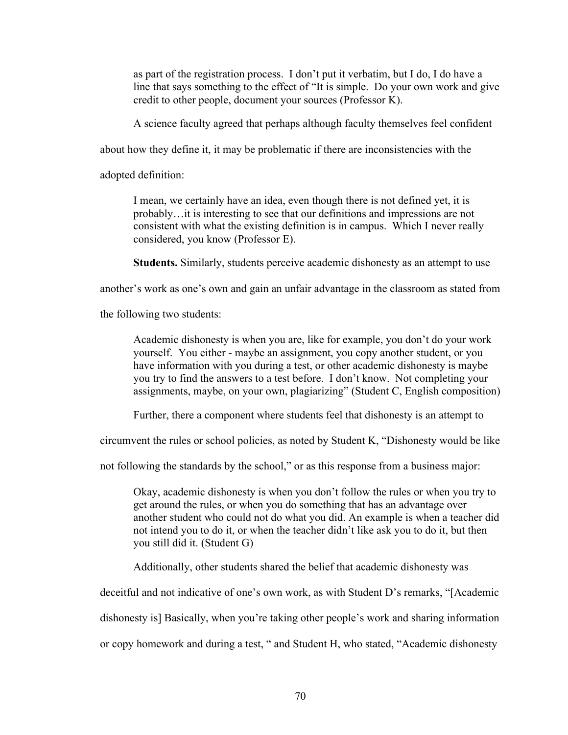> as part of the registration process. I don't put it verbatim, but I do, I do have a line that says something to the effect of "It is simple. Do your own work and give credit to other people, document your sources (Professor K).

A science faculty agreed that perhaps although faculty themselves feel confident about how they define it, it may be problematic if there are inconsistencies with the adopted definition:

> I mean, we certainly have an idea, even though there is not defined yet, it is probably…it is interesting to see that our definitions and impressions are not consistent with what the existing definition is in campus. Which I never really considered, you know (Professor E).

**Students.** Similarly, students perceive academic dishonesty as an attempt to use another's work as one's own and gain an unfair advantage in the classroom as stated from the following two students:

> Academic dishonesty is when you are, like for example, you don't do your work yourself. You either - maybe an assignment, you copy another student, or you have information with you during a test, or other academic dishonesty is maybe you try to find the answers to a test before. I don't know. Not completing your assignments, maybe, on your own, plagiarizing" (Student C, English composition)

Further, there a component where students feel that dishonesty is an attempt to circumvent the rules or school policies, as noted by Student K, "Dishonesty would be like not following the standards by the school," or as this response from a business major:

> Okay, academic dishonesty is when you don't follow the rules or when you try to get around the rules, or when you do something that has an advantage over another student who could not do what you did. An example is when a teacher did not intend you to do it, or when the teacher didn't like ask you to do it, but then you still did it. (Student G)

Additionally, other students shared the belief that academic dishonesty was deceitful and not indicative of one's own work, as with Student D's remarks, "[Academic dishonesty is] Basically, when you're taking other people's work and sharing information or copy homework and during a test, " and Student H, who stated, "Academic dishonesty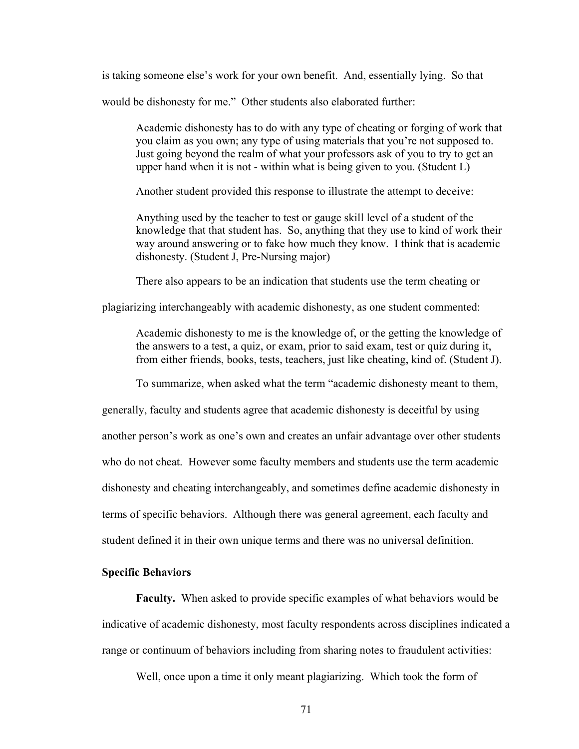is taking someone else's work for your own benefit. And, essentially lying. So that would be dishonesty for me." Other students also elaborated further:

> Academic dishonesty has to do with any type of cheating or forging of work that you claim as you own; any type of using materials that you're not supposed to. Just going beyond the realm of what your professors ask of you to try to get an upper hand when it is not - within what is being given to you. (Student L)
>
> Another student provided this response to illustrate the attempt to deceive:
>
> Anything used by the teacher to test or gauge skill level of a student of the knowledge that that student has. So, anything that they use to kind of work their way around answering or to fake how much they know. I think that is academic dishonesty. (Student J, Pre-Nursing major)

There also appears to be an indication that students use the term cheating or plagiarizing interchangeably with academic dishonesty, as one student commented:

> Academic dishonesty to me is the knowledge of, or the getting the knowledge of the answers to a test, a quiz, or exam, prior to said exam, test or quiz during it, from either friends, books, tests, teachers, just like cheating, kind of. (Student J).

To summarize, when asked what the term "academic dishonesty meant to them, generally, faculty and students agree that academic dishonesty is deceitful by using another person's work as one's own and creates an unfair advantage over other students who do not cheat. However some faculty members and students use the term academic dishonesty and cheating interchangeably, and sometimes define academic dishonesty in terms of specific behaviors. Although there was general agreement, each faculty and student defined it in their own unique terms and there was no universal definition.

### Specific Behaviors

**Faculty.** When asked to provide specific examples of what behaviors would be indicative of academic dishonesty, most faculty respondents across disciplines indicated a range or continuum of behaviors including from sharing notes to fraudulent activities:

> Well, once upon a time it only meant plagiarizing. Which took the form of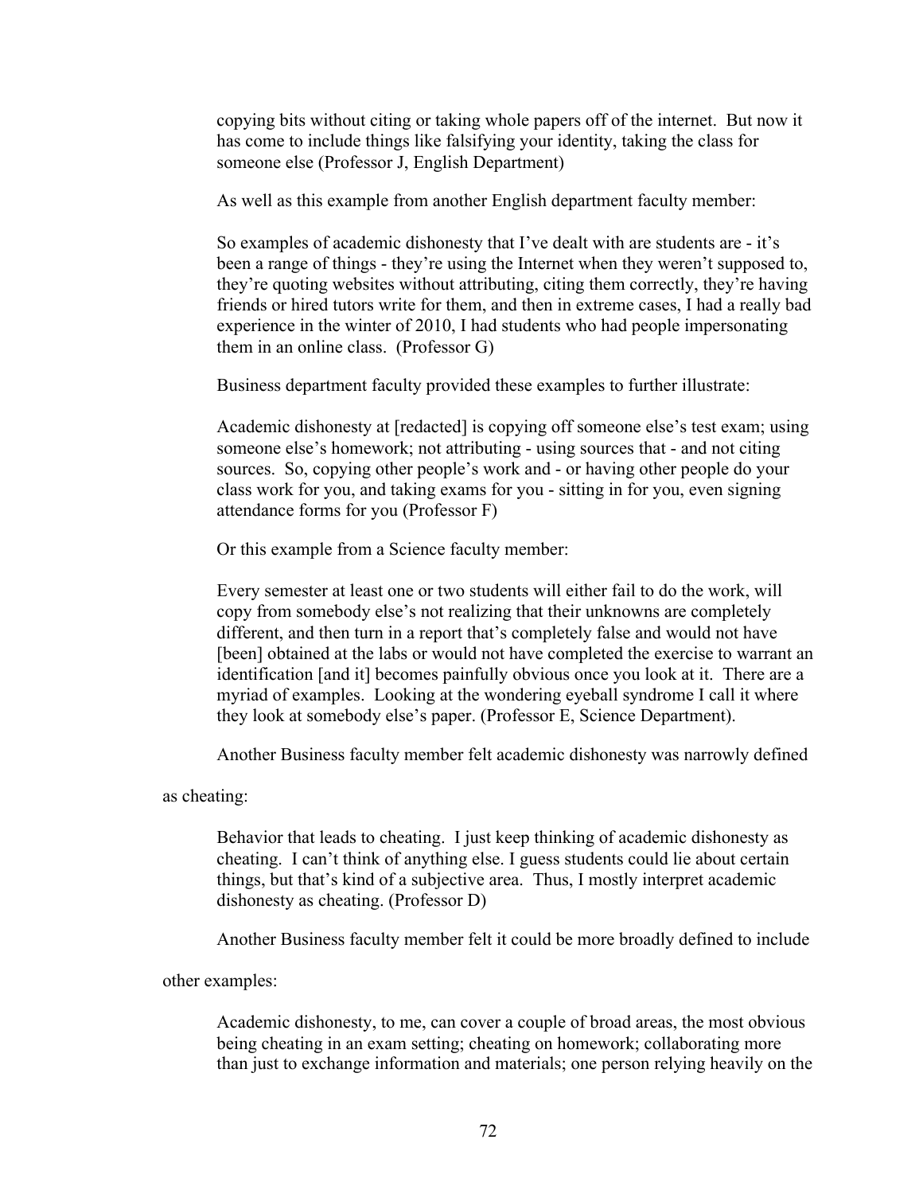> copying bits without citing or taking whole papers off of the internet. But now it has come to include things like falsifying your identity, taking the class for someone else (Professor J, English Department)

As well as this example from another English department faculty member:

> So examples of academic dishonesty that I've dealt with are students are - it's been a range of things - they're using the Internet when they weren't supposed to, they're quoting websites without attributing, citing them correctly, they're having friends or hired tutors write for them, and then in extreme cases, I had a really bad experience in the winter of 2010, I had students who had people impersonating them in an online class. (Professor G)

Business department faculty provided these examples to further illustrate:

> Academic dishonesty at [redacted] is copying off someone else's test exam; using someone else's homework; not attributing - using sources that - and not citing sources. So, copying other people's work and - or having other people do your class work for you, and taking exams for you - sitting in for you, even signing attendance forms for you (Professor F)

Or this example from a Science faculty member:

> Every semester at least one or two students will either fail to do the work, will copy from somebody else's not realizing that their unknowns are completely different, and then turn in a report that's completely false and would not have [been] obtained at the labs or would not have completed the exercise to warrant an identification [and it] becomes painfully obvious once you look at it. There are a myriad of examples. Looking at the wondering eyeball syndrome I call it where they look at somebody else's paper. (Professor E, Science Department).

Another Business faculty member felt academic dishonesty was narrowly defined as cheating:

> Behavior that leads to cheating. I just keep thinking of academic dishonesty as cheating. I can't think of anything else. I guess students could lie about certain things, but that's kind of a subjective area. Thus, I mostly interpret academic dishonesty as cheating. (Professor D)

Another Business faculty member felt it could be more broadly defined to include other examples:

> Academic dishonesty, to me, can cover a couple of broad areas, the most obvious being cheating in an exam setting; cheating on homework; collaborating more than just to exchange information and materials; one person relying heavily on the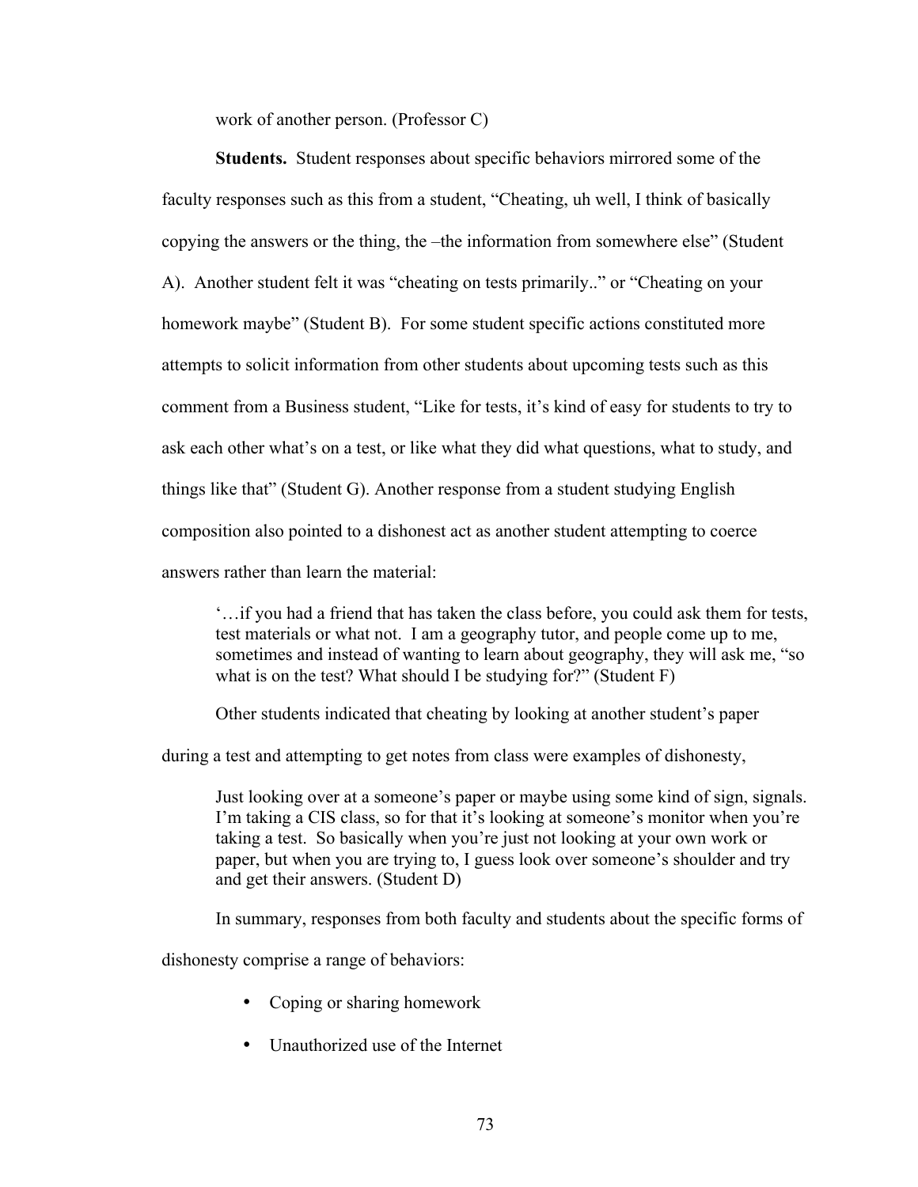work of another person. (Professor C)

**Students.** Student responses about specific behaviors mirrored some of the faculty responses such as this from a student, "Cheating, uh well, I think of basically copying the answers or the thing, the –the information from somewhere else" (Student A). Another student felt it was "cheating on tests primarily.." or "Cheating on your homework maybe" (Student B). For some student specific actions constituted more attempts to solicit information from other students about upcoming tests such as this comment from a Business student, "Like for tests, it's kind of easy for students to try to ask each other what's on a test, or like what they did what questions, what to study, and things like that" (Student G). Another response from a student studying English composition also pointed to a dishonest act as another student attempting to coerce answers rather than learn the material:

> '…if you had a friend that has taken the class before, you could ask them for tests, test materials or what not. I am a geography tutor, and people come up to me, sometimes and instead of wanting to learn about geography, they will ask me, "so what is on the test? What should I be studying for?" (Student F)

Other students indicated that cheating by looking at another student's paper during a test and attempting to get notes from class were examples of dishonesty,

> Just looking over at a someone's paper or maybe using some kind of sign, signals. I'm taking a CIS class, so for that it's looking at someone's monitor when you're taking a test. So basically when you're just not looking at your own work or paper, but when you are trying to, I guess look over someone's shoulder and try and get their answers. (Student D)

In summary, responses from both faculty and students about the specific forms of dishonesty comprise a range of behaviors:

- Coping or sharing homework
- Unauthorized use of the Internet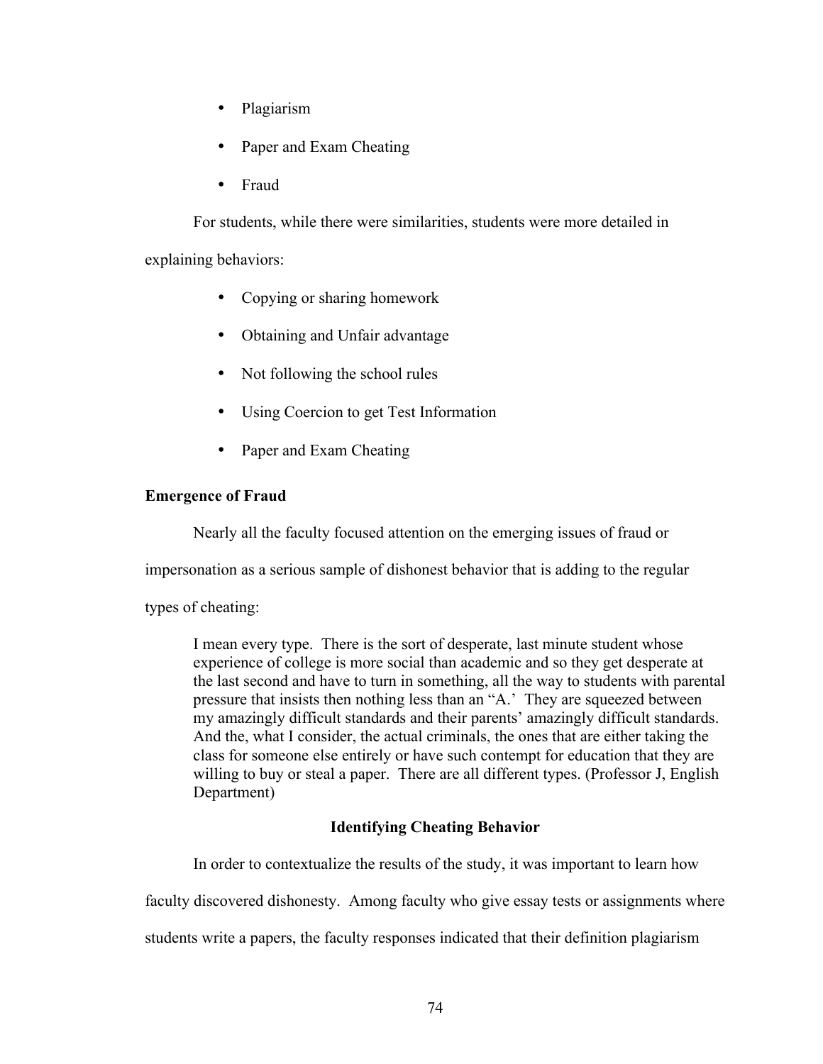- Plagiarism
- Paper and Exam Cheating
- Fraud

For students, while there were similarities, students were more detailed in explaining behaviors:

- Copying or sharing homework
- Obtaining and Unfair advantage
- Not following the school rules
- Using Coercion to get Test Information
- Paper and Exam Cheating

**Emergence of Fraud**

Nearly all the faculty focused attention on the emerging issues of fraud or impersonation as a serious sample of dishonest behavior that is adding to the regular types of cheating:

> I mean every type. There is the sort of desperate, last minute student whose experience of college is more social than academic and so they get desperate at the last second and have to turn in something, all the way to students with parental pressure that insists then nothing less than an "A.' They are squeezed between my amazingly difficult standards and their parents' amazingly difficult standards. And the, what I consider, the actual criminals, the ones that are either taking the class for someone else entirely or have such contempt for education that they are willing to buy or steal a paper. There are all different types. (Professor J, English Department)

## Identifying Cheating Behavior

In order to contextualize the results of the study, it was important to learn how faculty discovered dishonesty. Among faculty who give essay tests or assignments where students write a papers, the faculty responses indicated that their definition plagiarism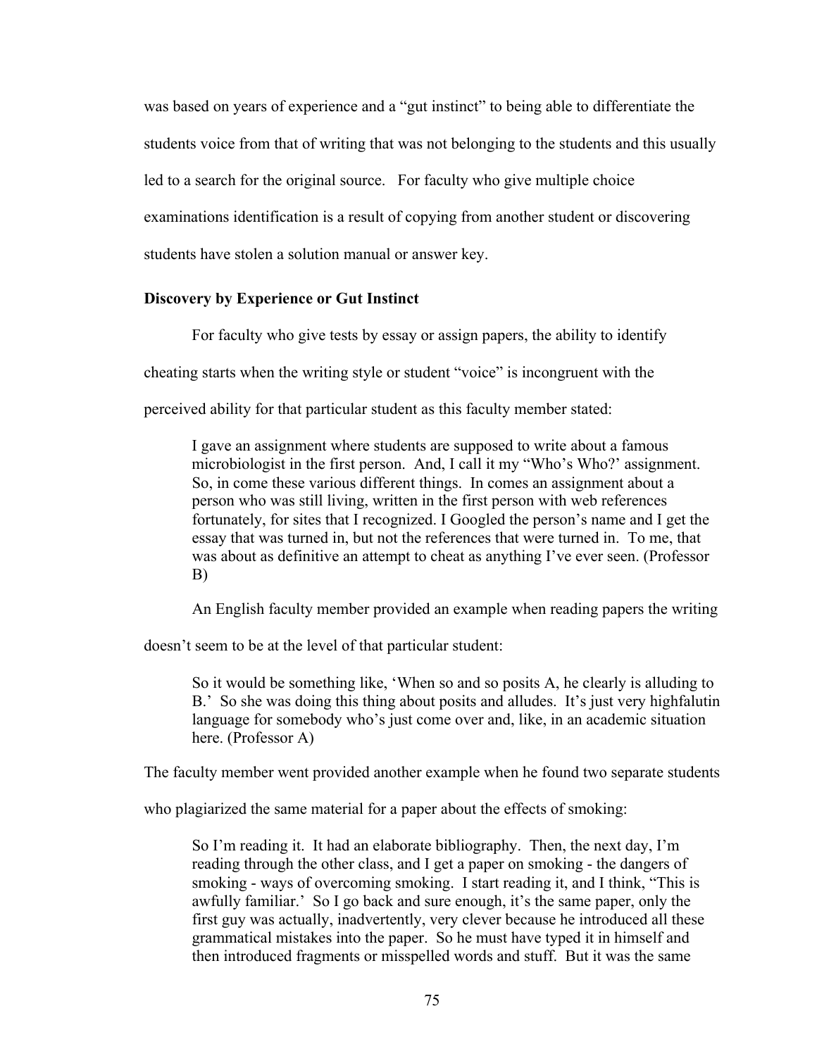was based on years of experience and a "gut instinct" to being able to differentiate the students voice from that of writing that was not belonging to the students and this usually led to a search for the original source. For faculty who give multiple choice examinations identification is a result of copying from another student or discovering students have stolen a solution manual or answer key.

### Discovery by Experience or Gut Instinct

For faculty who give tests by essay or assign papers, the ability to identify cheating starts when the writing style or student "voice" is incongruent with the perceived ability for that particular student as this faculty member stated:

> I gave an assignment where students are supposed to write about a famous microbiologist in the first person. And, I call it my "Who's Who?' assignment. So, in come these various different things. In comes an assignment about a person who was still living, written in the first person with web references fortunately, for sites that I recognized. I Googled the person's name and I get the essay that was turned in, but not the references that were turned in. To me, that was about as definitive an attempt to cheat as anything I've ever seen. (Professor B)

An English faculty member provided an example when reading papers the writing doesn't seem to be at the level of that particular student:

> So it would be something like, 'When so and so posits A, he clearly is alluding to B.' So she was doing this thing about posits and alludes. It's just very highfalutin language for somebody who's just come over and, like, in an academic situation here. (Professor A)

The faculty member went provided another example when he found two separate students who plagiarized the same material for a paper about the effects of smoking:

> So I'm reading it. It had an elaborate bibliography. Then, the next day, I'm reading through the other class, and I get a paper on smoking - the dangers of smoking - ways of overcoming smoking. I start reading it, and I think, "This is awfully familiar.' So I go back and sure enough, it's the same paper, only the first guy was actually, inadvertently, very clever because he introduced all these grammatical mistakes into the paper. So he must have typed it in himself and then introduced fragments or misspelled words and stuff. But it was the same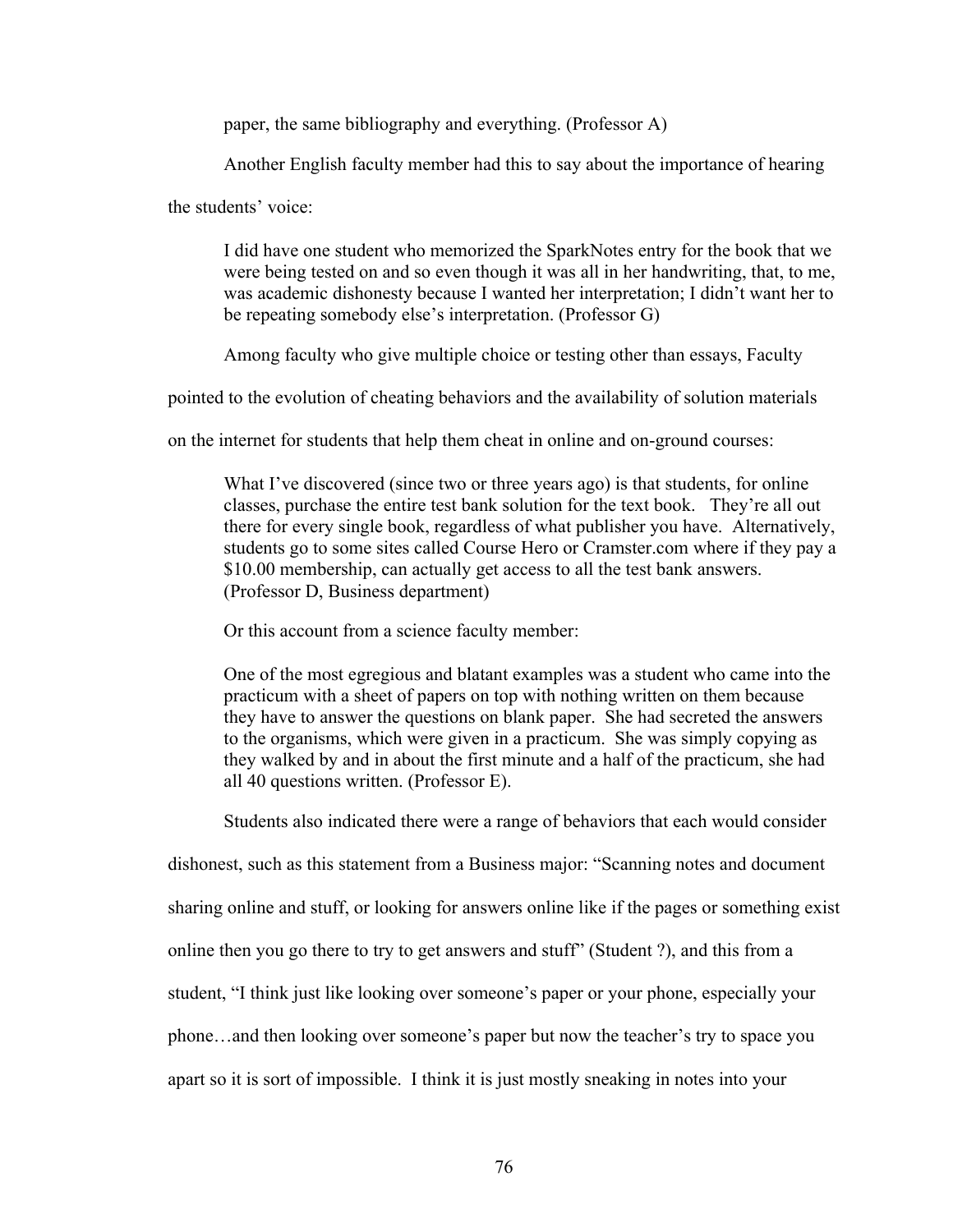paper, the same bibliography and everything. (Professor A)

Another English faculty member had this to say about the importance of hearing the students' voice:

> I did have one student who memorized the SparkNotes entry for the book that we were being tested on and so even though it was all in her handwriting, that, to me, was academic dishonesty because I wanted her interpretation; I didn't want her to be repeating somebody else's interpretation. (Professor G)

Among faculty who give multiple choice or testing other than essays, Faculty pointed to the evolution of cheating behaviors and the availability of solution materials on the internet for students that help them cheat in online and on-ground courses:

> What I've discovered (since two or three years ago) is that students, for online classes, purchase the entire test bank solution for the text book. They're all out there for every single book, regardless of what publisher you have. Alternatively, students go to some sites called Course Hero or Cramster.com where if they pay a $10.00 membership, can actually get access to all the test bank answers. (Professor D, Business department)

Or this account from a science faculty member:

> One of the most egregious and blatant examples was a student who came into the practicum with a sheet of papers on top with nothing written on them because they have to answer the questions on blank paper. She had secreted the answers to the organisms, which were given in a practicum. She was simply copying as they walked by and in about the first minute and a half of the practicum, she had all 40 questions written. (Professor E).

Students also indicated there were a range of behaviors that each would consider dishonest, such as this statement from a Business major: "Scanning notes and document sharing online and stuff, or looking for answers online like if the pages or something exist online then you go there to try to get answers and stuff" (Student ?), and this from a student, "I think just like looking over someone's paper or your phone, especially your phone…and then looking over someone's paper but now the teacher's try to space you apart so it is sort of impossible. I think it is just mostly sneaking in notes into your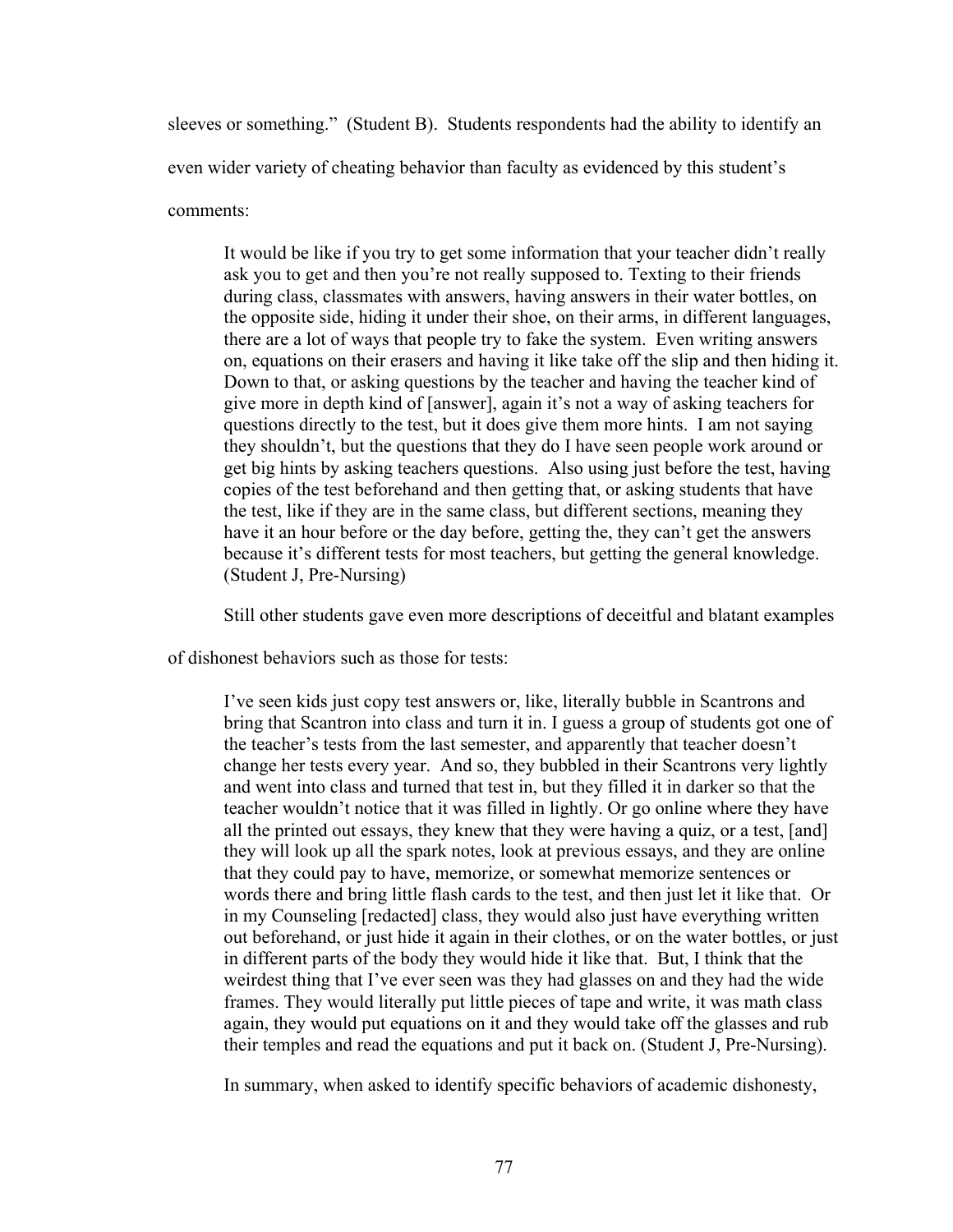sleeves or something." (Student B). Students respondents had the ability to identify an even wider variety of cheating behavior than faculty as evidenced by this student's comments:

> It would be like if you try to get some information that your teacher didn't really ask you to get and then you're not really supposed to. Texting to their friends during class, classmates with answers, having answers in their water bottles, on the opposite side, hiding it under their shoe, on their arms, in different languages, there are a lot of ways that people try to fake the system. Even writing answers on, equations on their erasers and having it like take off the slip and then hiding it. Down to that, or asking questions by the teacher and having the teacher kind of give more in depth kind of [answer], again it's not a way of asking teachers for questions directly to the test, but it does give them more hints. I am not saying they shouldn't, but the questions that they do I have seen people work around or get big hints by asking teachers questions. Also using just before the test, having copies of the test beforehand and then getting that, or asking students that have the test, like if they are in the same class, but different sections, meaning they have it an hour before or the day before, getting the, they can't get the answers because it's different tests for most teachers, but getting the general knowledge. (Student J, Pre-Nursing)

Still other students gave even more descriptions of deceitful and blatant examples of dishonest behaviors such as those for tests:

> I've seen kids just copy test answers or, like, literally bubble in Scantrons and bring that Scantron into class and turn it in. I guess a group of students got one of the teacher's tests from the last semester, and apparently that teacher doesn't change her tests every year. And so, they bubbled in their Scantrons very lightly and went into class and turned that test in, but they filled it in darker so that the teacher wouldn't notice that it was filled in lightly. Or go online where they have all the printed out essays, they knew that they were having a quiz, or a test, [and] they will look up all the spark notes, look at previous essays, and they are online that they could pay to have, memorize, or somewhat memorize sentences or words there and bring little flash cards to the test, and then just let it like that. Or in my Counseling [redacted] class, they would also just have everything written out beforehand, or just hide it again in their clothes, or on the water bottles, or just in different parts of the body they would hide it like that. But, I think that the weirdest thing that I've ever seen was they had glasses on and they had the wide frames. They would literally put little pieces of tape and write, it was math class again, they would put equations on it and they would take off the glasses and rub their temples and read the equations and put it back on. (Student J, Pre-Nursing).

In summary, when asked to identify specific behaviors of academic dishonesty,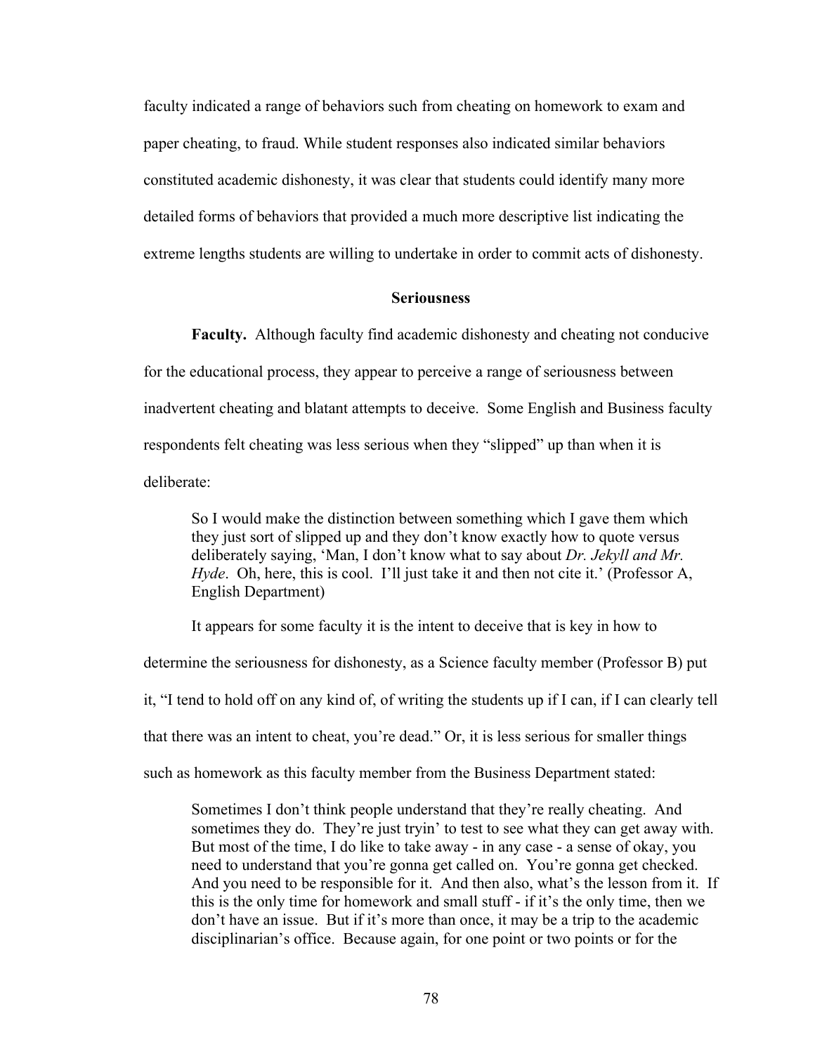faculty indicated a range of behaviors such from cheating on homework to exam and paper cheating, to fraud. While student responses also indicated similar behaviors constituted academic dishonesty, it was clear that students could identify many more detailed forms of behaviors that provided a much more descriptive list indicating the extreme lengths students are willing to undertake in order to commit acts of dishonesty.

### Seriousness

**Faculty.** Although faculty find academic dishonesty and cheating not conducive for the educational process, they appear to perceive a range of seriousness between inadvertent cheating and blatant attempts to deceive. Some English and Business faculty respondents felt cheating was less serious when they "slipped" up than when it is deliberate:

> So I would make the distinction between something which I gave them which they just sort of slipped up and they don't know exactly how to quote versus deliberately saying, 'Man, I don't know what to say about *Dr. Jekyll and Mr. Hyde*. Oh, here, this is cool. I'll just take it and then not cite it.' (Professor A, English Department)

It appears for some faculty it is the intent to deceive that is key in how to determine the seriousness for dishonesty, as a Science faculty member (Professor B) put it, "I tend to hold off on any kind of, of writing the students up if I can, if I can clearly tell that there was an intent to cheat, you're dead." Or, it is less serious for smaller things such as homework as this faculty member from the Business Department stated:

> Sometimes I don't think people understand that they're really cheating. And sometimes they do. They're just tryin' to test to see what they can get away with. But most of the time, I do like to take away - in any case - a sense of okay, you need to understand that you're gonna get called on. You're gonna get checked. And you need to be responsible for it. And then also, what's the lesson from it. If this is the only time for homework and small stuff - if it's the only time, then we don't have an issue. But if it's more than once, it may be a trip to the academic disciplinarian's office. Because again, for one point or two points or for the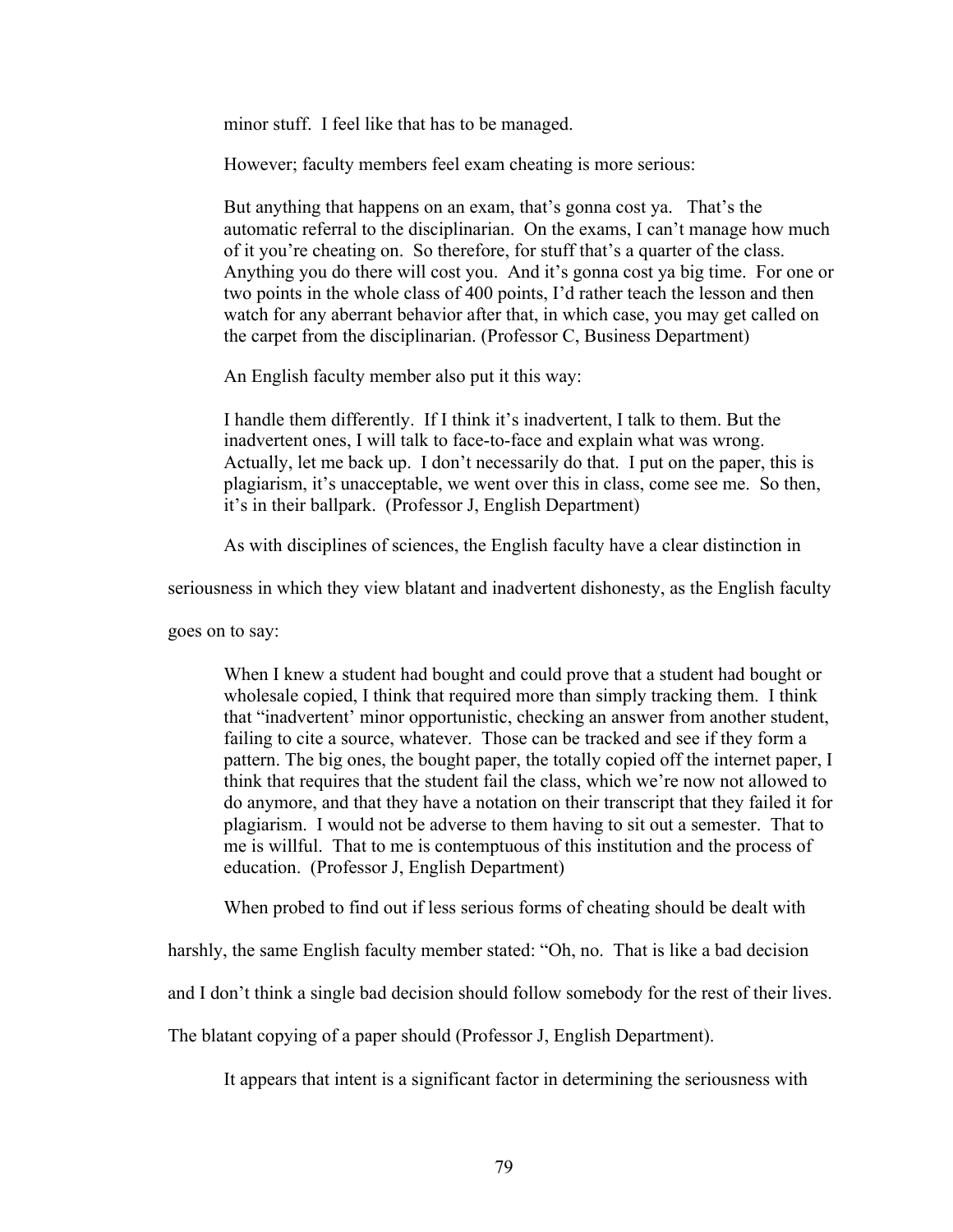minor stuff. I feel like that has to be managed.

However; faculty members feel exam cheating is more serious:

> But anything that happens on an exam, that's gonna cost ya. That's the automatic referral to the disciplinarian. On the exams, I can't manage how much of it you're cheating on. So therefore, for stuff that's a quarter of the class. Anything you do there will cost you. And it's gonna cost ya big time. For one or two points in the whole class of 400 points, I'd rather teach the lesson and then watch for any aberrant behavior after that, in which case, you may get called on the carpet from the disciplinarian. (Professor C, Business Department)

An English faculty member also put it this way:

> I handle them differently. If I think it's inadvertent, I talk to them. But the inadvertent ones, I will talk to face-to-face and explain what was wrong. Actually, let me back up. I don't necessarily do that. I put on the paper, this is plagiarism, it's unacceptable, we went over this in class, come see me. So then, it's in their ballpark. (Professor J, English Department)

As with disciplines of sciences, the English faculty have a clear distinction in seriousness in which they view blatant and inadvertent dishonesty, as the English faculty goes on to say:

> When I knew a student had bought and could prove that a student had bought or wholesale copied, I think that required more than simply tracking them. I think that "inadvertent' minor opportunistic, checking an answer from another student, failing to cite a source, whatever. Those can be tracked and see if they form a pattern. The big ones, the bought paper, the totally copied off the internet paper, I think that requires that the student fail the class, which we're now not allowed to do anymore, and that they have a notation on their transcript that they failed it for plagiarism. I would not be adverse to them having to sit out a semester. That to me is willful. That to me is contemptuous of this institution and the process of education. (Professor J, English Department)

When probed to find out if less serious forms of cheating should be dealt with harshly, the same English faculty member stated: "Oh, no. That is like a bad decision and I don't think a single bad decision should follow somebody for the rest of their lives. The blatant copying of a paper should (Professor J, English Department).

It appears that intent is a significant factor in determining the seriousness with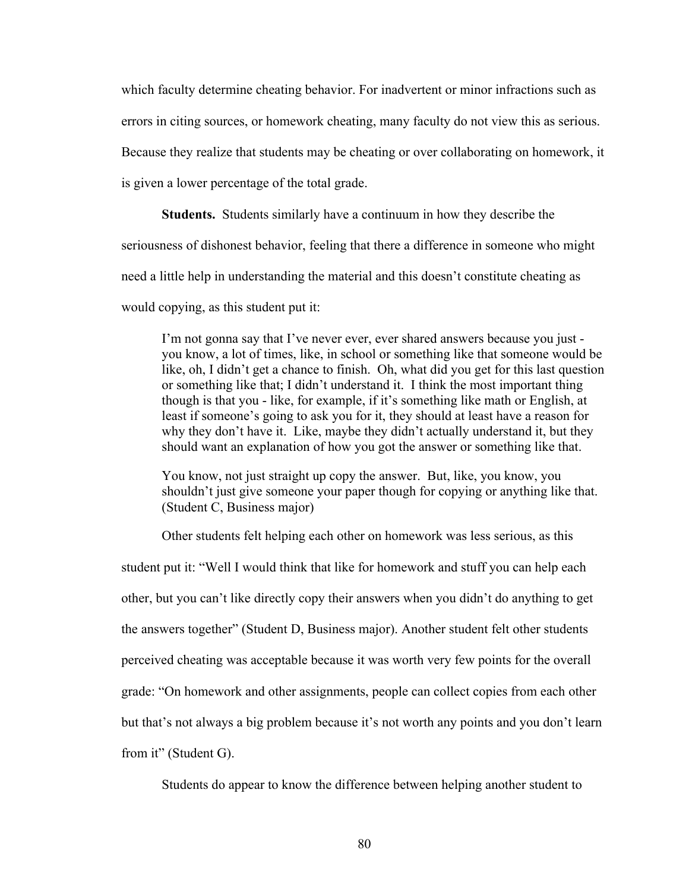which faculty determine cheating behavior. For inadvertent or minor infractions such as errors in citing sources, or homework cheating, many faculty do not view this as serious. Because they realize that students may be cheating or over collaborating on homework, it is given a lower percentage of the total grade.

**Students.** Students similarly have a continuum in how they describe the seriousness of dishonest behavior, feeling that there a difference in someone who might need a little help in understanding the material and this doesn't constitute cheating as would copying, as this student put it:

> I'm not gonna say that I've never ever, ever shared answers because you just - you know, a lot of times, like, in school or something like that someone would be like, oh, I didn't get a chance to finish. Oh, what did you get for this last question or something like that; I didn't understand it. I think the most important thing though is that you - like, for example, if it's something like math or English, at least if someone's going to ask you for it, they should at least have a reason for why they don't have it. Like, maybe they didn't actually understand it, but they should want an explanation of how you got the answer or something like that.
>
> You know, not just straight up copy the answer. But, like, you know, you shouldn't just give someone your paper though for copying or anything like that. (Student C, Business major)

Other students felt helping each other on homework was less serious, as this student put it: "Well I would think that like for homework and stuff you can help each other, but you can't like directly copy their answers when you didn't do anything to get the answers together" (Student D, Business major). Another student felt other students perceived cheating was acceptable because it was worth very few points for the overall grade: "On homework and other assignments, people can collect copies from each other but that's not always a big problem because it's not worth any points and you don't learn from it" (Student G).

Students do appear to know the difference between helping another student to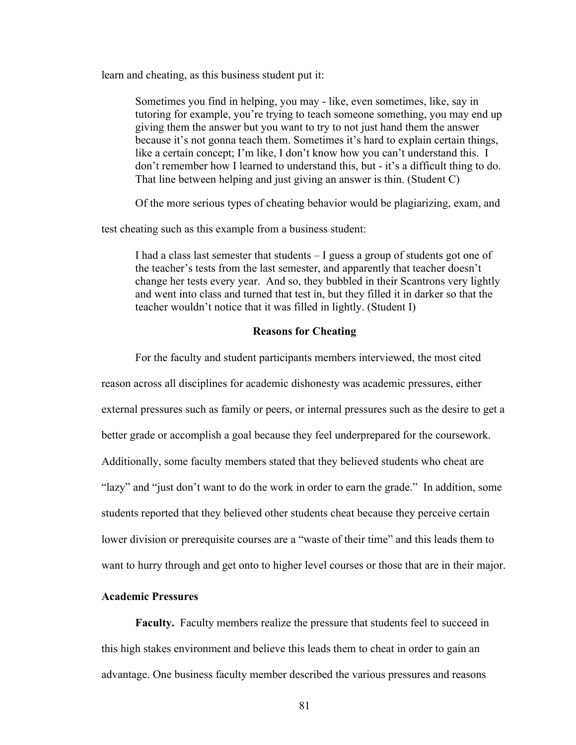learn and cheating, as this business student put it:

> Sometimes you find in helping, you may - like, even sometimes, like, say in tutoring for example, you're trying to teach someone something, you may end up giving them the answer but you want to try to not just hand them the answer because it's not gonna teach them. Sometimes it's hard to explain certain things, like a certain concept; I'm like, I don't know how you can't understand this. I don't remember how I learned to understand this, but - it's a difficult thing to do. That line between helping and just giving an answer is thin. (Student C)

Of the more serious types of cheating behavior would be plagiarizing, exam, and test cheating such as this example from a business student:

> I had a class last semester that students – I guess a group of students got one of the teacher's tests from the last semester, and apparently that teacher doesn't change her tests every year. And so, they bubbled in their Scantrons very lightly and went into class and turned that test in, but they filled it in darker so that the teacher wouldn't notice that it was filled in lightly. (Student I)

## Reasons for Cheating

For the faculty and student participants members interviewed, the most cited reason across all disciplines for academic dishonesty was academic pressures, either external pressures such as family or peers, or internal pressures such as the desire to get a better grade or accomplish a goal because they feel underprepared for the coursework. Additionally, some faculty members stated that they believed students who cheat are "lazy" and "just don't want to do the work in order to earn the grade." In addition, some students reported that they believed other students cheat because they perceive certain lower division or prerequisite courses are a "waste of their time" and this leads them to want to hurry through and get onto to higher level courses or those that are in their major.

### Academic Pressures

**Faculty.** Faculty members realize the pressure that students feel to succeed in this high stakes environment and believe this leads them to cheat in order to gain an advantage. One business faculty member described the various pressures and reasons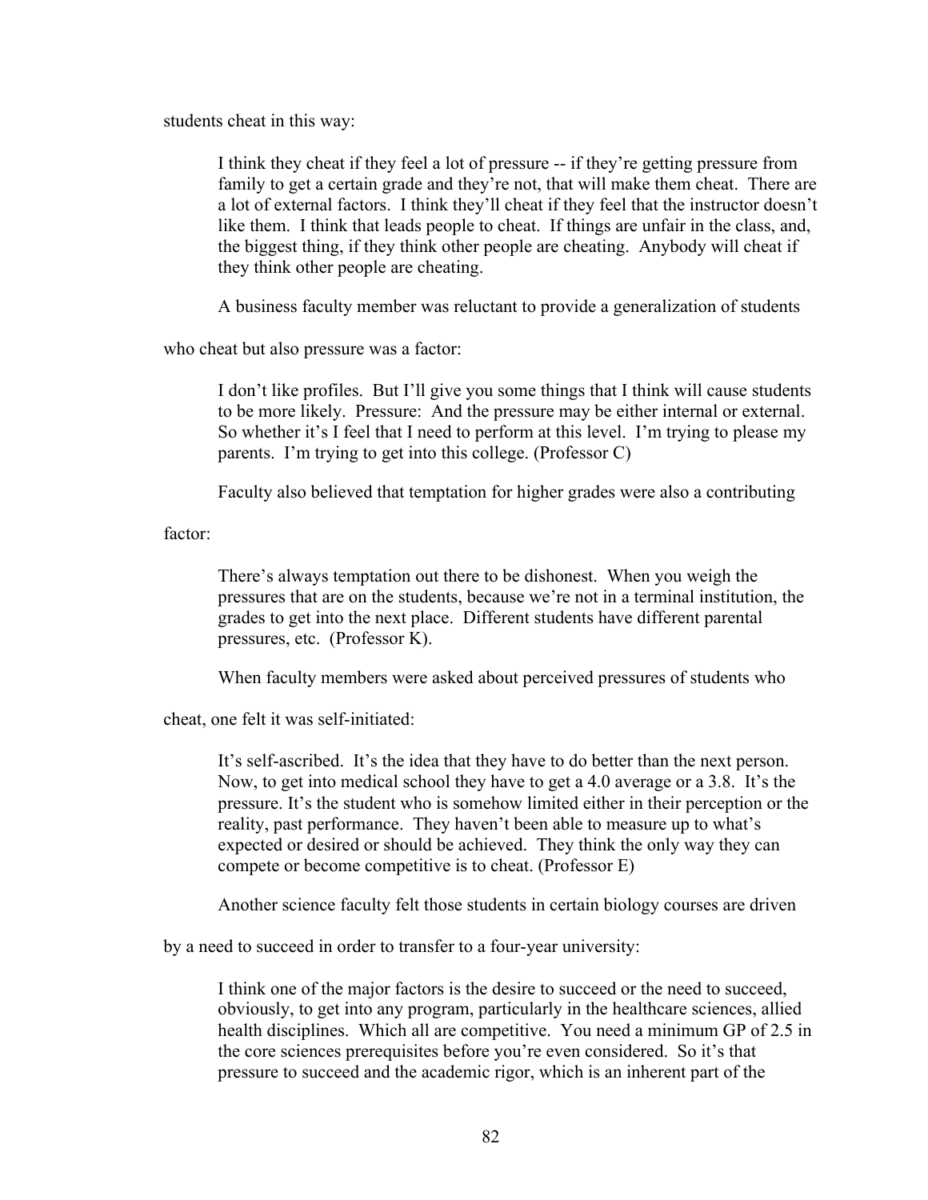students cheat in this way:

> I think they cheat if they feel a lot of pressure -- if they're getting pressure from family to get a certain grade and they're not, that will make them cheat. There are a lot of external factors. I think they'll cheat if they feel that the instructor doesn't like them. I think that leads people to cheat. If things are unfair in the class, and, the biggest thing, if they think other people are cheating. Anybody will cheat if they think other people are cheating.

A business faculty member was reluctant to provide a generalization of students who cheat but also pressure was a factor:

> I don't like profiles. But I'll give you some things that I think will cause students to be more likely. Pressure: And the pressure may be either internal or external. So whether it's I feel that I need to perform at this level. I'm trying to please my parents. I'm trying to get into this college. (Professor C)

Faculty also believed that temptation for higher grades were also a contributing factor:

> There's always temptation out there to be dishonest. When you weigh the pressures that are on the students, because we're not in a terminal institution, the grades to get into the next place. Different students have different parental pressures, etc. (Professor K).

When faculty members were asked about perceived pressures of students who cheat, one felt it was self-initiated:

> It's self-ascribed. It's the idea that they have to do better than the next person. Now, to get into medical school they have to get a 4.0 average or a 3.8. It's the pressure. It's the student who is somehow limited either in their perception or the reality, past performance. They haven't been able to measure up to what's expected or desired or should be achieved. They think the only way they can compete or become competitive is to cheat. (Professor E)

Another science faculty felt those students in certain biology courses are driven by a need to succeed in order to transfer to a four-year university:

> I think one of the major factors is the desire to succeed or the need to succeed, obviously, to get into any program, particularly in the healthcare sciences, allied health disciplines. Which all are competitive. You need a minimum GP of 2.5 in the core sciences prerequisites before you're even considered. So it's that pressure to succeed and the academic rigor, which is an inherent part of the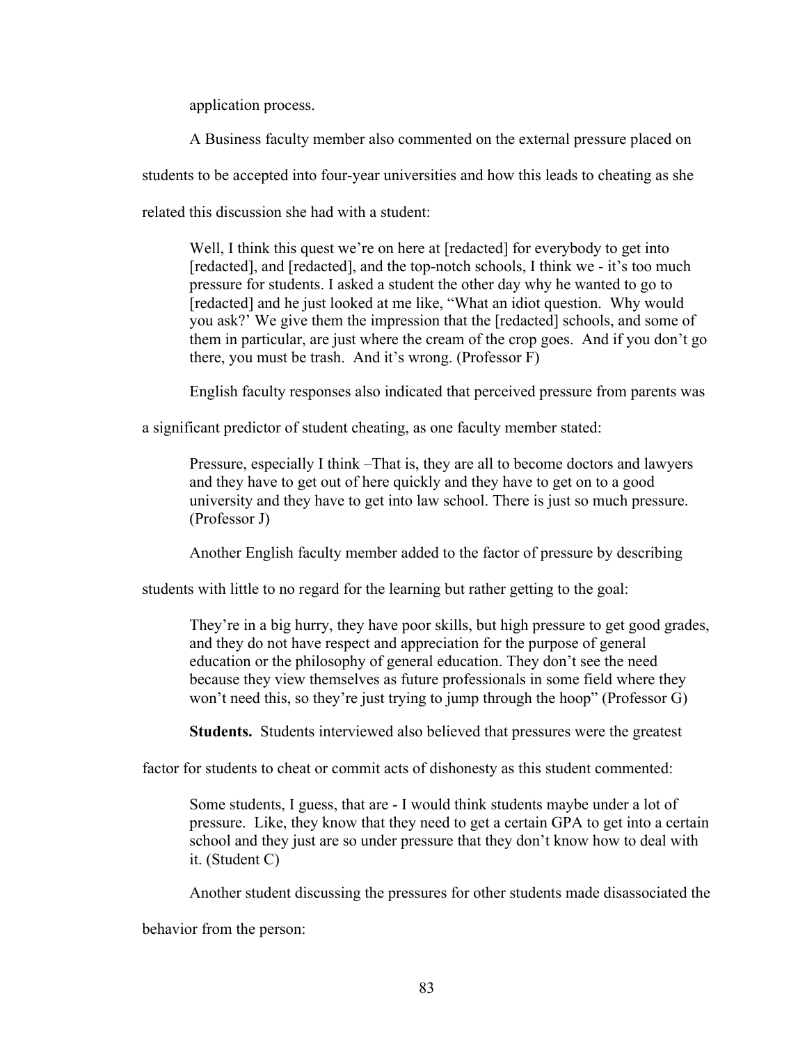application process.

A Business faculty member also commented on the external pressure placed on students to be accepted into four-year universities and how this leads to cheating as she related this discussion she had with a student:

> Well, I think this quest we're on here at [redacted] for everybody to get into [redacted], and [redacted], and the top-notch schools, I think we - it's too much pressure for students. I asked a student the other day why he wanted to go to [redacted] and he just looked at me like, "What an idiot question. Why would you ask?' We give them the impression that the [redacted] schools, and some of them in particular, are just where the cream of the crop goes. And if you don't go there, you must be trash. And it's wrong. (Professor F)

English faculty responses also indicated that perceived pressure from parents was a significant predictor of student cheating, as one faculty member stated:

> Pressure, especially I think –That is, they are all to become doctors and lawyers and they have to get out of here quickly and they have to get on to a good university and they have to get into law school. There is just so much pressure. (Professor J)

Another English faculty member added to the factor of pressure by describing students with little to no regard for the learning but rather getting to the goal:

> They're in a big hurry, they have poor skills, but high pressure to get good grades, and they do not have respect and appreciation for the purpose of general education or the philosophy of general education. They don't see the need because they view themselves as future professionals in some field where they won't need this, so they're just trying to jump through the hoop" (Professor G)

**Students.** Students interviewed also believed that pressures were the greatest factor for students to cheat or commit acts of dishonesty as this student commented:

> Some students, I guess, that are - I would think students maybe under a lot of pressure. Like, they know that they need to get a certain GPA to get into a certain school and they just are so under pressure that they don't know how to deal with it. (Student C)

Another student discussing the pressures for other students made disassociated the behavior from the person: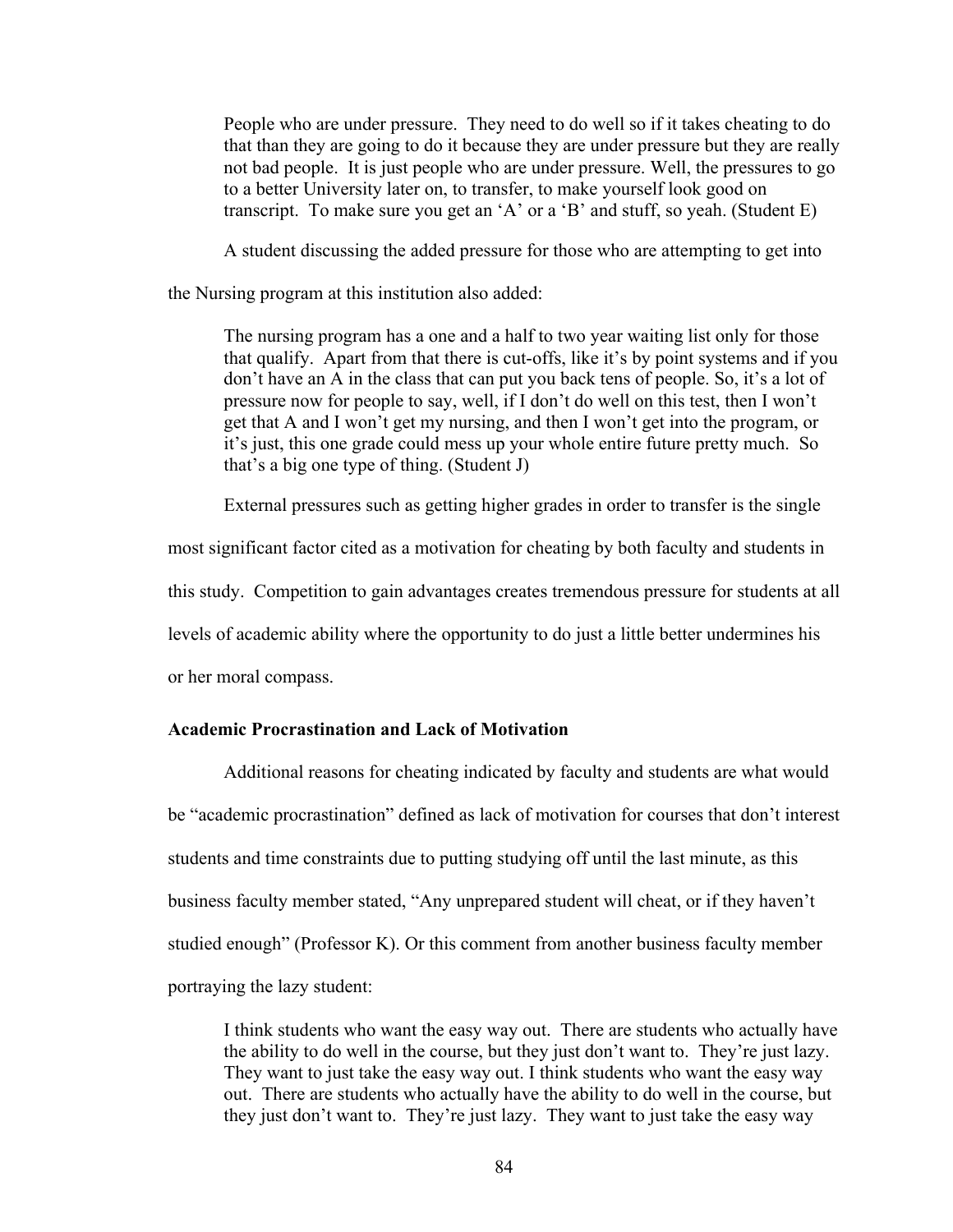> People who are under pressure. They need to do well so if it takes cheating to do that than they are going to do it because they are under pressure but they are really not bad people. It is just people who are under pressure. Well, the pressures to go to a better University later on, to transfer, to make yourself look good on transcript. To make sure you get an 'A' or a 'B' and stuff, so yeah. (Student E)

A student discussing the added pressure for those who are attempting to get into the Nursing program at this institution also added:

> The nursing program has a one and a half to two year waiting list only for those that qualify. Apart from that there is cut-offs, like it's by point systems and if you don't have an A in the class that can put you back tens of people. So, it's a lot of pressure now for people to say, well, if I don't do well on this test, then I won't get that A and I won't get my nursing, and then I won't get into the program, or it's just, this one grade could mess up your whole entire future pretty much. So that's a big one type of thing. (Student J)

External pressures such as getting higher grades in order to transfer is the single most significant factor cited as a motivation for cheating by both faculty and students in this study. Competition to gain advantages creates tremendous pressure for students at all levels of academic ability where the opportunity to do just a little better undermines his or her moral compass.

### Academic Procrastination and Lack of Motivation

Additional reasons for cheating indicated by faculty and students are what would be "academic procrastination" defined as lack of motivation for courses that don't interest students and time constraints due to putting studying off until the last minute, as this business faculty member stated, "Any unprepared student will cheat, or if they haven't studied enough" (Professor K). Or this comment from another business faculty member portraying the lazy student:

> I think students who want the easy way out. There are students who actually have the ability to do well in the course, but they just don't want to. They're just lazy. They want to just take the easy way out. I think students who want the easy way out. There are students who actually have the ability to do well in the course, but they just don't want to. They're just lazy. They want to just take the easy way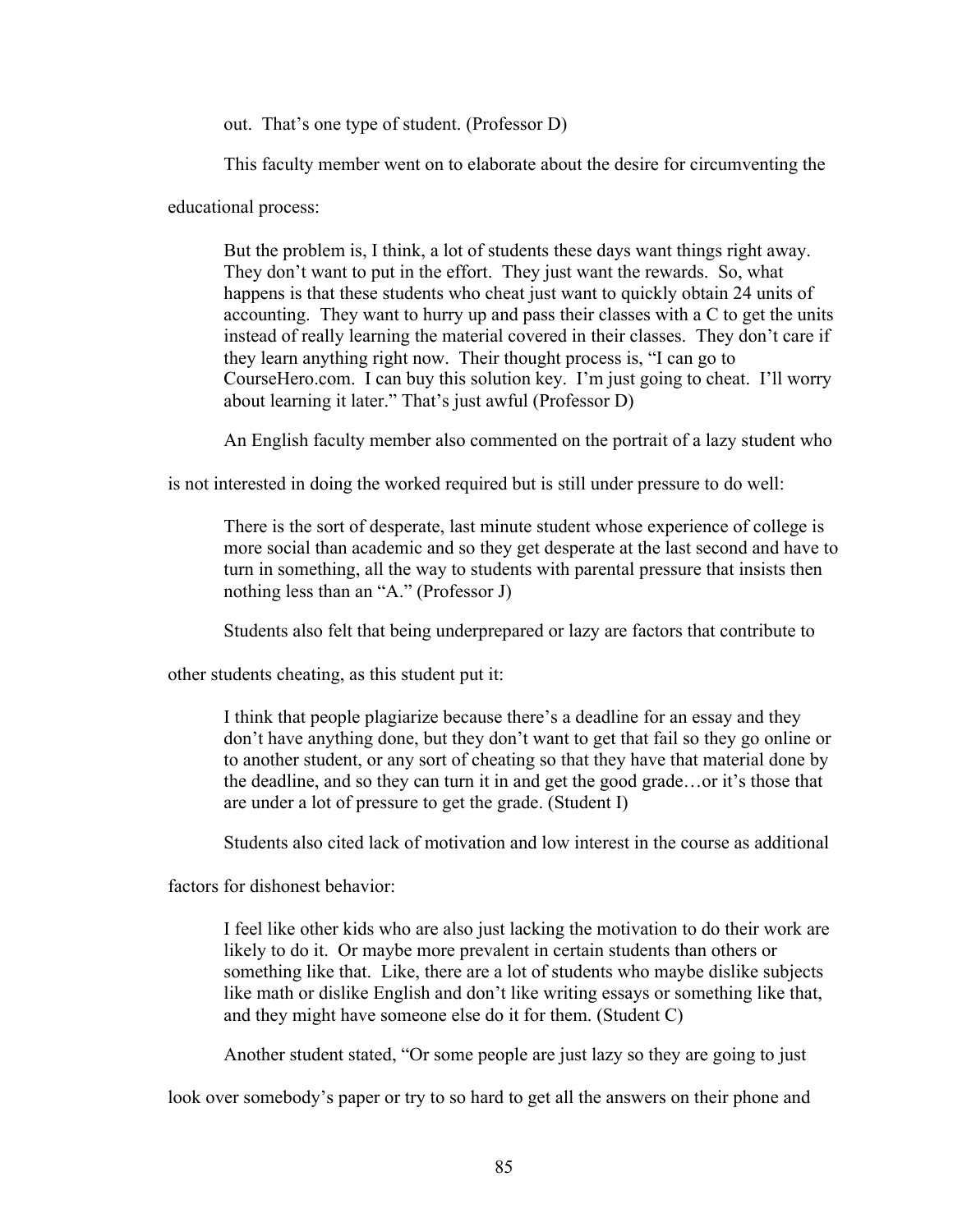out. That's one type of student. (Professor D)

This faculty member went on to elaborate about the desire for circumventing the educational process:

> But the problem is, I think, a lot of students these days want things right away. They don't want to put in the effort. They just want the rewards. So, what happens is that these students who cheat just want to quickly obtain 24 units of accounting. They want to hurry up and pass their classes with a C to get the units instead of really learning the material covered in their classes. They don't care if they learn anything right now. Their thought process is, "I can go to CourseHero.com. I can buy this solution key. I'm just going to cheat. I'll worry about learning it later." That's just awful (Professor D)

An English faculty member also commented on the portrait of a lazy student who is not interested in doing the worked required but is still under pressure to do well:

> There is the sort of desperate, last minute student whose experience of college is more social than academic and so they get desperate at the last second and have to turn in something, all the way to students with parental pressure that insists then nothing less than an "A." (Professor J)

Students also felt that being underprepared or lazy are factors that contribute to other students cheating, as this student put it:

> I think that people plagiarize because there's a deadline for an essay and they don't have anything done, but they don't want to get that fail so they go online or to another student, or any sort of cheating so that they have that material done by the deadline, and so they can turn it in and get the good grade…or it's those that are under a lot of pressure to get the grade. (Student I)

Students also cited lack of motivation and low interest in the course as additional factors for dishonest behavior:

> I feel like other kids who are also just lacking the motivation to do their work are likely to do it. Or maybe more prevalent in certain students than others or something like that. Like, there are a lot of students who maybe dislike subjects like math or dislike English and don't like writing essays or something like that, and they might have someone else do it for them. (Student C)

Another student stated, "Or some people are just lazy so they are going to just look over somebody's paper or try to so hard to get all the answers on their phone and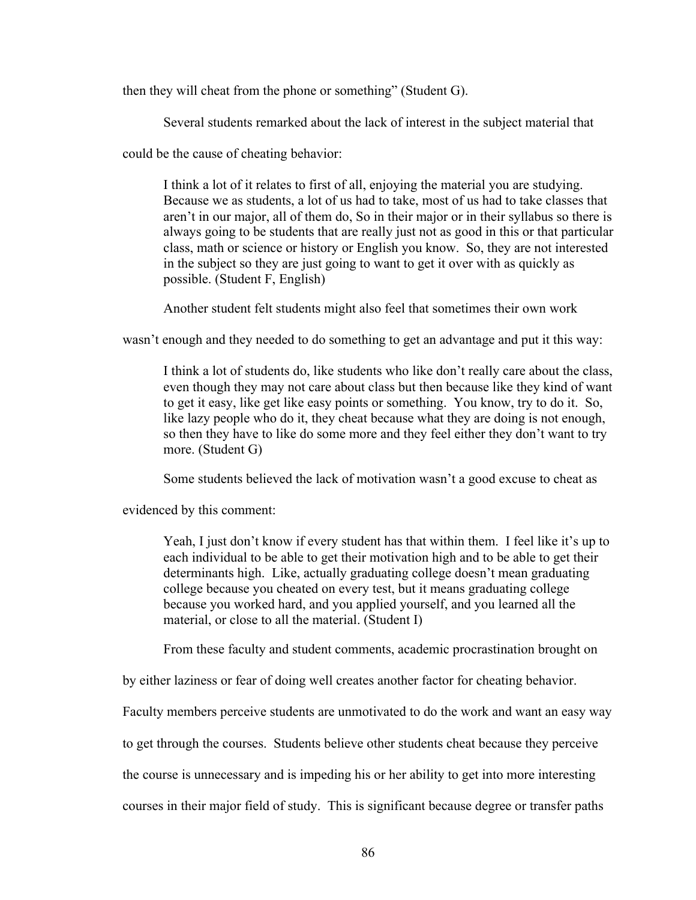then they will cheat from the phone or something" (Student G).

Several students remarked about the lack of interest in the subject material that could be the cause of cheating behavior:

> I think a lot of it relates to first of all, enjoying the material you are studying. Because we as students, a lot of us had to take, most of us had to take classes that aren't in our major, all of them do, So in their major or in their syllabus so there is always going to be students that are really just not as good in this or that particular class, math or science or history or English you know. So, they are not interested in the subject so they are just going to want to get it over with as quickly as possible. (Student F, English)

Another student felt students might also feel that sometimes their own work wasn't enough and they needed to do something to get an advantage and put it this way:

> I think a lot of students do, like students who like don't really care about the class, even though they may not care about class but then because like they kind of want to get it easy, like get like easy points or something. You know, try to do it. So, like lazy people who do it, they cheat because what they are doing is not enough, so then they have to like do some more and they feel either they don't want to try more. (Student G)

Some students believed the lack of motivation wasn't a good excuse to cheat as evidenced by this comment:

> Yeah, I just don't know if every student has that within them. I feel like it's up to each individual to be able to get their motivation high and to be able to get their determinants high. Like, actually graduating college doesn't mean graduating college because you cheated on every test, but it means graduating college because you worked hard, and you applied yourself, and you learned all the material, or close to all the material. (Student I)

From these faculty and student comments, academic procrastination brought on by either laziness or fear of doing well creates another factor for cheating behavior. Faculty members perceive students are unmotivated to do the work and want an easy way to get through the courses. Students believe other students cheat because they perceive the course is unnecessary and is impeding his or her ability to get into more interesting courses in their major field of study. This is significant because degree or transfer paths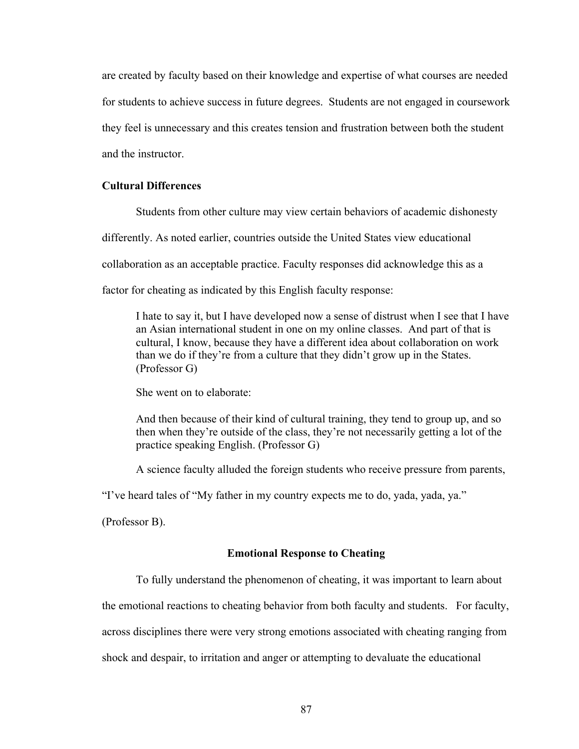are created by faculty based on their knowledge and expertise of what courses are needed for students to achieve success in future degrees. Students are not engaged in coursework they feel is unnecessary and this creates tension and frustration between both the student and the instructor.

### Cultural Differences

Students from other culture may view certain behaviors of academic dishonesty differently. As noted earlier, countries outside the United States view educational collaboration as an acceptable practice. Faculty responses did acknowledge this as a factor for cheating as indicated by this English faculty response:

> I hate to say it, but I have developed now a sense of distrust when I see that I have an Asian international student in one on my online classes. And part of that is cultural, I know, because they have a different idea about collaboration on work than we do if they're from a culture that they didn't grow up in the States. (Professor G)

She went on to elaborate:

> And then because of their kind of cultural training, they tend to group up, and so then when they're outside of the class, they're not necessarily getting a lot of the practice speaking English. (Professor G)

A science faculty alluded the foreign students who receive pressure from parents, "I've heard tales of "My father in my country expects me to do, yada, yada, ya." (Professor B).

## Emotional Response to Cheating

To fully understand the phenomenon of cheating, it was important to learn about the emotional reactions to cheating behavior from both faculty and students. For faculty, across disciplines there were very strong emotions associated with cheating ranging from shock and despair, to irritation and anger or attempting to devaluate the educational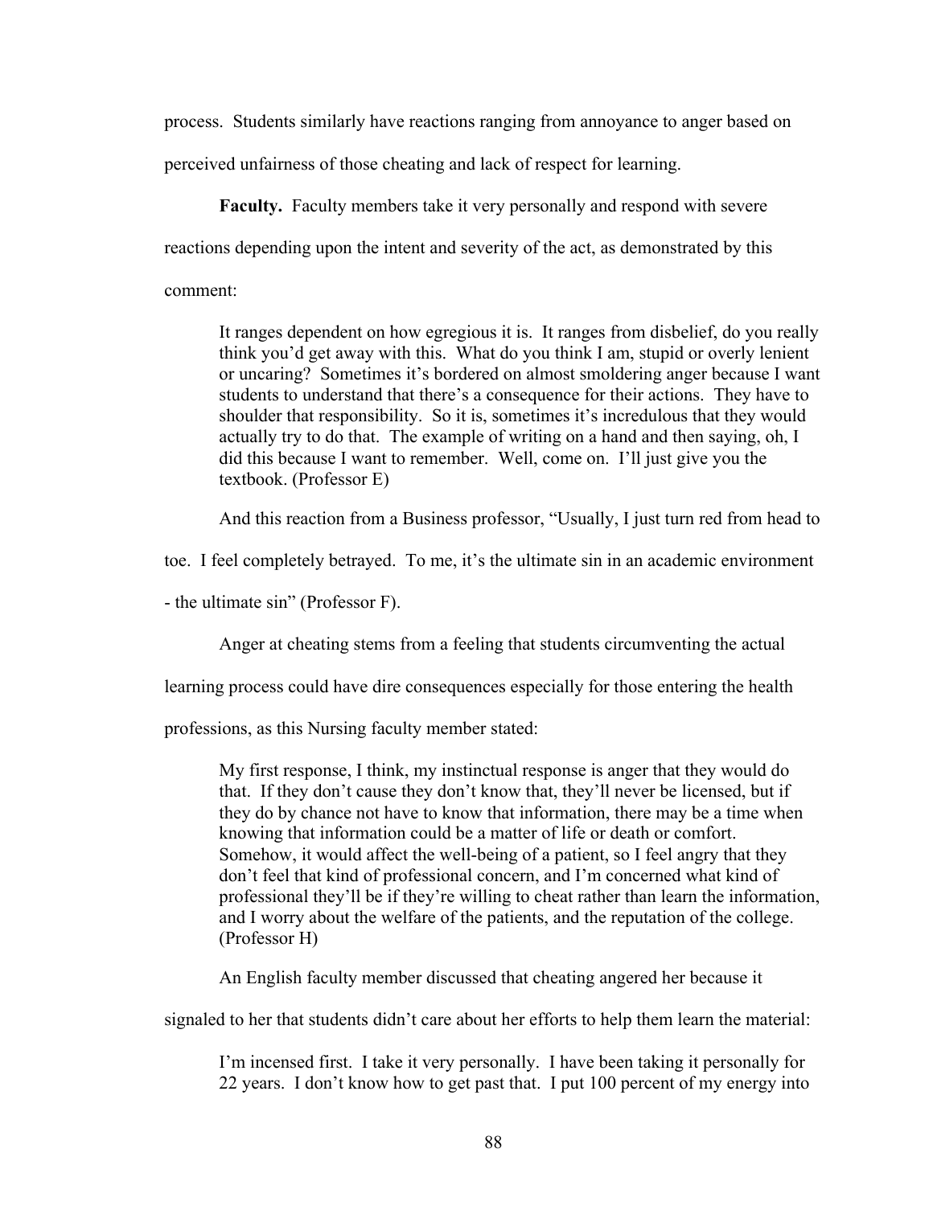process. Students similarly have reactions ranging from annoyance to anger based on perceived unfairness of those cheating and lack of respect for learning.

**Faculty.** Faculty members take it very personally and respond with severe reactions depending upon the intent and severity of the act, as demonstrated by this comment:

> It ranges dependent on how egregious it is. It ranges from disbelief, do you really think you'd get away with this. What do you think I am, stupid or overly lenient or uncaring? Sometimes it's bordered on almost smoldering anger because I want students to understand that there's a consequence for their actions. They have to shoulder that responsibility. So it is, sometimes it's incredulous that they would actually try to do that. The example of writing on a hand and then saying, oh, I did this because I want to remember. Well, come on. I'll just give you the textbook. (Professor E)

And this reaction from a Business professor, "Usually, I just turn red from head to toe. I feel completely betrayed. To me, it's the ultimate sin in an academic environment - the ultimate sin" (Professor F).

Anger at cheating stems from a feeling that students circumventing the actual learning process could have dire consequences especially for those entering the health professions, as this Nursing faculty member stated:

> My first response, I think, my instinctual response is anger that they would do that. If they don't cause they don't know that, they'll never be licensed, but if they do by chance not have to know that information, there may be a time when knowing that information could be a matter of life or death or comfort. Somehow, it would affect the well-being of a patient, so I feel angry that they don't feel that kind of professional concern, and I'm concerned what kind of professional they'll be if they're willing to cheat rather than learn the information, and I worry about the welfare of the patients, and the reputation of the college. (Professor H)

An English faculty member discussed that cheating angered her because it signaled to her that students didn't care about her efforts to help them learn the material:

> I'm incensed first. I take it very personally. I have been taking it personally for 22 years. I don't know how to get past that. I put 100 percent of my energy into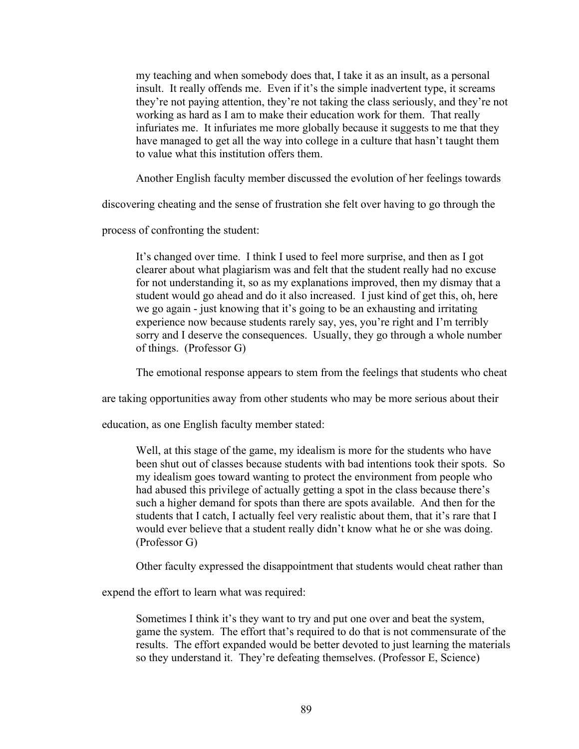> my teaching and when somebody does that, I take it as an insult, as a personal insult. It really offends me. Even if it's the simple inadvertent type, it screams they're not paying attention, they're not taking the class seriously, and they're not working as hard as I am to make their education work for them. That really infuriates me. It infuriates me more globally because it suggests to me that they have managed to get all the way into college in a culture that hasn't taught them to value what this institution offers them.

Another English faculty member discussed the evolution of her feelings towards discovering cheating and the sense of frustration she felt over having to go through the process of confronting the student:

> It's changed over time. I think I used to feel more surprise, and then as I got clearer about what plagiarism was and felt that the student really had no excuse for not understanding it, so as my explanations improved, then my dismay that a student would go ahead and do it also increased. I just kind of get this, oh, here we go again - just knowing that it's going to be an exhausting and irritating experience now because students rarely say, yes, you're right and I'm terribly sorry and I deserve the consequences. Usually, they go through a whole number of things. (Professor G)

The emotional response appears to stem from the feelings that students who cheat are taking opportunities away from other students who may be more serious about their education, as one English faculty member stated:

> Well, at this stage of the game, my idealism is more for the students who have been shut out of classes because students with bad intentions took their spots. So my idealism goes toward wanting to protect the environment from people who had abused this privilege of actually getting a spot in the class because there's such a higher demand for spots than there are spots available. And then for the students that I catch, I actually feel very realistic about them, that it's rare that I would ever believe that a student really didn't know what he or she was doing. (Professor G)

Other faculty expressed the disappointment that students would cheat rather than expend the effort to learn what was required:

> Sometimes I think it's they want to try and put one over and beat the system, game the system. The effort that's required to do that is not commensurate of the results. The effort expanded would be better devoted to just learning the materials so they understand it. They're defeating themselves. (Professor E, Science)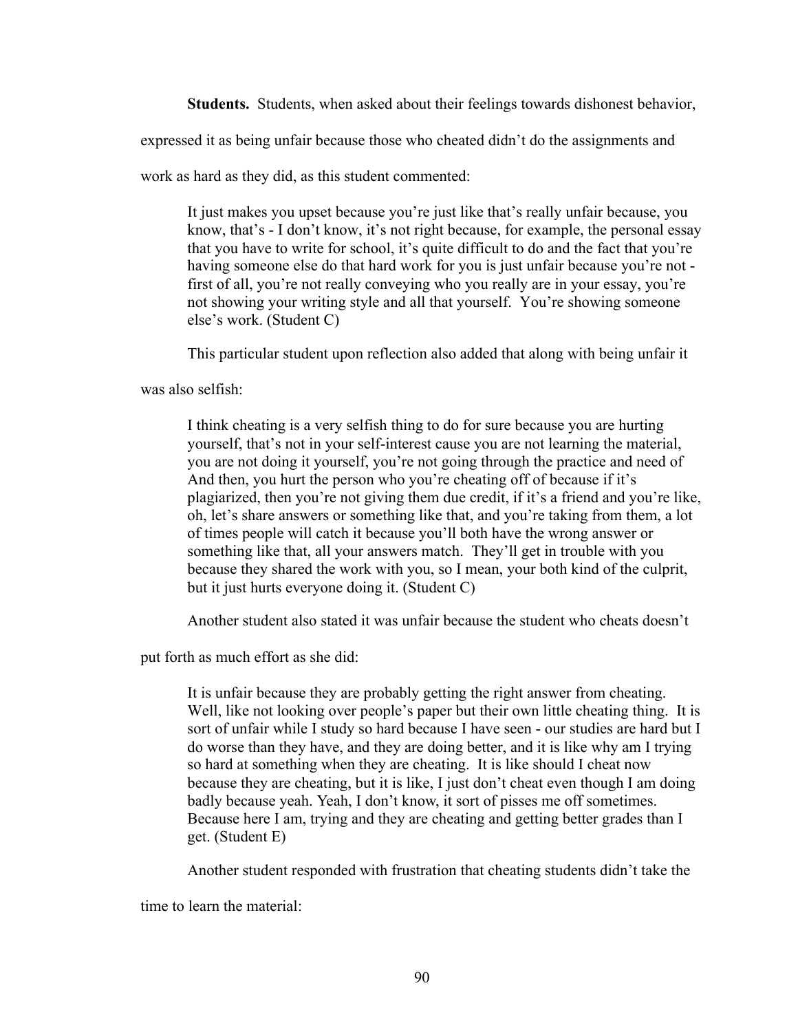**Students.** Students, when asked about their feelings towards dishonest behavior, expressed it as being unfair because those who cheated didn't do the assignments and work as hard as they did, as this student commented:

> It just makes you upset because you're just like that's really unfair because, you know, that's - I don't know, it's not right because, for example, the personal essay that you have to write for school, it's quite difficult to do and the fact that you're having someone else do that hard work for you is just unfair because you're not - first of all, you're not really conveying who you really are in your essay, you're not showing your writing style and all that yourself. You're showing someone else's work. (Student C)

This particular student upon reflection also added that along with being unfair it was also selfish:

> I think cheating is a very selfish thing to do for sure because you are hurting yourself, that's not in your self-interest cause you are not learning the material, you are not doing it yourself, you're not going through the practice and need of And then, you hurt the person who you're cheating off of because if it's plagiarized, then you're not giving them due credit, if it's a friend and you're like, oh, let's share answers or something like that, and you're taking from them, a lot of times people will catch it because you'll both have the wrong answer or something like that, all your answers match. They'll get in trouble with you because they shared the work with you, so I mean, your both kind of the culprit, but it just hurts everyone doing it. (Student C)

Another student also stated it was unfair because the student who cheats doesn't put forth as much effort as she did:

> It is unfair because they are probably getting the right answer from cheating. Well, like not looking over people's paper but their own little cheating thing. It is sort of unfair while I study so hard because I have seen - our studies are hard but I do worse than they have, and they are doing better, and it is like why am I trying so hard at something when they are cheating. It is like should I cheat now because they are cheating, but it is like, I just don't cheat even though I am doing badly because yeah. Yeah, I don't know, it sort of pisses me off sometimes. Because here I am, trying and they are cheating and getting better grades than I get. (Student E)

Another student responded with frustration that cheating students didn't take the time to learn the material: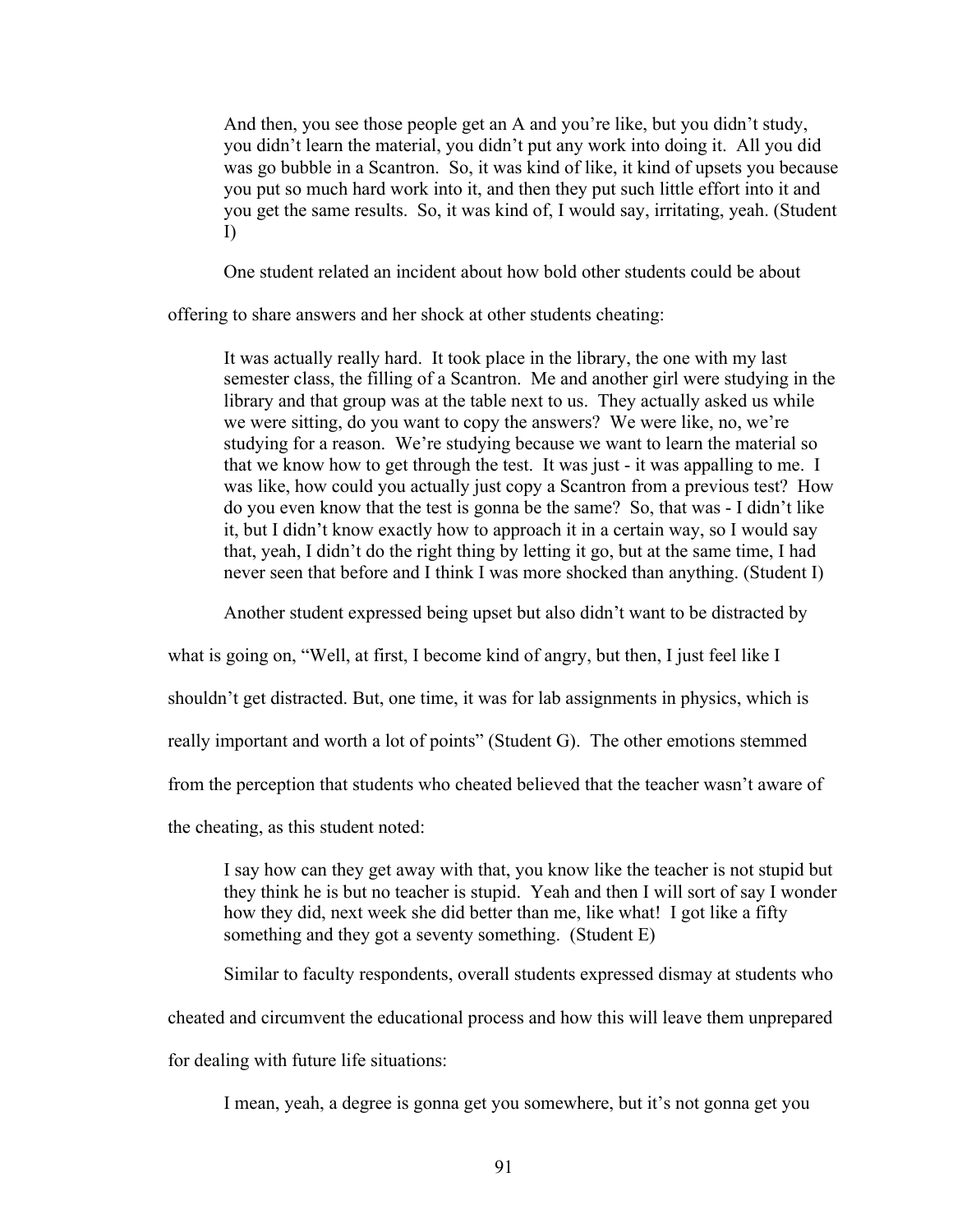> And then, you see those people get an A and you're like, but you didn't study, you didn't learn the material, you didn't put any work into doing it. All you did was go bubble in a Scantron. So, it was kind of like, it kind of upsets you because you put so much hard work into it, and then they put such little effort into it and you get the same results. So, it was kind of, I would say, irritating, yeah. (Student I)

One student related an incident about how bold other students could be about offering to share answers and her shock at other students cheating:

> It was actually really hard. It took place in the library, the one with my last semester class, the filling of a Scantron. Me and another girl were studying in the library and that group was at the table next to us. They actually asked us while we were sitting, do you want to copy the answers? We were like, no, we're studying for a reason. We're studying because we want to learn the material so that we know how to get through the test. It was just - it was appalling to me. I was like, how could you actually just copy a Scantron from a previous test? How do you even know that the test is gonna be the same? So, that was - I didn't like it, but I didn't know exactly how to approach it in a certain way, so I would say that, yeah, I didn't do the right thing by letting it go, but at the same time, I had never seen that before and I think I was more shocked than anything. (Student I)

Another student expressed being upset but also didn't want to be distracted by what is going on, "Well, at first, I become kind of angry, but then, I just feel like I shouldn't get distracted. But, one time, it was for lab assignments in physics, which is really important and worth a lot of points" (Student G). The other emotions stemmed from the perception that students who cheated believed that the teacher wasn't aware of the cheating, as this student noted:

> I say how can they get away with that, you know like the teacher is not stupid but they think he is but no teacher is stupid. Yeah and then I will sort of say I wonder how they did, next week she did better than me, like what! I got like a fifty something and they got a seventy something. (Student E)

Similar to faculty respondents, overall students expressed dismay at students who cheated and circumvent the educational process and how this will leave them unprepared for dealing with future life situations:

> I mean, yeah, a degree is gonna get you somewhere, but it's not gonna get you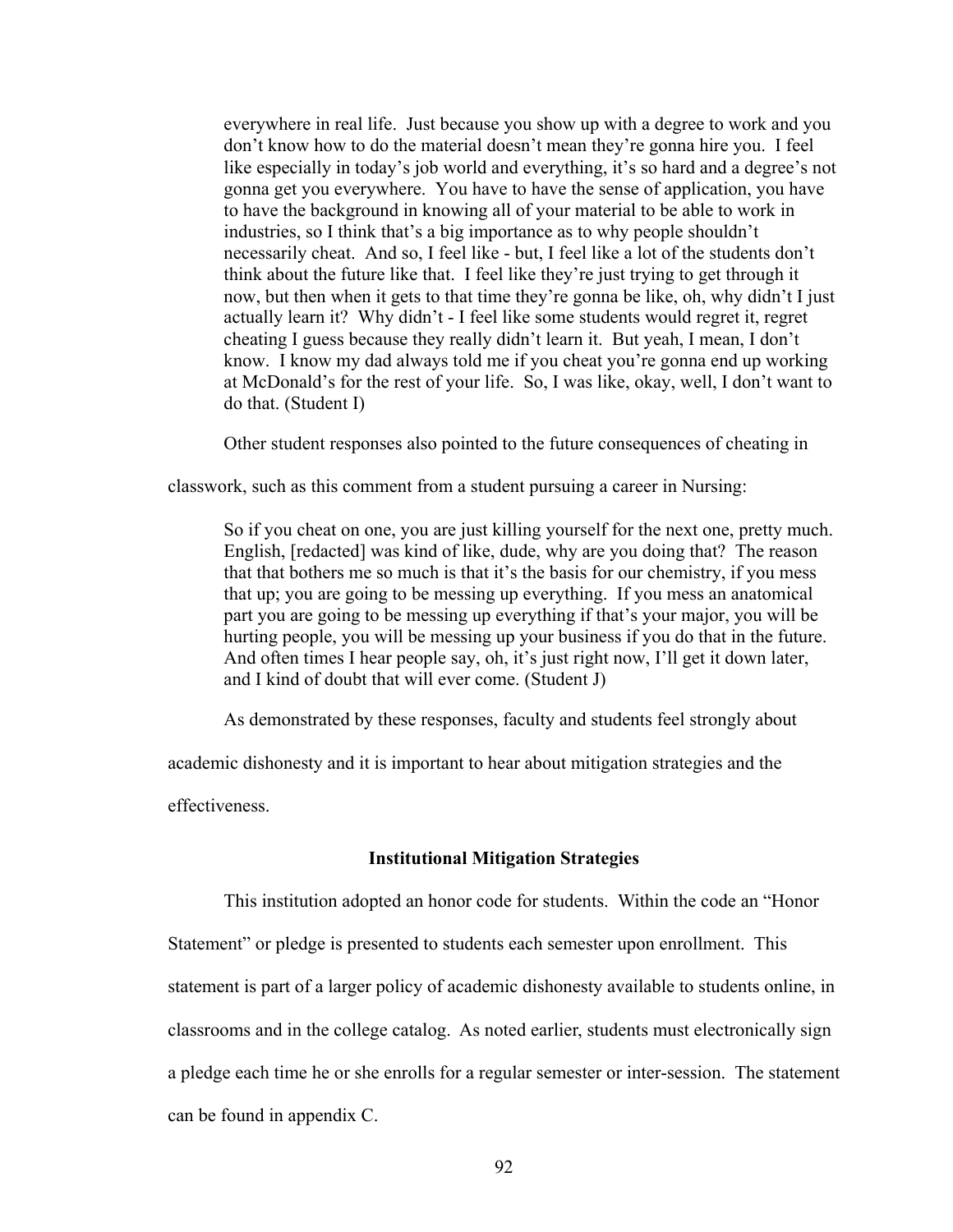> everywhere in real life. Just because you show up with a degree to work and you don't know how to do the material doesn't mean they're gonna hire you. I feel like especially in today's job world and everything, it's so hard and a degree's not gonna get you everywhere. You have to have the sense of application, you have to have the background in knowing all of your material to be able to work in industries, so I think that's a big importance as to why people shouldn't necessarily cheat. And so, I feel like - but, I feel like a lot of the students don't think about the future like that. I feel like they're just trying to get through it now, but then when it gets to that time they're gonna be like, oh, why didn't I just actually learn it? Why didn't - I feel like some students would regret it, regret cheating I guess because they really didn't learn it. But yeah, I mean, I don't know. I know my dad always told me if you cheat you're gonna end up working at McDonald's for the rest of your life. So, I was like, okay, well, I don't want to do that. (Student I)

Other student responses also pointed to the future consequences of cheating in classwork, such as this comment from a student pursuing a career in Nursing:

> So if you cheat on one, you are just killing yourself for the next one, pretty much. English, [redacted] was kind of like, dude, why are you doing that? The reason that that bothers me so much is that it's the basis for our chemistry, if you mess that up; you are going to be messing up everything. If you mess an anatomical part you are going to be messing up everything if that's your major, you will be hurting people, you will be messing up your business if you do that in the future. And often times I hear people say, oh, it's just right now, I'll get it down later, and I kind of doubt that will ever come. (Student J)

As demonstrated by these responses, faculty and students feel strongly about academic dishonesty and it is important to hear about mitigation strategies and the effectiveness.

### Institutional Mitigation Strategies

This institution adopted an honor code for students. Within the code an "Honor Statement" or pledge is presented to students each semester upon enrollment. This statement is part of a larger policy of academic dishonesty available to students online, in classrooms and in the college catalog. As noted earlier, students must electronically sign a pledge each time he or she enrolls for a regular semester or inter-session. The statement can be found in appendix C.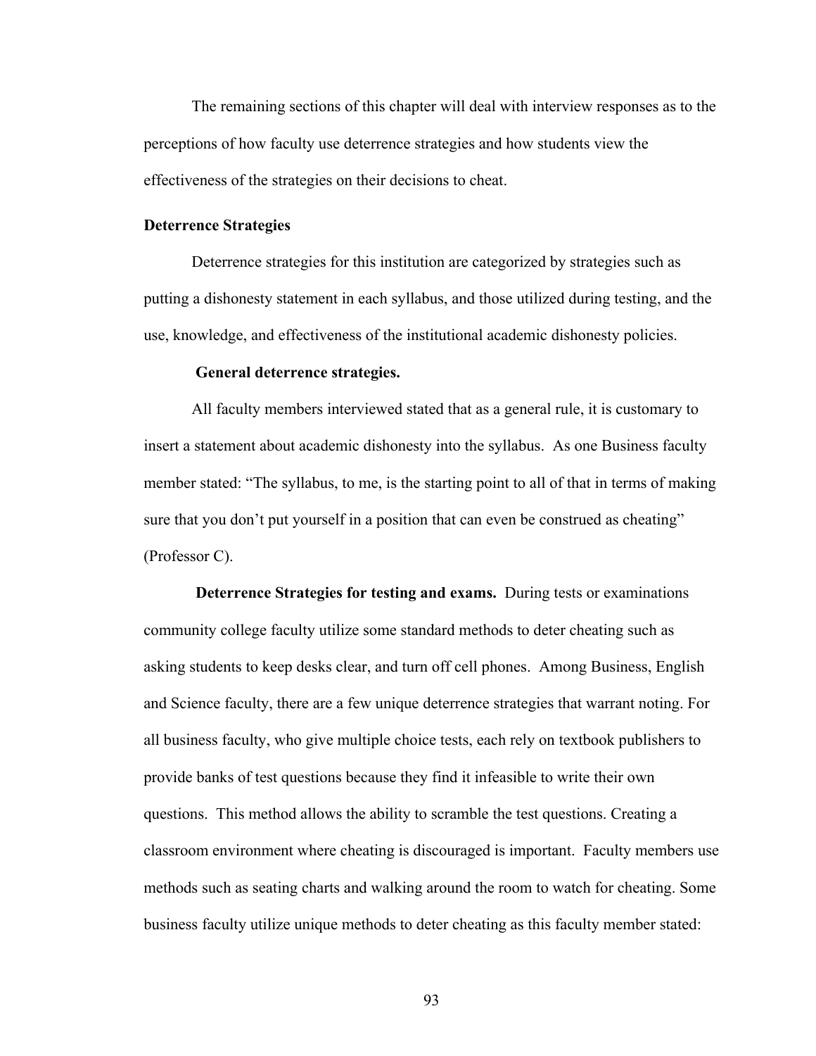The remaining sections of this chapter will deal with interview responses as to the perceptions of how faculty use deterrence strategies and how students view the effectiveness of the strategies on their decisions to cheat.

## Deterrence Strategies

Deterrence strategies for this institution are categorized by strategies such as putting a dishonesty statement in each syllabus, and those utilized during testing, and the use, knowledge, and effectiveness of the institutional academic dishonesty policies.

### General deterrence strategies.

All faculty members interviewed stated that as a general rule, it is customary to insert a statement about academic dishonesty into the syllabus. As one Business faculty member stated: "The syllabus, to me, is the starting point to all of that in terms of making sure that you don't put yourself in a position that can even be construed as cheating" (Professor C).

**Deterrence Strategies for testing and exams.** During tests or examinations community college faculty utilize some standard methods to deter cheating such as asking students to keep desks clear, and turn off cell phones. Among Business, English and Science faculty, there are a few unique deterrence strategies that warrant noting. For all business faculty, who give multiple choice tests, each rely on textbook publishers to provide banks of test questions because they find it infeasible to write their own questions. This method allows the ability to scramble the test questions. Creating a classroom environment where cheating is discouraged is important. Faculty members use methods such as seating charts and walking around the room to watch for cheating. Some business faculty utilize unique methods to deter cheating as this faculty member stated: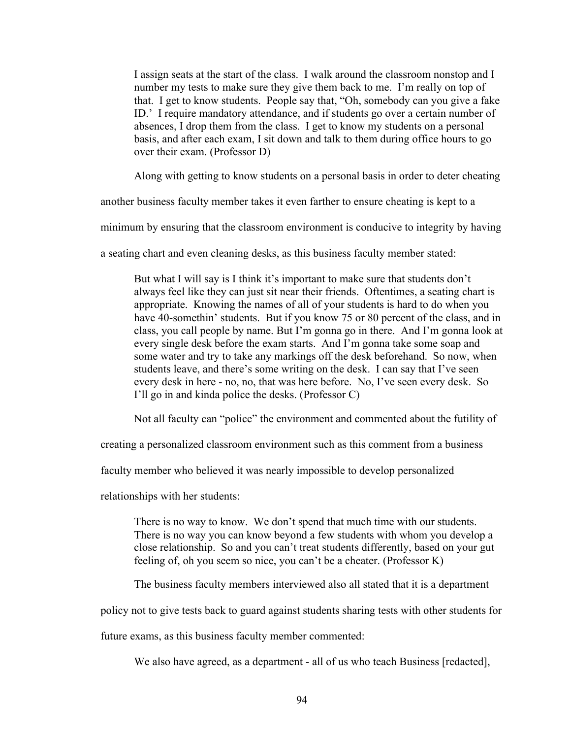> I assign seats at the start of the class. I walk around the classroom nonstop and I number my tests to make sure they give them back to me. I'm really on top of that. I get to know students. People say that, "Oh, somebody can you give a fake ID.' I require mandatory attendance, and if students go over a certain number of absences, I drop them from the class. I get to know my students on a personal basis, and after each exam, I sit down and talk to them during office hours to go over their exam. (Professor D)

Along with getting to know students on a personal basis in order to deter cheating another business faculty member takes it even farther to ensure cheating is kept to a minimum by ensuring that the classroom environment is conducive to integrity by having a seating chart and even cleaning desks, as this business faculty member stated:

> But what I will say is I think it's important to make sure that students don't always feel like they can just sit near their friends. Oftentimes, a seating chart is appropriate. Knowing the names of all of your students is hard to do when you have 40-somethin' students. But if you know 75 or 80 percent of the class, and in class, you call people by name. But I'm gonna go in there. And I'm gonna look at every single desk before the exam starts. And I'm gonna take some soap and some water and try to take any markings off the desk beforehand. So now, when students leave, and there's some writing on the desk. I can say that I've seen every desk in here - no, no, that was here before. No, I've seen every desk. So I'll go in and kinda police the desks. (Professor C)

Not all faculty can "police" the environment and commented about the futility of creating a personalized classroom environment such as this comment from a business faculty member who believed it was nearly impossible to develop personalized relationships with her students:

> There is no way to know. We don't spend that much time with our students. There is no way you can know beyond a few students with whom you develop a close relationship. So and you can't treat students differently, based on your gut feeling of, oh you seem so nice, you can't be a cheater. (Professor K)

The business faculty members interviewed also all stated that it is a department policy not to give tests back to guard against students sharing tests with other students for future exams, as this business faculty member commented:

> We also have agreed, as a department - all of us who teach Business [redacted],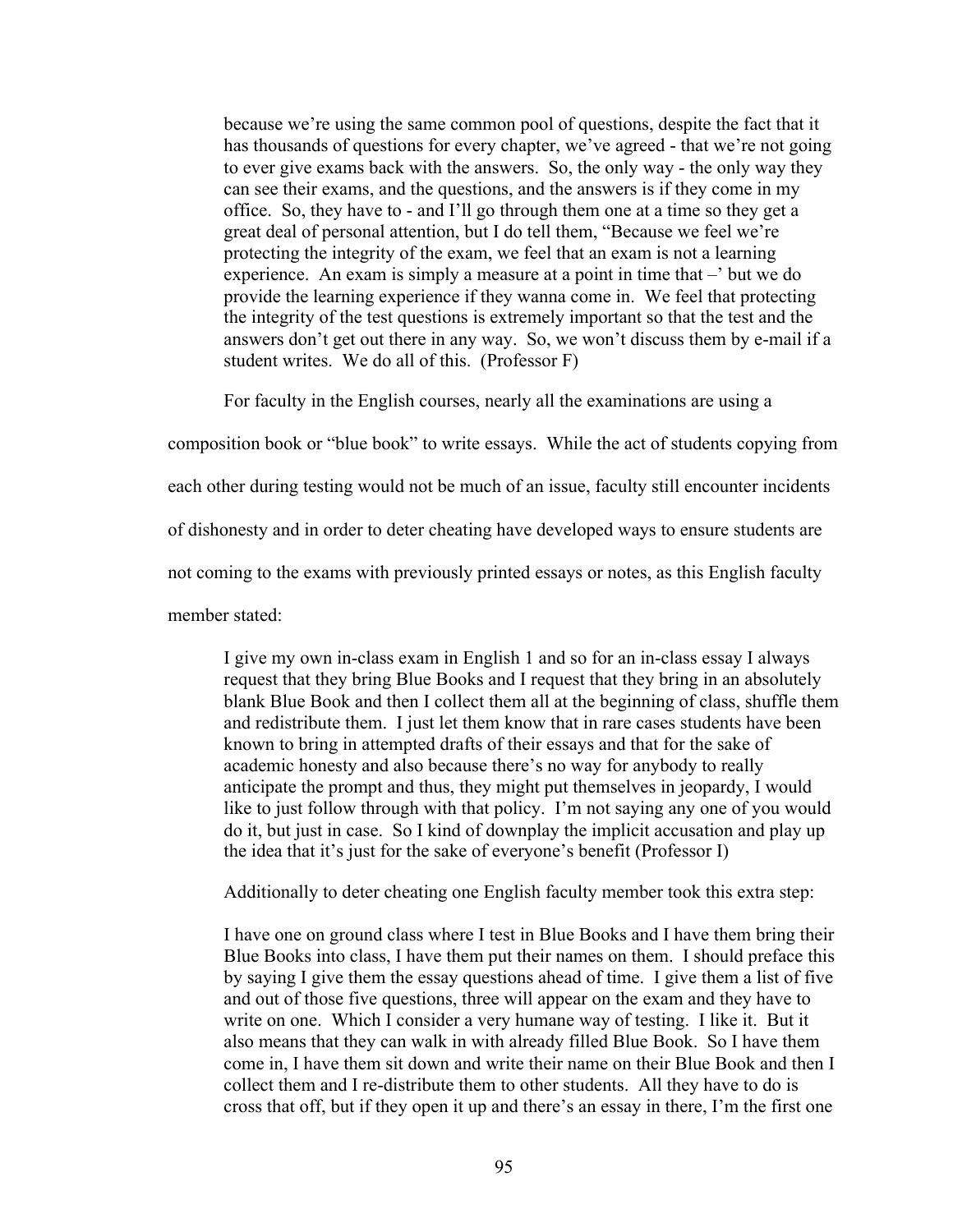> because we're using the same common pool of questions, despite the fact that it has thousands of questions for every chapter, we've agreed - that we're not going to ever give exams back with the answers. So, the only way - the only way they can see their exams, and the questions, and the answers is if they come in my office. So, they have to - and I'll go through them one at a time so they get a great deal of personal attention, but I do tell them, "Because we feel we're protecting the integrity of the exam, we feel that an exam is not a learning experience. An exam is simply a measure at a point in time that –' but we do provide the learning experience if they wanna come in. We feel that protecting the integrity of the test questions is extremely important so that the test and the answers don't get out there in any way. So, we won't discuss them by e-mail if a student writes. We do all of this. (Professor F)

For faculty in the English courses, nearly all the examinations are using a composition book or "blue book" to write essays. While the act of students copying from each other during testing would not be much of an issue, faculty still encounter incidents of dishonesty and in order to deter cheating have developed ways to ensure students are not coming to the exams with previously printed essays or notes, as this English faculty member stated:

> I give my own in-class exam in English 1 and so for an in-class essay I always request that they bring Blue Books and I request that they bring in an absolutely blank Blue Book and then I collect them all at the beginning of class, shuffle them and redistribute them. I just let them know that in rare cases students have been known to bring in attempted drafts of their essays and that for the sake of academic honesty and also because there's no way for anybody to really anticipate the prompt and thus, they might put themselves in jeopardy, I would like to just follow through with that policy. I'm not saying any one of you would do it, but just in case. So I kind of downplay the implicit accusation and play up the idea that it's just for the sake of everyone's benefit (Professor I)

Additionally to deter cheating one English faculty member took this extra step:

> I have one on ground class where I test in Blue Books and I have them bring their Blue Books into class, I have them put their names on them. I should preface this by saying I give them the essay questions ahead of time. I give them a list of five and out of those five questions, three will appear on the exam and they have to write on one. Which I consider a very humane way of testing. I like it. But it also means that they can walk in with already filled Blue Book. So I have them come in, I have them sit down and write their name on their Blue Book and then I collect them and I re-distribute them to other students. All they have to do is cross that off, but if they open it up and there's an essay in there, I'm the first one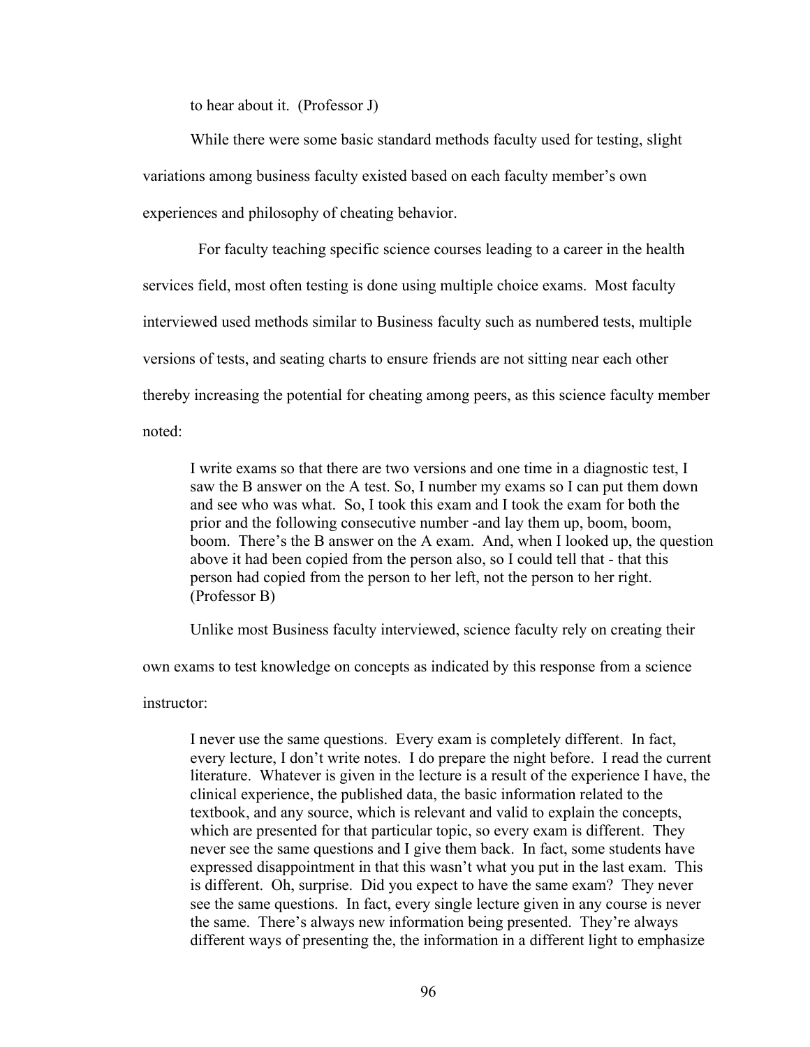to hear about it. (Professor J)

While there were some basic standard methods faculty used for testing, slight variations among business faculty existed based on each faculty member's own experiences and philosophy of cheating behavior.

For faculty teaching specific science courses leading to a career in the health services field, most often testing is done using multiple choice exams. Most faculty interviewed used methods similar to Business faculty such as numbered tests, multiple versions of tests, and seating charts to ensure friends are not sitting near each other thereby increasing the potential for cheating among peers, as this science faculty member noted:

> I write exams so that there are two versions and one time in a diagnostic test, I saw the B answer on the A test. So, I number my exams so I can put them down and see who was what. So, I took this exam and I took the exam for both the prior and the following consecutive number -and lay them up, boom, boom, boom. There's the B answer on the A exam. And, when I looked up, the question above it had been copied from the person also, so I could tell that - that this person had copied from the person to her left, not the person to her right. (Professor B)

Unlike most Business faculty interviewed, science faculty rely on creating their own exams to test knowledge on concepts as indicated by this response from a science instructor:

> I never use the same questions. Every exam is completely different. In fact, every lecture, I don't write notes. I do prepare the night before. I read the current literature. Whatever is given in the lecture is a result of the experience I have, the clinical experience, the published data, the basic information related to the textbook, and any source, which is relevant and valid to explain the concepts, which are presented for that particular topic, so every exam is different. They never see the same questions and I give them back. In fact, some students have expressed disappointment in that this wasn't what you put in the last exam. This is different. Oh, surprise. Did you expect to have the same exam? They never see the same questions. In fact, every single lecture given in any course is never the same. There's always new information being presented. They're always different ways of presenting the, the information in a different light to emphasize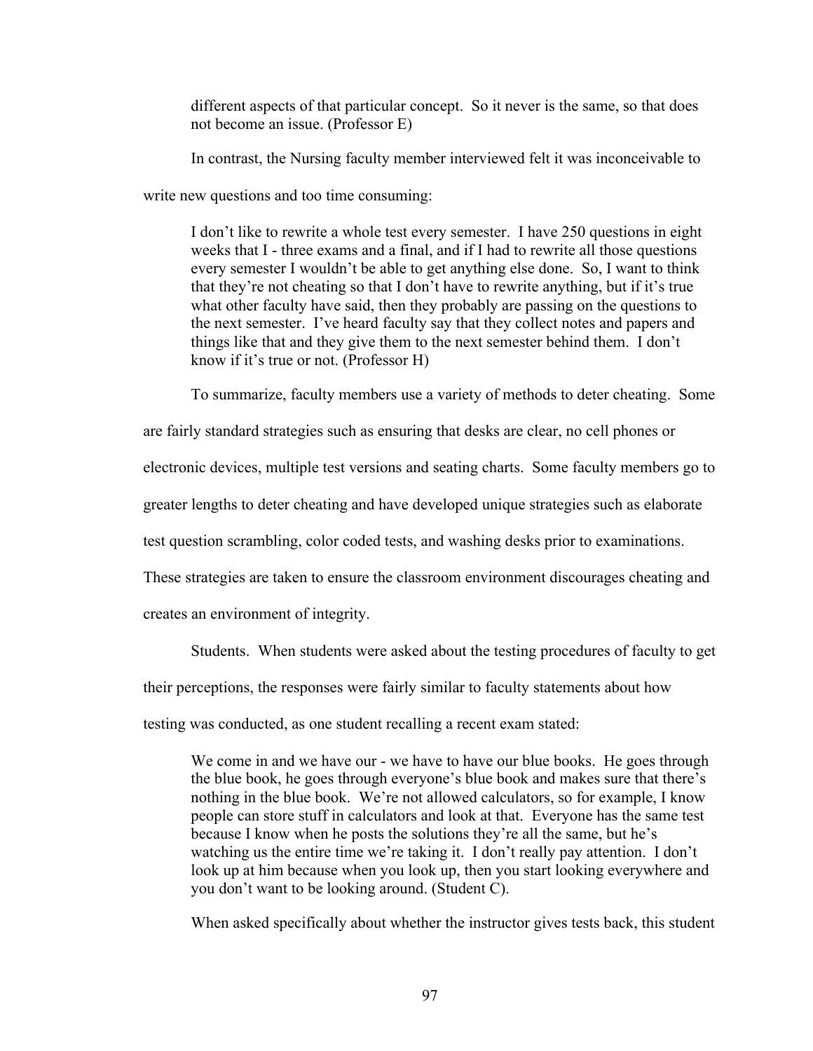> different aspects of that particular concept. So it never is the same, so that does not become an issue. (Professor E)

In contrast, the Nursing faculty member interviewed felt it was inconceivable to write new questions and too time consuming:

> I don't like to rewrite a whole test every semester. I have 250 questions in eight weeks that I - three exams and a final, and if I had to rewrite all those questions every semester I wouldn't be able to get anything else done. So, I want to think that they're not cheating so that I don't have to rewrite anything, but if it's true what other faculty have said, then they probably are passing on the questions to the next semester. I've heard faculty say that they collect notes and papers and things like that and they give them to the next semester behind them. I don't know if it's true or not. (Professor H)

To summarize, faculty members use a variety of methods to deter cheating. Some are fairly standard strategies such as ensuring that desks are clear, no cell phones or electronic devices, multiple test versions and seating charts. Some faculty members go to greater lengths to deter cheating and have developed unique strategies such as elaborate test question scrambling, color coded tests, and washing desks prior to examinations. These strategies are taken to ensure the classroom environment discourages cheating and creates an environment of integrity.

**Students.** When students were asked about the testing procedures of faculty to get their perceptions, the responses were fairly similar to faculty statements about how testing was conducted, as one student recalling a recent exam stated:

> We come in and we have our - we have to have our blue books. He goes through the blue book, he goes through everyone's blue book and makes sure that there's nothing in the blue book. We're not allowed calculators, so for example, I know people can store stuff in calculators and look at that. Everyone has the same test because I know when he posts the solutions they're all the same, but he's watching us the entire time we're taking it. I don't really pay attention. I don't look up at him because when you look up, then you start looking everywhere and you don't want to be looking around. (Student C).

When asked specifically about whether the instructor gives tests back, this student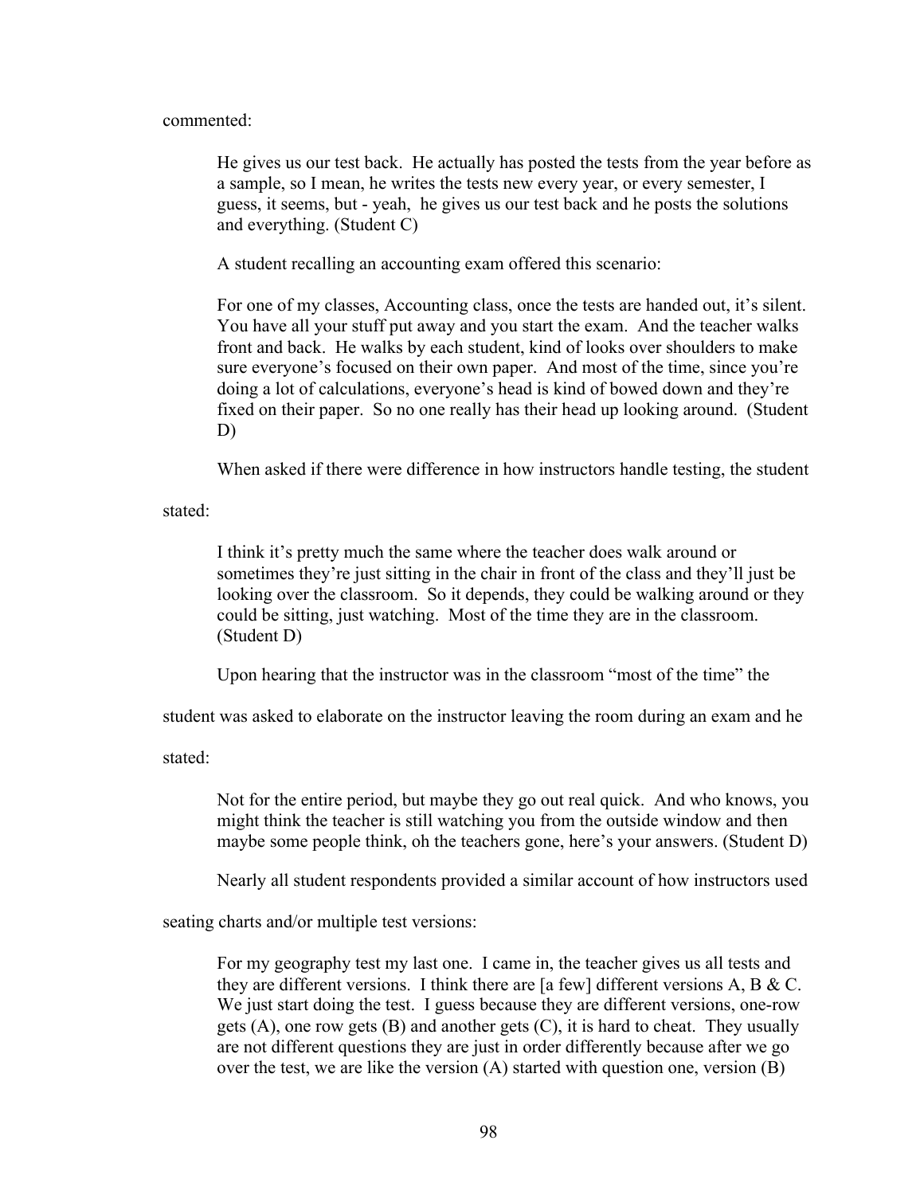commented:

> He gives us our test back. He actually has posted the tests from the year before as a sample, so I mean, he writes the tests new every year, or every semester, I guess, it seems, but - yeah, he gives us our test back and he posts the solutions and everything. (Student C)

A student recalling an accounting exam offered this scenario:

> For one of my classes, Accounting class, once the tests are handed out, it's silent. You have all your stuff put away and you start the exam. And the teacher walks front and back. He walks by each student, kind of looks over shoulders to make sure everyone's focused on their own paper. And most of the time, since you're doing a lot of calculations, everyone's head is kind of bowed down and they're fixed on their paper. So no one really has their head up looking around. (Student D)

When asked if there were difference in how instructors handle testing, the student stated:

> I think it's pretty much the same where the teacher does walk around or sometimes they're just sitting in the chair in front of the class and they'll just be looking over the classroom. So it depends, they could be walking around or they could be sitting, just watching. Most of the time they are in the classroom. (Student D)

Upon hearing that the instructor was in the classroom "most of the time" the student was asked to elaborate on the instructor leaving the room during an exam and he stated:

> Not for the entire period, but maybe they go out real quick. And who knows, you might think the teacher is still watching you from the outside window and then maybe some people think, oh the teachers gone, here's your answers. (Student D)

Nearly all student respondents provided a similar account of how instructors used seating charts and/or multiple test versions:

> For my geography test my last one. I came in, the teacher gives us all tests and they are different versions. I think there are [a few] different versions A, B & C. We just start doing the test. I guess because they are different versions, one-row gets (A), one row gets (B) and another gets (C), it is hard to cheat. They usually are not different questions they are just in order differently because after we go over the test, we are like the version (A) started with question one, version (B)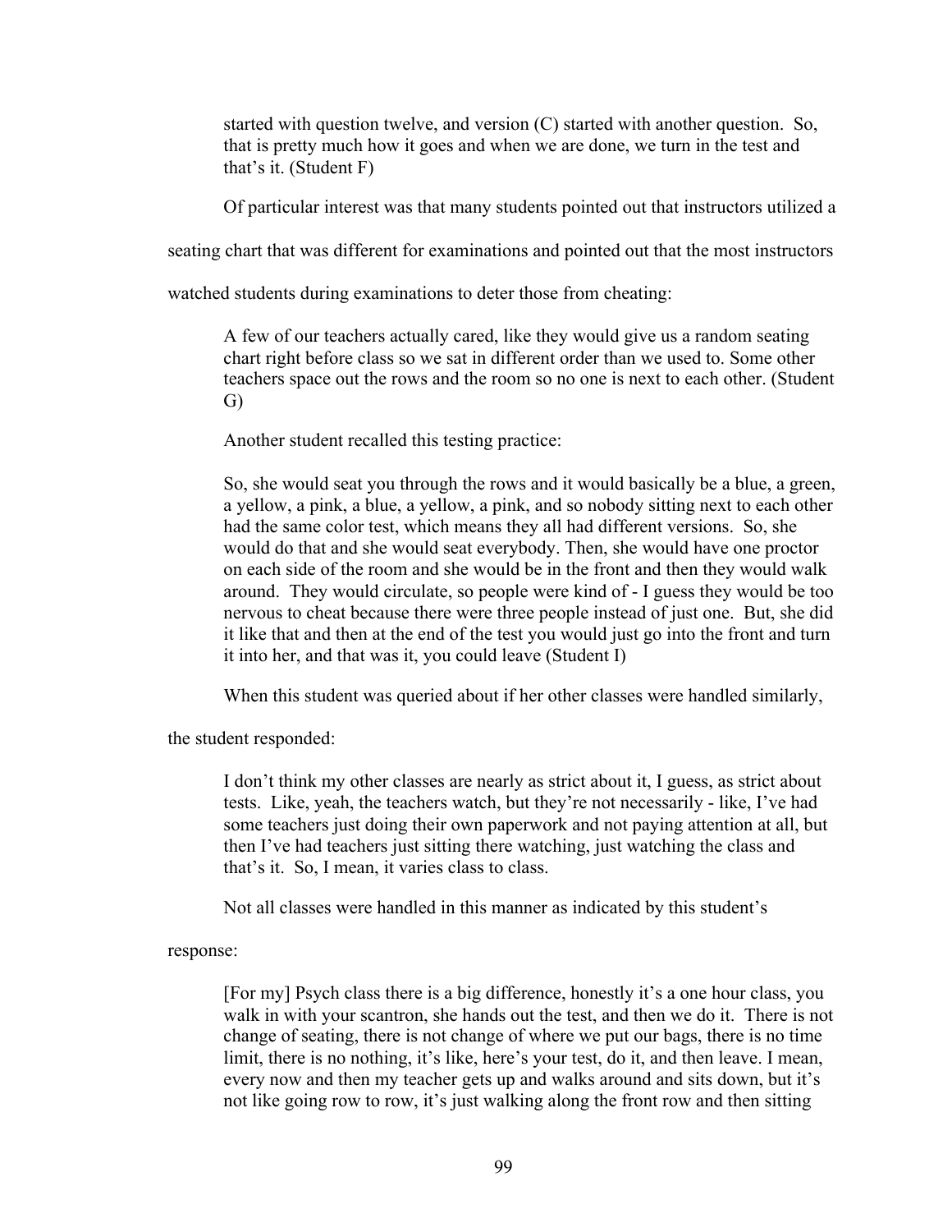started with question twelve, and version (C) started with another question. So, that is pretty much how it goes and when we are done, we turn in the test and that's it. (Student F)

Of particular interest was that many students pointed out that instructors utilized a seating chart that was different for examinations and pointed out that the most instructors watched students during examinations to deter those from cheating:

> A few of our teachers actually cared, like they would give us a random seating chart right before class so we sat in different order than we used to. Some other teachers space out the rows and the room so no one is next to each other. (Student G)

Another student recalled this testing practice:

> So, she would seat you through the rows and it would basically be a blue, a green, a yellow, a pink, a blue, a yellow, a pink, and so nobody sitting next to each other had the same color test, which means they all had different versions. So, she would do that and she would seat everybody. Then, she would have one proctor on each side of the room and she would be in the front and then they would walk around. They would circulate, so people were kind of - I guess they would be too nervous to cheat because there were three people instead of just one. But, she did it like that and then at the end of the test you would just go into the front and turn it into her, and that was it, you could leave (Student I)

When this student was queried about if her other classes were handled similarly, the student responded:

> I don't think my other classes are nearly as strict about it, I guess, as strict about tests. Like, yeah, the teachers watch, but they're not necessarily - like, I've had some teachers just doing their own paperwork and not paying attention at all, but then I've had teachers just sitting there watching, just watching the class and that's it. So, I mean, it varies class to class.

Not all classes were handled in this manner as indicated by this student's response:

> [For my] Psych class there is a big difference, honestly it's a one hour class, you walk in with your scantron, she hands out the test, and then we do it. There is not change of seating, there is not change of where we put our bags, there is no time limit, there is no nothing, it's like, here's your test, do it, and then leave. I mean, every now and then my teacher gets up and walks around and sits down, but it's not like going row to row, it's just walking along the front row and then sitting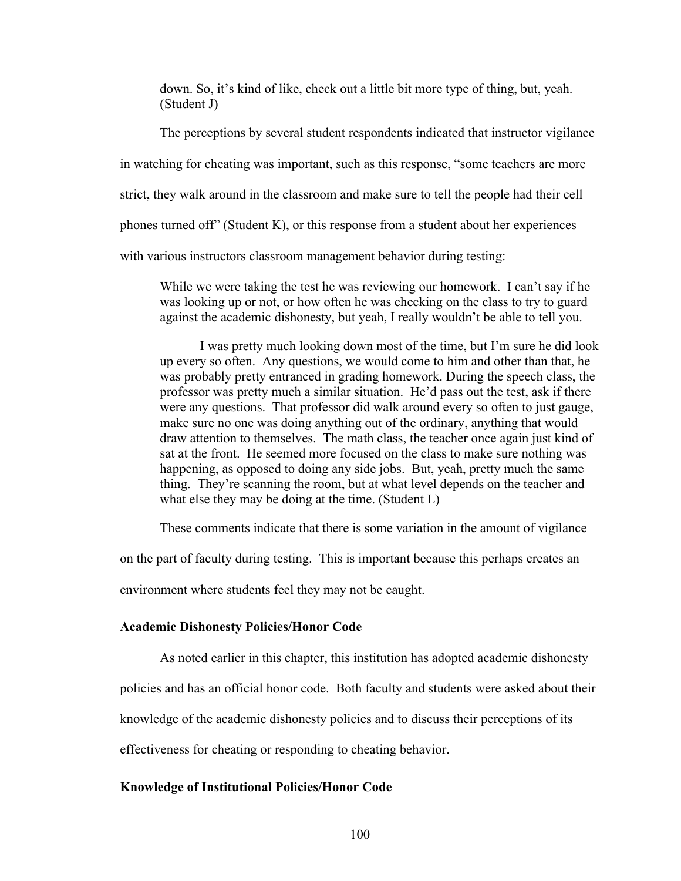down. So, it's kind of like, check out a little bit more type of thing, but, yeah. (Student J)

The perceptions by several student respondents indicated that instructor vigilance in watching for cheating was important, such as this response, "some teachers are more strict, they walk around in the classroom and make sure to tell the people had their cell phones turned off" (Student K), or this response from a student about her experiences with various instructors classroom management behavior during testing:

> While we were taking the test he was reviewing our homework. I can't say if he was looking up or not, or how often he was checking on the class to try to guard against the academic dishonesty, but yeah, I really wouldn't be able to tell you.
>
> I was pretty much looking down most of the time, but I'm sure he did look up every so often. Any questions, we would come to him and other than that, he was probably pretty entranced in grading homework. During the speech class, the professor was pretty much a similar situation. He'd pass out the test, ask if there were any questions. That professor did walk around every so often to just gauge, make sure no one was doing anything out of the ordinary, anything that would draw attention to themselves. The math class, the teacher once again just kind of sat at the front. He seemed more focused on the class to make sure nothing was happening, as opposed to doing any side jobs. But, yeah, pretty much the same thing. They're scanning the room, but at what level depends on the teacher and what else they may be doing at the time. (Student L)

These comments indicate that there is some variation in the amount of vigilance on the part of faculty during testing. This is important because this perhaps creates an environment where students feel they may not be caught.

### Academic Dishonesty Policies/Honor Code

As noted earlier in this chapter, this institution has adopted academic dishonesty policies and has an official honor code. Both faculty and students were asked about their knowledge of the academic dishonesty policies and to discuss their perceptions of its effectiveness for cheating or responding to cheating behavior.

### Knowledge of Institutional Policies/Honor Code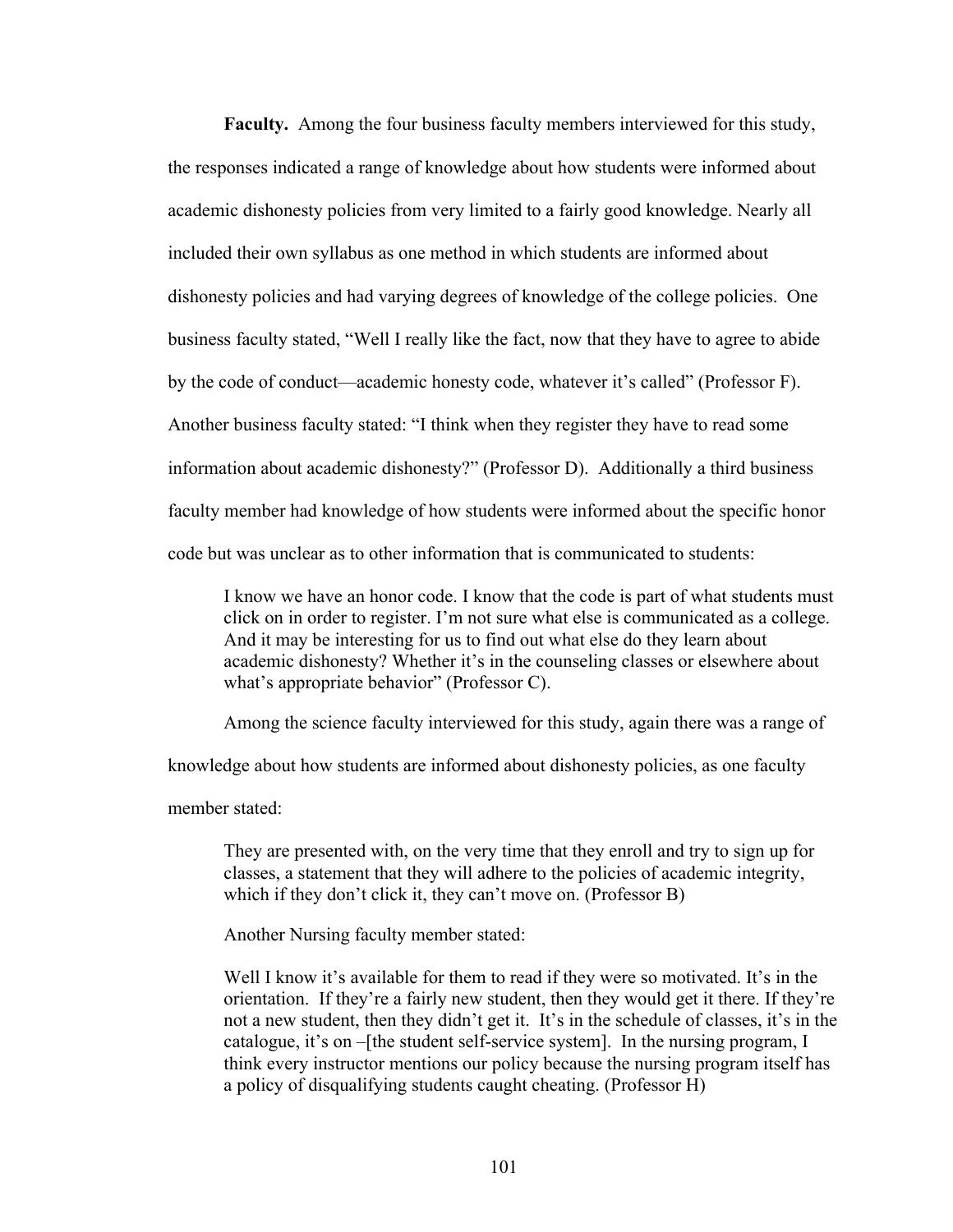**Faculty.** Among the four business faculty members interviewed for this study, the responses indicated a range of knowledge about how students were informed about academic dishonesty policies from very limited to a fairly good knowledge. Nearly all included their own syllabus as one method in which students are informed about dishonesty policies and had varying degrees of knowledge of the college policies. One business faculty stated, "Well I really like the fact, now that they have to agree to abide by the code of conduct—academic honesty code, whatever it's called" (Professor F). Another business faculty stated: "I think when they register they have to read some information about academic dishonesty?" (Professor D). Additionally a third business faculty member had knowledge of how students were informed about the specific honor code but was unclear as to other information that is communicated to students:

> I know we have an honor code. I know that the code is part of what students must click on in order to register. I'm not sure what else is communicated as a college. And it may be interesting for us to find out what else do they learn about academic dishonesty? Whether it's in the counseling classes or elsewhere about what's appropriate behavior" (Professor C).

Among the science faculty interviewed for this study, again there was a range of knowledge about how students are informed about dishonesty policies, as one faculty member stated:

> They are presented with, on the very time that they enroll and try to sign up for classes, a statement that they will adhere to the policies of academic integrity, which if they don't click it, they can't move on. (Professor B)

Another Nursing faculty member stated:

> Well I know it's available for them to read if they were so motivated. It's in the orientation. If they're a fairly new student, then they would get it there. If they're not a new student, then they didn't get it. It's in the schedule of classes, it's in the catalogue, it's on –[the student self-service system]. In the nursing program, I think every instructor mentions our policy because the nursing program itself has a policy of disqualifying students caught cheating. (Professor H)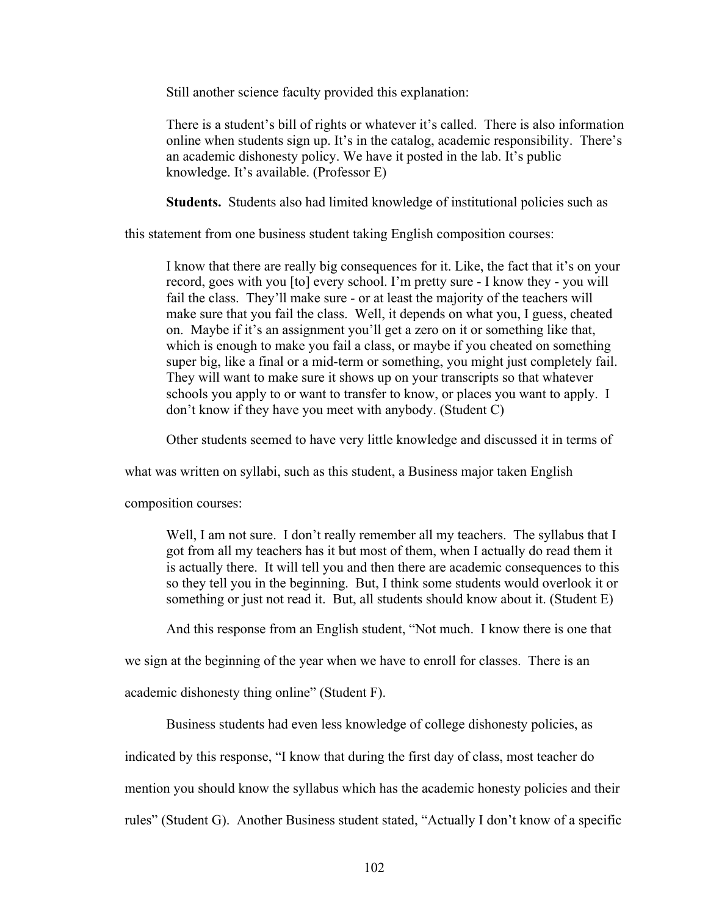Still another science faculty provided this explanation:

> There is a student's bill of rights or whatever it's called. There is also information online when students sign up. It's in the catalog, academic responsibility. There's an academic dishonesty policy. We have it posted in the lab. It's public knowledge. It's available. (Professor E)

**Students.** Students also had limited knowledge of institutional policies such as this statement from one business student taking English composition courses:

> I know that there are really big consequences for it. Like, the fact that it's on your record, goes with you [to] every school. I'm pretty sure - I know they - you will fail the class. They'll make sure - or at least the majority of the teachers will make sure that you fail the class. Well, it depends on what you, I guess, cheated on. Maybe if it's an assignment you'll get a zero on it or something like that, which is enough to make you fail a class, or maybe if you cheated on something super big, like a final or a mid-term or something, you might just completely fail. They will want to make sure it shows up on your transcripts so that whatever schools you apply to or want to transfer to know, or places you want to apply. I don't know if they have you meet with anybody. (Student C)

Other students seemed to have very little knowledge and discussed it in terms of what was written on syllabi, such as this student, a Business major taken English composition courses:

> Well, I am not sure. I don't really remember all my teachers. The syllabus that I got from all my teachers has it but most of them, when I actually do read them it is actually there. It will tell you and then there are academic consequences to this so they tell you in the beginning. But, I think some students would overlook it or something or just not read it. But, all students should know about it. (Student E)

And this response from an English student, "Not much. I know there is one that we sign at the beginning of the year when we have to enroll for classes. There is an academic dishonesty thing online" (Student F).

Business students had even less knowledge of college dishonesty policies, as indicated by this response, "I know that during the first day of class, most teacher do mention you should know the syllabus which has the academic honesty policies and their rules" (Student G). Another Business student stated, "Actually I don't know of a specific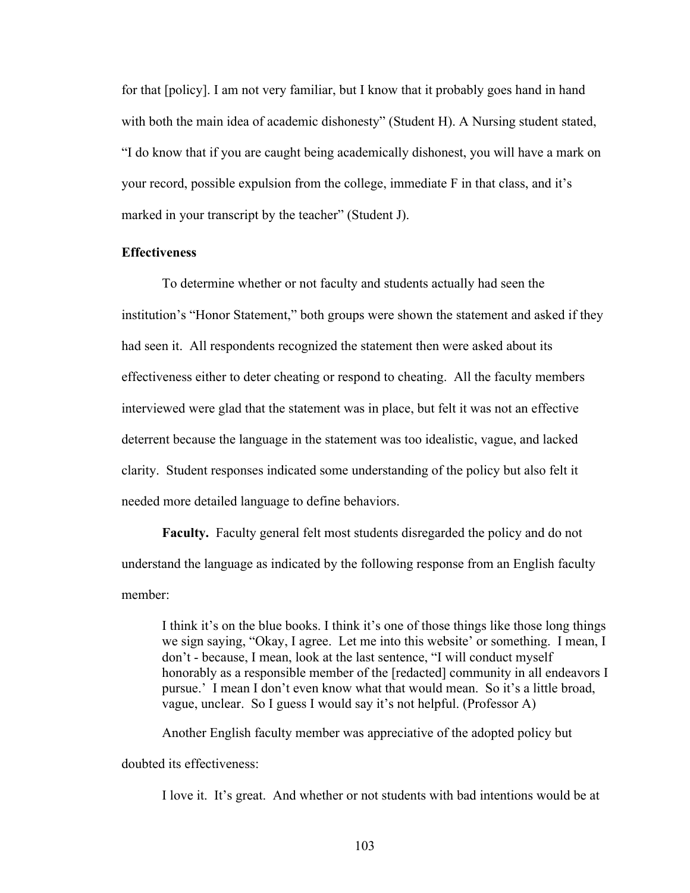for that [policy]. I am not very familiar, but I know that it probably goes hand in hand with both the main idea of academic dishonesty" (Student H). A Nursing student stated, "I do know that if you are caught being academically dishonest, you will have a mark on your record, possible expulsion from the college, immediate F in that class, and it's marked in your transcript by the teacher" (Student J).

### Effectiveness

To determine whether or not faculty and students actually had seen the institution's "Honor Statement," both groups were shown the statement and asked if they had seen it. All respondents recognized the statement then were asked about its effectiveness either to deter cheating or respond to cheating. All the faculty members interviewed were glad that the statement was in place, but felt it was not an effective deterrent because the language in the statement was too idealistic, vague, and lacked clarity. Student responses indicated some understanding of the policy but also felt it needed more detailed language to define behaviors.

**Faculty.** Faculty general felt most students disregarded the policy and do not understand the language as indicated by the following response from an English faculty member:

> I think it's on the blue books. I think it's one of those things like those long things we sign saying, "Okay, I agree. Let me into this website' or something. I mean, I don't - because, I mean, look at the last sentence, "I will conduct myself honorably as a responsible member of the [redacted] community in all endeavors I pursue.' I mean I don't even know what that would mean. So it's a little broad, vague, unclear. So I guess I would say it's not helpful. (Professor A)

Another English faculty member was appreciative of the adopted policy but doubted its effectiveness:

> I love it. It's great. And whether or not students with bad intentions would be at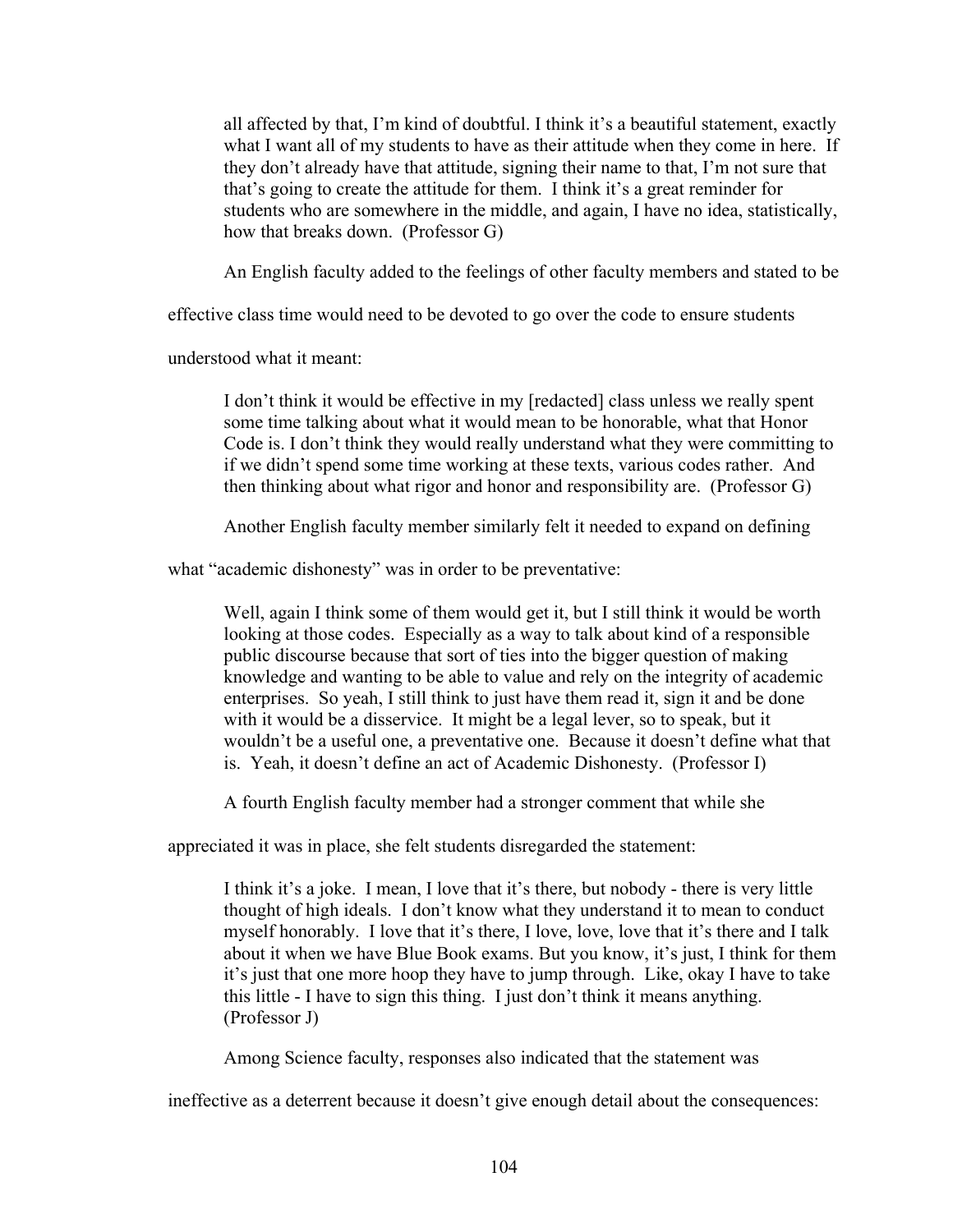> all affected by that, I'm kind of doubtful. I think it's a beautiful statement, exactly what I want all of my students to have as their attitude when they come in here. If they don't already have that attitude, signing their name to that, I'm not sure that that's going to create the attitude for them. I think it's a great reminder for students who are somewhere in the middle, and again, I have no idea, statistically, how that breaks down. (Professor G)

An English faculty added to the feelings of other faculty members and stated to be effective class time would need to be devoted to go over the code to ensure students understood what it meant:

> I don't think it would be effective in my [redacted] class unless we really spent some time talking about what it would mean to be honorable, what that Honor Code is. I don't think they would really understand what they were committing to if we didn't spend some time working at these texts, various codes rather. And then thinking about what rigor and honor and responsibility are. (Professor G)

Another English faculty member similarly felt it needed to expand on defining what "academic dishonesty" was in order to be preventative:

> Well, again I think some of them would get it, but I still think it would be worth looking at those codes. Especially as a way to talk about kind of a responsible public discourse because that sort of ties into the bigger question of making knowledge and wanting to be able to value and rely on the integrity of academic enterprises. So yeah, I still think to just have them read it, sign it and be done with it would be a disservice. It might be a legal lever, so to speak, but it wouldn't be a useful one, a preventative one. Because it doesn't define what that is. Yeah, it doesn't define an act of Academic Dishonesty. (Professor I)

A fourth English faculty member had a stronger comment that while she appreciated it was in place, she felt students disregarded the statement:

> I think it's a joke. I mean, I love that it's there, but nobody - there is very little thought of high ideals. I don't know what they understand it to mean to conduct myself honorably. I love that it's there, I love, love, love that it's there and I talk about it when we have Blue Book exams. But you know, it's just, I think for them it's just that one more hoop they have to jump through. Like, okay I have to take this little - I have to sign this thing. I just don't think it means anything. (Professor J)

Among Science faculty, responses also indicated that the statement was ineffective as a deterrent because it doesn't give enough detail about the consequences: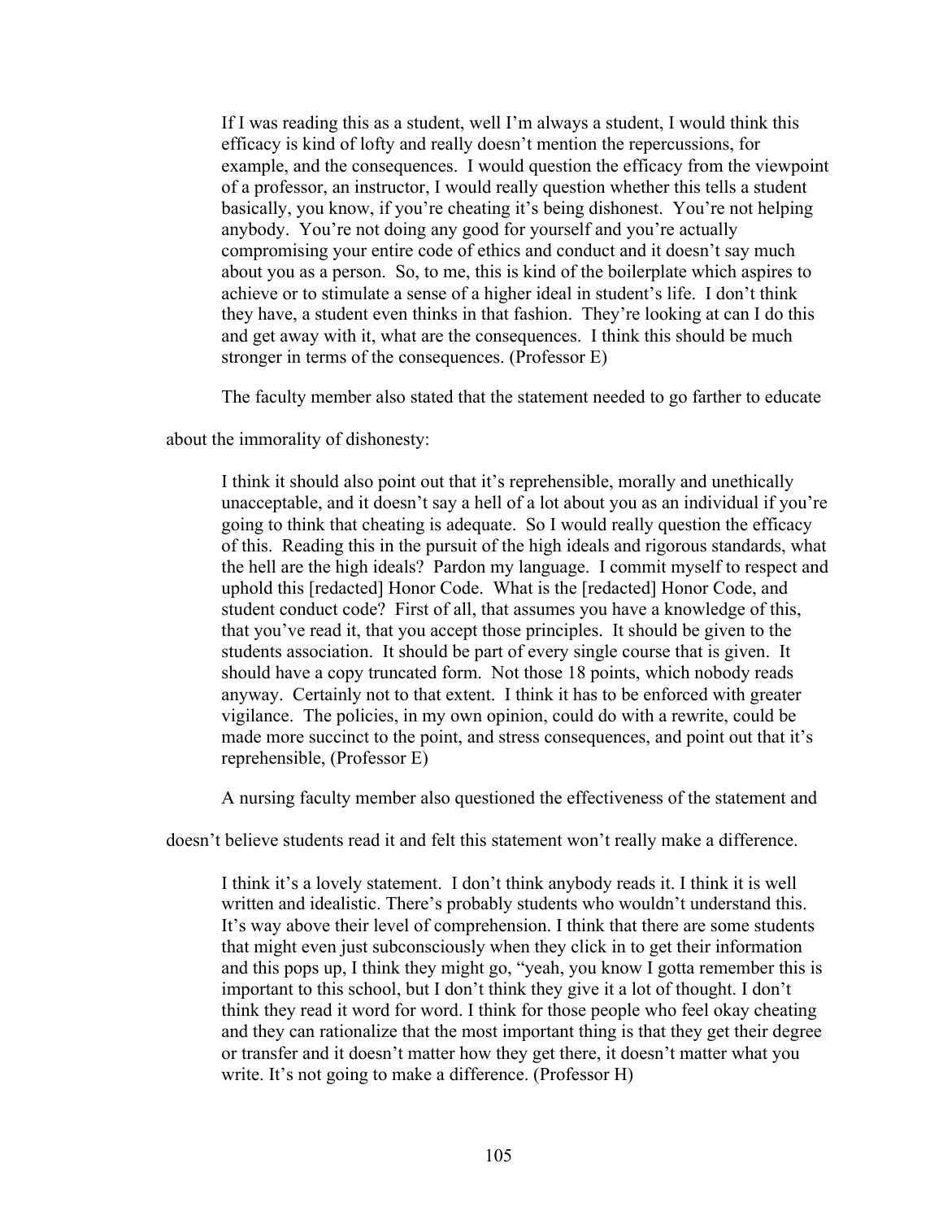> If I was reading this as a student, well I'm always a student, I would think this efficacy is kind of lofty and really doesn't mention the repercussions, for example, and the consequences. I would question the efficacy from the viewpoint of a professor, an instructor, I would really question whether this tells a student basically, you know, if you're cheating it's being dishonest. You're not helping anybody. You're not doing any good for yourself and you're actually compromising your entire code of ethics and conduct and it doesn't say much about you as a person. So, to me, this is kind of the boilerplate which aspires to achieve or to stimulate a sense of a higher ideal in student's life. I don't think they have, a student even thinks in that fashion. They're looking at can I do this and get away with it, what are the consequences. I think this should be much stronger in terms of the consequences. (Professor E)

The faculty member also stated that the statement needed to go farther to educate about the immorality of dishonesty:

> I think it should also point out that it's reprehensible, morally and unethically unacceptable, and it doesn't say a hell of a lot about you as an individual if you're going to think that cheating is adequate. So I would really question the efficacy of this. Reading this in the pursuit of the high ideals and rigorous standards, what the hell are the high ideals? Pardon my language. I commit myself to respect and uphold this [redacted] Honor Code. What is the [redacted] Honor Code, and student conduct code? First of all, that assumes you have a knowledge of this, that you've read it, that you accept those principles. It should be given to the students association. It should be part of every single course that is given. It should have a copy truncated form. Not those 18 points, which nobody reads anyway. Certainly not to that extent. I think it has to be enforced with greater vigilance. The policies, in my own opinion, could do with a rewrite, could be made more succinct to the point, and stress consequences, and point out that it's reprehensible, (Professor E)

A nursing faculty member also questioned the effectiveness of the statement and doesn't believe students read it and felt this statement won't really make a difference.

> I think it's a lovely statement. I don't think anybody reads it. I think it is well written and idealistic. There's probably students who wouldn't understand this. It's way above their level of comprehension. I think that there are some students that might even just subconsciously when they click in to get their information and this pops up, I think they might go, "yeah, you know I gotta remember this is important to this school, but I don't think they give it a lot of thought. I don't think they read it word for word. I think for those people who feel okay cheating and they can rationalize that the most important thing is that they get their degree or transfer and it doesn't matter how they get there, it doesn't matter what you write. It's not going to make a difference. (Professor H)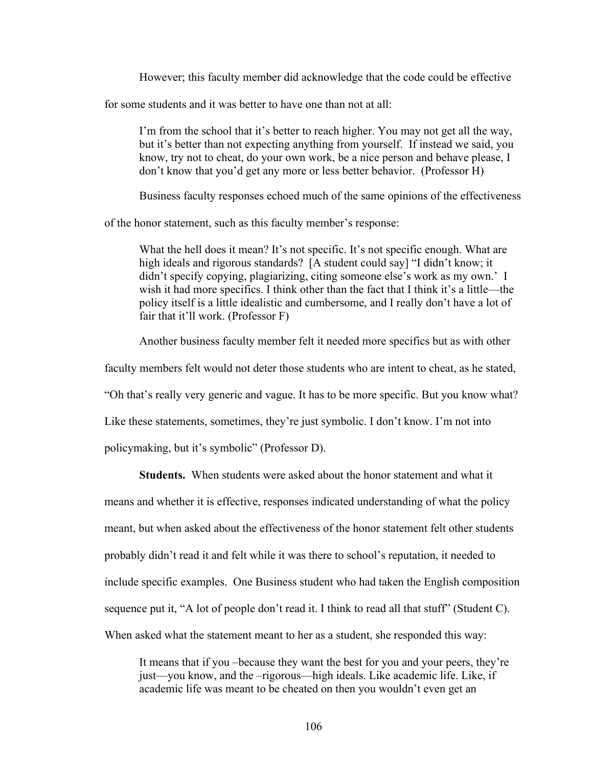However; this faculty member did acknowledge that the code could be effective for some students and it was better to have one than not at all:

> I'm from the school that it's better to reach higher. You may not get all the way, but it's better than not expecting anything from yourself. If instead we said, you know, try not to cheat, do your own work, be a nice person and behave please, I don't know that you'd get any more or less better behavior. (Professor H)

Business faculty responses echoed much of the same opinions of the effectiveness of the honor statement, such as this faculty member's response:

> What the hell does it mean? It's not specific. It's not specific enough. What are high ideals and rigorous standards? [A student could say] "I didn't know; it didn't specify copying, plagiarizing, citing someone else's work as my own.' I wish it had more specifics. I think other than the fact that I think it's a little—the policy itself is a little idealistic and cumbersome, and I really don't have a lot of fair that it'll work. (Professor F)

Another business faculty member felt it needed more specifics but as with other faculty members felt would not deter those students who are intent to cheat, as he stated, "Oh that's really very generic and vague. It has to be more specific. But you know what? Like these statements, sometimes, they're just symbolic. I don't know. I'm not into policymaking, but it's symbolic" (Professor D).

**Students.** When students were asked about the honor statement and what it means and whether it is effective, responses indicated understanding of what the policy meant, but when asked about the effectiveness of the honor statement felt other students probably didn't read it and felt while it was there to school's reputation, it needed to include specific examples. One Business student who had taken the English composition sequence put it, "A lot of people don't read it. I think to read all that stuff" (Student C). When asked what the statement meant to her as a student, she responded this way:

> It means that if you –because they want the best for you and your peers, they're just—you know, and the –rigorous—high ideals. Like academic life. Like, if academic life was meant to be cheated on then you wouldn't even get an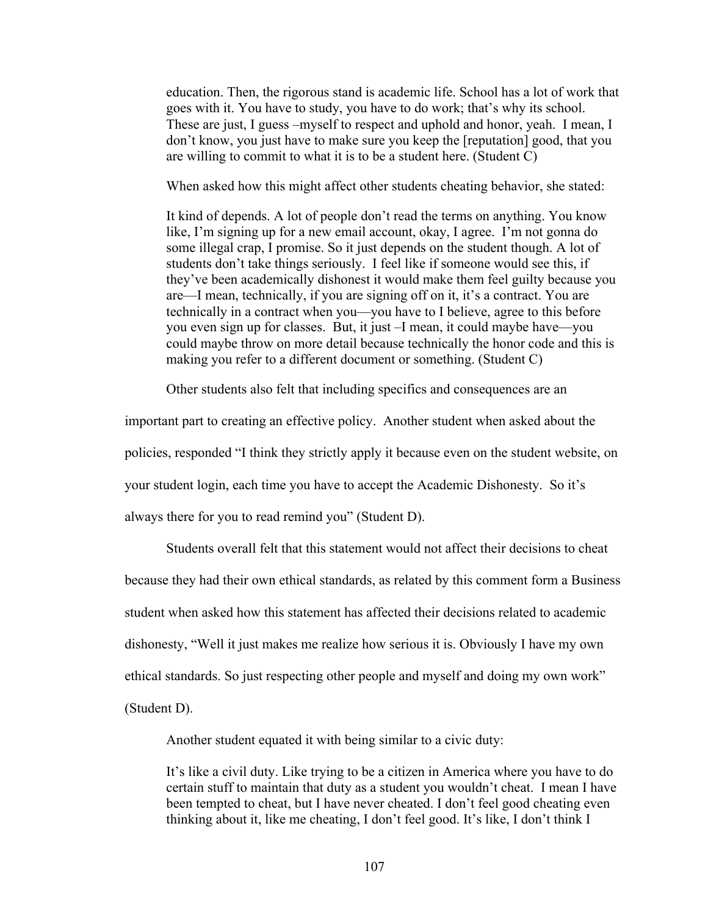> education. Then, the rigorous stand is academic life. School has a lot of work that goes with it. You have to study, you have to do work; that's why its school. These are just, I guess –myself to respect and uphold and honor, yeah. I mean, I don't know, you just have to make sure you keep the [reputation] good, that you are willing to commit to what it is to be a student here. (Student C)

When asked how this might affect other students cheating behavior, she stated:

> It kind of depends. A lot of people don't read the terms on anything. You know like, I'm signing up for a new email account, okay, I agree. I'm not gonna do some illegal crap, I promise. So it just depends on the student though. A lot of students don't take things seriously. I feel like if someone would see this, if they've been academically dishonest it would make them feel guilty because you are—I mean, technically, if you are signing off on it, it's a contract. You are technically in a contract when you—you have to I believe, agree to this before you even sign up for classes. But, it just –I mean, it could maybe have—you could maybe throw on more detail because technically the honor code and this is making you refer to a different document or something. (Student C)

Other students also felt that including specifics and consequences are an important part to creating an effective policy. Another student when asked about the policies, responded "I think they strictly apply it because even on the student website, on your student login, each time you have to accept the Academic Dishonesty. So it's always there for you to read remind you" (Student D).

Students overall felt that this statement would not affect their decisions to cheat because they had their own ethical standards, as related by this comment form a Business student when asked how this statement has affected their decisions related to academic dishonesty, "Well it just makes me realize how serious it is. Obviously I have my own ethical standards. So just respecting other people and myself and doing my own work" (Student D).

Another student equated it with being similar to a civic duty:

> It's like a civil duty. Like trying to be a citizen in America where you have to do certain stuff to maintain that duty as a student you wouldn't cheat. I mean I have been tempted to cheat, but I have never cheated. I don't feel good cheating even thinking about it, like me cheating, I don't feel good. It's like, I don't think I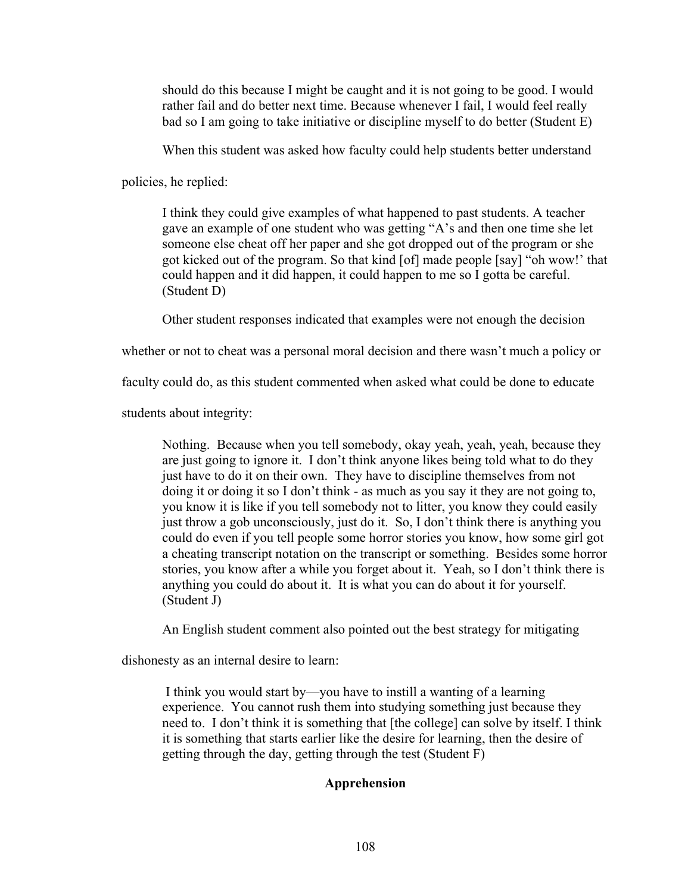> should do this because I might be caught and it is not going to be good. I would rather fail and do better next time. Because whenever I fail, I would feel really bad so I am going to take initiative or discipline myself to do better (Student E)

When this student was asked how faculty could help students better understand policies, he replied:

> I think they could give examples of what happened to past students. A teacher gave an example of one student who was getting "A's and then one time she let someone else cheat off her paper and she got dropped out of the program or she got kicked out of the program. So that kind [of] made people [say] "oh wow!' that could happen and it did happen, it could happen to me so I gotta be careful. (Student D)

Other student responses indicated that examples were not enough the decision whether or not to cheat was a personal moral decision and there wasn't much a policy or faculty could do, as this student commented when asked what could be done to educate students about integrity:

> Nothing. Because when you tell somebody, okay yeah, yeah, yeah, because they are just going to ignore it. I don't think anyone likes being told what to do they just have to do it on their own. They have to discipline themselves from not doing it or doing it so I don't think - as much as you say it they are not going to, you know it is like if you tell somebody not to litter, you know they could easily just throw a gob unconsciously, just do it. So, I don't think there is anything you could do even if you tell people some horror stories you know, how some girl got a cheating transcript notation on the transcript or something. Besides some horror stories, you know after a while you forget about it. Yeah, so I don't think there is anything you could do about it. It is what you can do about it for yourself. (Student J)

An English student comment also pointed out the best strategy for mitigating dishonesty as an internal desire to learn:

> I think you would start by—you have to instill a wanting of a learning experience. You cannot rush them into studying something just because they need to. I don't think it is something that [the college] can solve by itself. I think it is something that starts earlier like the desire for learning, then the desire of getting through the day, getting through the test (Student F)

## Apprehension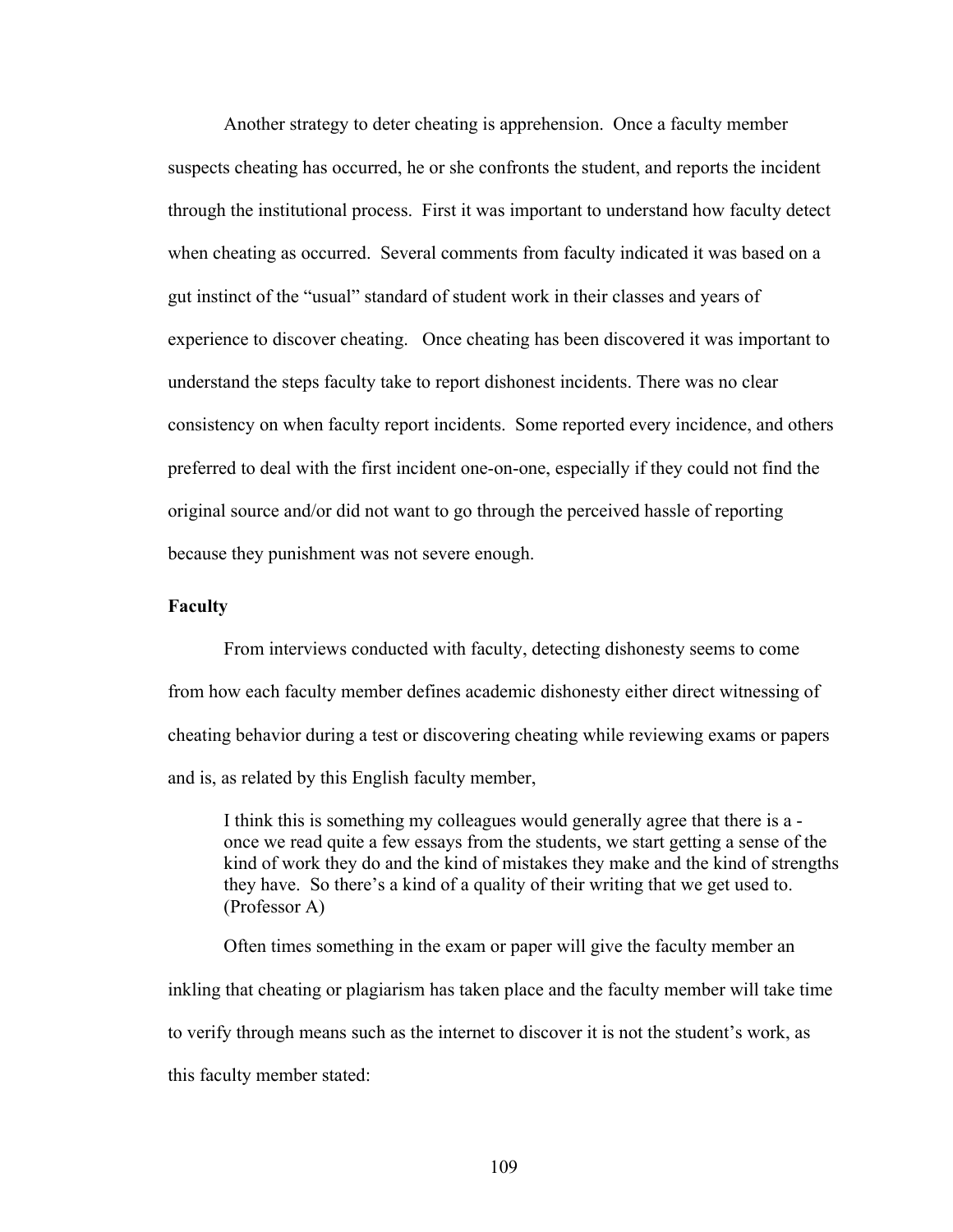Another strategy to deter cheating is apprehension. Once a faculty member suspects cheating has occurred, he or she confronts the student, and reports the incident through the institutional process. First it was important to understand how faculty detect when cheating as occurred. Several comments from faculty indicated it was based on a gut instinct of the "usual" standard of student work in their classes and years of experience to discover cheating. Once cheating has been discovered it was important to understand the steps faculty take to report dishonest incidents. There was no clear consistency on when faculty report incidents. Some reported every incidence, and others preferred to deal with the first incident one-on-one, especially if they could not find the original source and/or did not want to go through the perceived hassle of reporting because they punishment was not severe enough.

**Faculty**

From interviews conducted with faculty, detecting dishonesty seems to come from how each faculty member defines academic dishonesty either direct witnessing of cheating behavior during a test or discovering cheating while reviewing exams or papers and is, as related by this English faculty member,

> I think this is something my colleagues would generally agree that there is a - once we read quite a few essays from the students, we start getting a sense of the kind of work they do and the kind of mistakes they make and the kind of strengths they have. So there's a kind of a quality of their writing that we get used to. (Professor A)

Often times something in the exam or paper will give the faculty member an inkling that cheating or plagiarism has taken place and the faculty member will take time to verify through means such as the internet to discover it is not the student's work, as this faculty member stated: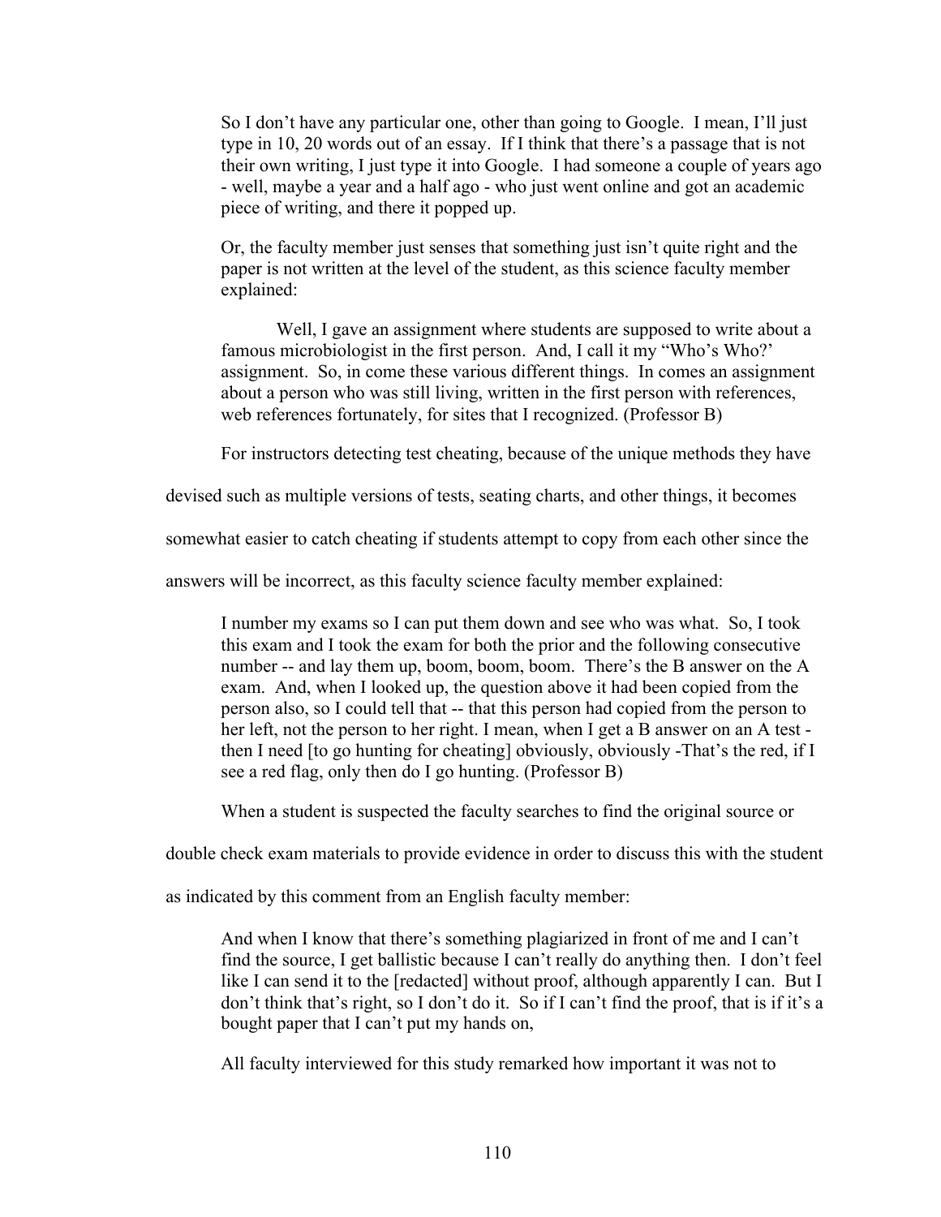So I don't have any particular one, other than going to Google. I mean, I'll just type in 10, 20 words out of an essay. If I think that there's a passage that is not their own writing, I just type it into Google. I had someone a couple of years ago - well, maybe a year and a half ago - who just went online and got an academic piece of writing, and there it popped up.

Or, the faculty member just senses that something just isn't quite right and the paper is not written at the level of the student, as this science faculty member explained:

> Well, I gave an assignment where students are supposed to write about a famous microbiologist in the first person. And, I call it my "Who's Who?' assignment. So, in come these various different things. In comes an assignment about a person who was still living, written in the first person with references, web references fortunately, for sites that I recognized. (Professor B)

For instructors detecting test cheating, because of the unique methods they have devised such as multiple versions of tests, seating charts, and other things, it becomes somewhat easier to catch cheating if students attempt to copy from each other since the answers will be incorrect, as this faculty science faculty member explained:

> I number my exams so I can put them down and see who was what. So, I took this exam and I took the exam for both the prior and the following consecutive number -- and lay them up, boom, boom, boom. There's the B answer on the A exam. And, when I looked up, the question above it had been copied from the person also, so I could tell that -- that this person had copied from the person to her left, not the person to her right. I mean, when I get a B answer on an A test - then I need [to go hunting for cheating] obviously, obviously -That's the red, if I see a red flag, only then do I go hunting. (Professor B)

When a student is suspected the faculty searches to find the original source or double check exam materials to provide evidence in order to discuss this with the student as indicated by this comment from an English faculty member:

> And when I know that there's something plagiarized in front of me and I can't find the source, I get ballistic because I can't really do anything then. I don't feel like I can send it to the [redacted] without proof, although apparently I can. But I don't think that's right, so I don't do it. So if I can't find the proof, that is if it's a bought paper that I can't put my hands on,

All faculty interviewed for this study remarked how important it was not to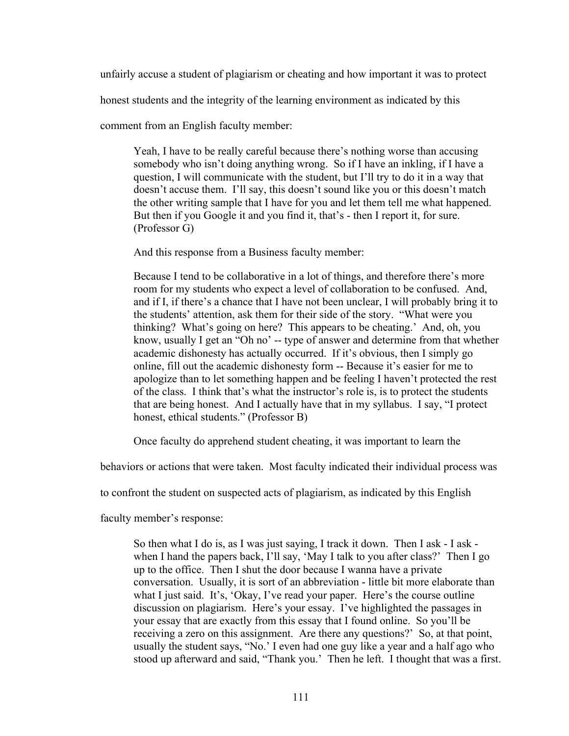unfairly accuse a student of plagiarism or cheating and how important it was to protect honest students and the integrity of the learning environment as indicated by this comment from an English faculty member:

> Yeah, I have to be really careful because there's nothing worse than accusing somebody who isn't doing anything wrong. So if I have an inkling, if I have a question, I will communicate with the student, but I'll try to do it in a way that doesn't accuse them. I'll say, this doesn't sound like you or this doesn't match the other writing sample that I have for you and let them tell me what happened. But then if you Google it and you find it, that's - then I report it, for sure. (Professor G)
>
> And this response from a Business faculty member:
>
> Because I tend to be collaborative in a lot of things, and therefore there's more room for my students who expect a level of collaboration to be confused. And, and if I, if there's a chance that I have not been unclear, I will probably bring it to the students' attention, ask them for their side of the story. "What were you thinking? What's going on here? This appears to be cheating.' And, oh, you know, usually I get an "Oh no' -- type of answer and determine from that whether academic dishonesty has actually occurred. If it's obvious, then I simply go online, fill out the academic dishonesty form -- Because it's easier for me to apologize than to let something happen and be feeling I haven't protected the rest of the class. I think that's what the instructor's role is, is to protect the students that are being honest. And I actually have that in my syllabus. I say, "I protect honest, ethical students." (Professor B)

Once faculty do apprehend student cheating, it was important to learn the behaviors or actions that were taken. Most faculty indicated their individual process was to confront the student on suspected acts of plagiarism, as indicated by this English faculty member's response:

> So then what I do is, as I was just saying, I track it down. Then I ask - I ask - when I hand the papers back, I'll say, 'May I talk to you after class?' Then I go up to the office. Then I shut the door because I wanna have a private conversation. Usually, it is sort of an abbreviation - little bit more elaborate than what I just said. It's, 'Okay, I've read your paper. Here's the course outline discussion on plagiarism. Here's your essay. I've highlighted the passages in your essay that are exactly from this essay that I found online. So you'll be receiving a zero on this assignment. Are there any questions?' So, at that point, usually the student says, "No.' I even had one guy like a year and a half ago who stood up afterward and said, "Thank you.' Then he left. I thought that was a first.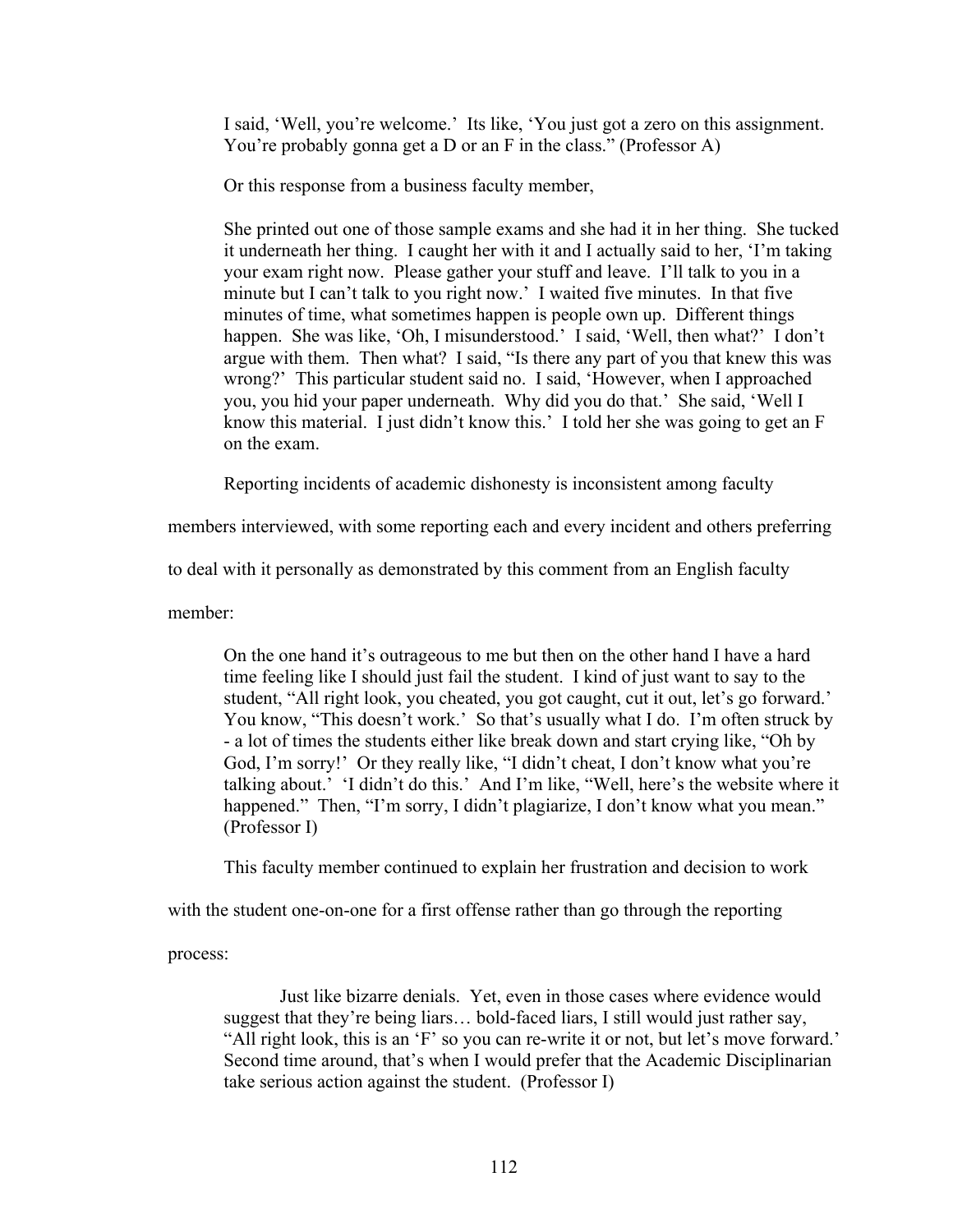> I said, 'Well, you're welcome.' Its like, 'You just got a zero on this assignment. You're probably gonna get a D or an F in the class." (Professor A)

Or this response from a business faculty member,

> She printed out one of those sample exams and she had it in her thing. She tucked it underneath her thing. I caught her with it and I actually said to her, 'I'm taking your exam right now. Please gather your stuff and leave. I'll talk to you in a minute but I can't talk to you right now.' I waited five minutes. In that five minutes of time, what sometimes happen is people own up. Different things happen. She was like, 'Oh, I misunderstood.' I said, 'Well, then what?' I don't argue with them. Then what? I said, "Is there any part of you that knew this was wrong?' This particular student said no. I said, 'However, when I approached you, you hid your paper underneath. Why did you do that.' She said, 'Well I know this material. I just didn't know this.' I told her she was going to get an F on the exam.

Reporting incidents of academic dishonesty is inconsistent among faculty members interviewed, with some reporting each and every incident and others preferring to deal with it personally as demonstrated by this comment from an English faculty member:

> On the one hand it's outrageous to me but then on the other hand I have a hard time feeling like I should just fail the student. I kind of just want to say to the student, "All right look, you cheated, you got caught, cut it out, let's go forward.' You know, "This doesn't work.' So that's usually what I do. I'm often struck by - a lot of times the students either like break down and start crying like, "Oh by God, I'm sorry!' Or they really like, "I didn't cheat, I don't know what you're talking about.' 'I didn't do this.' And I'm like, "Well, here's the website where it happened." Then, "I'm sorry, I didn't plagiarize, I don't know what you mean." (Professor I)

This faculty member continued to explain her frustration and decision to work with the student one-on-one for a first offense rather than go through the reporting process:

> Just like bizarre denials. Yet, even in those cases where evidence would suggest that they're being liars… bold-faced liars, I still would just rather say, "All right look, this is an 'F' so you can re-write it or not, but let's move forward.' Second time around, that's when I would prefer that the Academic Disciplinarian take serious action against the student. (Professor I)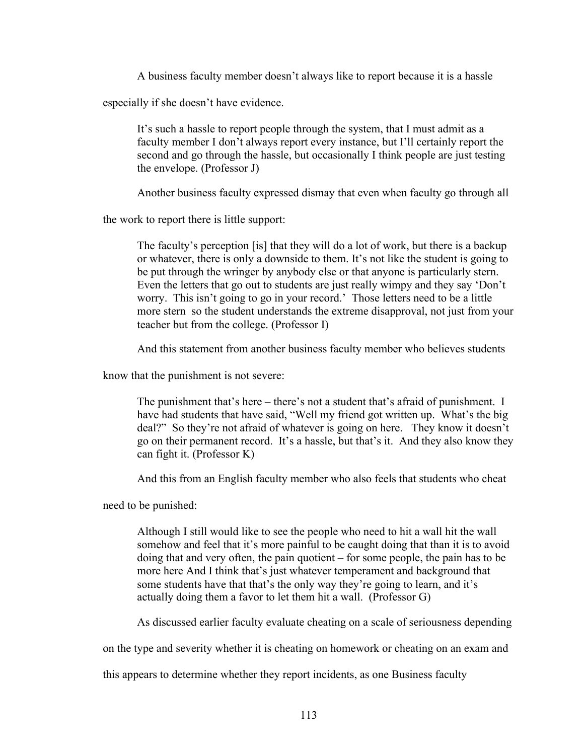A business faculty member doesn't always like to report because it is a hassle especially if she doesn't have evidence.

> It's such a hassle to report people through the system, that I must admit as a faculty member I don't always report every instance, but I'll certainly report the second and go through the hassle, but occasionally I think people are just testing the envelope. (Professor J)

Another business faculty expressed dismay that even when faculty go through all the work to report there is little support:

> The faculty's perception [is] that they will do a lot of work, but there is a backup or whatever, there is only a downside to them. It's not like the student is going to be put through the wringer by anybody else or that anyone is particularly stern. Even the letters that go out to students are just really wimpy and they say 'Don't worry. This isn't going to go in your record.' Those letters need to be a little more stern so the student understands the extreme disapproval, not just from your teacher but from the college. (Professor I)

And this statement from another business faculty member who believes students know that the punishment is not severe:

> The punishment that's here – there's not a student that's afraid of punishment. I have had students that have said, "Well my friend got written up. What's the big deal?" So they're not afraid of whatever is going on here. They know it doesn't go on their permanent record. It's a hassle, but that's it. And they also know they can fight it. (Professor K)

And this from an English faculty member who also feels that students who cheat need to be punished:

> Although I still would like to see the people who need to hit a wall hit the wall somehow and feel that it's more painful to be caught doing that than it is to avoid doing that and very often, the pain quotient – for some people, the pain has to be more here And I think that's just whatever temperament and background that some students have that that's the only way they're going to learn, and it's actually doing them a favor to let them hit a wall. (Professor G)

As discussed earlier faculty evaluate cheating on a scale of seriousness depending on the type and severity whether it is cheating on homework or cheating on an exam and this appears to determine whether they report incidents, as one Business faculty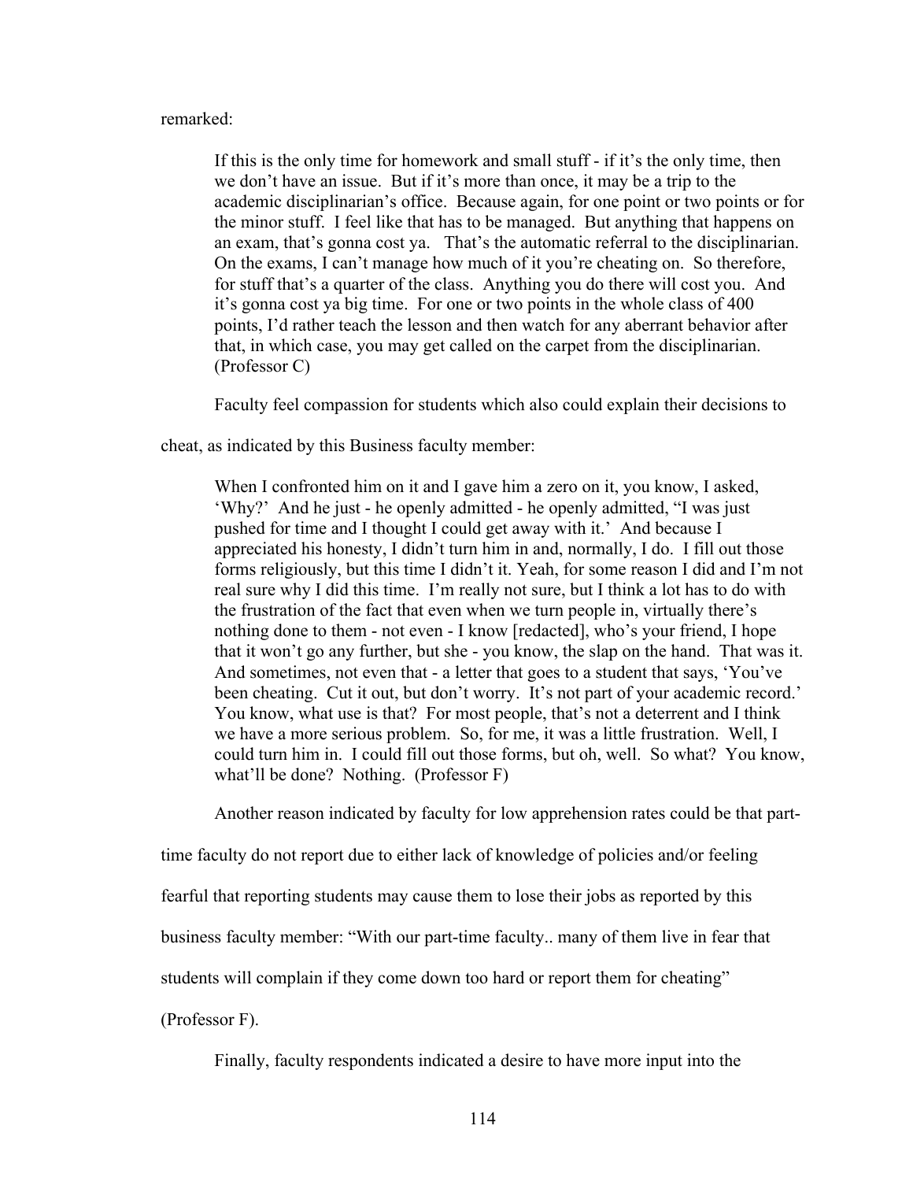remarked:

> If this is the only time for homework and small stuff - if it's the only time, then we don't have an issue. But if it's more than once, it may be a trip to the academic disciplinarian's office. Because again, for one point or two points or for the minor stuff. I feel like that has to be managed. But anything that happens on an exam, that's gonna cost ya. That's the automatic referral to the disciplinarian. On the exams, I can't manage how much of it you're cheating on. So therefore, for stuff that's a quarter of the class. Anything you do there will cost you. And it's gonna cost ya big time. For one or two points in the whole class of 400 points, I'd rather teach the lesson and then watch for any aberrant behavior after that, in which case, you may get called on the carpet from the disciplinarian. (Professor C)

Faculty feel compassion for students which also could explain their decisions to cheat, as indicated by this Business faculty member:

> When I confronted him on it and I gave him a zero on it, you know, I asked, 'Why?' And he just - he openly admitted - he openly admitted, "I was just pushed for time and I thought I could get away with it.' And because I appreciated his honesty, I didn't turn him in and, normally, I do. I fill out those forms religiously, but this time I didn't it. Yeah, for some reason I did and I'm not real sure why I did this time. I'm really not sure, but I think a lot has to do with the frustration of the fact that even when we turn people in, virtually there's nothing done to them - not even - I know [redacted], who's your friend, I hope that it won't go any further, but she - you know, the slap on the hand. That was it. And sometimes, not even that - a letter that goes to a student that says, 'You've been cheating. Cut it out, but don't worry. It's not part of your academic record.' You know, what use is that? For most people, that's not a deterrent and I think we have a more serious problem. So, for me, it was a little frustration. Well, I could turn him in. I could fill out those forms, but oh, well. So what? You know, what'll be done? Nothing. (Professor F)

Another reason indicated by faculty for low apprehension rates could be that part-time faculty do not report due to either lack of knowledge of policies and/or feeling fearful that reporting students may cause them to lose their jobs as reported by this business faculty member: "With our part-time faculty.. many of them live in fear that students will complain if they come down too hard or report them for cheating" (Professor F).

Finally, faculty respondents indicated a desire to have more input into the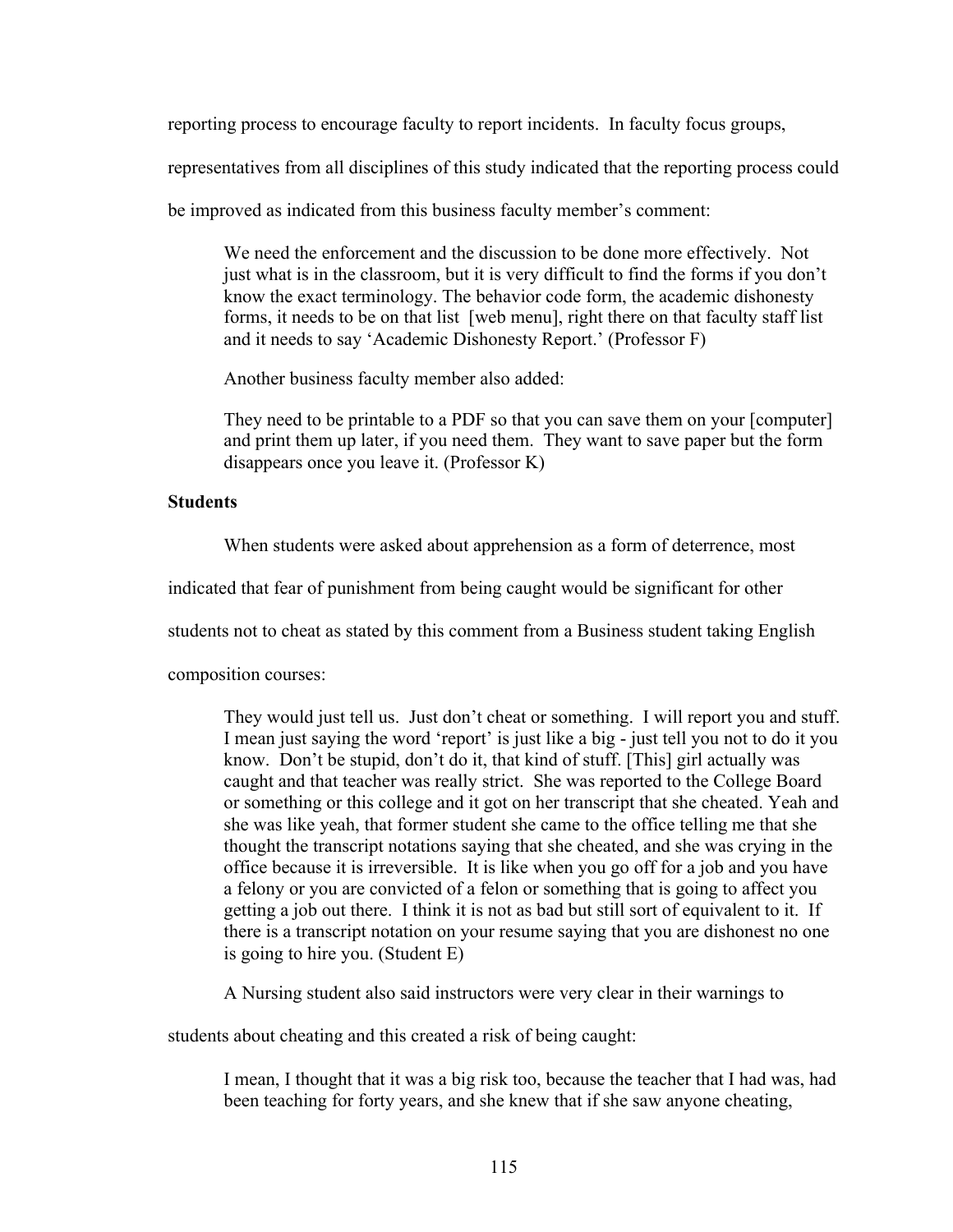reporting process to encourage faculty to report incidents. In faculty focus groups, representatives from all disciplines of this study indicated that the reporting process could be improved as indicated from this business faculty member's comment:

> We need the enforcement and the discussion to be done more effectively. Not just what is in the classroom, but it is very difficult to find the forms if you don't know the exact terminology. The behavior code form, the academic dishonesty forms, it needs to be on that list [web menu], right there on that faculty staff list and it needs to say 'Academic Dishonesty Report.' (Professor F)

Another business faculty member also added:

> They need to be printable to a PDF so that you can save them on your [computer] and print them up later, if you need them. They want to save paper but the form disappears once you leave it. (Professor K)

**Students**

When students were asked about apprehension as a form of deterrence, most indicated that fear of punishment from being caught would be significant for other students not to cheat as stated by this comment from a Business student taking English composition courses:

> They would just tell us. Just don't cheat or something. I will report you and stuff. I mean just saying the word 'report' is just like a big - just tell you not to do it you know. Don't be stupid, don't do it, that kind of stuff. [This] girl actually was caught and that teacher was really strict. She was reported to the College Board or something or this college and it got on her transcript that she cheated. Yeah and she was like yeah, that former student she came to the office telling me that she thought the transcript notations saying that she cheated, and she was crying in the office because it is irreversible. It is like when you go off for a job and you have a felony or you are convicted of a felon or something that is going to affect you getting a job out there. I think it is not as bad but still sort of equivalent to it. If there is a transcript notation on your resume saying that you are dishonest no one is going to hire you. (Student E)

A Nursing student also said instructors were very clear in their warnings to students about cheating and this created a risk of being caught:

> I mean, I thought that it was a big risk too, because the teacher that I had was, had been teaching for forty years, and she knew that if she saw anyone cheating,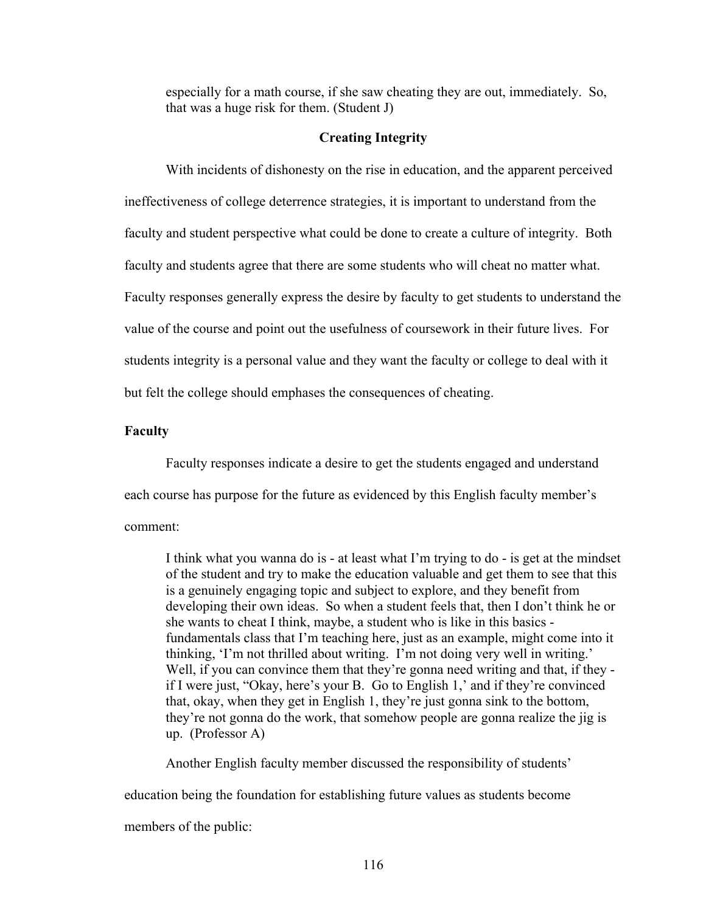> especially for a math course, if she saw cheating they are out, immediately. So, that was a huge risk for them. (Student J)

## Creating Integrity

With incidents of dishonesty on the rise in education, and the apparent perceived ineffectiveness of college deterrence strategies, it is important to understand from the faculty and student perspective what could be done to create a culture of integrity. Both faculty and students agree that there are some students who will cheat no matter what. Faculty responses generally express the desire by faculty to get students to understand the value of the course and point out the usefulness of coursework in their future lives. For students integrity is a personal value and they want the faculty or college to deal with it but felt the college should emphases the consequences of cheating.

### Faculty

Faculty responses indicate a desire to get the students engaged and understand each course has purpose for the future as evidenced by this English faculty member's comment:

> I think what you wanna do is - at least what I'm trying to do - is get at the mindset of the student and try to make the education valuable and get them to see that this is a genuinely engaging topic and subject to explore, and they benefit from developing their own ideas. So when a student feels that, then I don't think he or she wants to cheat I think, maybe, a student who is like in this basics - fundamentals class that I'm teaching here, just as an example, might come into it thinking, 'I'm not thrilled about writing. I'm not doing very well in writing.' Well, if you can convince them that they're gonna need writing and that, if they - if I were just, "Okay, here's your B. Go to English 1,' and if they're convinced that, okay, when they get in English 1, they're just gonna sink to the bottom, they're not gonna do the work, that somehow people are gonna realize the jig is up. (Professor A)

Another English faculty member discussed the responsibility of students' education being the foundation for establishing future values as students become members of the public: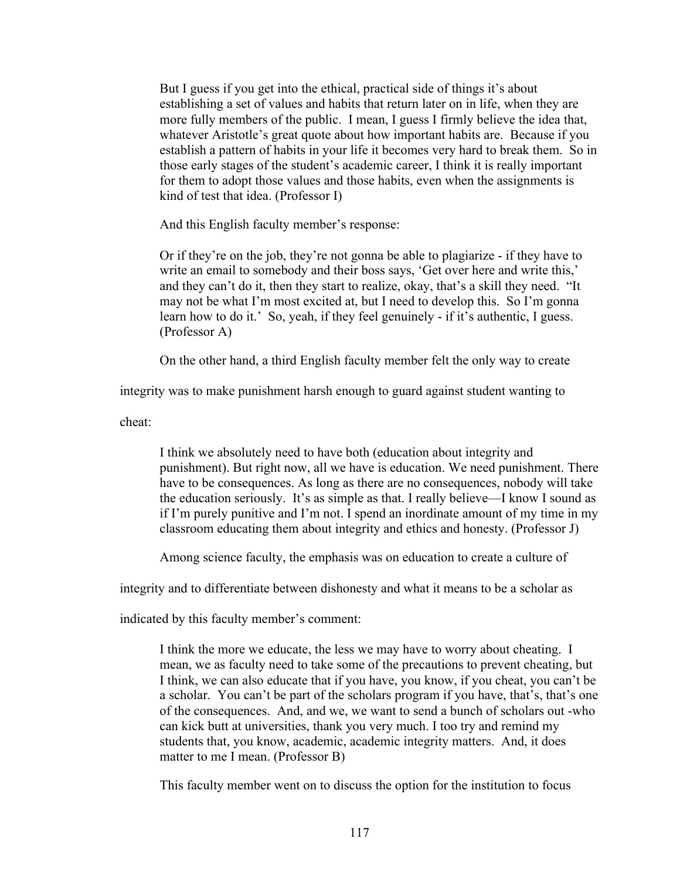> But I guess if you get into the ethical, practical side of things it's about establishing a set of values and habits that return later on in life, when they are more fully members of the public. I mean, I guess I firmly believe the idea that, whatever Aristotle's great quote about how important habits are. Because if you establish a pattern of habits in your life it becomes very hard to break them. So in those early stages of the student's academic career, I think it is really important for them to adopt those values and those habits, even when the assignments is kind of test that idea. (Professor I)

And this English faculty member's response:

> Or if they're on the job, they're not gonna be able to plagiarize - if they have to write an email to somebody and their boss says, 'Get over here and write this,' and they can't do it, then they start to realize, okay, that's a skill they need. "It may not be what I'm most excited at, but I need to develop this. So I'm gonna learn how to do it.' So, yeah, if they feel genuinely - if it's authentic, I guess. (Professor A)

On the other hand, a third English faculty member felt the only way to create integrity was to make punishment harsh enough to guard against student wanting to cheat:

> I think we absolutely need to have both (education about integrity and punishment). But right now, all we have is education. We need punishment. There have to be consequences. As long as there are no consequences, nobody will take the education seriously. It's as simple as that. I really believe—I know I sound as if I'm purely punitive and I'm not. I spend an inordinate amount of my time in my classroom educating them about integrity and ethics and honesty. (Professor J)

Among science faculty, the emphasis was on education to create a culture of integrity and to differentiate between dishonesty and what it means to be a scholar as indicated by this faculty member's comment:

> I think the more we educate, the less we may have to worry about cheating. I mean, we as faculty need to take some of the precautions to prevent cheating, but I think, we can also educate that if you have, you know, if you cheat, you can't be a scholar. You can't be part of the scholars program if you have, that's, that's one of the consequences. And, and we, we want to send a bunch of scholars out -who can kick butt at universities, thank you very much. I too try and remind my students that, you know, academic, academic integrity matters. And, it does matter to me I mean. (Professor B)

This faculty member went on to discuss the option for the institution to focus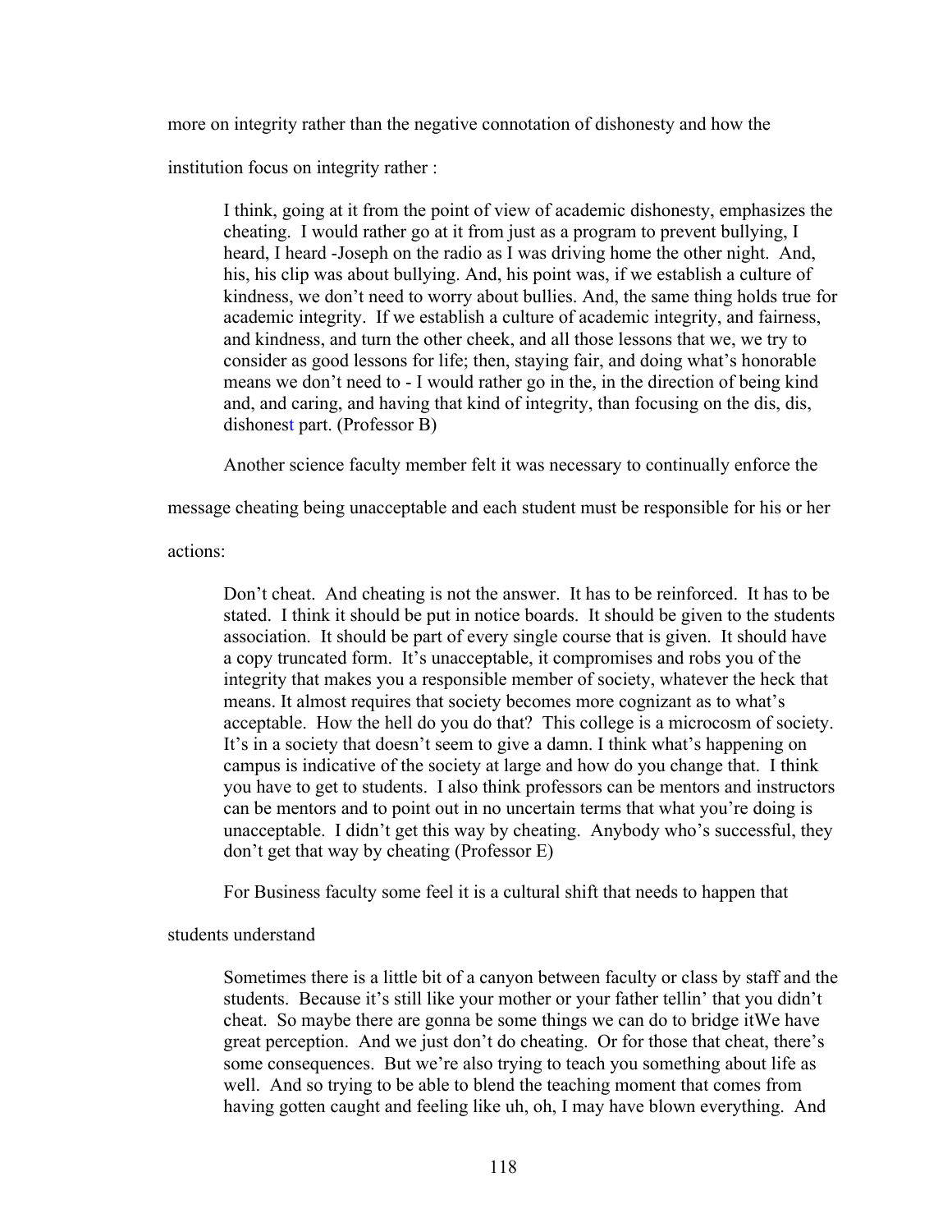more on integrity rather than the negative connotation of dishonesty and how the institution focus on integrity rather :

> I think, going at it from the point of view of academic dishonesty, emphasizes the cheating. I would rather go at it from just as a program to prevent bullying, I heard, I heard -Joseph on the radio as I was driving home the other night. And, his, his clip was about bullying. And, his point was, if we establish a culture of kindness, we don't need to worry about bullies. And, the same thing holds true for academic integrity. If we establish a culture of academic integrity, and fairness, and kindness, and turn the other cheek, and all those lessons that we, we try to consider as good lessons for life; then, staying fair, and doing what's honorable means we don't need to - I would rather go in the, in the direction of being kind and, and caring, and having that kind of integrity, than focusing on the dis, dis, dishonest part. (Professor B)

Another science faculty member felt it was necessary to continually enforce the message cheating being unacceptable and each student must be responsible for his or her actions:

> Don't cheat. And cheating is not the answer. It has to be reinforced. It has to be stated. I think it should be put in notice boards. It should be given to the students association. It should be part of every single course that is given. It should have a copy truncated form. It's unacceptable, it compromises and robs you of the integrity that makes you a responsible member of society, whatever the heck that means. It almost requires that society becomes more cognizant as to what's acceptable. How the hell do you do that? This college is a microcosm of society. It's in a society that doesn't seem to give a damn. I think what's happening on campus is indicative of the society at large and how do you change that. I think you have to get to students. I also think professors can be mentors and instructors can be mentors and to point out in no uncertain terms that what you're doing is unacceptable. I didn't get this way by cheating. Anybody who's successful, they don't get that way by cheating (Professor E)

For Business faculty some feel it is a cultural shift that needs to happen that students understand

> Sometimes there is a little bit of a canyon between faculty or class by staff and the students. Because it's still like your mother or your father tellin' that you didn't cheat. So maybe there are gonna be some things we can do to bridge itWe have great perception. And we just don't do cheating. Or for those that cheat, there's some consequences. But we're also trying to teach you something about life as well. And so trying to be able to blend the teaching moment that comes from having gotten caught and feeling like uh, oh, I may have blown everything. And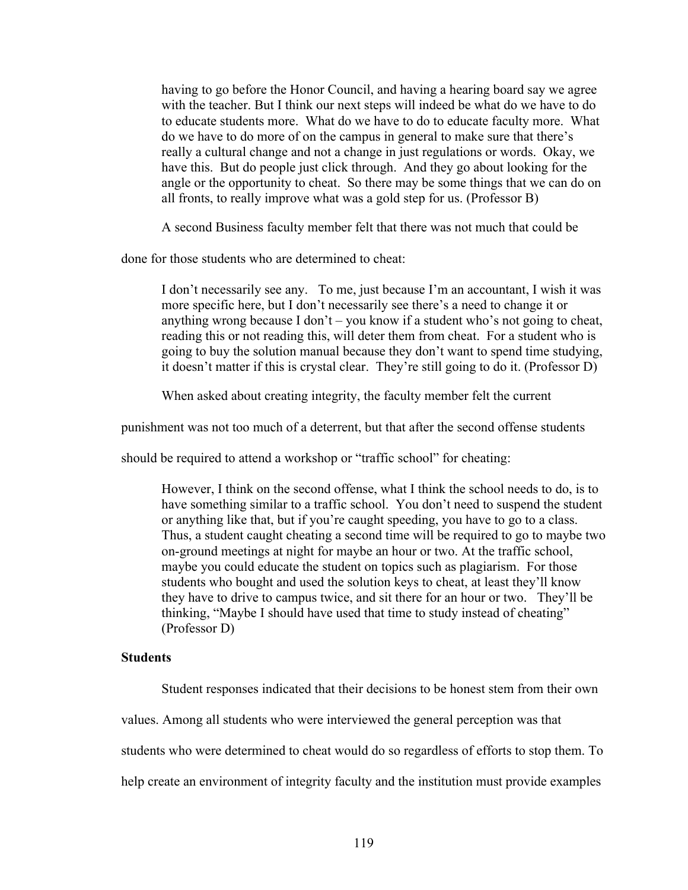> having to go before the Honor Council, and having a hearing board say we agree with the teacher. But I think our next steps will indeed be what do we have to do to educate students more. What do we have to do to educate faculty more. What do we have to do more of on the campus in general to make sure that there's really a cultural change and not a change in just regulations or words. Okay, we have this. But do people just click through. And they go about looking for the angle or the opportunity to cheat. So there may be some things that we can do on all fronts, to really improve what was a gold step for us. (Professor B)

A second Business faculty member felt that there was not much that could be done for those students who are determined to cheat:

> I don't necessarily see any. To me, just because I'm an accountant, I wish it was more specific here, but I don't necessarily see there's a need to change it or anything wrong because I don't – you know if a student who's not going to cheat, reading this or not reading this, will deter them from cheat. For a student who is going to buy the solution manual because they don't want to spend time studying, it doesn't matter if this is crystal clear. They're still going to do it. (Professor D)

When asked about creating integrity, the faculty member felt the current punishment was not too much of a deterrent, but that after the second offense students should be required to attend a workshop or "traffic school" for cheating:

> However, I think on the second offense, what I think the school needs to do, is to have something similar to a traffic school. You don't need to suspend the student or anything like that, but if you're caught speeding, you have to go to a class. Thus, a student caught cheating a second time will be required to go to maybe two on-ground meetings at night for maybe an hour or two. At the traffic school, maybe you could educate the student on topics such as plagiarism. For those students who bought and used the solution keys to cheat, at least they'll know they have to drive to campus twice, and sit there for an hour or two. They'll be thinking, "Maybe I should have used that time to study instead of cheating" (Professor D)

**Students**

Student responses indicated that their decisions to be honest stem from their own values. Among all students who were interviewed the general perception was that students who were determined to cheat would do so regardless of efforts to stop them. To help create an environment of integrity faculty and the institution must provide examples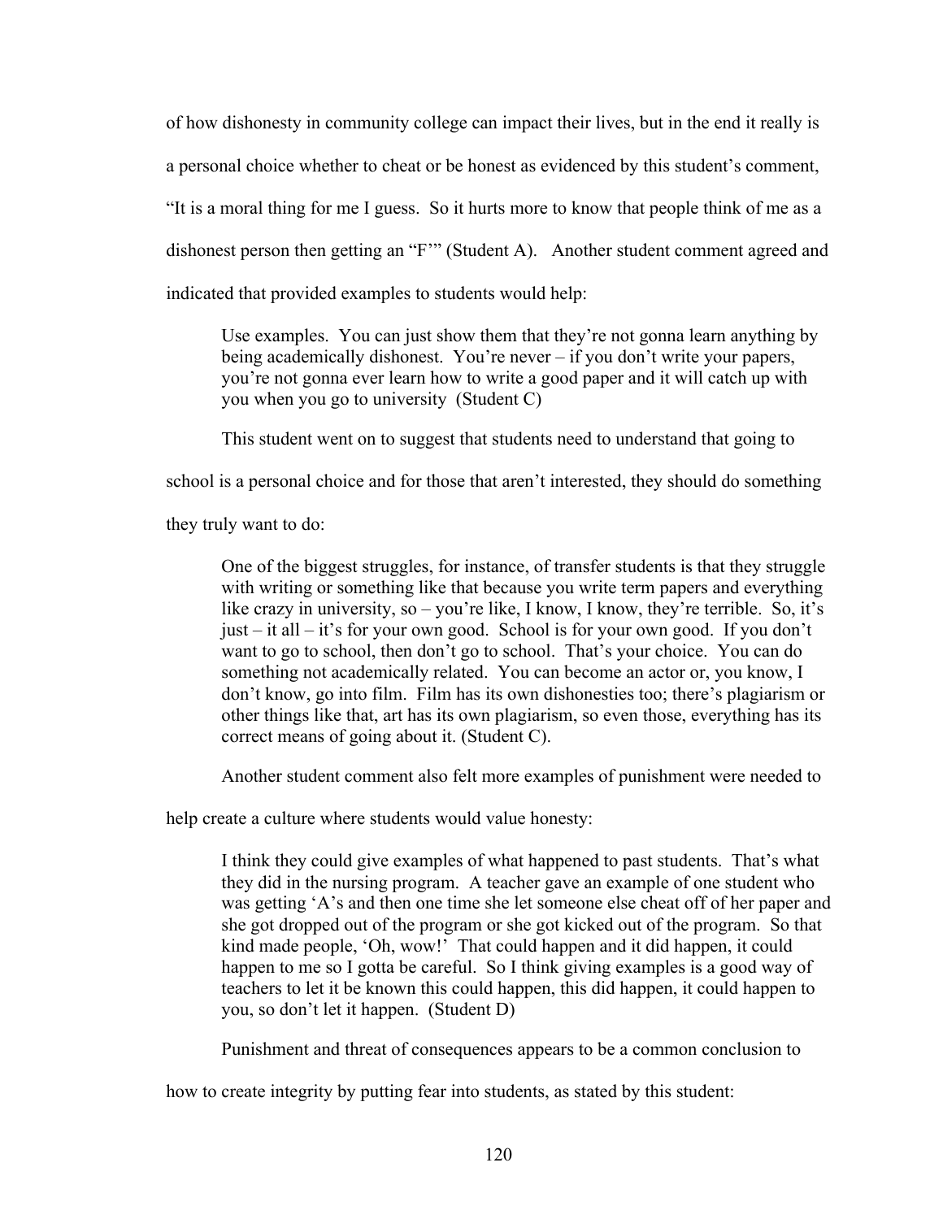of how dishonesty in community college can impact their lives, but in the end it really is a personal choice whether to cheat or be honest as evidenced by this student's comment, "It is a moral thing for me I guess. So it hurts more to know that people think of me as a dishonest person then getting an "F"" (Student A). Another student comment agreed and indicated that provided examples to students would help:

> Use examples. You can just show them that they're not gonna learn anything by being academically dishonest. You're never – if you don't write your papers, you're not gonna ever learn how to write a good paper and it will catch up with you when you go to university (Student C)

This student went on to suggest that students need to understand that going to school is a personal choice and for those that aren't interested, they should do something they truly want to do:

> One of the biggest struggles, for instance, of transfer students is that they struggle with writing or something like that because you write term papers and everything like crazy in university, so – you're like, I know, I know, they're terrible. So, it's just – it all – it's for your own good. School is for your own good. If you don't want to go to school, then don't go to school. That's your choice. You can do something not academically related. You can become an actor or, you know, I don't know, go into film. Film has its own dishonesties too; there's plagiarism or other things like that, art has its own plagiarism, so even those, everything has its correct means of going about it. (Student C).

Another student comment also felt more examples of punishment were needed to help create a culture where students would value honesty:

> I think they could give examples of what happened to past students. That's what they did in the nursing program. A teacher gave an example of one student who was getting 'A's and then one time she let someone else cheat off of her paper and she got dropped out of the program or she got kicked out of the program. So that kind made people, 'Oh, wow!' That could happen and it did happen, it could happen to me so I gotta be careful. So I think giving examples is a good way of teachers to let it be known this could happen, this did happen, it could happen to you, so don't let it happen. (Student D)

Punishment and threat of consequences appears to be a common conclusion to how to create integrity by putting fear into students, as stated by this student: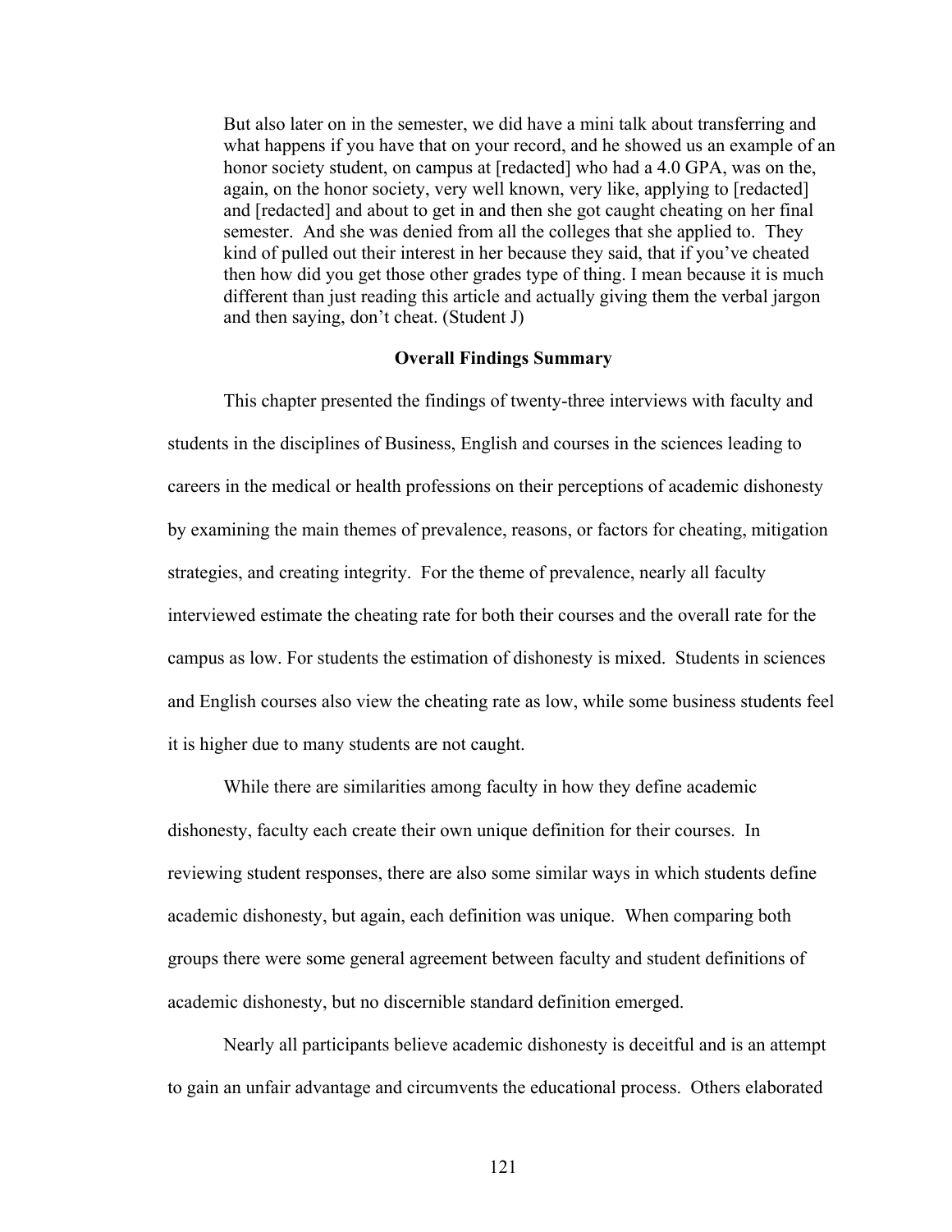> But also later on in the semester, we did have a mini talk about transferring and what happens if you have that on your record, and he showed us an example of an honor society student, on campus at [redacted] who had a 4.0 GPA, was on the, again, on the honor society, very well known, very like, applying to [redacted] and [redacted] and about to get in and then she got caught cheating on her final semester. And she was denied from all the colleges that she applied to. They kind of pulled out their interest in her because they said, that if you've cheated then how did you get those other grades type of thing. I mean because it is much different than just reading this article and actually giving them the verbal jargon and then saying, don't cheat. (Student J)

**Overall Findings Summary**

This chapter presented the findings of twenty-three interviews with faculty and students in the disciplines of Business, English and courses in the sciences leading to careers in the medical or health professions on their perceptions of academic dishonesty by examining the main themes of prevalence, reasons, or factors for cheating, mitigation strategies, and creating integrity. For the theme of prevalence, nearly all faculty interviewed estimate the cheating rate for both their courses and the overall rate for the campus as low. For students the estimation of dishonesty is mixed. Students in sciences and English courses also view the cheating rate as low, while some business students feel it is higher due to many students are not caught.

While there are similarities among faculty in how they define academic dishonesty, faculty each create their own unique definition for their courses. In reviewing student responses, there are also some similar ways in which students define academic dishonesty, but again, each definition was unique. When comparing both groups there were some general agreement between faculty and student definitions of academic dishonesty, but no discernible standard definition emerged.

Nearly all participants believe academic dishonesty is deceitful and is an attempt to gain an unfair advantage and circumvents the educational process. Others elaborated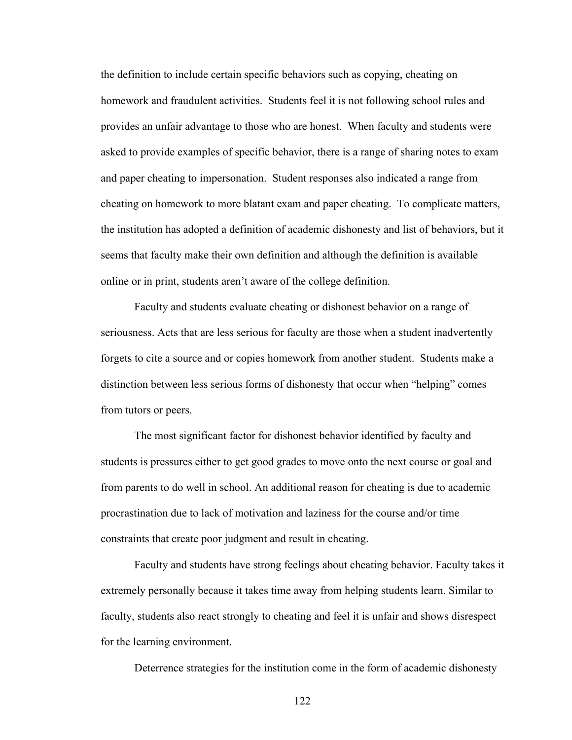the definition to include certain specific behaviors such as copying, cheating on homework and fraudulent activities. Students feel it is not following school rules and provides an unfair advantage to those who are honest. When faculty and students were asked to provide examples of specific behavior, there is a range of sharing notes to exam and paper cheating to impersonation. Student responses also indicated a range from cheating on homework to more blatant exam and paper cheating. To complicate matters, the institution has adopted a definition of academic dishonesty and list of behaviors, but it seems that faculty make their own definition and although the definition is available online or in print, students aren't aware of the college definition.

Faculty and students evaluate cheating or dishonest behavior on a range of seriousness. Acts that are less serious for faculty are those when a student inadvertently forgets to cite a source and or copies homework from another student. Students make a distinction between less serious forms of dishonesty that occur when "helping" comes from tutors or peers.

The most significant factor for dishonest behavior identified by faculty and students is pressures either to get good grades to move onto the next course or goal and from parents to do well in school. An additional reason for cheating is due to academic procrastination due to lack of motivation and laziness for the course and/or time constraints that create poor judgment and result in cheating.

Faculty and students have strong feelings about cheating behavior. Faculty takes it extremely personally because it takes time away from helping students learn. Similar to faculty, students also react strongly to cheating and feel it is unfair and shows disrespect for the learning environment.

Deterrence strategies for the institution come in the form of academic dishonesty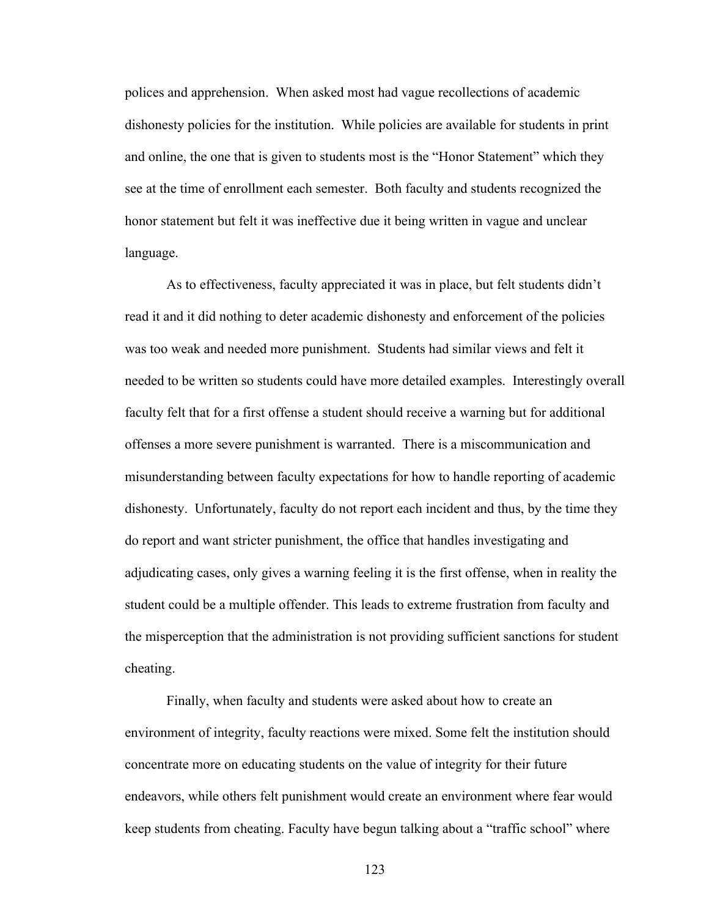polices and apprehension. When asked most had vague recollections of academic dishonesty policies for the institution. While policies are available for students in print and online, the one that is given to students most is the "Honor Statement" which they see at the time of enrollment each semester. Both faculty and students recognized the honor statement but felt it was ineffective due it being written in vague and unclear language.

As to effectiveness, faculty appreciated it was in place, but felt students didn't read it and it did nothing to deter academic dishonesty and enforcement of the policies was too weak and needed more punishment. Students had similar views and felt it needed to be written so students could have more detailed examples. Interestingly overall faculty felt that for a first offense a student should receive a warning but for additional offenses a more severe punishment is warranted. There is a miscommunication and misunderstanding between faculty expectations for how to handle reporting of academic dishonesty. Unfortunately, faculty do not report each incident and thus, by the time they do report and want stricter punishment, the office that handles investigating and adjudicating cases, only gives a warning feeling it is the first offense, when in reality the student could be a multiple offender. This leads to extreme frustration from faculty and the misperception that the administration is not providing sufficient sanctions for student cheating.

Finally, when faculty and students were asked about how to create an environment of integrity, faculty reactions were mixed. Some felt the institution should concentrate more on educating students on the value of integrity for their future endeavors, while others felt punishment would create an environment where fear would keep students from cheating. Faculty have begun talking about a "traffic school" where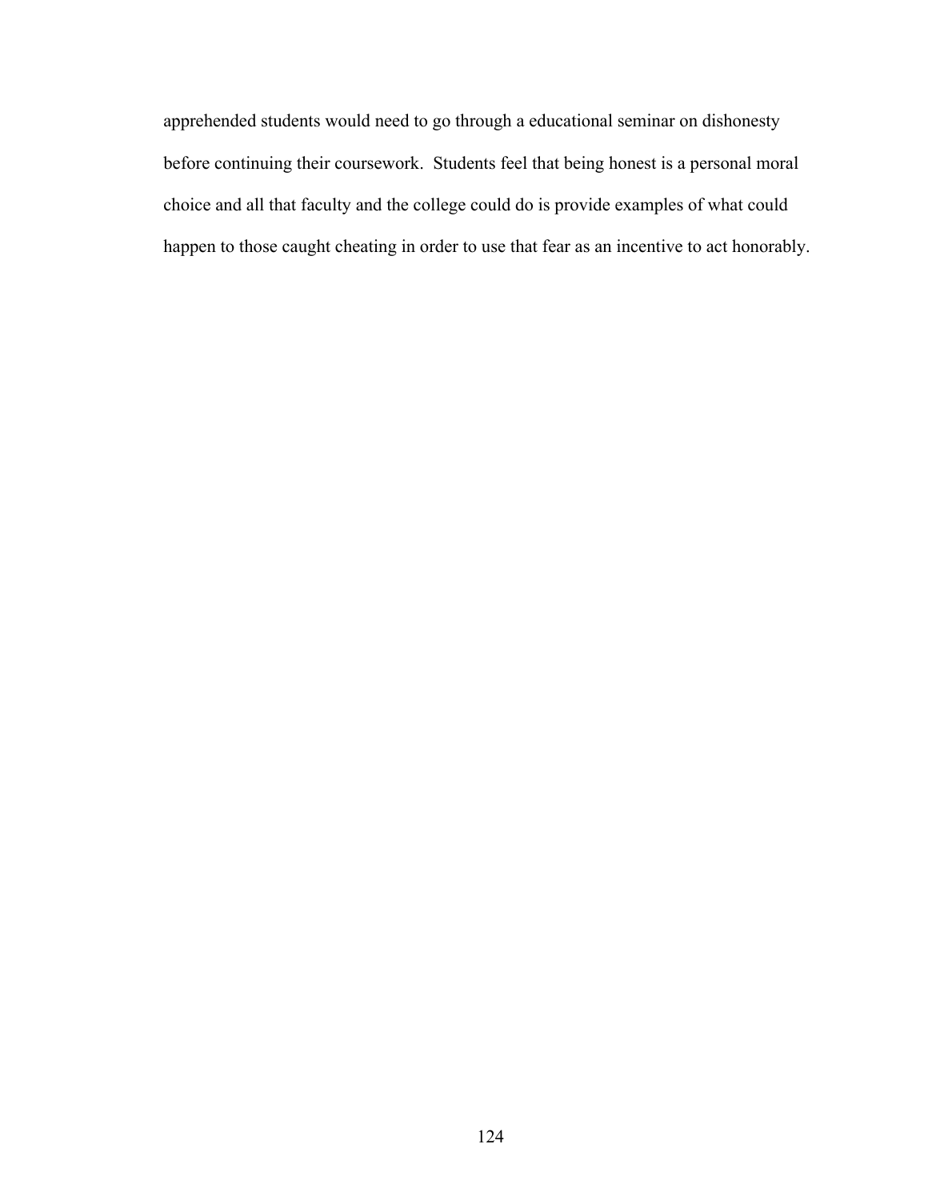apprehended students would need to go through a educational seminar on dishonesty before continuing their coursework. Students feel that being honest is a personal moral choice and all that faculty and the college could do is provide examples of what could happen to those caught cheating in order to use that fear as an incentive to act honorably.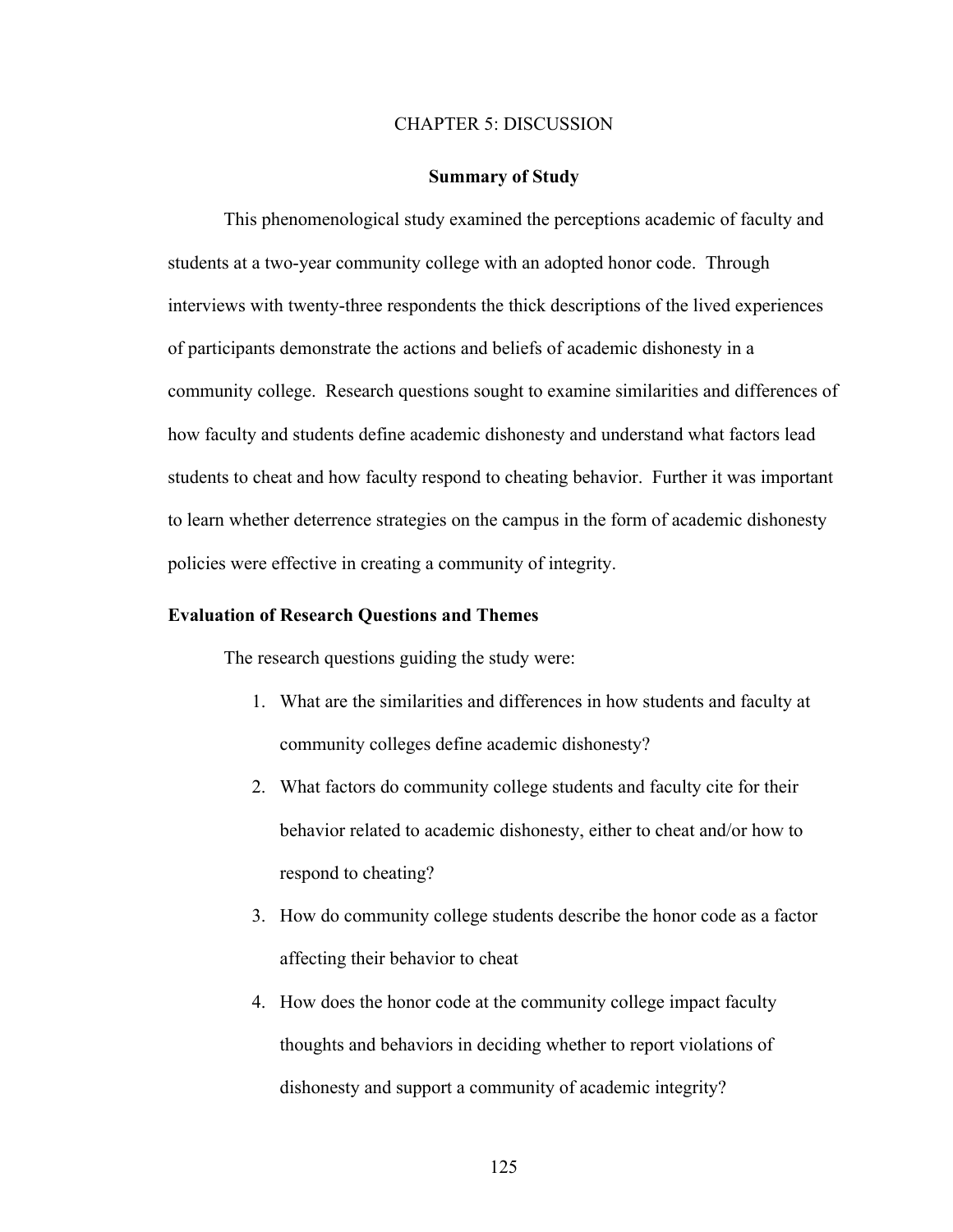# CHAPTER 5: DISCUSSION

## Summary of Study

This phenomenological study examined the perceptions academic of faculty and students at a two-year community college with an adopted honor code. Through interviews with twenty-three respondents the thick descriptions of the lived experiences of participants demonstrate the actions and beliefs of academic dishonesty in a community college. Research questions sought to examine similarities and differences of how faculty and students define academic dishonesty and understand what factors lead students to cheat and how faculty respond to cheating behavior. Further it was important to learn whether deterrence strategies on the campus in the form of academic dishonesty policies were effective in creating a community of integrity.

### Evaluation of Research Questions and Themes

The research questions guiding the study were:

1. What are the similarities and differences in how students and faculty at community colleges define academic dishonesty?
2. What factors do community college students and faculty cite for their behavior related to academic dishonesty, either to cheat and/or how to respond to cheating?
3. How do community college students describe the honor code as a factor affecting their behavior to cheat
4. How does the honor code at the community college impact faculty thoughts and behaviors in deciding whether to report violations of dishonesty and support a community of academic integrity?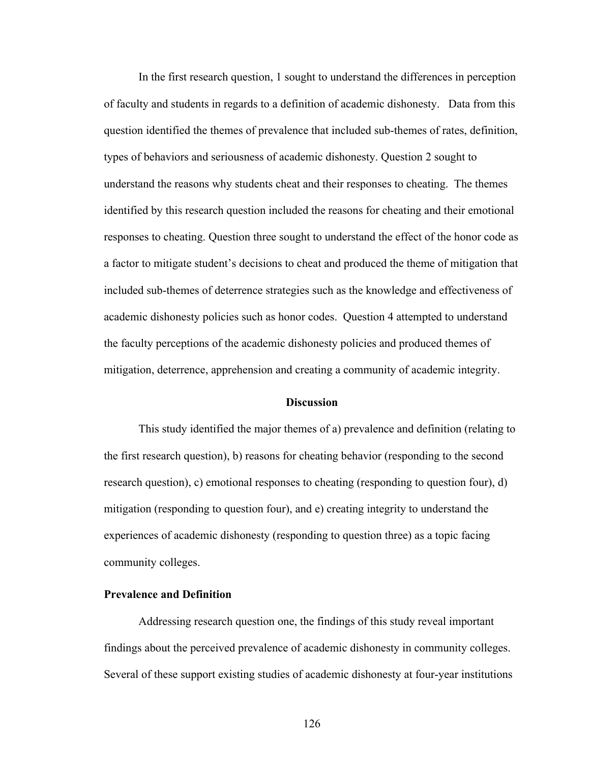In the first research question, 1 sought to understand the differences in perception of faculty and students in regards to a definition of academic dishonesty. Data from this question identified the themes of prevalence that included sub-themes of rates, definition, types of behaviors and seriousness of academic dishonesty. Question 2 sought to understand the reasons why students cheat and their responses to cheating. The themes identified by this research question included the reasons for cheating and their emotional responses to cheating. Question three sought to understand the effect of the honor code as a factor to mitigate student's decisions to cheat and produced the theme of mitigation that included sub-themes of deterrence strategies such as the knowledge and effectiveness of academic dishonesty policies such as honor codes. Question 4 attempted to understand the faculty perceptions of the academic dishonesty policies and produced themes of mitigation, deterrence, apprehension and creating a community of academic integrity.

## Discussion

This study identified the major themes of a) prevalence and definition (relating to the first research question), b) reasons for cheating behavior (responding to the second research question), c) emotional responses to cheating (responding to question four), d) mitigation (responding to question four), and e) creating integrity to understand the experiences of academic dishonesty (responding to question three) as a topic facing community colleges.

### Prevalence and Definition

Addressing research question one, the findings of this study reveal important findings about the perceived prevalence of academic dishonesty in community colleges. Several of these support existing studies of academic dishonesty at four-year institutions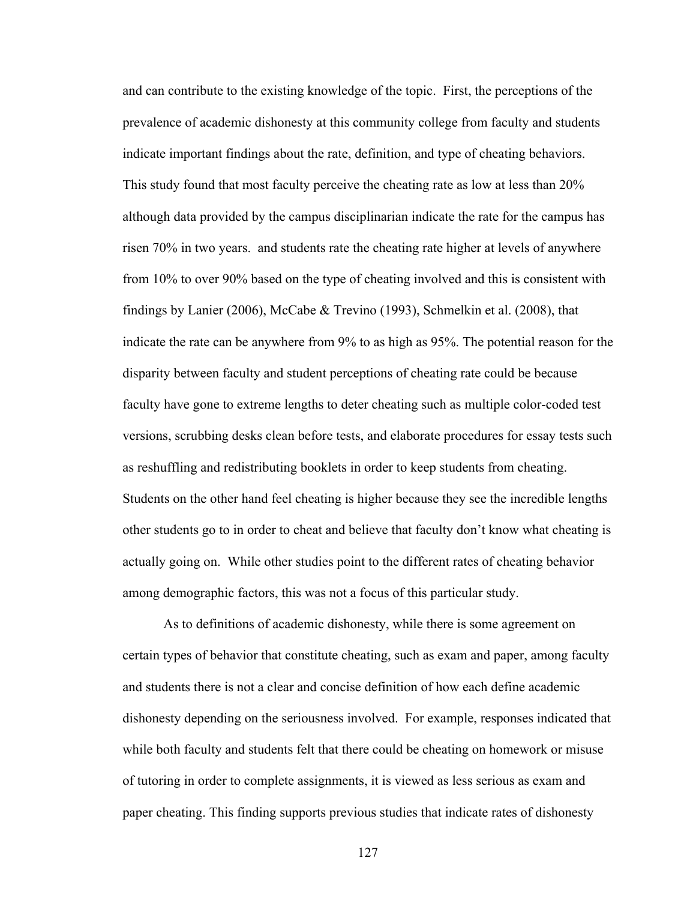and can contribute to the existing knowledge of the topic. First, the perceptions of the prevalence of academic dishonesty at this community college from faculty and students indicate important findings about the rate, definition, and type of cheating behaviors. This study found that most faculty perceive the cheating rate as low at less than 20% although data provided by the campus disciplinarian indicate the rate for the campus has risen 70% in two years. and students rate the cheating rate higher at levels of anywhere from 10% to over 90% based on the type of cheating involved and this is consistent with findings by Lanier (2006), McCabe & Trevino (1993), Schmelkin et al. (2008), that indicate the rate can be anywhere from 9% to as high as 95%. The potential reason for the disparity between faculty and student perceptions of cheating rate could be because faculty have gone to extreme lengths to deter cheating such as multiple color-coded test versions, scrubbing desks clean before tests, and elaborate procedures for essay tests such as reshuffling and redistributing booklets in order to keep students from cheating. Students on the other hand feel cheating is higher because they see the incredible lengths other students go to in order to cheat and believe that faculty don't know what cheating is actually going on. While other studies point to the different rates of cheating behavior among demographic factors, this was not a focus of this particular study.

As to definitions of academic dishonesty, while there is some agreement on certain types of behavior that constitute cheating, such as exam and paper, among faculty and students there is not a clear and concise definition of how each define academic dishonesty depending on the seriousness involved. For example, responses indicated that while both faculty and students felt that there could be cheating on homework or misuse of tutoring in order to complete assignments, it is viewed as less serious as exam and paper cheating. This finding supports previous studies that indicate rates of dishonesty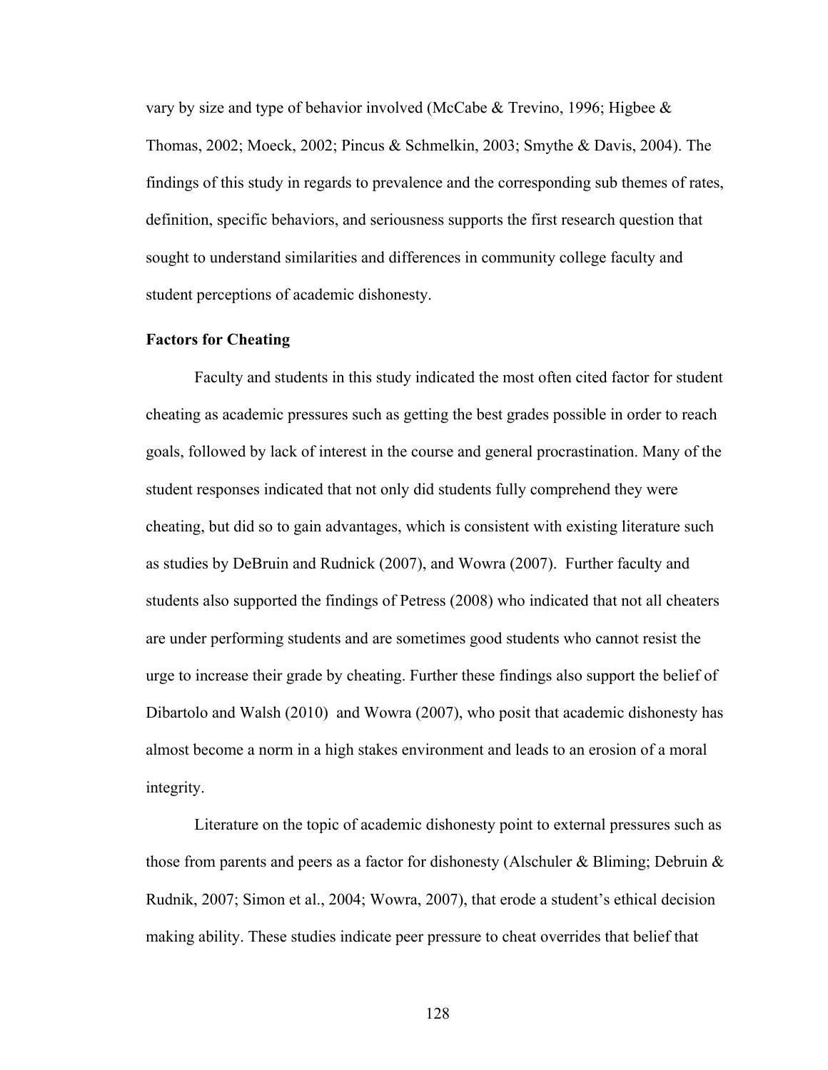vary by size and type of behavior involved (McCabe & Trevino, 1996; Higbee & Thomas, 2002; Moeck, 2002; Pincus & Schmelkin, 2003; Smythe & Davis, 2004). The findings of this study in regards to prevalence and the corresponding sub themes of rates, definition, specific behaviors, and seriousness supports the first research question that sought to understand similarities and differences in community college faculty and student perceptions of academic dishonesty.

**Factors for Cheating**

Faculty and students in this study indicated the most often cited factor for student cheating as academic pressures such as getting the best grades possible in order to reach goals, followed by lack of interest in the course and general procrastination. Many of the student responses indicated that not only did students fully comprehend they were cheating, but did so to gain advantages, which is consistent with existing literature such as studies by DeBruin and Rudnick (2007), and Wowra (2007). Further faculty and students also supported the findings of Petress (2008) who indicated that not all cheaters are under performing students and are sometimes good students who cannot resist the urge to increase their grade by cheating. Further these findings also support the belief of Dibartolo and Walsh (2010) and Wowra (2007), who posit that academic dishonesty has almost become a norm in a high stakes environment and leads to an erosion of a moral integrity.

Literature on the topic of academic dishonesty point to external pressures such as those from parents and peers as a factor for dishonesty (Alschuler & Bliming; Debruin & Rudnik, 2007; Simon et al., 2004; Wowra, 2007), that erode a student's ethical decision making ability. These studies indicate peer pressure to cheat overrides that belief that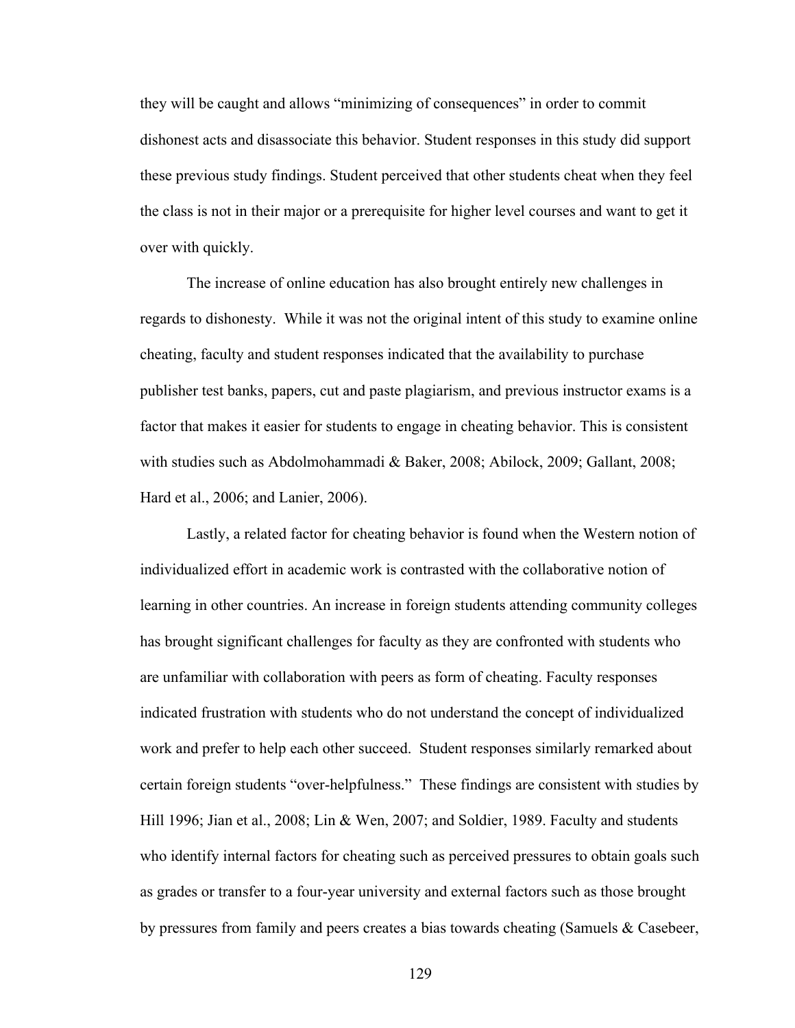they will be caught and allows "minimizing of consequences" in order to commit dishonest acts and disassociate this behavior. Student responses in this study did support these previous study findings. Student perceived that other students cheat when they feel the class is not in their major or a prerequisite for higher level courses and want to get it over with quickly.

The increase of online education has also brought entirely new challenges in regards to dishonesty. While it was not the original intent of this study to examine online cheating, faculty and student responses indicated that the availability to purchase publisher test banks, papers, cut and paste plagiarism, and previous instructor exams is a factor that makes it easier for students to engage in cheating behavior. This is consistent with studies such as Abdolmohammadi & Baker, 2008; Abilock, 2009; Gallant, 2008; Hard et al., 2006; and Lanier, 2006).

Lastly, a related factor for cheating behavior is found when the Western notion of individualized effort in academic work is contrasted with the collaborative notion of learning in other countries. An increase in foreign students attending community colleges has brought significant challenges for faculty as they are confronted with students who are unfamiliar with collaboration with peers as form of cheating. Faculty responses indicated frustration with students who do not understand the concept of individualized work and prefer to help each other succeed. Student responses similarly remarked about certain foreign students "over-helpfulness." These findings are consistent with studies by Hill 1996; Jian et al., 2008; Lin & Wen, 2007; and Soldier, 1989. Faculty and students who identify internal factors for cheating such as perceived pressures to obtain goals such as grades or transfer to a four-year university and external factors such as those brought by pressures from family and peers creates a bias towards cheating (Samuels & Casebeer,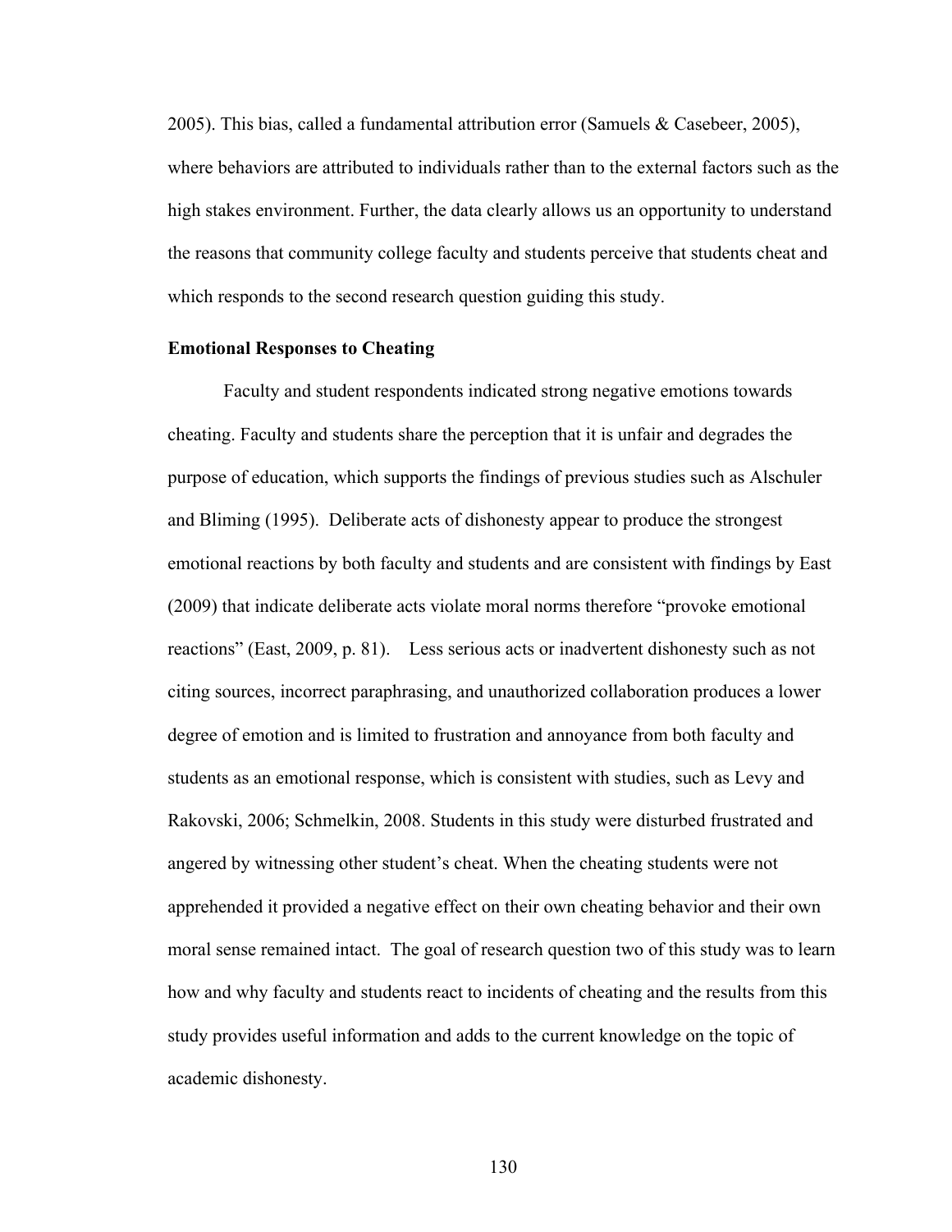2005). This bias, called a fundamental attribution error (Samuels & Casebeer, 2005), where behaviors are attributed to individuals rather than to the external factors such as the high stakes environment. Further, the data clearly allows us an opportunity to understand the reasons that community college faculty and students perceive that students cheat and which responds to the second research question guiding this study.

**Emotional Responses to Cheating**

Faculty and student respondents indicated strong negative emotions towards cheating. Faculty and students share the perception that it is unfair and degrades the purpose of education, which supports the findings of previous studies such as Alschuler and Bliming (1995). Deliberate acts of dishonesty appear to produce the strongest emotional reactions by both faculty and students and are consistent with findings by East (2009) that indicate deliberate acts violate moral norms therefore "provoke emotional reactions" (East, 2009, p. 81). Less serious acts or inadvertent dishonesty such as not citing sources, incorrect paraphrasing, and unauthorized collaboration produces a lower degree of emotion and is limited to frustration and annoyance from both faculty and students as an emotional response, which is consistent with studies, such as Levy and Rakovski, 2006; Schmelkin, 2008. Students in this study were disturbed frustrated and angered by witnessing other student's cheat. When the cheating students were not apprehended it provided a negative effect on their own cheating behavior and their own moral sense remained intact. The goal of research question two of this study was to learn how and why faculty and students react to incidents of cheating and the results from this study provides useful information and adds to the current knowledge on the topic of academic dishonesty.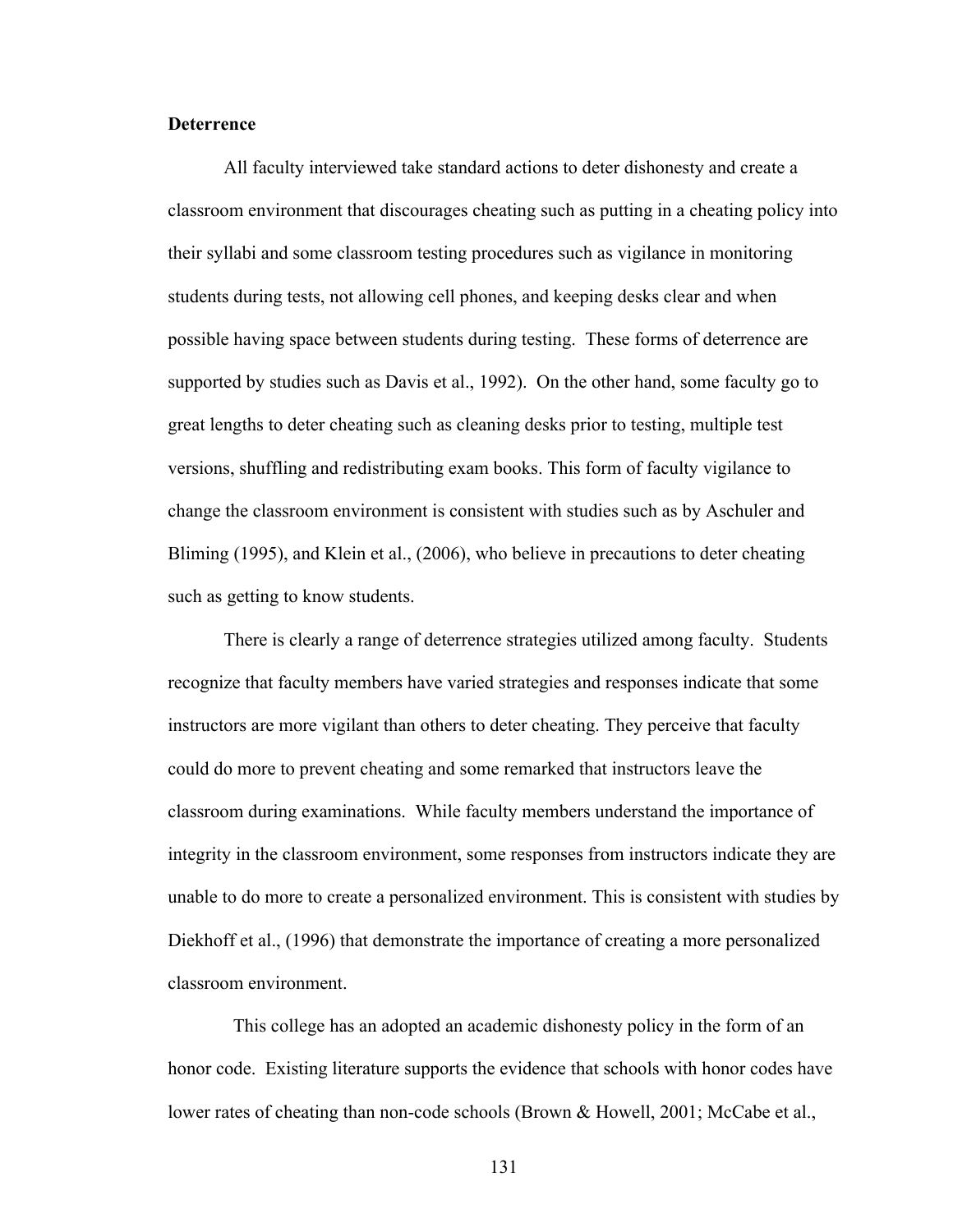**Deterrence**

All faculty interviewed take standard actions to deter dishonesty and create a classroom environment that discourages cheating such as putting in a cheating policy into their syllabi and some classroom testing procedures such as vigilance in monitoring students during tests, not allowing cell phones, and keeping desks clear and when possible having space between students during testing. These forms of deterrence are supported by studies such as Davis et al., 1992). On the other hand, some faculty go to great lengths to deter cheating such as cleaning desks prior to testing, multiple test versions, shuffling and redistributing exam books. This form of faculty vigilance to change the classroom environment is consistent with studies such as by Aschuler and Bliming (1995), and Klein et al., (2006), who believe in precautions to deter cheating such as getting to know students.

There is clearly a range of deterrence strategies utilized among faculty. Students recognize that faculty members have varied strategies and responses indicate that some instructors are more vigilant than others to deter cheating. They perceive that faculty could do more to prevent cheating and some remarked that instructors leave the classroom during examinations. While faculty members understand the importance of integrity in the classroom environment, some responses from instructors indicate they are unable to do more to create a personalized environment. This is consistent with studies by Diekhoff et al., (1996) that demonstrate the importance of creating a more personalized classroom environment.

This college has an adopted an academic dishonesty policy in the form of an honor code. Existing literature supports the evidence that schools with honor codes have lower rates of cheating than non-code schools (Brown & Howell, 2001; McCabe et al.,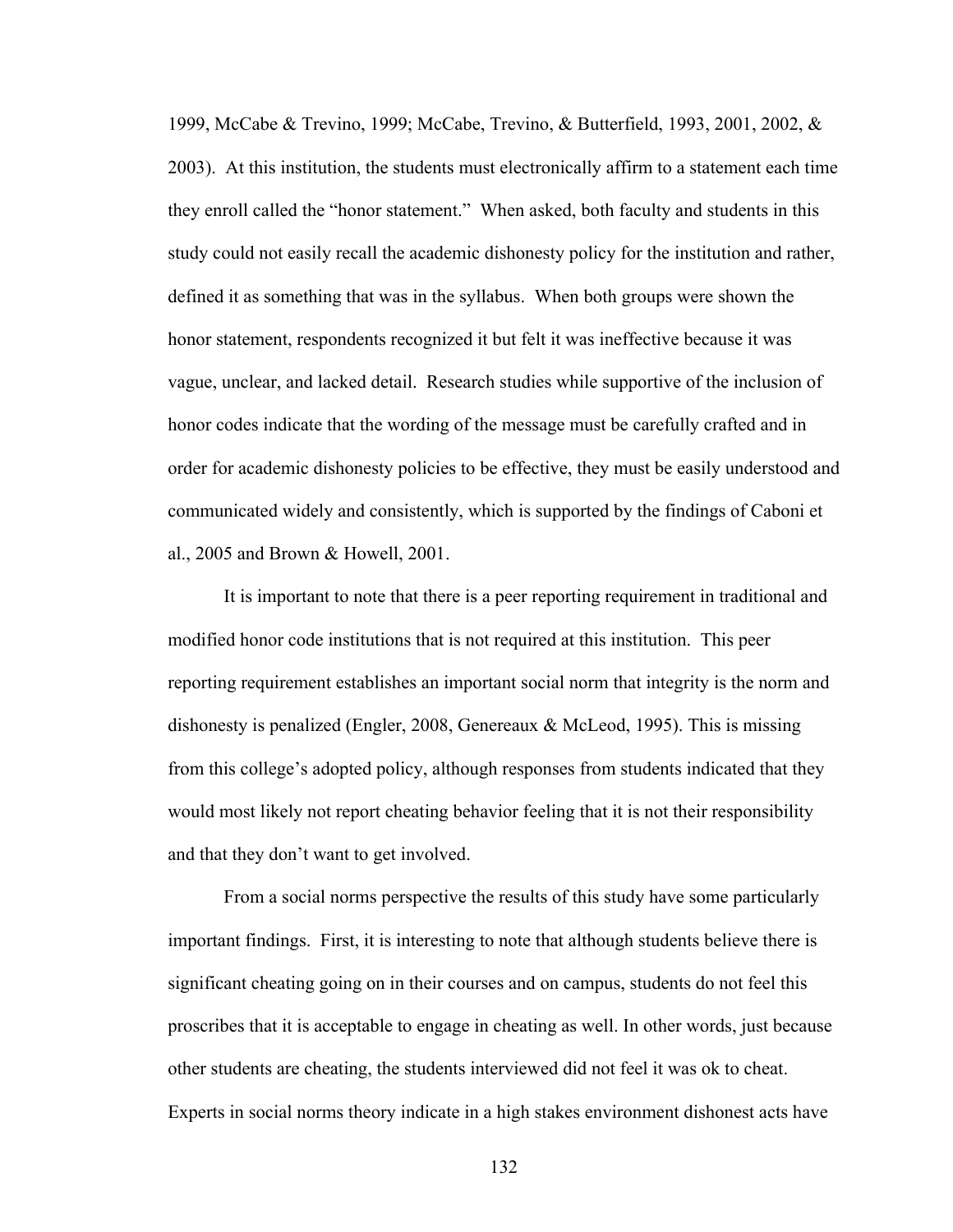1999, McCabe & Trevino, 1999; McCabe, Trevino, & Butterfield, 1993, 2001, 2002, & 2003). At this institution, the students must electronically affirm to a statement each time they enroll called the "honor statement." When asked, both faculty and students in this study could not easily recall the academic dishonesty policy for the institution and rather, defined it as something that was in the syllabus. When both groups were shown the honor statement, respondents recognized it but felt it was ineffective because it was vague, unclear, and lacked detail. Research studies while supportive of the inclusion of honor codes indicate that the wording of the message must be carefully crafted and in order for academic dishonesty policies to be effective, they must be easily understood and communicated widely and consistently, which is supported by the findings of Caboni et al., 2005 and Brown & Howell, 2001.

It is important to note that there is a peer reporting requirement in traditional and modified honor code institutions that is not required at this institution. This peer reporting requirement establishes an important social norm that integrity is the norm and dishonesty is penalized (Engler, 2008, Genereaux & McLeod, 1995). This is missing from this college's adopted policy, although responses from students indicated that they would most likely not report cheating behavior feeling that it is not their responsibility and that they don't want to get involved.

From a social norms perspective the results of this study have some particularly important findings. First, it is interesting to note that although students believe there is significant cheating going on in their courses and on campus, students do not feel this proscribes that it is acceptable to engage in cheating as well. In other words, just because other students are cheating, the students interviewed did not feel it was ok to cheat. Experts in social norms theory indicate in a high stakes environment dishonest acts have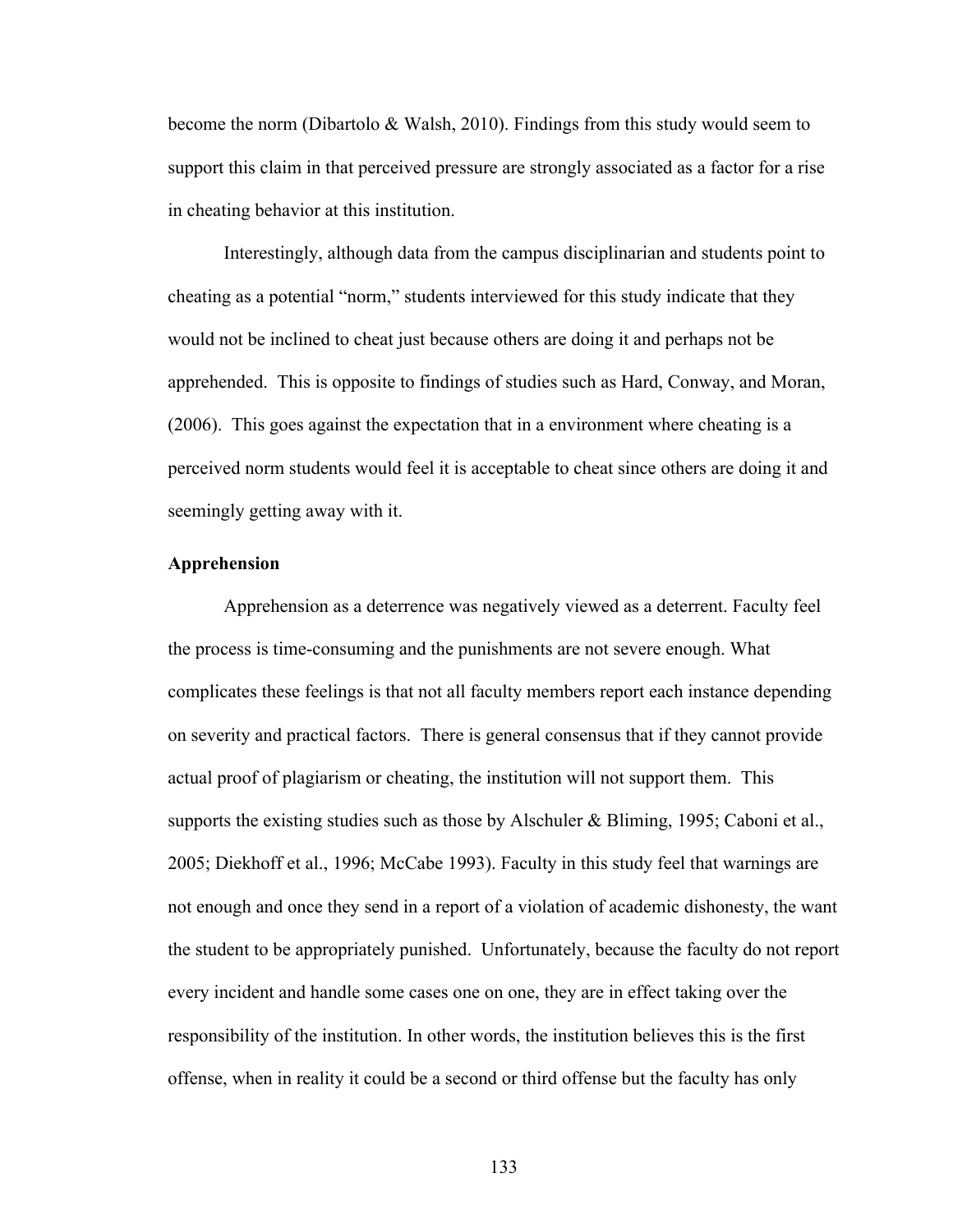become the norm (Dibartolo & Walsh, 2010). Findings from this study would seem to support this claim in that perceived pressure are strongly associated as a factor for a rise in cheating behavior at this institution.

Interestingly, although data from the campus disciplinarian and students point to cheating as a potential "norm," students interviewed for this study indicate that they would not be inclined to cheat just because others are doing it and perhaps not be apprehended. This is opposite to findings of studies such as Hard, Conway, and Moran, (2006). This goes against the expectation that in a environment where cheating is a perceived norm students would feel it is acceptable to cheat since others are doing it and seemingly getting away with it.

**Apprehension**

Apprehension as a deterrence was negatively viewed as a deterrent. Faculty feel the process is time-consuming and the punishments are not severe enough. What complicates these feelings is that not all faculty members report each instance depending on severity and practical factors. There is general consensus that if they cannot provide actual proof of plagiarism or cheating, the institution will not support them. This supports the existing studies such as those by Alschuler & Bliming, 1995; Caboni et al., 2005; Diekhoff et al., 1996; McCabe 1993). Faculty in this study feel that warnings are not enough and once they send in a report of a violation of academic dishonesty, the want the student to be appropriately punished. Unfortunately, because the faculty do not report every incident and handle some cases one on one, they are in effect taking over the responsibility of the institution. In other words, the institution believes this is the first offense, when in reality it could be a second or third offense but the faculty has only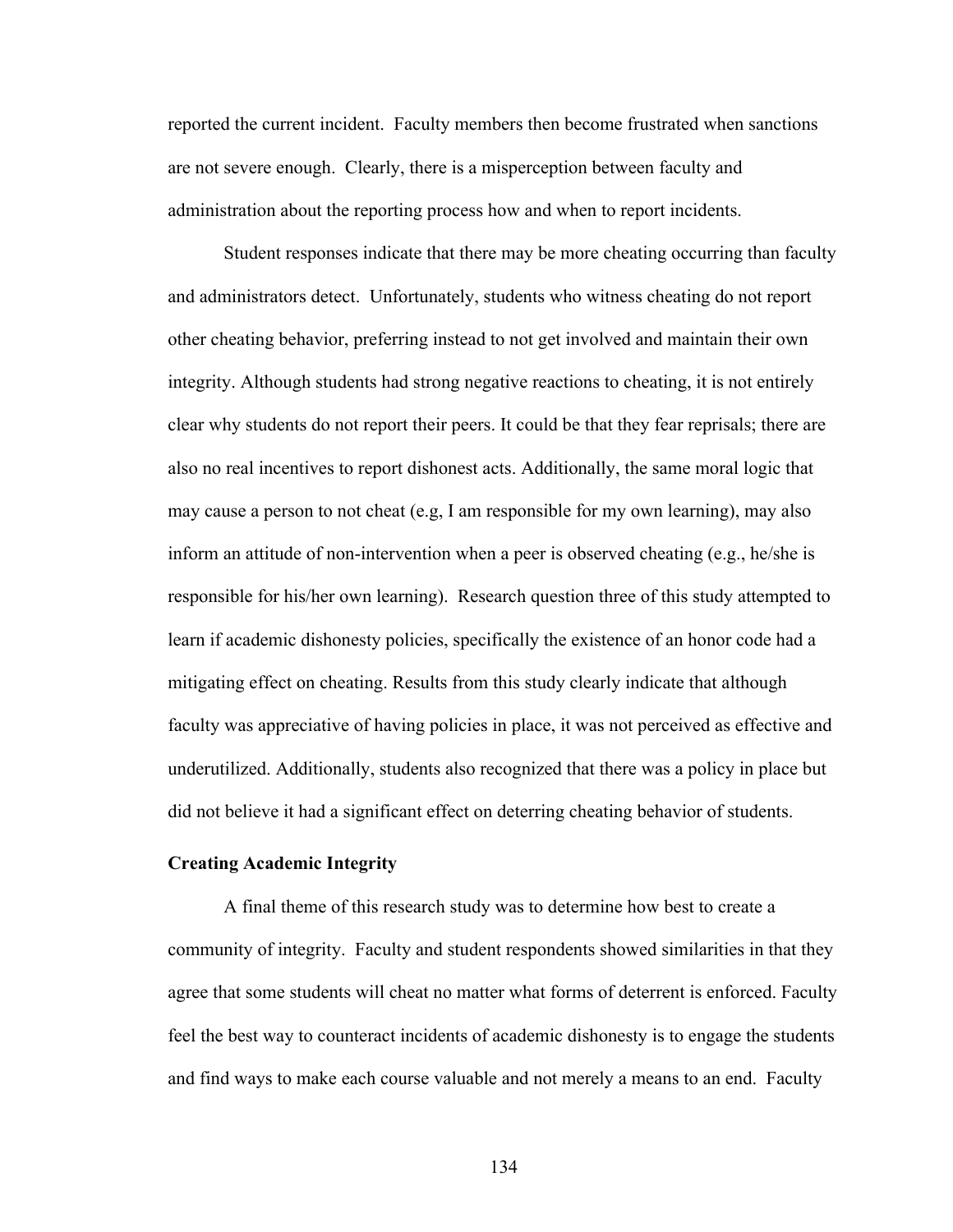reported the current incident. Faculty members then become frustrated when sanctions are not severe enough. Clearly, there is a misperception between faculty and administration about the reporting process how and when to report incidents.

Student responses indicate that there may be more cheating occurring than faculty and administrators detect. Unfortunately, students who witness cheating do not report other cheating behavior, preferring instead to not get involved and maintain their own integrity. Although students had strong negative reactions to cheating, it is not entirely clear why students do not report their peers. It could be that they fear reprisals; there are also no real incentives to report dishonest acts. Additionally, the same moral logic that may cause a person to not cheat (e.g, I am responsible for my own learning), may also inform an attitude of non-intervention when a peer is observed cheating (e.g., he/she is responsible for his/her own learning). Research question three of this study attempted to learn if academic dishonesty policies, specifically the existence of an honor code had a mitigating effect on cheating. Results from this study clearly indicate that although faculty was appreciative of having policies in place, it was not perceived as effective and underutilized. Additionally, students also recognized that there was a policy in place but did not believe it had a significant effect on deterring cheating behavior of students.

**Creating Academic Integrity**

A final theme of this research study was to determine how best to create a community of integrity. Faculty and student respondents showed similarities in that they agree that some students will cheat no matter what forms of deterrent is enforced. Faculty feel the best way to counteract incidents of academic dishonesty is to engage the students and find ways to make each course valuable and not merely a means to an end. Faculty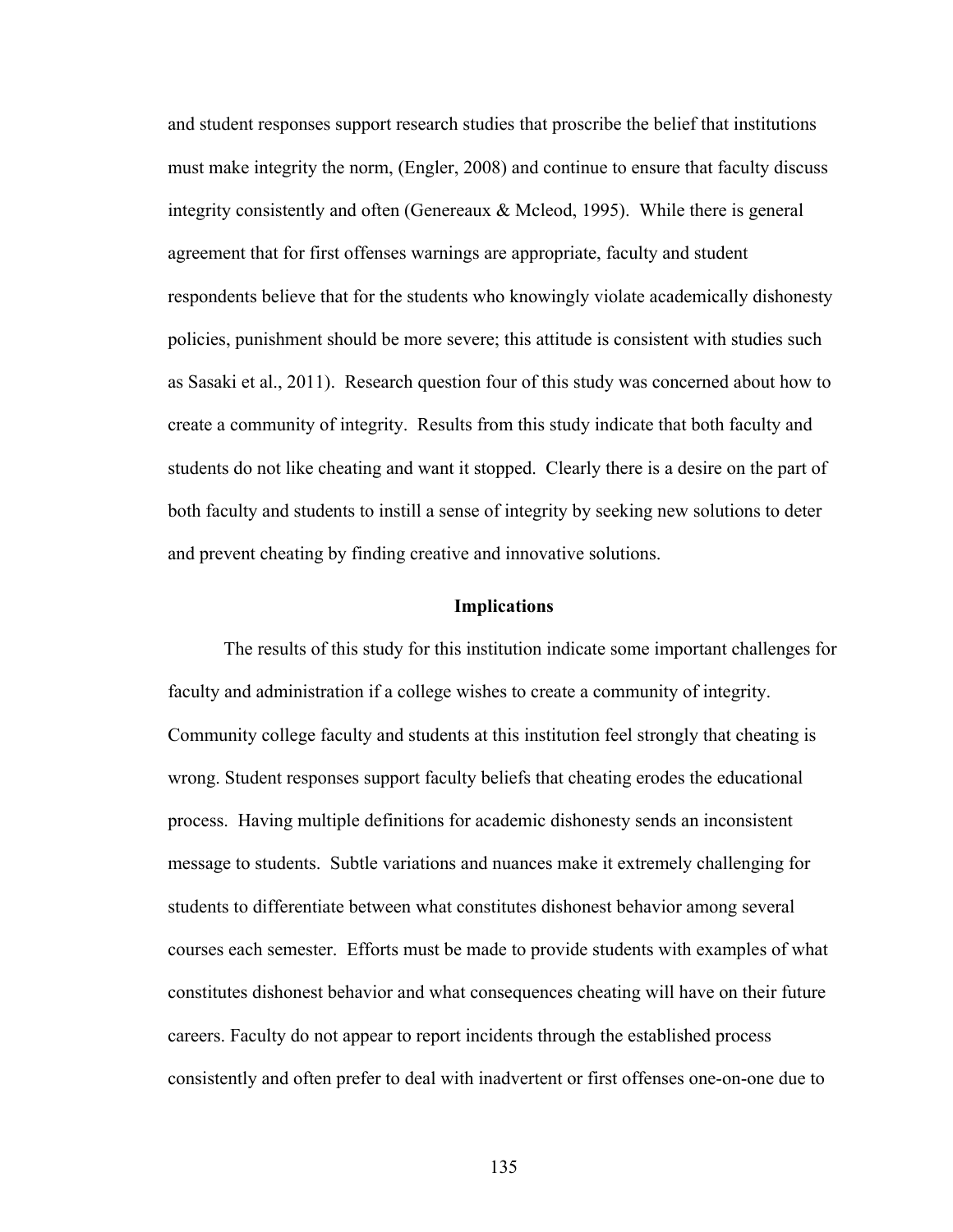and student responses support research studies that proscribe the belief that institutions must make integrity the norm, (Engler, 2008) and continue to ensure that faculty discuss integrity consistently and often (Genereaux & Mcleod, 1995). While there is general agreement that for first offenses warnings are appropriate, faculty and student respondents believe that for the students who knowingly violate academically dishonesty policies, punishment should be more severe; this attitude is consistent with studies such as Sasaki et al., 2011). Research question four of this study was concerned about how to create a community of integrity. Results from this study indicate that both faculty and students do not like cheating and want it stopped. Clearly there is a desire on the part of both faculty and students to instill a sense of integrity by seeking new solutions to deter and prevent cheating by finding creative and innovative solutions.

## Implications

The results of this study for this institution indicate some important challenges for faculty and administration if a college wishes to create a community of integrity. Community college faculty and students at this institution feel strongly that cheating is wrong. Student responses support faculty beliefs that cheating erodes the educational process. Having multiple definitions for academic dishonesty sends an inconsistent message to students. Subtle variations and nuances make it extremely challenging for students to differentiate between what constitutes dishonest behavior among several courses each semester. Efforts must be made to provide students with examples of what constitutes dishonest behavior and what consequences cheating will have on their future careers. Faculty do not appear to report incidents through the established process consistently and often prefer to deal with inadvertent or first offenses one-on-one due to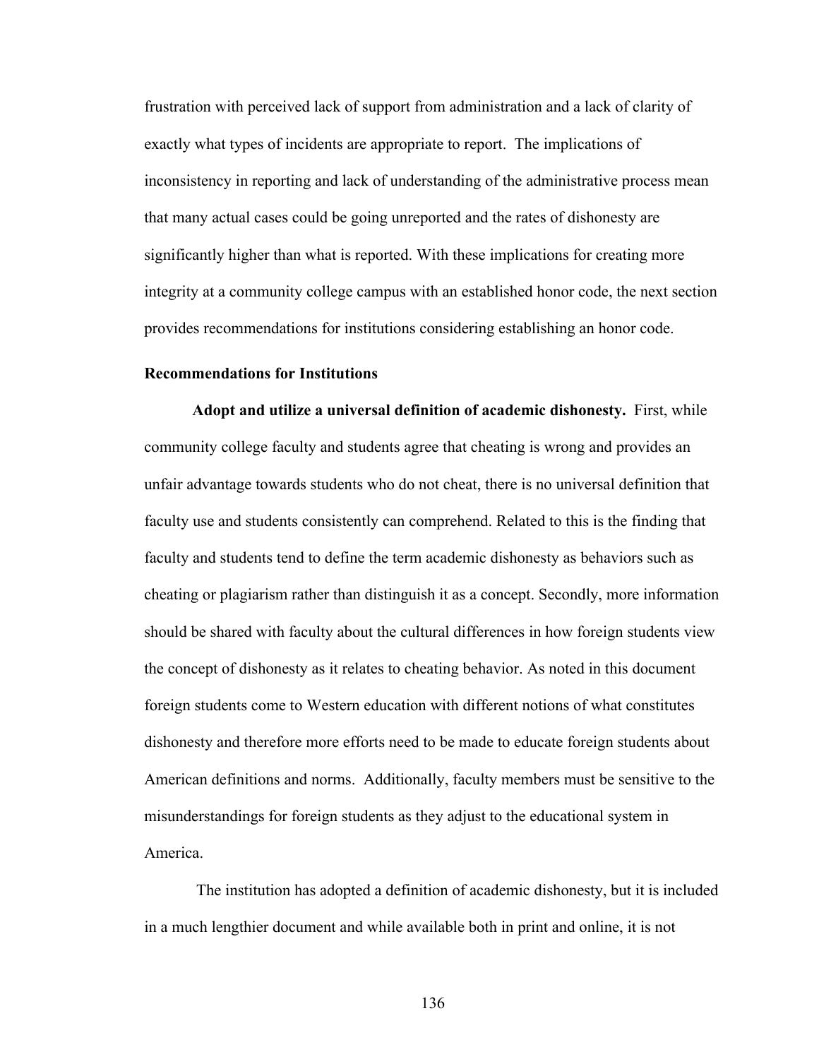frustration with perceived lack of support from administration and a lack of clarity of exactly what types of incidents are appropriate to report. The implications of inconsistency in reporting and lack of understanding of the administrative process mean that many actual cases could be going unreported and the rates of dishonesty are significantly higher than what is reported. With these implications for creating more integrity at a community college campus with an established honor code, the next section provides recommendations for institutions considering establishing an honor code.

## Recommendations for Institutions

**Adopt and utilize a universal definition of academic dishonesty.** First, while community college faculty and students agree that cheating is wrong and provides an unfair advantage towards students who do not cheat, there is no universal definition that faculty use and students consistently can comprehend. Related to this is the finding that faculty and students tend to define the term academic dishonesty as behaviors such as cheating or plagiarism rather than distinguish it as a concept. Secondly, more information should be shared with faculty about the cultural differences in how foreign students view the concept of dishonesty as it relates to cheating behavior. As noted in this document foreign students come to Western education with different notions of what constitutes dishonesty and therefore more efforts need to be made to educate foreign students about American definitions and norms. Additionally, faculty members must be sensitive to the misunderstandings for foreign students as they adjust to the educational system in America.

The institution has adopted a definition of academic dishonesty, but it is included in a much lengthier document and while available both in print and online, it is not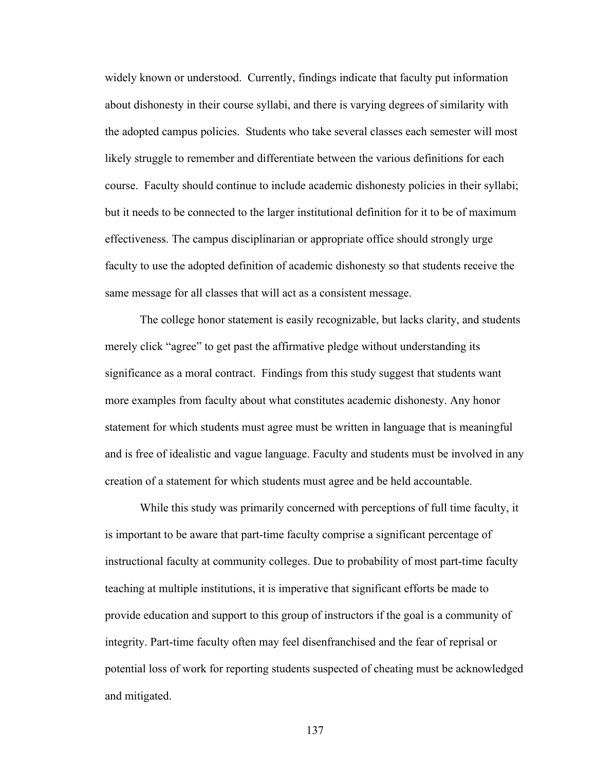widely known or understood. Currently, findings indicate that faculty put information about dishonesty in their course syllabi, and there is varying degrees of similarity with the adopted campus policies. Students who take several classes each semester will most likely struggle to remember and differentiate between the various definitions for each course. Faculty should continue to include academic dishonesty policies in their syllabi; but it needs to be connected to the larger institutional definition for it to be of maximum effectiveness. The campus disciplinarian or appropriate office should strongly urge faculty to use the adopted definition of academic dishonesty so that students receive the same message for all classes that will act as a consistent message.

The college honor statement is easily recognizable, but lacks clarity, and students merely click "agree" to get past the affirmative pledge without understanding its significance as a moral contract. Findings from this study suggest that students want more examples from faculty about what constitutes academic dishonesty. Any honor statement for which students must agree must be written in language that is meaningful and is free of idealistic and vague language. Faculty and students must be involved in any creation of a statement for which students must agree and be held accountable.

While this study was primarily concerned with perceptions of full time faculty, it is important to be aware that part-time faculty comprise a significant percentage of instructional faculty at community colleges. Due to probability of most part-time faculty teaching at multiple institutions, it is imperative that significant efforts be made to provide education and support to this group of instructors if the goal is a community of integrity. Part-time faculty often may feel disenfranchised and the fear of reprisal or potential loss of work for reporting students suspected of cheating must be acknowledged and mitigated.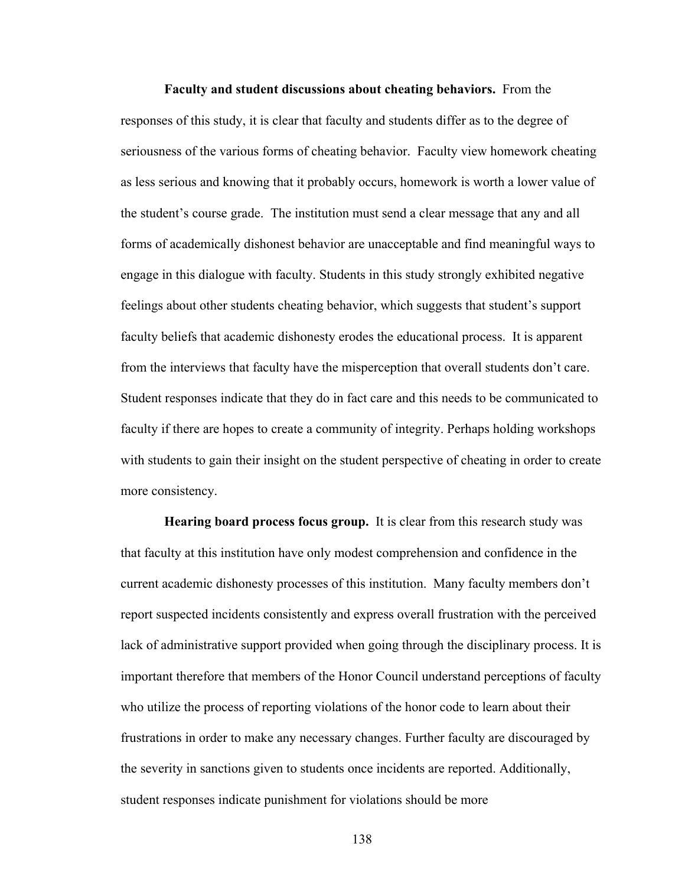**Faculty and student discussions about cheating behaviors.** From the responses of this study, it is clear that faculty and students differ as to the degree of seriousness of the various forms of cheating behavior. Faculty view homework cheating as less serious and knowing that it probably occurs, homework is worth a lower value of the student's course grade. The institution must send a clear message that any and all forms of academically dishonest behavior are unacceptable and find meaningful ways to engage in this dialogue with faculty. Students in this study strongly exhibited negative feelings about other students cheating behavior, which suggests that student's support faculty beliefs that academic dishonesty erodes the educational process. It is apparent from the interviews that faculty have the misperception that overall students don't care. Student responses indicate that they do in fact care and this needs to be communicated to faculty if there are hopes to create a community of integrity. Perhaps holding workshops with students to gain their insight on the student perspective of cheating in order to create more consistency.

**Hearing board process focus group.** It is clear from this research study was that faculty at this institution have only modest comprehension and confidence in the current academic dishonesty processes of this institution. Many faculty members don't report suspected incidents consistently and express overall frustration with the perceived lack of administrative support provided when going through the disciplinary process. It is important therefore that members of the Honor Council understand perceptions of faculty who utilize the process of reporting violations of the honor code to learn about their frustrations in order to make any necessary changes. Further faculty are discouraged by the severity in sanctions given to students once incidents are reported. Additionally, student responses indicate punishment for violations should be more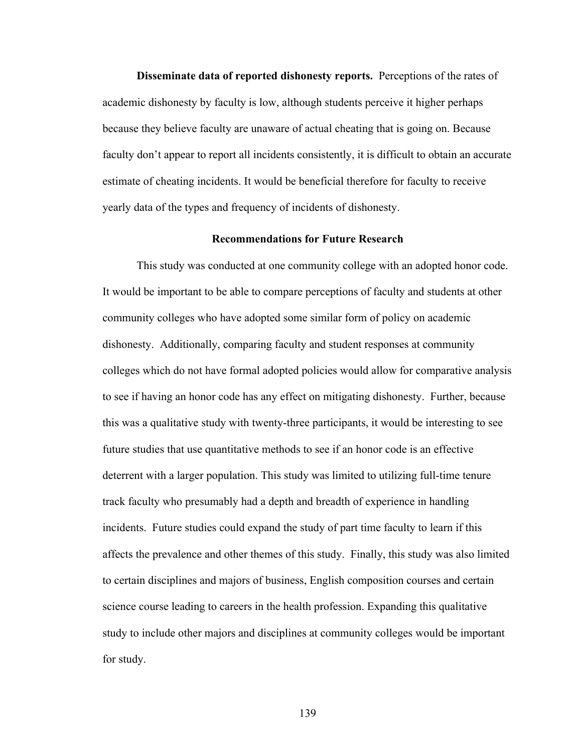**Disseminate data of reported dishonesty reports.** Perceptions of the rates of academic dishonesty by faculty is low, although students perceive it higher perhaps because they believe faculty are unaware of actual cheating that is going on. Because faculty don't appear to report all incidents consistently, it is difficult to obtain an accurate estimate of cheating incidents. It would be beneficial therefore for faculty to receive yearly data of the types and frequency of incidents of dishonesty.

## Recommendations for Future Research

This study was conducted at one community college with an adopted honor code. It would be important to be able to compare perceptions of faculty and students at other community colleges who have adopted some similar form of policy on academic dishonesty. Additionally, comparing faculty and student responses at community colleges which do not have formal adopted policies would allow for comparative analysis to see if having an honor code has any effect on mitigating dishonesty. Further, because this was a qualitative study with twenty-three participants, it would be interesting to see future studies that use quantitative methods to see if an honor code is an effective deterrent with a larger population. This study was limited to utilizing full-time tenure track faculty who presumably had a depth and breadth of experience in handling incidents. Future studies could expand the study of part time faculty to learn if this affects the prevalence and other themes of this study. Finally, this study was also limited to certain disciplines and majors of business, English composition courses and certain science course leading to careers in the health profession. Expanding this qualitative study to include other majors and disciplines at community colleges would be important for study.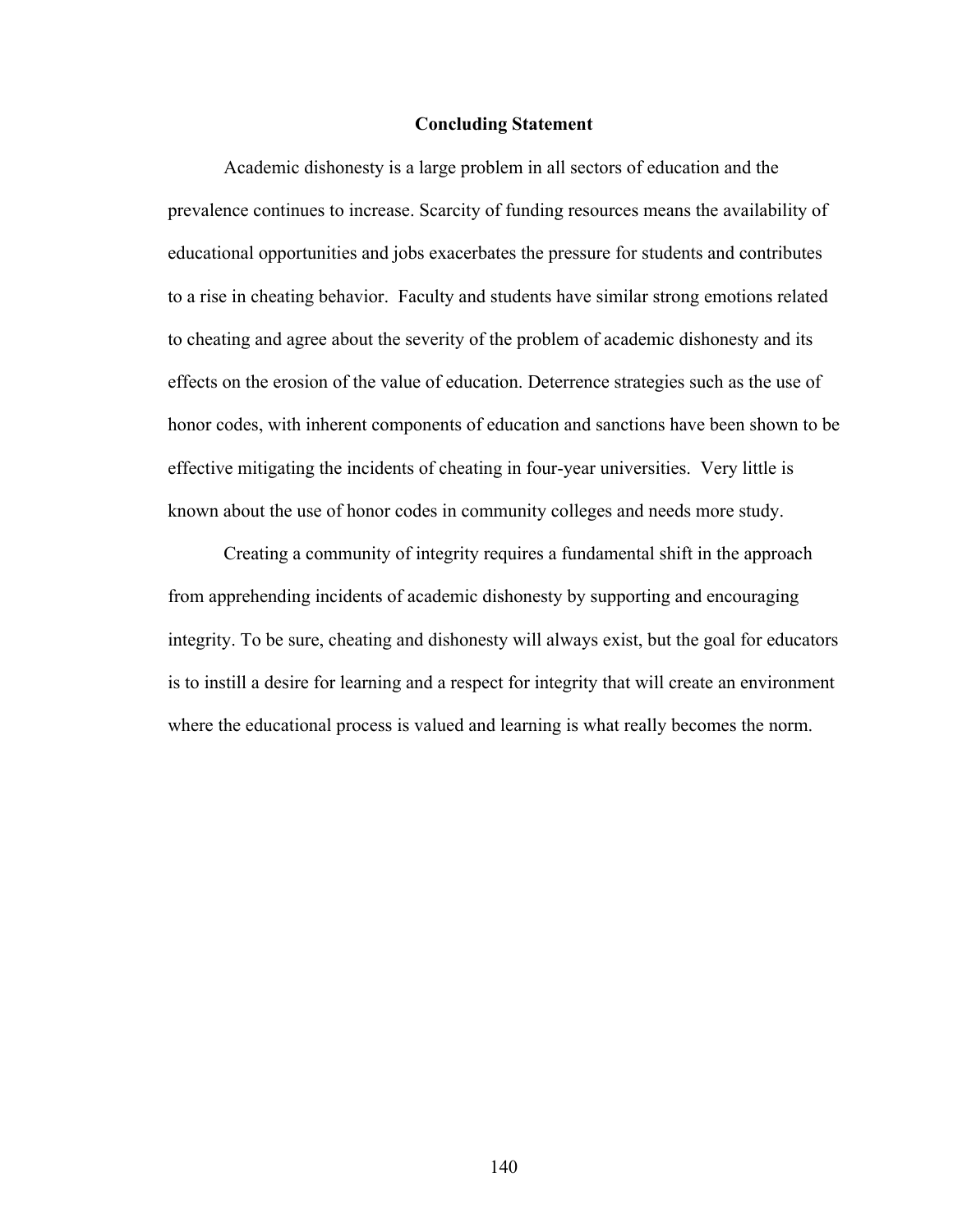## Concluding Statement

Academic dishonesty is a large problem in all sectors of education and the prevalence continues to increase. Scarcity of funding resources means the availability of educational opportunities and jobs exacerbates the pressure for students and contributes to a rise in cheating behavior. Faculty and students have similar strong emotions related to cheating and agree about the severity of the problem of academic dishonesty and its effects on the erosion of the value of education. Deterrence strategies such as the use of honor codes, with inherent components of education and sanctions have been shown to be effective mitigating the incidents of cheating in four-year universities. Very little is known about the use of honor codes in community colleges and needs more study.

Creating a community of integrity requires a fundamental shift in the approach from apprehending incidents of academic dishonesty by supporting and encouraging integrity. To be sure, cheating and dishonesty will always exist, but the goal for educators is to instill a desire for learning and a respect for integrity that will create an environment where the educational process is valued and learning is what really becomes the norm.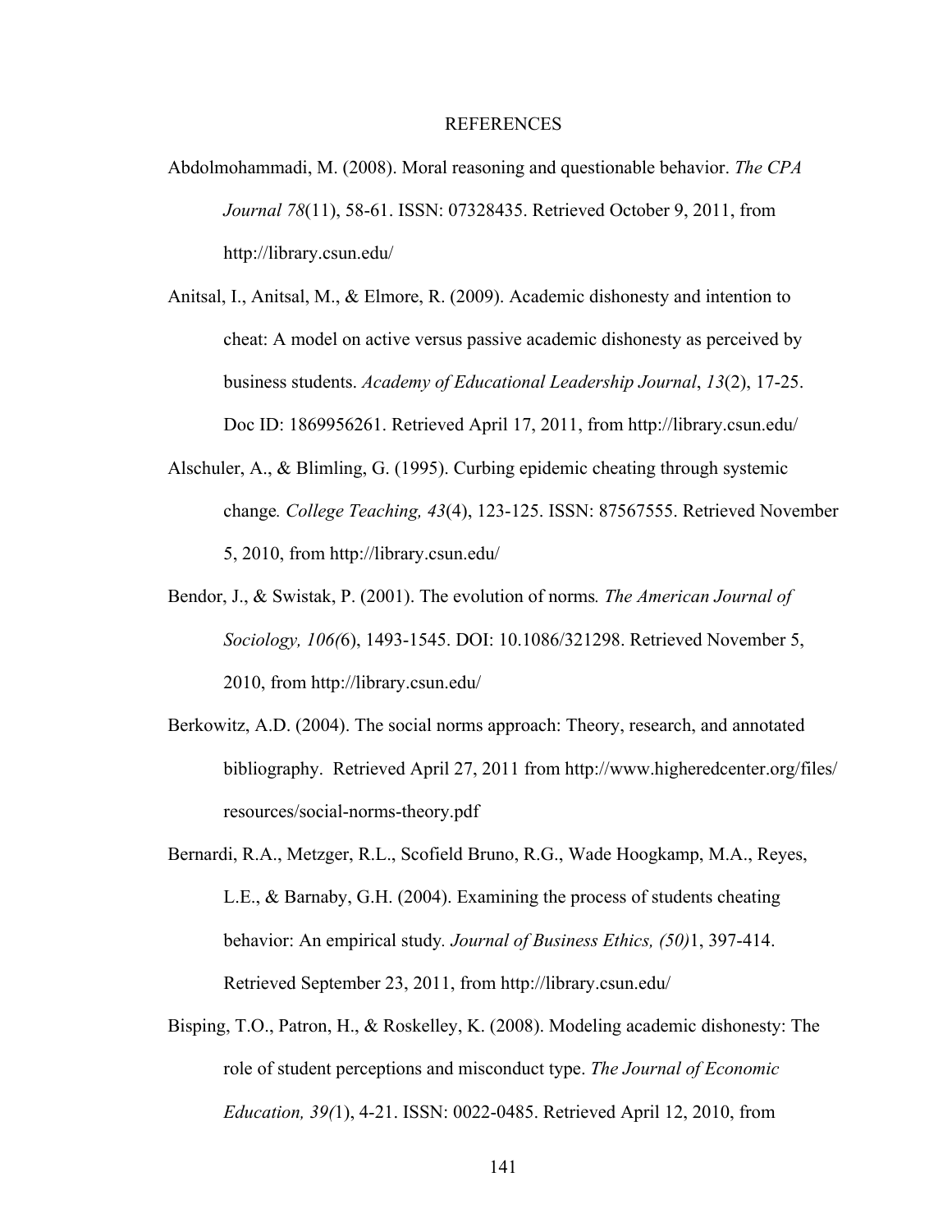# REFERENCES

Abdolmohammadi, M. (2008). Moral reasoning and questionable behavior. *The CPA Journal 78*(11), 58-61. ISSN: 07328435. Retrieved October 9, 2011, from http://library.csun.edu/

Anitsal, I., Anitsal, M., & Elmore, R. (2009). Academic dishonesty and intention to cheat: A model on active versus passive academic dishonesty as perceived by business students. *Academy of Educational Leadership Journal*, *13*(2), 17-25. Doc ID: 1869956261. Retrieved April 17, 2011, from http://library.csun.edu/

Alschuler, A., & Blimling, G. (1995). Curbing epidemic cheating through systemic change*. College Teaching, 43*(4), 123-125. ISSN: 87567555. Retrieved November 5, 2010, from http://library.csun.edu/

Bendor, J., & Swistak, P. (2001). The evolution of norms*. The American Journal of Sociology, 106(*6), 1493-1545. DOI: 10.1086/321298. Retrieved November 5, 2010, from http://library.csun.edu/

Berkowitz, A.D. (2004). The social norms approach: Theory, research, and annotated bibliography. Retrieved April 27, 2011 from http://www.higheredcenter.org/files/resources/social-norms-theory.pdf

Bernardi, R.A., Metzger, R.L., Scofield Bruno, R.G., Wade Hoogkamp, M.A., Reyes, L.E., & Barnaby, G.H. (2004). Examining the process of students cheating behavior: An empirical study*. Journal of Business Ethics, (50)*1, 397-414. Retrieved September 23, 2011, from http://library.csun.edu/

Bisping, T.O., Patron, H., & Roskelley, K. (2008). Modeling academic dishonesty: The role of student perceptions and misconduct type. *The Journal of Economic Education, 39(*1), 4-21. ISSN: 0022-0485. Retrieved April 12, 2010, from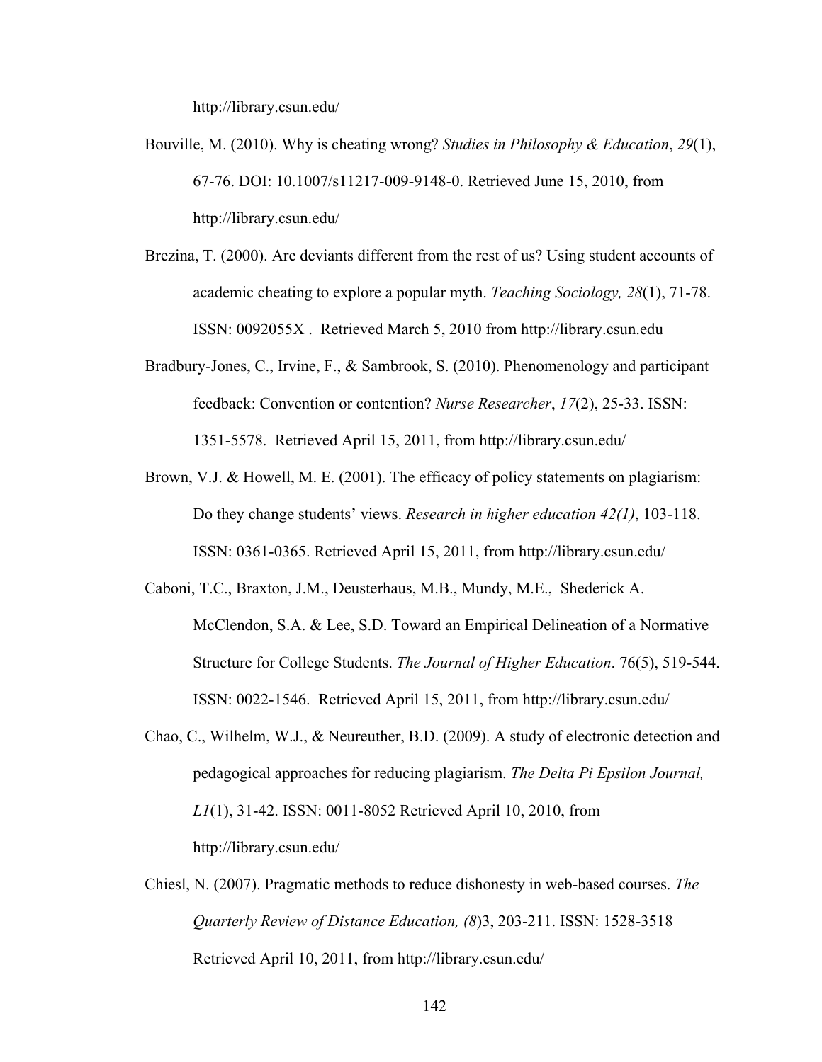http://library.csun.edu/

Bouville, M. (2010). Why is cheating wrong? *Studies in Philosophy & Education*, *29*(1), 67-76. DOI: 10.1007/s11217-009-9148-0. Retrieved June 15, 2010, from http://library.csun.edu/

Brezina, T. (2000). Are deviants different from the rest of us? Using student accounts of academic cheating to explore a popular myth. *Teaching Sociology, 28*(1), 71-78. ISSN: 0092055X . Retrieved March 5, 2010 from http://library.csun.edu

Bradbury-Jones, C., Irvine, F., & Sambrook, S. (2010). Phenomenology and participant feedback: Convention or contention? *Nurse Researcher*, *17*(2), 25-33. ISSN: 1351-5578. Retrieved April 15, 2011, from http://library.csun.edu/

Brown, V.J. & Howell, M. E. (2001). The efficacy of policy statements on plagiarism: Do they change students' views. *Research in higher education 42(1)*, 103-118. ISSN: 0361-0365. Retrieved April 15, 2011, from http://library.csun.edu/

Caboni, T.C., Braxton, J.M., Deusterhaus, M.B., Mundy, M.E., Shederick A. McClendon, S.A. & Lee, S.D. Toward an Empirical Delineation of a Normative Structure for College Students. *The Journal of Higher Education*. 76(5), 519-544. ISSN: 0022-1546. Retrieved April 15, 2011, from http://library.csun.edu/

Chao, C., Wilhelm, W.J., & Neureuther, B.D. (2009). A study of electronic detection and pedagogical approaches for reducing plagiarism. *The Delta Pi Epsilon Journal, L1*(1), 31-42. ISSN: 0011-8052 Retrieved April 10, 2010, from http://library.csun.edu/

Chiesl, N. (2007). Pragmatic methods to reduce dishonesty in web-based courses. *The Quarterly Review of Distance Education, (8*)3, 203-211. ISSN: 1528-3518 Retrieved April 10, 2011, from http://library.csun.edu/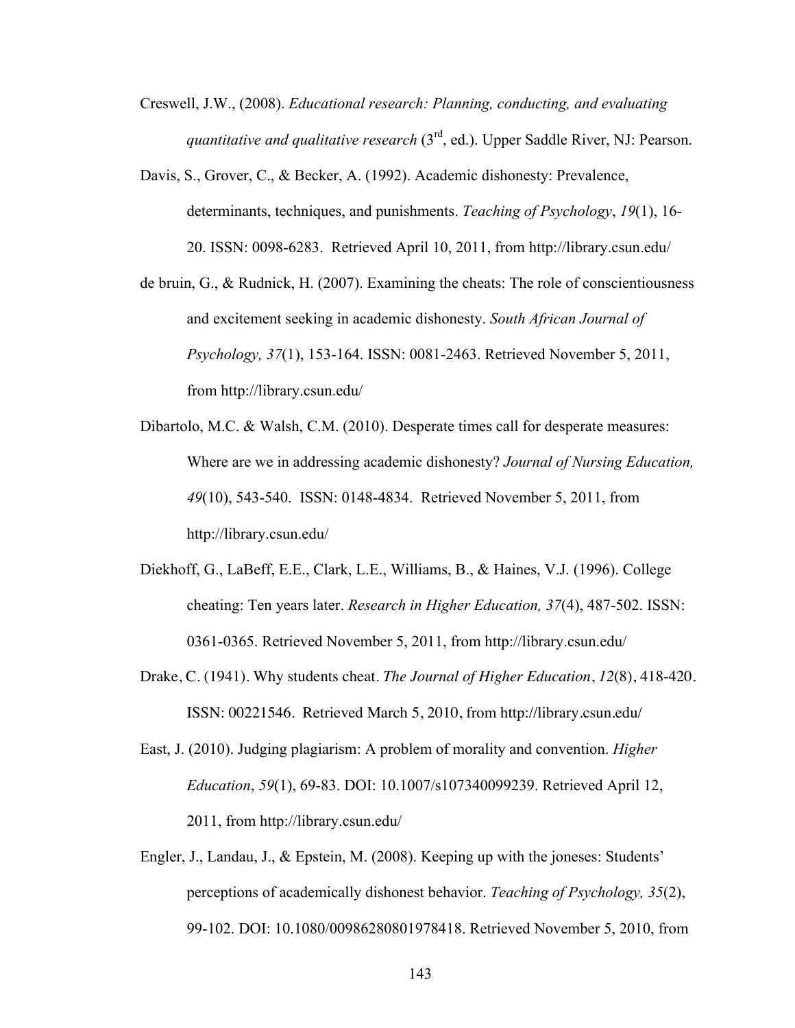Creswell, J.W., (2008). *Educational research: Planning, conducting, and evaluating quantitative and qualitative research* (3[rd], ed.). Upper Saddle River, NJ: Pearson.

Davis, S., Grover, C., & Becker, A. (1992). Academic dishonesty: Prevalence, determinants, techniques, and punishments. *Teaching of Psychology*, *19*(1), 16-20. ISSN: 0098-6283. Retrieved April 10, 2011, from http://library.csun.edu/

de bruin, G., & Rudnick, H. (2007). Examining the cheats: The role of conscientiousness and excitement seeking in academic dishonesty. *South African Journal of Psychology, 37*(1), 153-164. ISSN: 0081-2463. Retrieved November 5, 2011, from http://library.csun.edu/

Dibartolo, M.C. & Walsh, C.M. (2010). Desperate times call for desperate measures: Where are we in addressing academic dishonesty? *Journal of Nursing Education, 49*(10), 543-540. ISSN: 0148-4834. Retrieved November 5, 2011, from http://library.csun.edu/

Diekhoff, G., LaBeff, E.E., Clark, L.E., Williams, B., & Haines, V.J. (1996). College cheating: Ten years later. *Research in Higher Education, 37*(4), 487-502. ISSN: 0361-0365. Retrieved November 5, 2011, from http://library.csun.edu/

Drake, C. (1941). Why students cheat. *The Journal of Higher Education*, *12*(8), 418-420. ISSN: 00221546. Retrieved March 5, 2010, from http://library.csun.edu/

East, J. (2010). Judging plagiarism: A problem of morality and convention. *Higher Education*, *59*(1), 69-83. DOI: 10.1007/s107340099239. Retrieved April 12, 2011, from http://library.csun.edu/

Engler, J., Landau, J., & Epstein, M. (2008). Keeping up with the joneses: Students' perceptions of academically dishonest behavior. *Teaching of Psychology, 35*(2), 99-102. DOI: 10.1080/00986280801978418. Retrieved November 5, 2010, from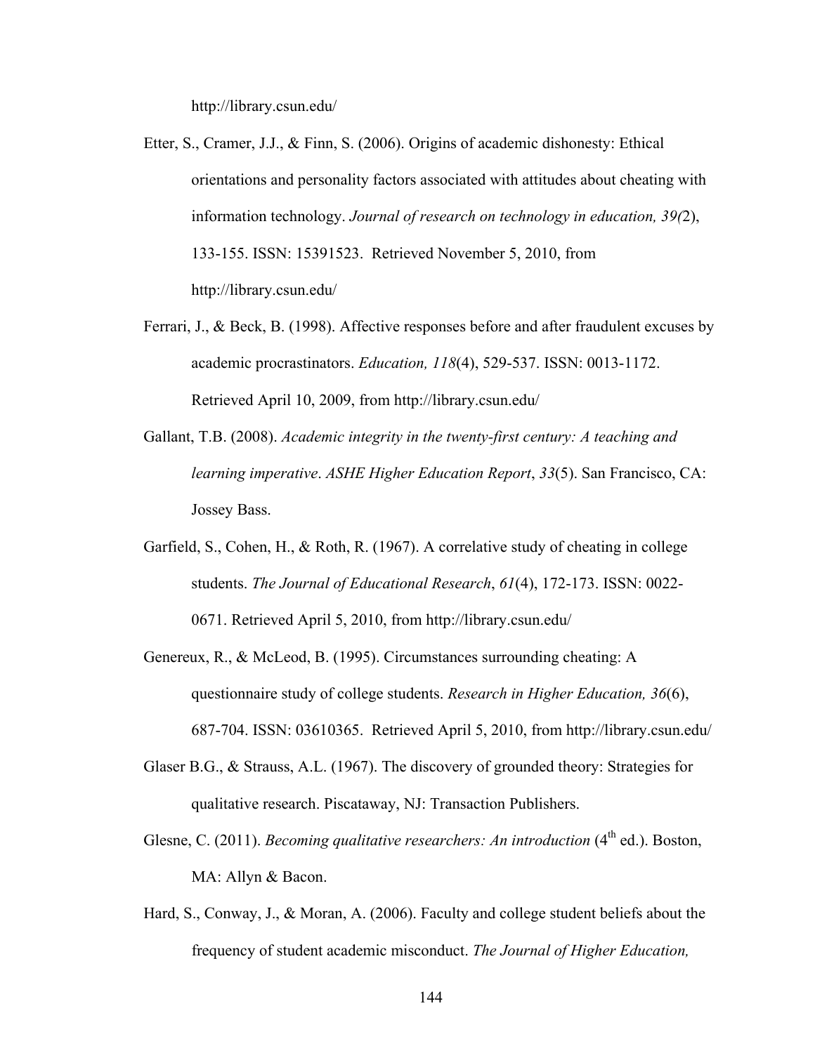http://library.csun.edu/

Etter, S., Cramer, J.J., & Finn, S. (2006). Origins of academic dishonesty: Ethical orientations and personality factors associated with attitudes about cheating with information technology. *Journal of research on technology in education, 39(*2), 133-155. ISSN: 15391523. Retrieved November 5, 2010, from http://library.csun.edu/

Ferrari, J., & Beck, B. (1998). Affective responses before and after fraudulent excuses by academic procrastinators. *Education, 118*(4), 529-537. ISSN: 0013-1172. Retrieved April 10, 2009, from http://library.csun.edu/

Gallant, T.B. (2008). *Academic integrity in the twenty-first century: A teaching and learning imperative*. *ASHE Higher Education Report*, *33*(5). San Francisco, CA: Jossey Bass.

Garfield, S., Cohen, H., & Roth, R. (1967). A correlative study of cheating in college students. *The Journal of Educational Research*, *61*(4), 172-173. ISSN: 0022-0671. Retrieved April 5, 2010, from http://library.csun.edu/

Genereux, R., & McLeod, B. (1995). Circumstances surrounding cheating: A questionnaire study of college students. *Research in Higher Education, 36*(6), 687-704. ISSN: 03610365. Retrieved April 5, 2010, from http://library.csun.edu/

Glaser B.G., & Strauss, A.L. (1967). The discovery of grounded theory: Strategies for qualitative research. Piscataway, NJ: Transaction Publishers.

Glesne, C. (2011). *Becoming qualitative researchers: An introduction* (4th ed.). Boston, MA: Allyn & Bacon.

Hard, S., Conway, J., & Moran, A. (2006). Faculty and college student beliefs about the frequency of student academic misconduct. *The Journal of Higher Education,*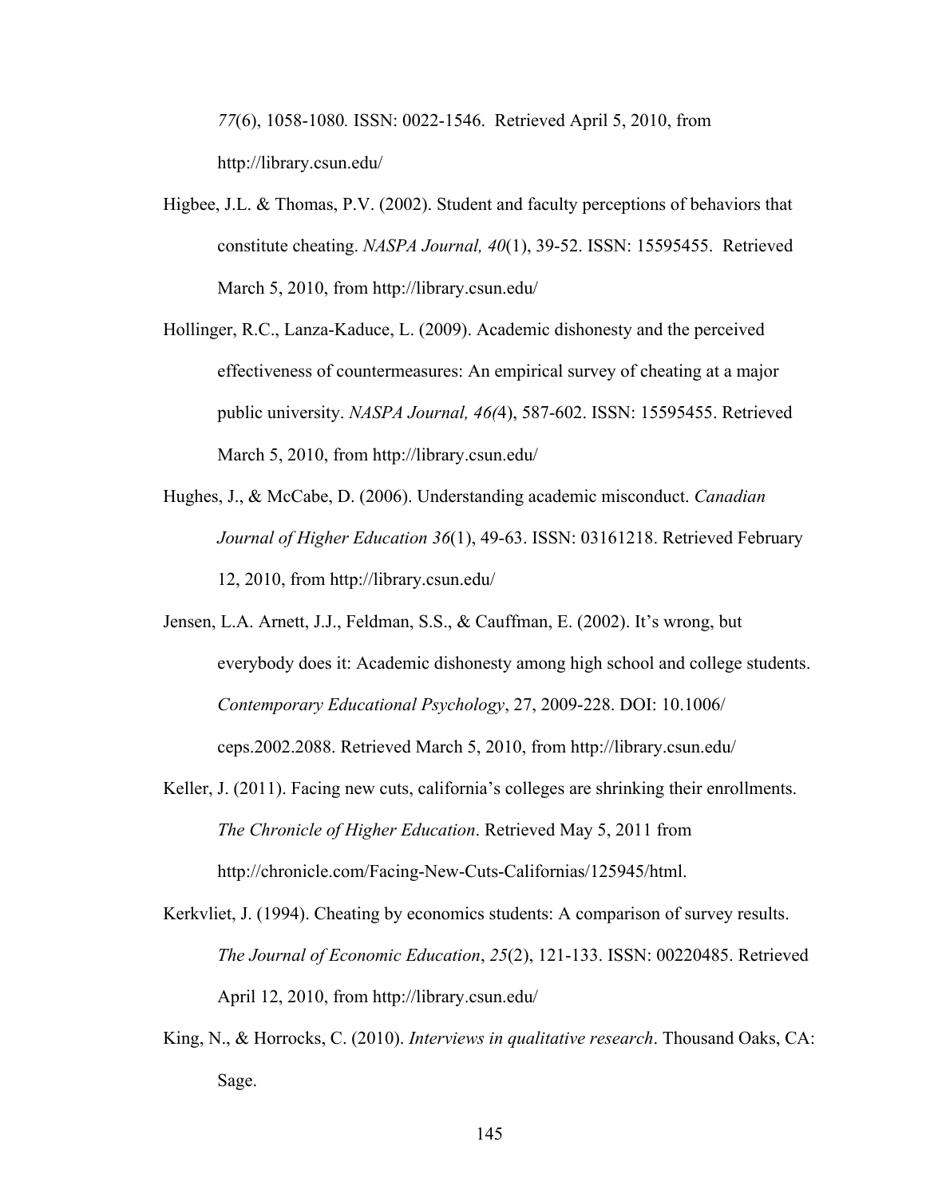*77*(6), 1058-1080. ISSN: 0022-1546. Retrieved April 5, 2010, from http://library.csun.edu/

Higbee, J.L. & Thomas, P.V. (2002). Student and faculty perceptions of behaviors that constitute cheating. *NASPA Journal, 40*(1), 39-52. ISSN: 15595455. Retrieved March 5, 2010, from http://library.csun.edu/

Hollinger, R.C., Lanza-Kaduce, L. (2009). Academic dishonesty and the perceived effectiveness of countermeasures: An empirical survey of cheating at a major public university. *NASPA Journal, 46(*4), 587-602. ISSN: 15595455. Retrieved March 5, 2010, from http://library.csun.edu/

Hughes, J., & McCabe, D. (2006). Understanding academic misconduct. *Canadian Journal of Higher Education 36*(1), 49-63. ISSN: 03161218. Retrieved February 12, 2010, from http://library.csun.edu/

Jensen, L.A. Arnett, J.J., Feldman, S.S., & Cauffman, E. (2002). It's wrong, but everybody does it: Academic dishonesty among high school and college students. *Contemporary Educational Psychology*, 27, 2009-228. DOI: 10.1006/ceps.2002.2088. Retrieved March 5, 2010, from http://library.csun.edu/

Keller, J. (2011). Facing new cuts, california's colleges are shrinking their enrollments. *The Chronicle of Higher Education*. Retrieved May 5, 2011 from http://chronicle.com/Facing-New-Cuts-Californias/125945/html.

Kerkvliet, J. (1994). Cheating by economics students: A comparison of survey results. *The Journal of Economic Education*, *25*(2), 121-133. ISSN: 00220485. Retrieved April 12, 2010, from http://library.csun.edu/

King, N., & Horrocks, C. (2010). *Interviews in qualitative research*. Thousand Oaks, CA: Sage.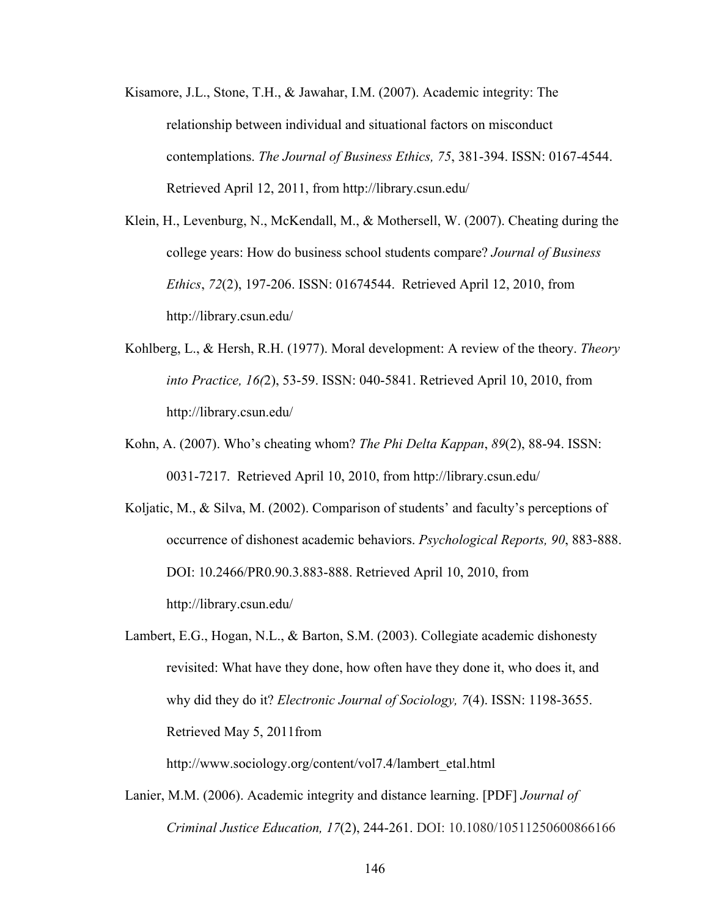Kisamore, J.L., Stone, T.H., & Jawahar, I.M. (2007). Academic integrity: The relationship between individual and situational factors on misconduct contemplations. *The Journal of Business Ethics, 75*, 381-394. ISSN: 0167-4544. Retrieved April 12, 2011, from http://library.csun.edu/

Klein, H., Levenburg, N., McKendall, M., & Mothersell, W. (2007). Cheating during the college years: How do business school students compare? *Journal of Business Ethics*, *72*(2), 197-206. ISSN: 01674544. Retrieved April 12, 2010, from http://library.csun.edu/

Kohlberg, L., & Hersh, R.H. (1977). Moral development: A review of the theory. *Theory into Practice, 16(*2), 53-59. ISSN: 040-5841. Retrieved April 10, 2010, from http://library.csun.edu/

Kohn, A. (2007). Who's cheating whom? *The Phi Delta Kappan*, *89*(2), 88-94. ISSN: 0031-7217. Retrieved April 10, 2010, from http://library.csun.edu/

Koljatic, M., & Silva, M. (2002). Comparison of students' and faculty's perceptions of occurrence of dishonest academic behaviors. *Psychological Reports, 90*, 883-888. DOI: 10.2466/PR0.90.3.883-888. Retrieved April 10, 2010, from http://library.csun.edu/

Lambert, E.G., Hogan, N.L., & Barton, S.M. (2003). Collegiate academic dishonesty revisited: What have they done, how often have they done it, who does it, and why did they do it? *Electronic Journal of Sociology, 7*(4). ISSN: 1198-3655. Retrieved May 5, 2011from http://www.sociology.org/content/vol7.4/lambert_etal.html

Lanier, M.M. (2006). Academic integrity and distance learning. [PDF] *Journal of Criminal Justice Education, 17*(2), 244-261. DOI: 10.1080/10511250600866166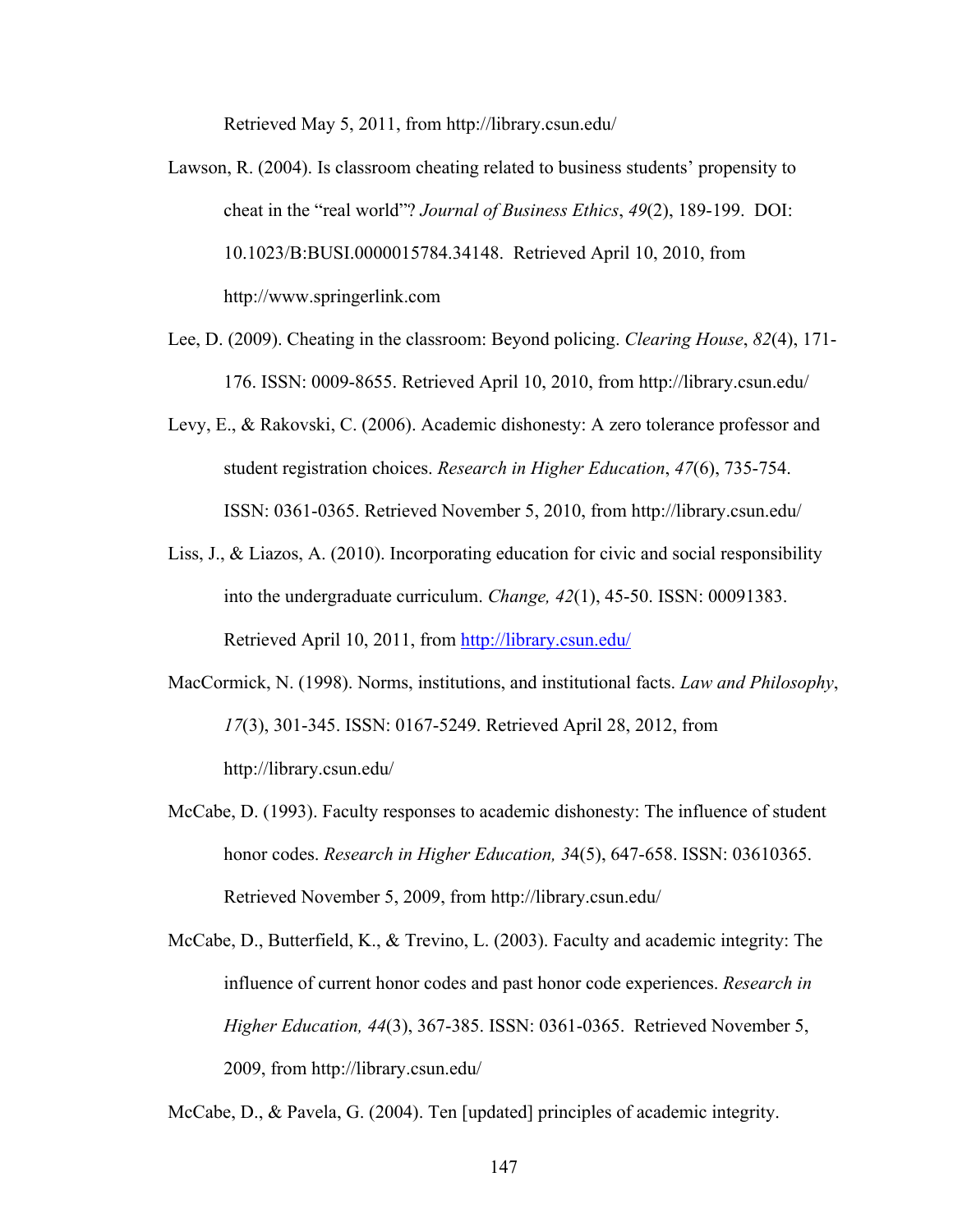Retrieved May 5, 2011, from http://library.csun.edu/

Lawson, R. (2004). Is classroom cheating related to business students' propensity to cheat in the "real world"? *Journal of Business Ethics*, *49*(2), 189-199. DOI: 10.1023/B:BUSI.0000015784.34148. Retrieved April 10, 2010, from http://www.springerlink.com

Lee, D. (2009). Cheating in the classroom: Beyond policing. *Clearing House*, *82*(4), 171-176. ISSN: 0009-8655. Retrieved April 10, 2010, from http://library.csun.edu/

Levy, E., & Rakovski, C. (2006). Academic dishonesty: A zero tolerance professor and student registration choices. *Research in Higher Education*, *47*(6), 735-754. ISSN: 0361-0365. Retrieved November 5, 2010, from http://library.csun.edu/

Liss, J., & Liazos, A. (2010). Incorporating education for civic and social responsibility into the undergraduate curriculum. *Change, 42*(1), 45-50. ISSN: 00091383. Retrieved April 10, 2011, from http://library.csun.edu/

MacCormick, N. (1998). Norms, institutions, and institutional facts. *Law and Philosophy*, *17*(3), 301-345. ISSN: 0167-5249. Retrieved April 28, 2012, from http://library.csun.edu/

McCabe, D. (1993). Faculty responses to academic dishonesty: The influence of student honor codes. *Research in Higher Education, 3*4(5), 647-658. ISSN: 03610365. Retrieved November 5, 2009, from http://library.csun.edu/

McCabe, D., Butterfield, K., & Trevino, L. (2003). Faculty and academic integrity: The influence of current honor codes and past honor code experiences. *Research in Higher Education, 44*(3), 367-385. ISSN: 0361-0365. Retrieved November 5, 2009, from http://library.csun.edu/

McCabe, D., & Pavela, G. (2004). Ten [updated] principles of academic integrity.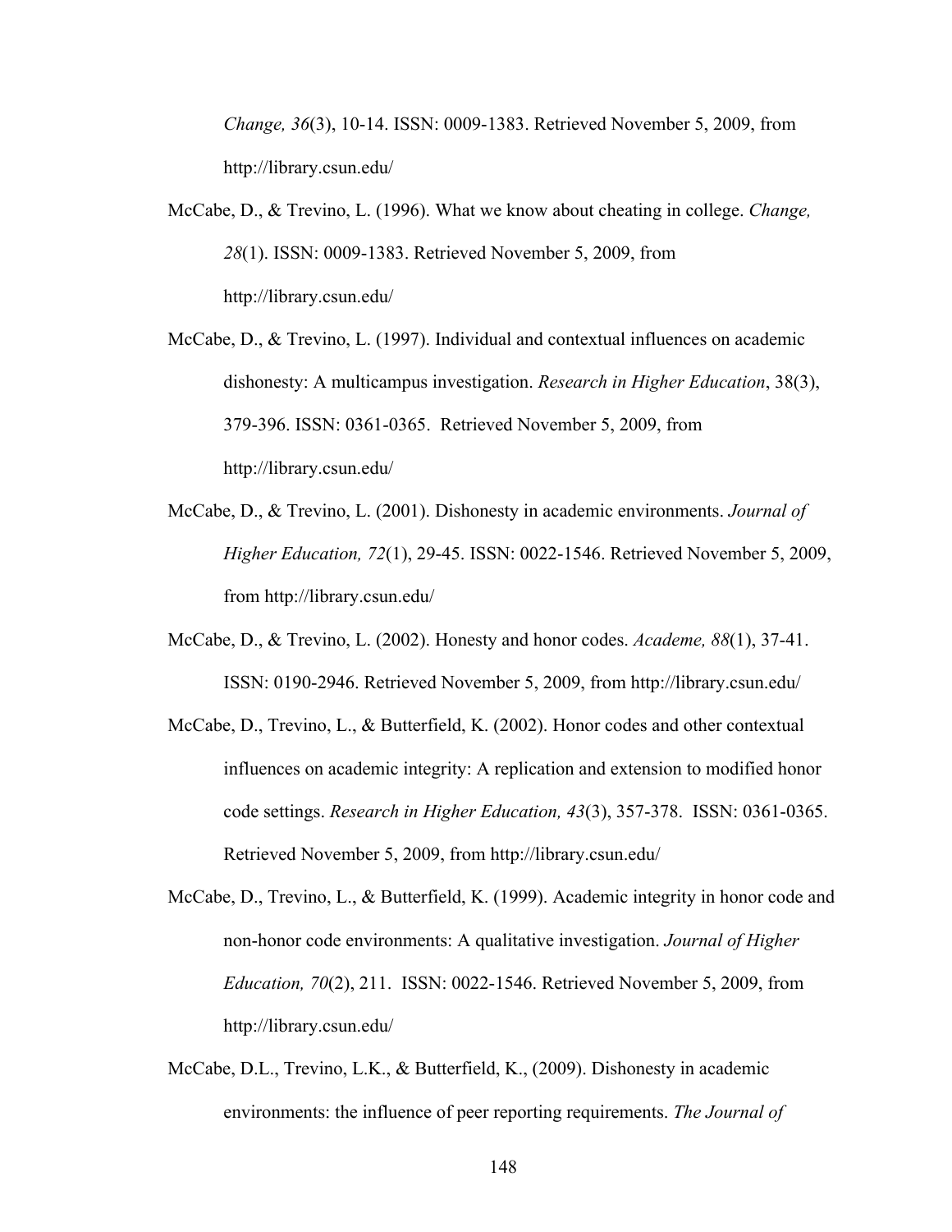*Change, 36*(3), 10-14. ISSN: 0009-1383. Retrieved November 5, 2009, from http://library.csun.edu/

McCabe, D., & Trevino, L. (1996). What we know about cheating in college. *Change, 28*(1). ISSN: 0009-1383. Retrieved November 5, 2009, from http://library.csun.edu/

McCabe, D., & Trevino, L. (1997). Individual and contextual influences on academic dishonesty: A multicampus investigation. *Research in Higher Education*, 38(3), 379-396. ISSN: 0361-0365. Retrieved November 5, 2009, from http://library.csun.edu/

McCabe, D., & Trevino, L. (2001). Dishonesty in academic environments. *Journal of Higher Education, 72*(1), 29-45. ISSN: 0022-1546. Retrieved November 5, 2009, from http://library.csun.edu/

McCabe, D., & Trevino, L. (2002). Honesty and honor codes. *Academe, 88*(1), 37-41. ISSN: 0190-2946. Retrieved November 5, 2009, from http://library.csun.edu/

McCabe, D., Trevino, L., & Butterfield, K. (2002). Honor codes and other contextual influences on academic integrity: A replication and extension to modified honor code settings. *Research in Higher Education, 43*(3), 357-378. ISSN: 0361-0365. Retrieved November 5, 2009, from http://library.csun.edu/

McCabe, D., Trevino, L., & Butterfield, K. (1999). Academic integrity in honor code and non-honor code environments: A qualitative investigation. *Journal of Higher Education, 70*(2), 211. ISSN: 0022-1546. Retrieved November 5, 2009, from http://library.csun.edu/

McCabe, D.L., Trevino, L.K., & Butterfield, K., (2009). Dishonesty in academic environments: the influence of peer reporting requirements. *The Journal of*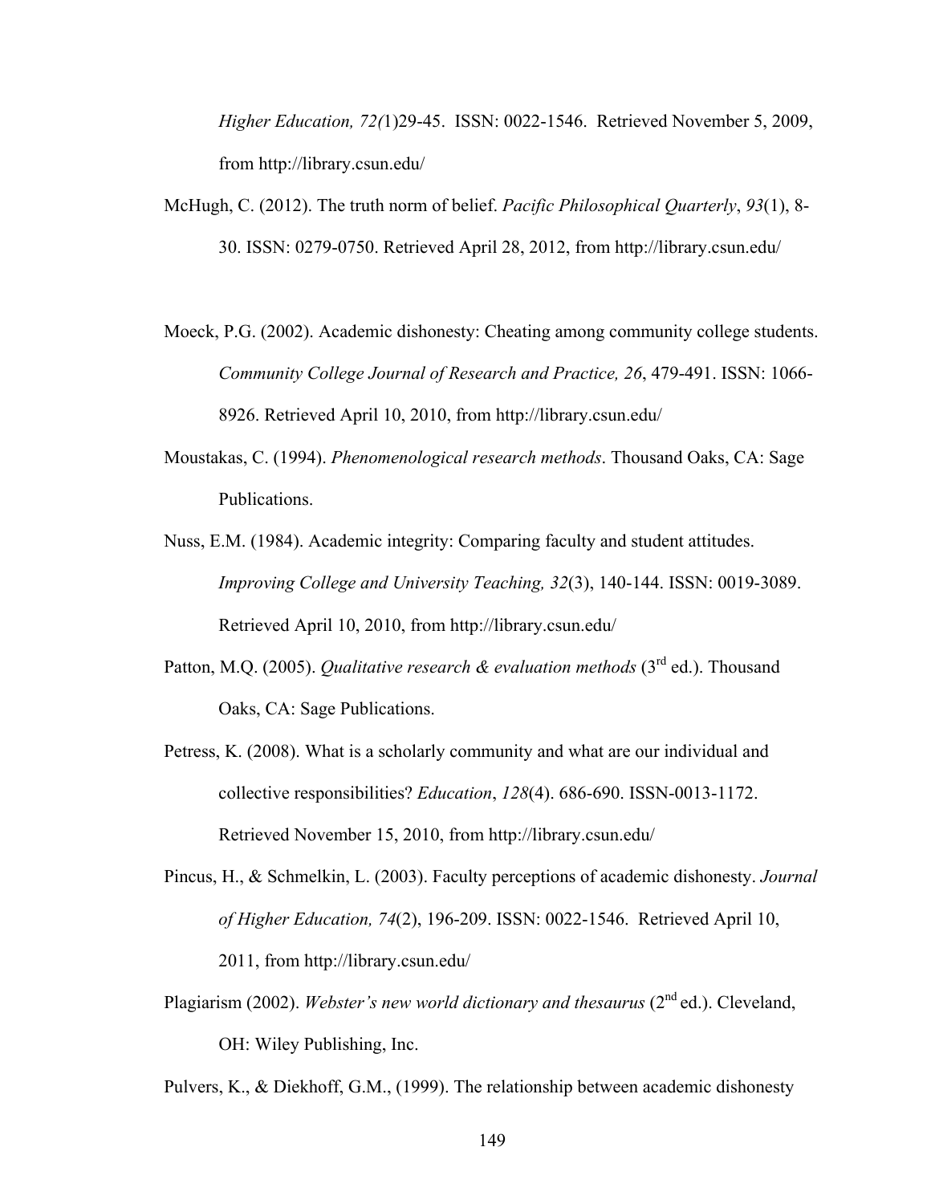*Higher Education, 72(*1)29-45. ISSN: 0022-1546. Retrieved November 5, 2009, from http://library.csun.edu/

McHugh, C. (2012). The truth norm of belief. *Pacific Philosophical Quarterly*, *93*(1), 8-30. ISSN: 0279-0750. Retrieved April 28, 2012, from http://library.csun.edu/

Moeck, P.G. (2002). Academic dishonesty: Cheating among community college students. *Community College Journal of Research and Practice, 26*, 479-491. ISSN: 1066-8926. Retrieved April 10, 2010, from http://library.csun.edu/

Moustakas, C. (1994). *Phenomenological research methods*. Thousand Oaks, CA: Sage Publications.

Nuss, E.M. (1984). Academic integrity: Comparing faculty and student attitudes. *Improving College and University Teaching, 32*(3), 140-144. ISSN: 0019-3089. Retrieved April 10, 2010, from http://library.csun.edu/

Patton, M.Q. (2005). *Qualitative research & evaluation methods* (3rd ed.). Thousand Oaks, CA: Sage Publications.

Petress, K. (2008). What is a scholarly community and what are our individual and collective responsibilities? *Education*, *128*(4). 686-690. ISSN-0013-1172. Retrieved November 15, 2010, from http://library.csun.edu/

Pincus, H., & Schmelkin, L. (2003). Faculty perceptions of academic dishonesty. *Journal of Higher Education, 74*(2), 196-209. ISSN: 0022-1546. Retrieved April 10, 2011, from http://library.csun.edu/

Plagiarism (2002). *Webster's new world dictionary and thesaurus* (2nd ed.). Cleveland, OH: Wiley Publishing, Inc.

Pulvers, K., & Diekhoff, G.M., (1999). The relationship between academic dishonesty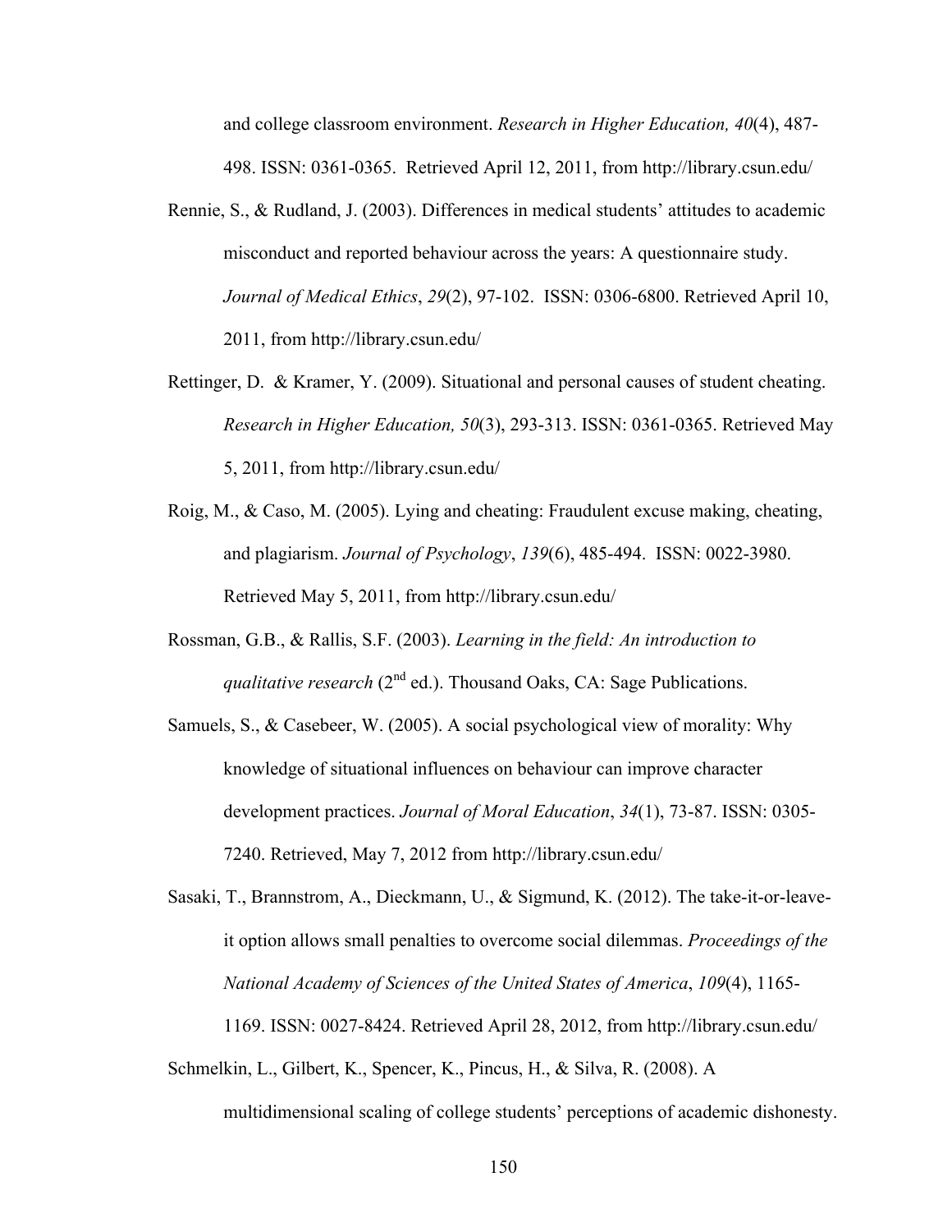and college classroom environment. *Research in Higher Education, 40*(4), 487-498. ISSN: 0361-0365. Retrieved April 12, 2011, from http://library.csun.edu/

Rennie, S., & Rudland, J. (2003). Differences in medical students' attitudes to academic misconduct and reported behaviour across the years: A questionnaire study. *Journal of Medical Ethics*, *29*(2), 97-102. ISSN: 0306-6800. Retrieved April 10, 2011, from http://library.csun.edu/

Rettinger, D. & Kramer, Y. (2009). Situational and personal causes of student cheating. *Research in Higher Education, 50*(3), 293-313. ISSN: 0361-0365. Retrieved May 5, 2011, from http://library.csun.edu/

Roig, M., & Caso, M. (2005). Lying and cheating: Fraudulent excuse making, cheating, and plagiarism. *Journal of Psychology*, *139*(6), 485-494. ISSN: 0022-3980. Retrieved May 5, 2011, from http://library.csun.edu/

Rossman, G.B., & Rallis, S.F. (2003). *Learning in the field: An introduction to qualitative research* (2nd ed.). Thousand Oaks, CA: Sage Publications.

Samuels, S., & Casebeer, W. (2005). A social psychological view of morality: Why knowledge of situational influences on behaviour can improve character development practices. *Journal of Moral Education*, *34*(1), 73-87. ISSN: 0305-7240. Retrieved, May 7, 2012 from http://library.csun.edu/

Sasaki, T., Brannstrom, A., Dieckmann, U., & Sigmund, K. (2012). The take-it-or-leave-it option allows small penalties to overcome social dilemmas. *Proceedings of the National Academy of Sciences of the United States of America*, *109*(4), 1165-1169. ISSN: 0027-8424. Retrieved April 28, 2012, from http://library.csun.edu/

Schmelkin, L., Gilbert, K., Spencer, K., Pincus, H., & Silva, R. (2008). A multidimensional scaling of college students' perceptions of academic dishonesty.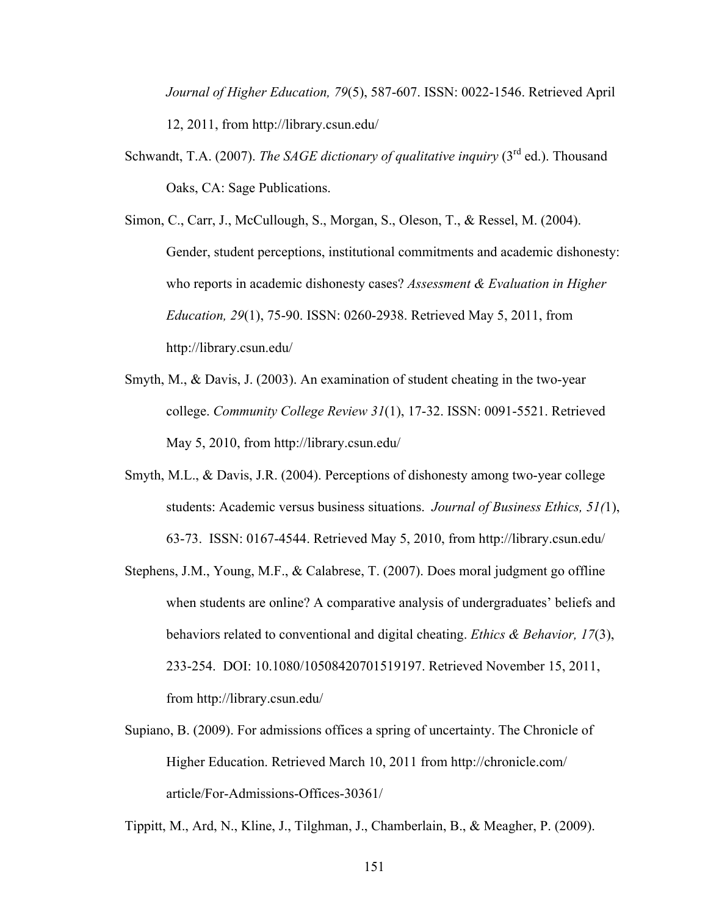*Journal of Higher Education, 79*(5), 587-607. ISSN: 0022-1546. Retrieved April 12, 2011, from http://library.csun.edu/

Schwandt, T.A. (2007). *The SAGE dictionary of qualitative inquiry* (3rd ed.). Thousand Oaks, CA: Sage Publications.

Simon, C., Carr, J., McCullough, S., Morgan, S., Oleson, T., & Ressel, M. (2004). Gender, student perceptions, institutional commitments and academic dishonesty: who reports in academic dishonesty cases? *Assessment & Evaluation in Higher Education, 29*(1), 75-90. ISSN: 0260-2938. Retrieved May 5, 2011, from http://library.csun.edu/

Smyth, M., & Davis, J. (2003). An examination of student cheating in the two-year college. *Community College Review 31*(1), 17-32. ISSN: 0091-5521. Retrieved May 5, 2010, from http://library.csun.edu/

Smyth, M.L., & Davis, J.R. (2004). Perceptions of dishonesty among two-year college students: Academic versus business situations. *Journal of Business Ethics, 51(*1), 63-73. ISSN: 0167-4544. Retrieved May 5, 2010, from http://library.csun.edu/

Stephens, J.M., Young, M.F., & Calabrese, T. (2007). Does moral judgment go offline when students are online? A comparative analysis of undergraduates' beliefs and behaviors related to conventional and digital cheating. *Ethics & Behavior, 17*(3), 233-254. DOI: 10.1080/10508420701519197. Retrieved November 15, 2011, from http://library.csun.edu/

Supiano, B. (2009). For admissions offices a spring of uncertainty. The Chronicle of Higher Education. Retrieved March 10, 2011 from http://chronicle.com/article/For-Admissions-Offices-30361/

Tippitt, M., Ard, N., Kline, J., Tilghman, J., Chamberlain, B., & Meagher, P. (2009).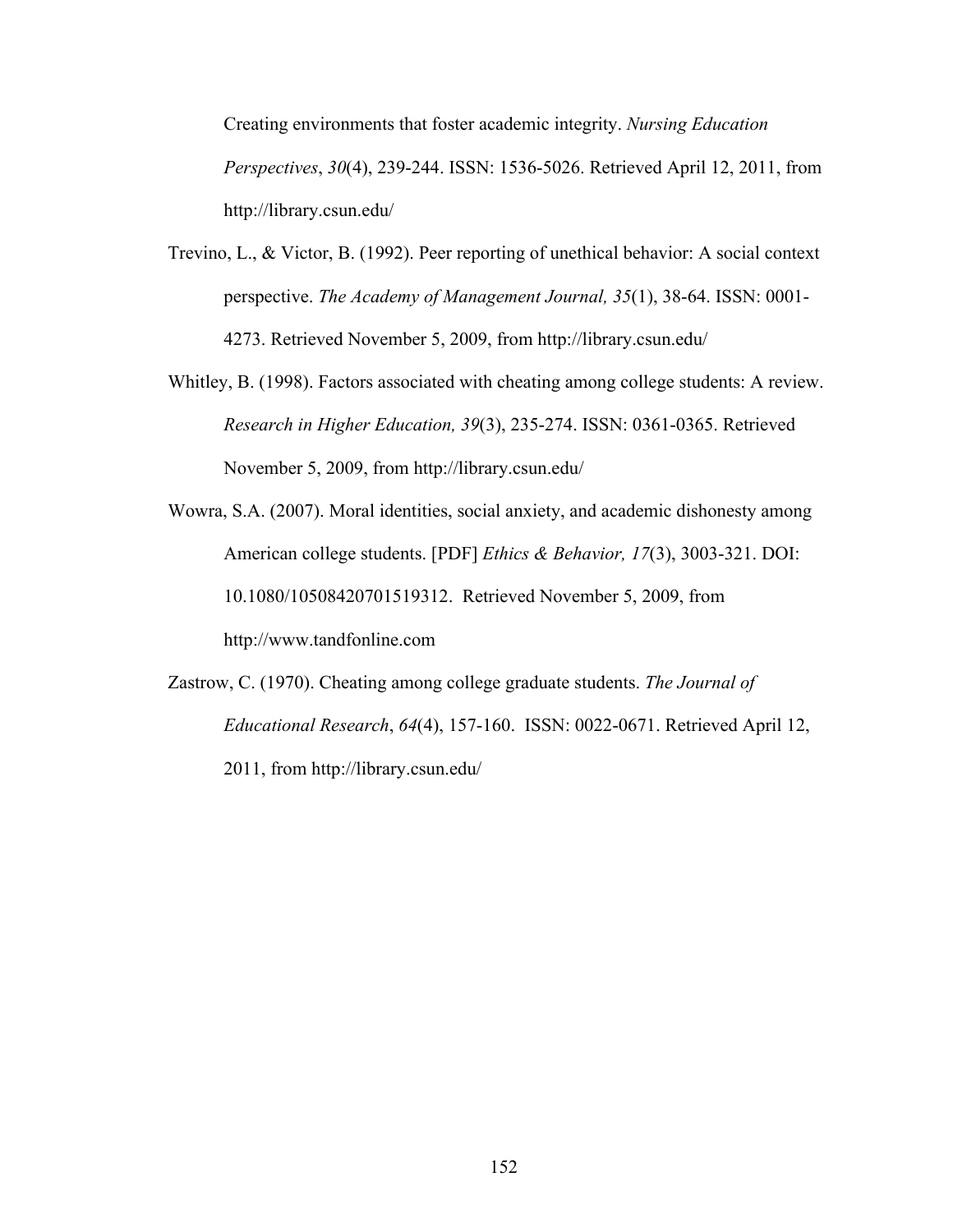Creating environments that foster academic integrity. *Nursing Education Perspectives*, *30*(4), 239-244. ISSN: 1536-5026. Retrieved April 12, 2011, from http://library.csun.edu/

Trevino, L., & Victor, B. (1992). Peer reporting of unethical behavior: A social context perspective. *The Academy of Management Journal, 35*(1), 38-64. ISSN: 0001-4273. Retrieved November 5, 2009, from http://library.csun.edu/

Whitley, B. (1998). Factors associated with cheating among college students: A review. *Research in Higher Education, 39*(3), 235-274. ISSN: 0361-0365. Retrieved November 5, 2009, from http://library.csun.edu/

Wowra, S.A. (2007). Moral identities, social anxiety, and academic dishonesty among American college students. [PDF] *Ethics & Behavior, 17*(3), 3003-321. DOI: 10.1080/10508420701519312. Retrieved November 5, 2009, from http://www.tandfonline.com

Zastrow, C. (1970). Cheating among college graduate students. *The Journal of Educational Research*, *64*(4), 157-160. ISSN: 0022-0671. Retrieved April 12, 2011, from http://library.csun.edu/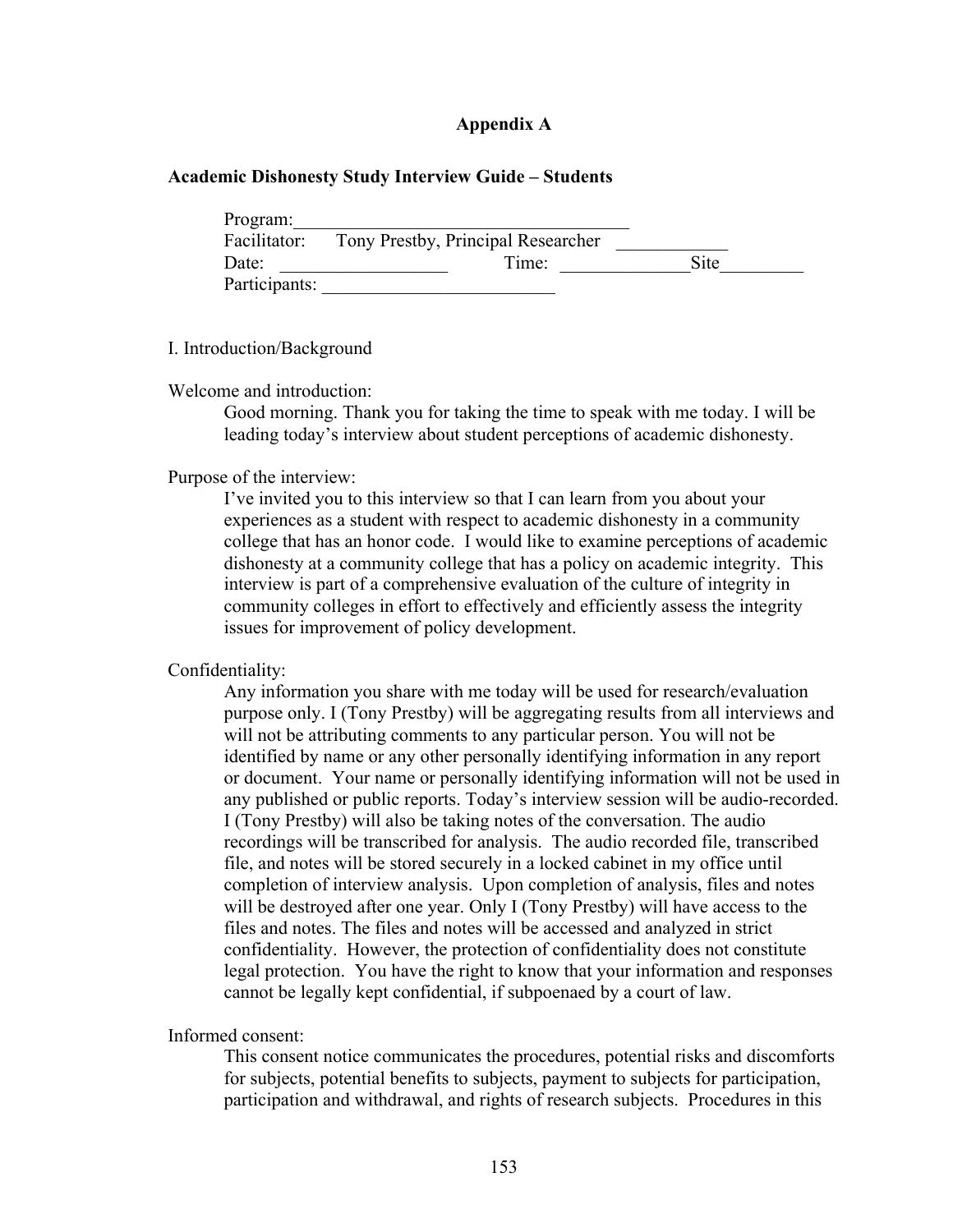## Appendix A

### Academic Dishonesty Study Interview Guide – Students

Program:_____________________________________
Facilitator: Tony Prestby, Principal Researcher ____________
Date: __________________ Time: ______________Site_________
Participants: _________________________

I. Introduction/Background

Welcome and introduction:

Good morning. Thank you for taking the time to speak with me today. I will be leading today's interview about student perceptions of academic dishonesty.

Purpose of the interview:

I've invited you to this interview so that I can learn from you about your experiences as a student with respect to academic dishonesty in a community college that has an honor code. I would like to examine perceptions of academic dishonesty at a community college that has a policy on academic integrity. This interview is part of a comprehensive evaluation of the culture of integrity in community colleges in effort to effectively and efficiently assess the integrity issues for improvement of policy development.

Confidentiality:

Any information you share with me today will be used for research/evaluation purpose only. I (Tony Prestby) will be aggregating results from all interviews and will not be attributing comments to any particular person. You will not be identified by name or any other personally identifying information in any report or document. Your name or personally identifying information will not be used in any published or public reports. Today's interview session will be audio-recorded. I (Tony Prestby) will also be taking notes of the conversation. The audio recordings will be transcribed for analysis. The audio recorded file, transcribed file, and notes will be stored securely in a locked cabinet in my office until completion of interview analysis. Upon completion of analysis, files and notes will be destroyed after one year. Only I (Tony Prestby) will have access to the files and notes. The files and notes will be accessed and analyzed in strict confidentiality. However, the protection of confidentiality does not constitute legal protection. You have the right to know that your information and responses cannot be legally kept confidential, if subpoenaed by a court of law.

Informed consent:

This consent notice communicates the procedures, potential risks and discomforts for subjects, potential benefits to subjects, payment to subjects for participation, participation and withdrawal, and rights of research subjects. Procedures in this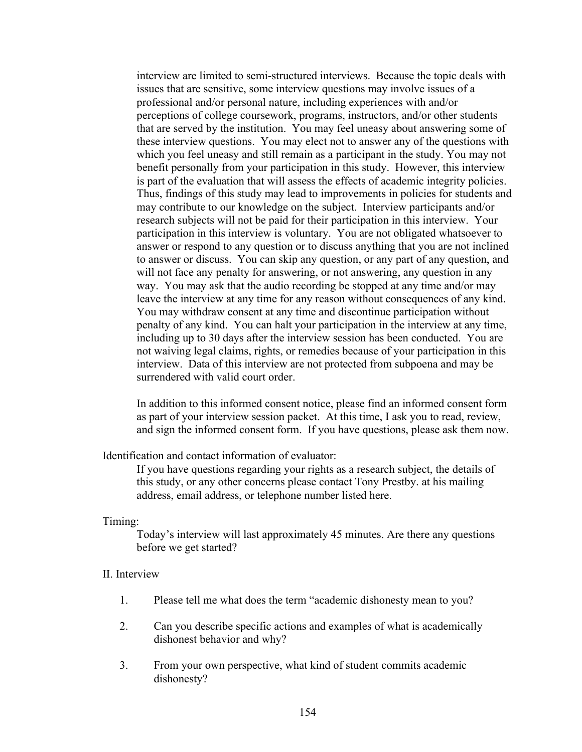interview are limited to semi-structured interviews. Because the topic deals with issues that are sensitive, some interview questions may involve issues of a professional and/or personal nature, including experiences with and/or perceptions of college coursework, programs, instructors, and/or other students that are served by the institution. You may feel uneasy about answering some of these interview questions. You may elect not to answer any of the questions with which you feel uneasy and still remain as a participant in the study. You may not benefit personally from your participation in this study. However, this interview is part of the evaluation that will assess the effects of academic integrity policies. Thus, findings of this study may lead to improvements in policies for students and may contribute to our knowledge on the subject. Interview participants and/or research subjects will not be paid for their participation in this interview. Your participation in this interview is voluntary. You are not obligated whatsoever to answer or respond to any question or to discuss anything that you are not inclined to answer or discuss. You can skip any question, or any part of any question, and will not face any penalty for answering, or not answering, any question in any way. You may ask that the audio recording be stopped at any time and/or may leave the interview at any time for any reason without consequences of any kind. You may withdraw consent at any time and discontinue participation without penalty of any kind. You can halt your participation in the interview at any time, including up to 30 days after the interview session has been conducted. You are not waiving legal claims, rights, or remedies because of your participation in this interview. Data of this interview are not protected from subpoena and may be surrendered with valid court order.

In addition to this informed consent notice, please find an informed consent form as part of your interview session packet. At this time, I ask you to read, review, and sign the informed consent form. If you have questions, please ask them now.

Identification and contact information of evaluator:

If you have questions regarding your rights as a research subject, the details of this study, or any other concerns please contact Tony Prestby. at his mailing address, email address, or telephone number listed here.

Timing:

Today's interview will last approximately 45 minutes. Are there any questions before we get started?

II. Interview

1. Please tell me what does the term "academic dishonesty mean to you?

2. Can you describe specific actions and examples of what is academically dishonest behavior and why?

3. From your own perspective, what kind of student commits academic dishonesty?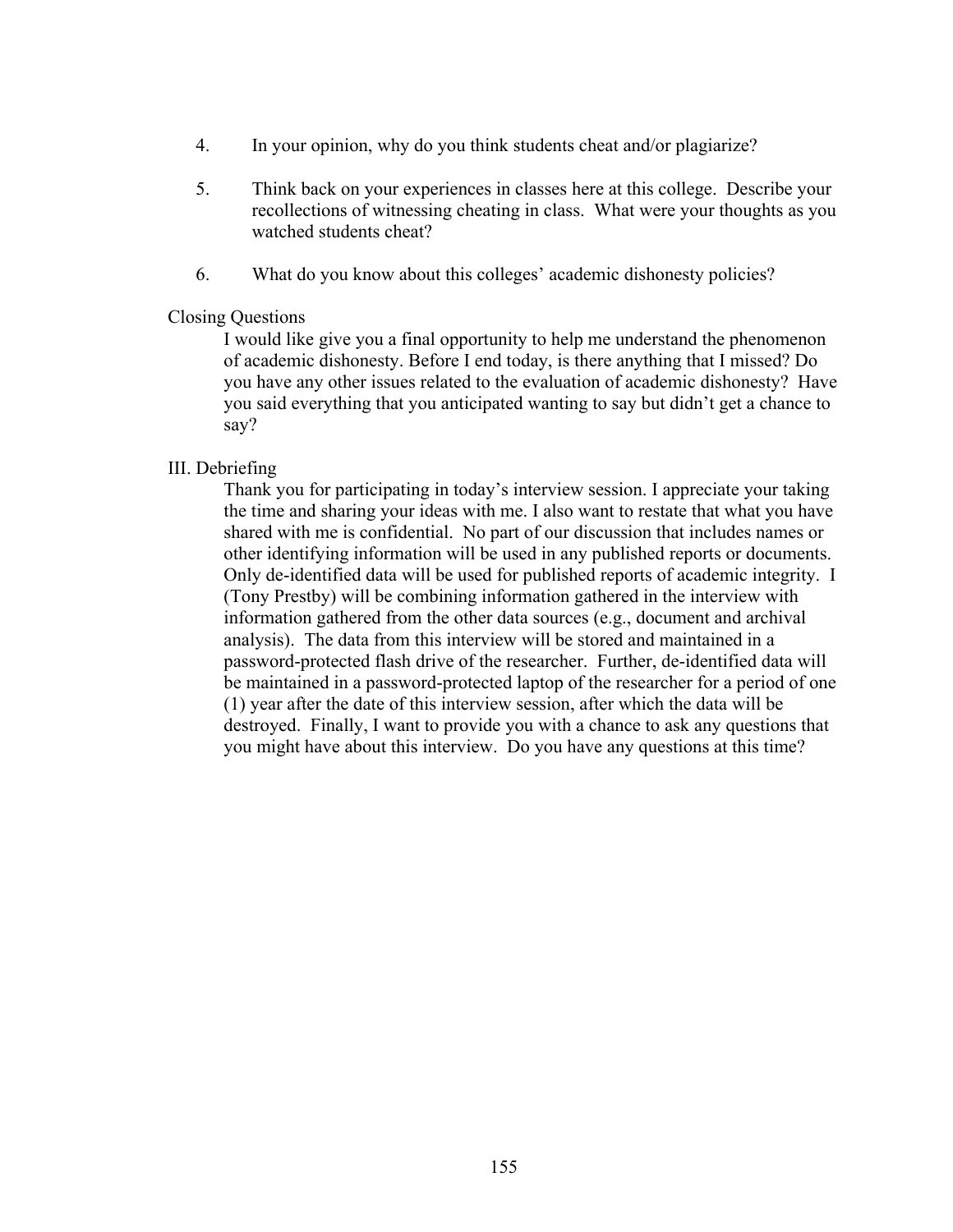4. In your opinion, why do you think students cheat and/or plagiarize?

5. Think back on your experiences in classes here at this college. Describe your recollections of witnessing cheating in class. What were your thoughts as you watched students cheat?

6. What do you know about this colleges' academic dishonesty policies?

Closing Questions

I would like give you a final opportunity to help me understand the phenomenon of academic dishonesty. Before I end today, is there anything that I missed? Do you have any other issues related to the evaluation of academic dishonesty? Have you said everything that you anticipated wanting to say but didn't get a chance to say?

III. Debriefing

Thank you for participating in today's interview session. I appreciate your taking the time and sharing your ideas with me. I also want to restate that what you have shared with me is confidential. No part of our discussion that includes names or other identifying information will be used in any published reports or documents. Only de-identified data will be used for published reports of academic integrity. I (Tony Prestby) will be combining information gathered in the interview with information gathered from the other data sources (e.g., document and archival analysis). The data from this interview will be stored and maintained in a password-protected flash drive of the researcher. Further, de-identified data will be maintained in a password-protected laptop of the researcher for a period of one (1) year after the date of this interview session, after which the data will be destroyed. Finally, I want to provide you with a chance to ask any questions that you might have about this interview. Do you have any questions at this time?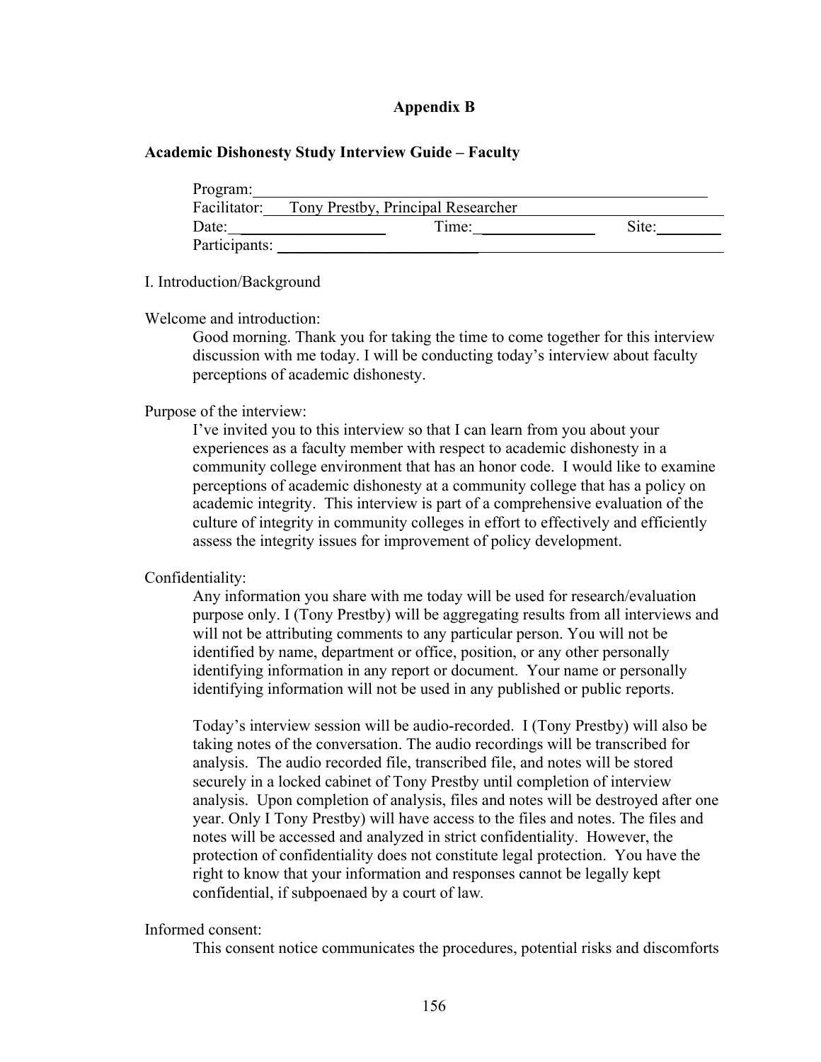## Appendix B

**Academic Dishonesty Study Interview Guide – Faculty**

Program: \_\_\_\_\_\_\_\_\_\_\_\_\_\_\_\_\_\_\_\_\_\_\_\_\_\_\_\_\_\_\_\_\_\_\_\_\_\_\_\_\_\_\_\_\_\_\_\_
Facilitator: Tony Prestby, Principal Researcher
Date: \_\_\_\_\_\_\_\_\_\_\_\_\_\_\_\_ Time: \_\_\_\_\_\_\_\_\_\_\_\_\_\_ Site: \_\_\_\_\_\_\_\_
Participants: \_\_\_\_\_\_\_\_\_\_\_\_\_\_\_\_\_\_\_\_\_\_\_\_\_\_\_\_\_\_\_\_\_\_\_\_\_\_\_\_\_\_\_\_

I. Introduction/Background

Welcome and introduction:

> Good morning. Thank you for taking the time to come together for this interview discussion with me today. I will be conducting today's interview about faculty perceptions of academic dishonesty.

Purpose of the interview:

> I've invited you to this interview so that I can learn from you about your experiences as a faculty member with respect to academic dishonesty in a community college environment that has an honor code. I would like to examine perceptions of academic dishonesty at a community college that has a policy on academic integrity. This interview is part of a comprehensive evaluation of the culture of integrity in community colleges in effort to effectively and efficiently assess the integrity issues for improvement of policy development.

Confidentiality:

> Any information you share with me today will be used for research/evaluation purpose only. I (Tony Prestby) will be aggregating results from all interviews and will not be attributing comments to any particular person. You will not be identified by name, department or office, position, or any other personally identifying information in any report or document. Your name or personally identifying information will not be used in any published or public reports.
>
> Today's interview session will be audio-recorded. I (Tony Prestby) will also be taking notes of the conversation. The audio recordings will be transcribed for analysis. The audio recorded file, transcribed file, and notes will be stored securely in a locked cabinet of Tony Prestby until completion of interview analysis. Upon completion of analysis, files and notes will be destroyed after one year. Only I Tony Prestby) will have access to the files and notes. The files and notes will be accessed and analyzed in strict confidentiality. However, the protection of confidentiality does not constitute legal protection. You have the right to know that your information and responses cannot be legally kept confidential, if subpoenaed by a court of law.

Informed consent:

> This consent notice communicates the procedures, potential risks and discomforts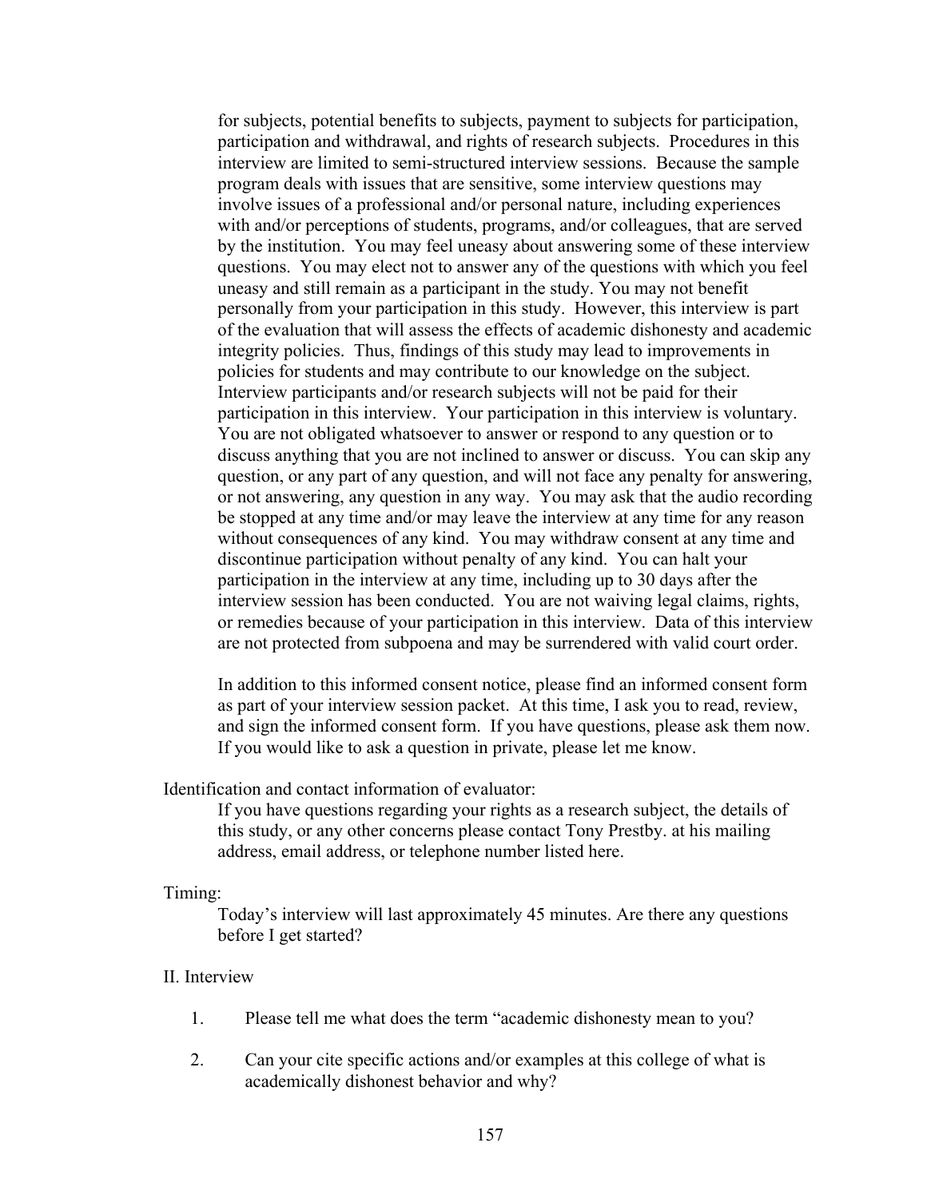for subjects, potential benefits to subjects, payment to subjects for participation, participation and withdrawal, and rights of research subjects. Procedures in this interview are limited to semi-structured interview sessions. Because the sample program deals with issues that are sensitive, some interview questions may involve issues of a professional and/or personal nature, including experiences with and/or perceptions of students, programs, and/or colleagues, that are served by the institution. You may feel uneasy about answering some of these interview questions. You may elect not to answer any of the questions with which you feel uneasy and still remain as a participant in the study. You may not benefit personally from your participation in this study. However, this interview is part of the evaluation that will assess the effects of academic dishonesty and academic integrity policies. Thus, findings of this study may lead to improvements in policies for students and may contribute to our knowledge on the subject. Interview participants and/or research subjects will not be paid for their participation in this interview. Your participation in this interview is voluntary. You are not obligated whatsoever to answer or respond to any question or to discuss anything that you are not inclined to answer or discuss. You can skip any question, or any part of any question, and will not face any penalty for answering, or not answering, any question in any way. You may ask that the audio recording be stopped at any time and/or may leave the interview at any time for any reason without consequences of any kind. You may withdraw consent at any time and discontinue participation without penalty of any kind. You can halt your participation in the interview at any time, including up to 30 days after the interview session has been conducted. You are not waiving legal claims, rights, or remedies because of your participation in this interview. Data of this interview are not protected from subpoena and may be surrendered with valid court order.

In addition to this informed consent notice, please find an informed consent form as part of your interview session packet. At this time, I ask you to read, review, and sign the informed consent form. If you have questions, please ask them now. If you would like to ask a question in private, please let me know.

Identification and contact information of evaluator:

If you have questions regarding your rights as a research subject, the details of this study, or any other concerns please contact Tony Prestby. at his mailing address, email address, or telephone number listed here.

Timing:

Today's interview will last approximately 45 minutes. Are there any questions before I get started?

II. Interview

1. Please tell me what does the term "academic dishonesty mean to you?

2. Can your cite specific actions and/or examples at this college of what is academically dishonest behavior and why?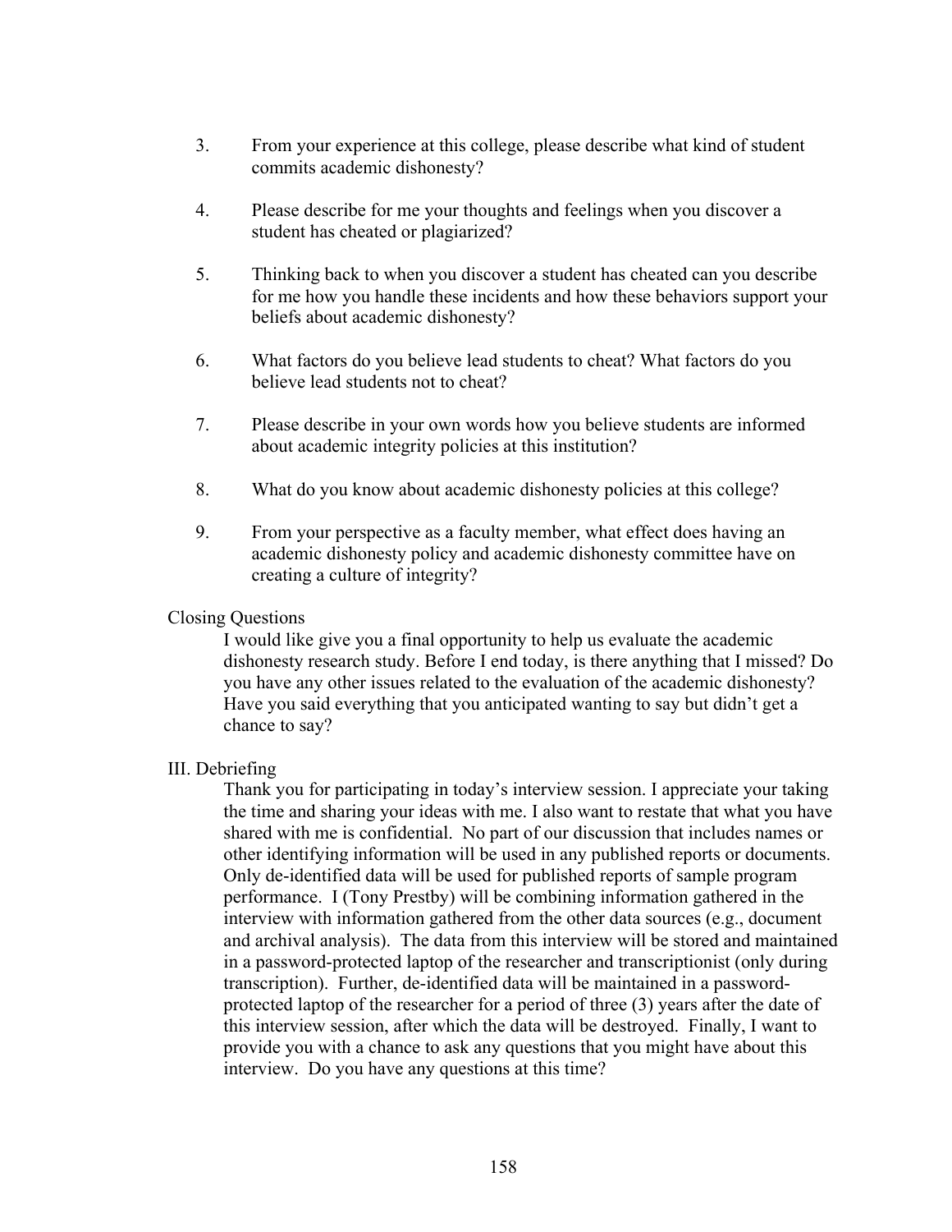3. From your experience at this college, please describe what kind of student commits academic dishonesty?

4. Please describe for me your thoughts and feelings when you discover a student has cheated or plagiarized?

5. Thinking back to when you discover a student has cheated can you describe for me how you handle these incidents and how these behaviors support your beliefs about academic dishonesty?

6. What factors do you believe lead students to cheat? What factors do you believe lead students not to cheat?

7. Please describe in your own words how you believe students are informed about academic integrity policies at this institution?

8. What do you know about academic dishonesty policies at this college?

9. From your perspective as a faculty member, what effect does having an academic dishonesty policy and academic dishonesty committee have on creating a culture of integrity?

Closing Questions

I would like give you a final opportunity to help us evaluate the academic dishonesty research study. Before I end today, is there anything that I missed? Do you have any other issues related to the evaluation of the academic dishonesty? Have you said everything that you anticipated wanting to say but didn't get a chance to say?

III. Debriefing

Thank you for participating in today's interview session. I appreciate your taking the time and sharing your ideas with me. I also want to restate that what you have shared with me is confidential. No part of our discussion that includes names or other identifying information will be used in any published reports or documents. Only de-identified data will be used for published reports of sample program performance. I (Tony Prestby) will be combining information gathered in the interview with information gathered from the other data sources (e.g., document and archival analysis). The data from this interview will be stored and maintained in a password-protected laptop of the researcher and transcriptionist (only during transcription). Further, de-identified data will be maintained in a password-protected laptop of the researcher for a period of three (3) years after the date of this interview session, after which the data will be destroyed. Finally, I want to provide you with a chance to ask any questions that you might have about this interview. Do you have any questions at this time?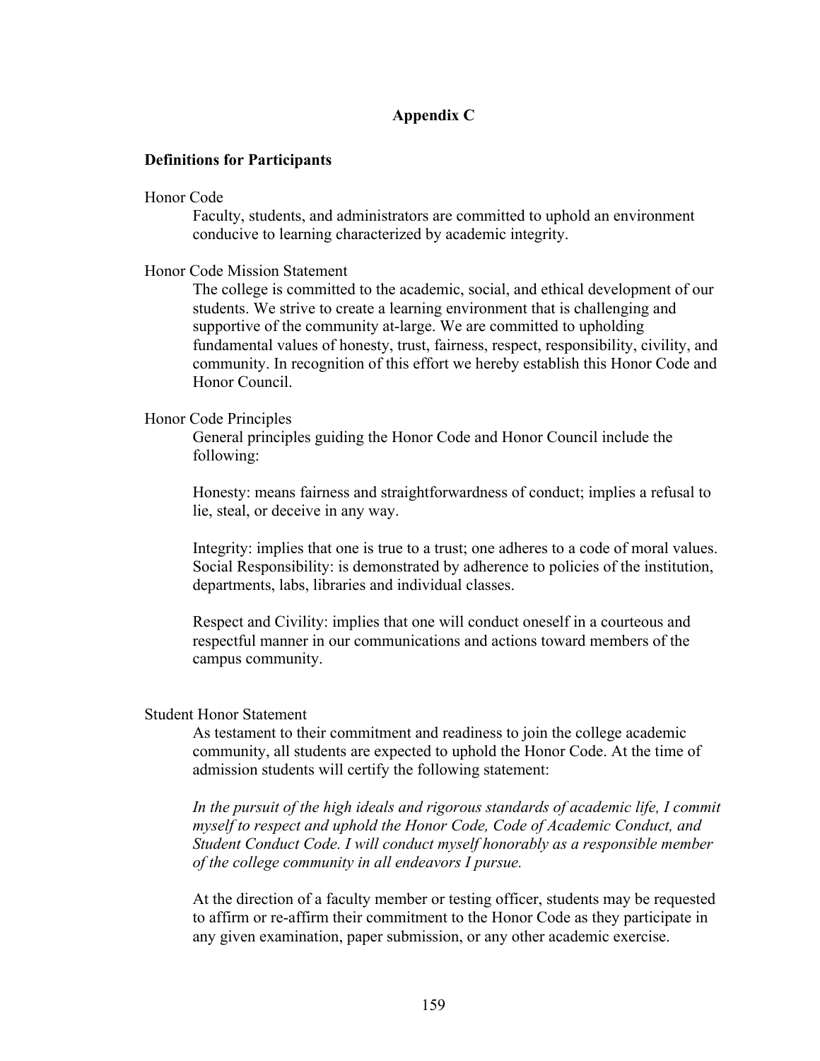## Appendix C

### Definitions for Participants

Honor Code

Faculty, students, and administrators are committed to uphold an environment conducive to learning characterized by academic integrity.

Honor Code Mission Statement

The college is committed to the academic, social, and ethical development of our students. We strive to create a learning environment that is challenging and supportive of the community at-large. We are committed to upholding fundamental values of honesty, trust, fairness, respect, responsibility, civility, and community. In recognition of this effort we hereby establish this Honor Code and Honor Council.

Honor Code Principles

General principles guiding the Honor Code and Honor Council include the following:

Honesty: means fairness and straightforwardness of conduct; implies a refusal to lie, steal, or deceive in any way.

Integrity: implies that one is true to a trust; one adheres to a code of moral values. Social Responsibility: is demonstrated by adherence to policies of the institution, departments, labs, libraries and individual classes.

Respect and Civility: implies that one will conduct oneself in a courteous and respectful manner in our communications and actions toward members of the campus community.

Student Honor Statement

As testament to their commitment and readiness to join the college academic community, all students are expected to uphold the Honor Code. At the time of admission students will certify the following statement:

*In the pursuit of the high ideals and rigorous standards of academic life, I commit myself to respect and uphold the Honor Code, Code of Academic Conduct, and Student Conduct Code. I will conduct myself honorably as a responsible member of the college community in all endeavors I pursue.*

At the direction of a faculty member or testing officer, students may be requested to affirm or re-affirm their commitment to the Honor Code as they participate in any given examination, paper submission, or any other academic exercise.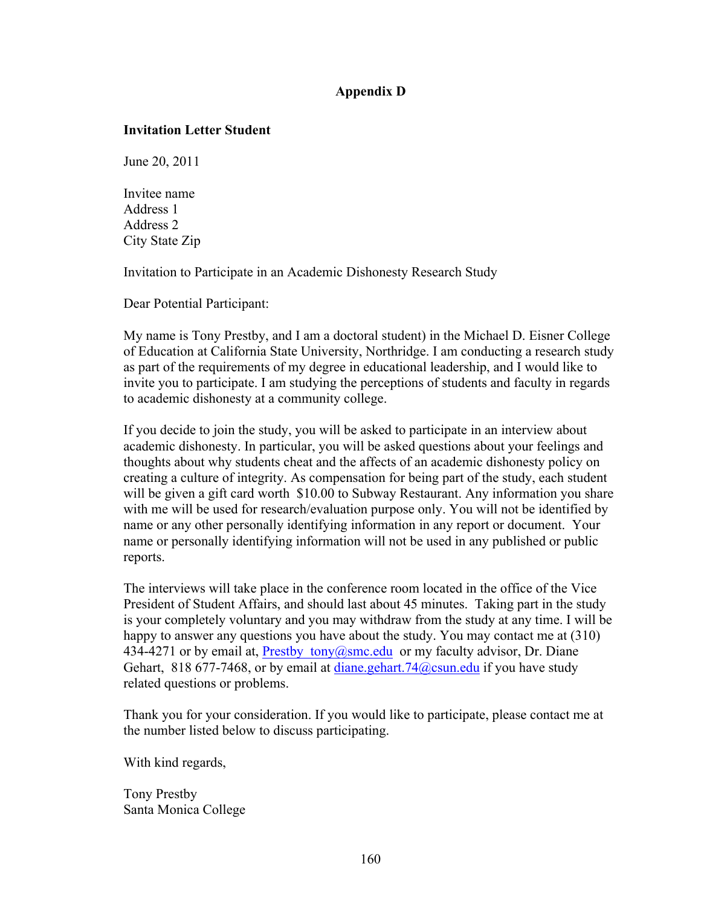# Appendix D

**Invitation Letter Student**

June 20, 2011

Invitee name
Address 1
Address 2
City State Zip

Invitation to Participate in an Academic Dishonesty Research Study

Dear Potential Participant:

My name is Tony Prestby, and I am a doctoral student) in the Michael D. Eisner College of Education at California State University, Northridge. I am conducting a research study as part of the requirements of my degree in educational leadership, and I would like to invite you to participate. I am studying the perceptions of students and faculty in regards to academic dishonesty at a community college.

If you decide to join the study, you will be asked to participate in an interview about academic dishonesty. In particular, you will be asked questions about your feelings and thoughts about why students cheat and the affects of an academic dishonesty policy on creating a culture of integrity. As compensation for being part of the study, each student will be given a gift card worth $10.00 to Subway Restaurant. Any information you share with me will be used for research/evaluation purpose only. You will not be identified by name or any other personally identifying information in any report or document. Your name or personally identifying information will not be used in any published or public reports.

The interviews will take place in the conference room located in the office of the Vice President of Student Affairs, and should last about 45 minutes. Taking part in the study is your completely voluntary and you may withdraw from the study at any time. I will be happy to answer any questions you have about the study. You may contact me at (310) 434-4271 or by email at, Prestby_tony@smc.edu or my faculty advisor, Dr. Diane Gehart, 818 677-7468, or by email at diane.gehart.74@csun.edu if you have study related questions or problems.

Thank you for your consideration. If you would like to participate, please contact me at the number listed below to discuss participating.

With kind regards,

Tony Prestby
Santa Monica College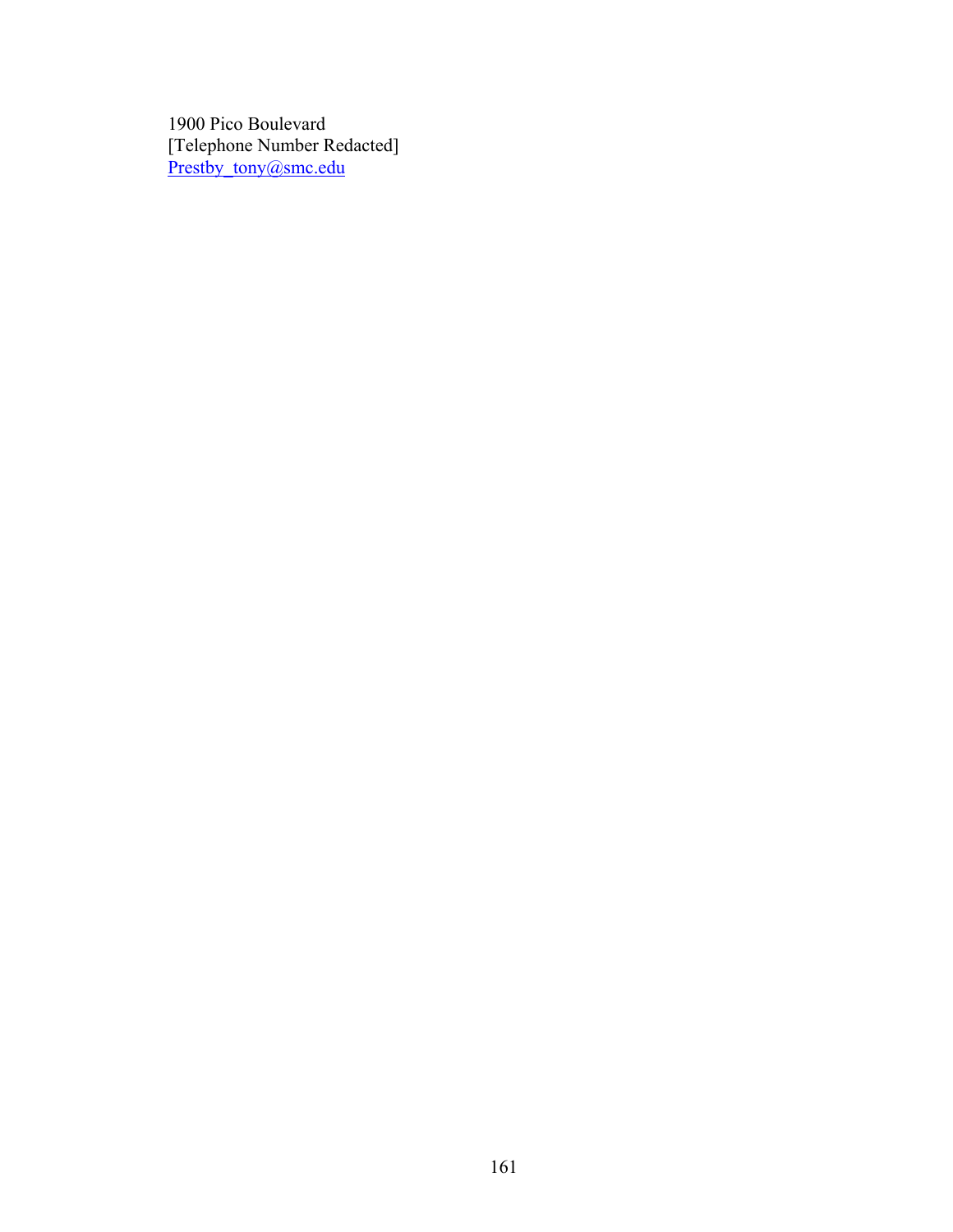1900 Pico Boulevard  
[Telephone Number Redacted]  
Prestby_tony@smc.edu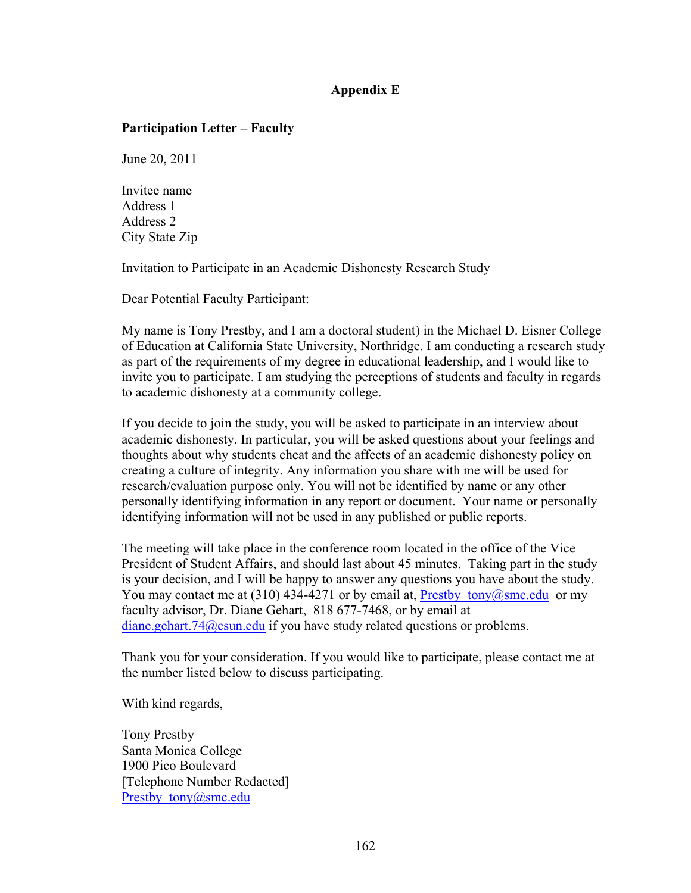# Appendix E

**Participation Letter – Faculty**

June 20, 2011

Invitee name
Address 1
Address 2
City State Zip

Invitation to Participate in an Academic Dishonesty Research Study

Dear Potential Faculty Participant:

My name is Tony Prestby, and I am a doctoral student) in the Michael D. Eisner College of Education at California State University, Northridge. I am conducting a research study as part of the requirements of my degree in educational leadership, and I would like to invite you to participate. I am studying the perceptions of students and faculty in regards to academic dishonesty at a community college.

If you decide to join the study, you will be asked to participate in an interview about academic dishonesty. In particular, you will be asked questions about your feelings and thoughts about why students cheat and the affects of an academic dishonesty policy on creating a culture of integrity. Any information you share with me will be used for research/evaluation purpose only. You will not be identified by name or any other personally identifying information in any report or document. Your name or personally identifying information will not be used in any published or public reports.

The meeting will take place in the conference room located in the office of the Vice President of Student Affairs, and should last about 45 minutes. Taking part in the study is your decision, and I will be happy to answer any questions you have about the study. You may contact me at (310) 434-4271 or by email at, Prestby_tony@smc.edu or my faculty advisor, Dr. Diane Gehart, 818 677-7468, or by email at diane.gehart.74@csun.edu if you have study related questions or problems.

Thank you for your consideration. If you would like to participate, please contact me at the number listed below to discuss participating.

With kind regards,

Tony Prestby
Santa Monica College
1900 Pico Boulevard
[Telephone Number Redacted]
Prestby_tony@smc.edu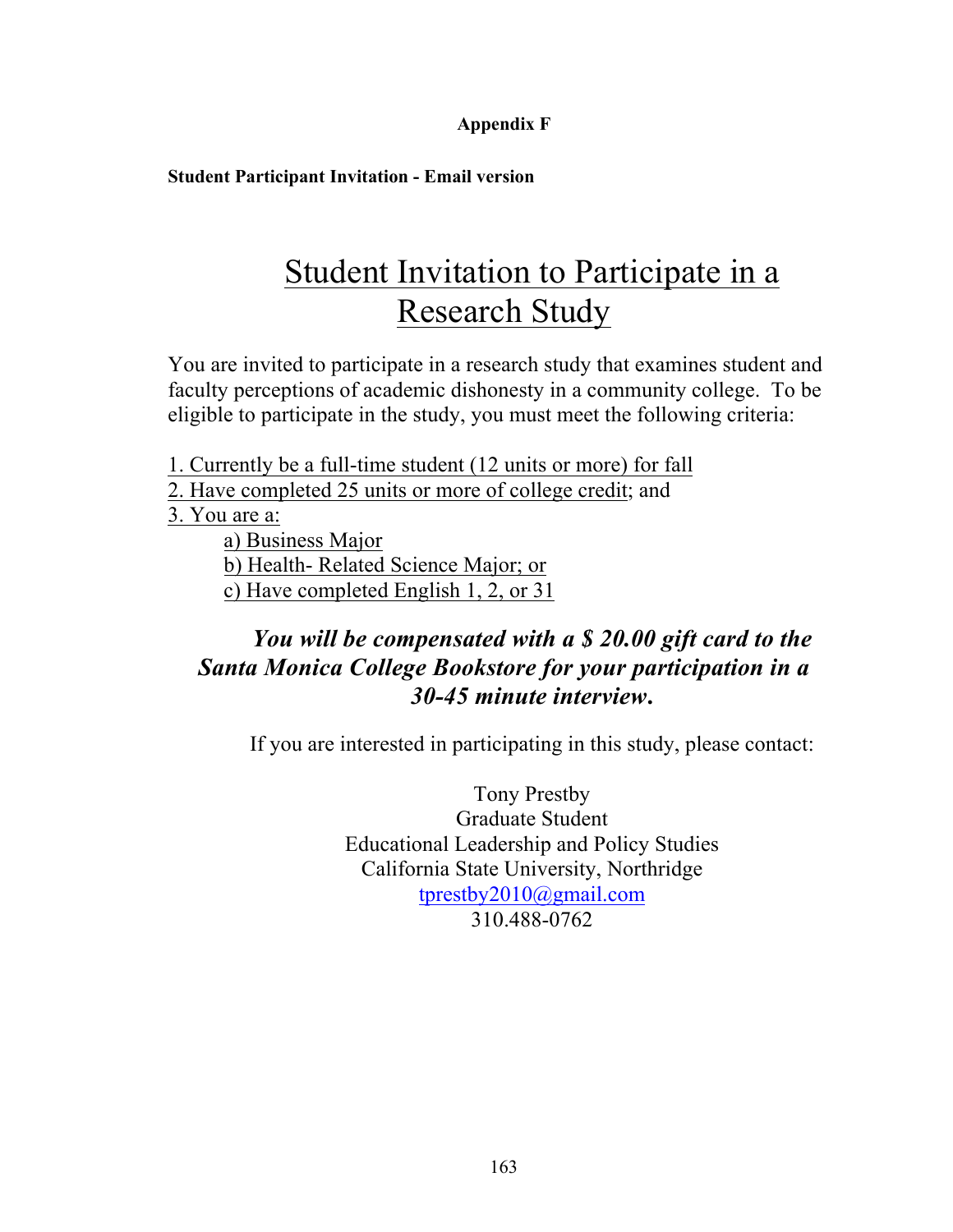**Appendix F**

**Student Participant Invitation - Email version**

# Student Invitation to Participate in a Research Study

You are invited to participate in a research study that examines student and faculty perceptions of academic dishonesty in a community college. To be eligible to participate in the study, you must meet the following criteria:

1. Currently be a full-time student (12 units or more) for fall
2. Have completed 25 units or more of college credit; and
3. You are a:
    a) Business Major
    b) Health- Related Science Major; or
    c) Have completed English 1, 2, or 31

***You will be compensated with a $ 20.00 gift card to the Santa Monica College Bookstore for your participation in a 30-45 minute interview.***

If you are interested in participating in this study, please contact:

Tony Prestby
Graduate Student
Educational Leadership and Policy Studies
California State University, Northridge
tprestby2010@gmail.com
310.488-0762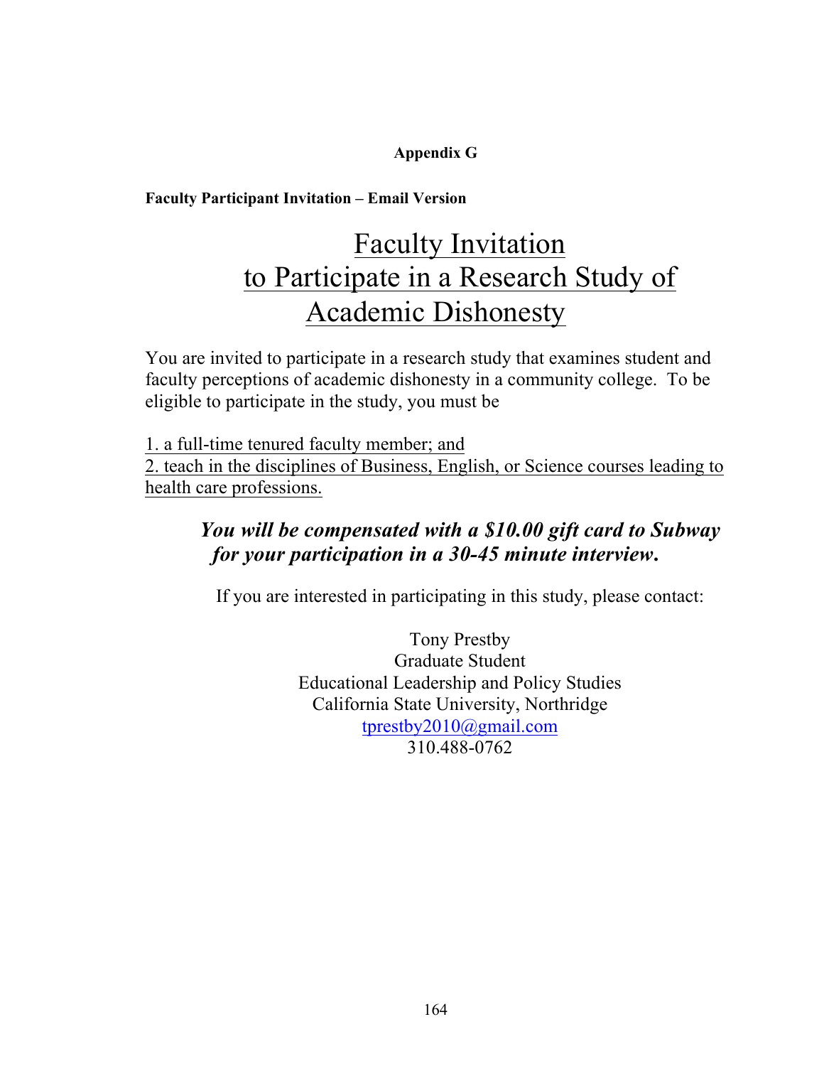## Appendix G

**Faculty Participant Invitation – Email Version**

# Faculty Invitation to Participate in a Research Study of Academic Dishonesty

You are invited to participate in a research study that examines student and faculty perceptions of academic dishonesty in a community college. To be eligible to participate in the study, you must be

1. a full-time tenured faculty member; and
2. teach in the disciplines of Business, English, or Science courses leading to health care professions.

***You will be compensated with a $10.00 gift card to Subway for your participation in a 30-45 minute interview.***

If you are interested in participating in this study, please contact:

Tony Prestby
Graduate Student
Educational Leadership and Policy Studies
California State University, Northridge
tprestby2010@gmail.com
310.488-0762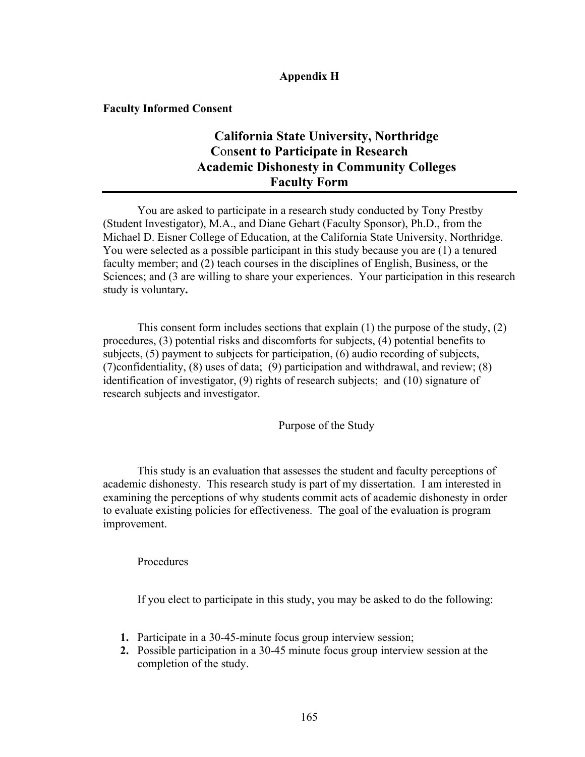**Appendix H**

**Faculty Informed Consent**

# California State University, Northridge
## Consent to Participate in Research
## Academic Dishonesty in Community Colleges
## Faculty Form

---

You are asked to participate in a research study conducted by Tony Prestby (Student Investigator), M.A., and Diane Gehart (Faculty Sponsor), Ph.D., from the Michael D. Eisner College of Education, at the California State University, Northridge. You were selected as a possible participant in this study because you are (1) a tenured faculty member; and (2) teach courses in the disciplines of English, Business, or the Sciences; and (3 are willing to share your experiences. Your participation in this research study is voluntary**.**

This consent form includes sections that explain (1) the purpose of the study, (2) procedures, (3) potential risks and discomforts for subjects, (4) potential benefits to subjects, (5) payment to subjects for participation, (6) audio recording of subjects, (7)confidentiality, (8) uses of data; (9) participation and withdrawal, and review; (8) identification of investigator, (9) rights of research subjects; and (10) signature of research subjects and investigator.

Purpose of the Study

This study is an evaluation that assesses the student and faculty perceptions of academic dishonesty. This research study is part of my dissertation. I am interested in examining the perceptions of why students commit acts of academic dishonesty in order to evaluate existing policies for effectiveness. The goal of the evaluation is program improvement.

Procedures

If you elect to participate in this study, you may be asked to do the following:

1. Participate in a 30-45-minute focus group interview session;
2. Possible participation in a 30-45 minute focus group interview session at the completion of the study.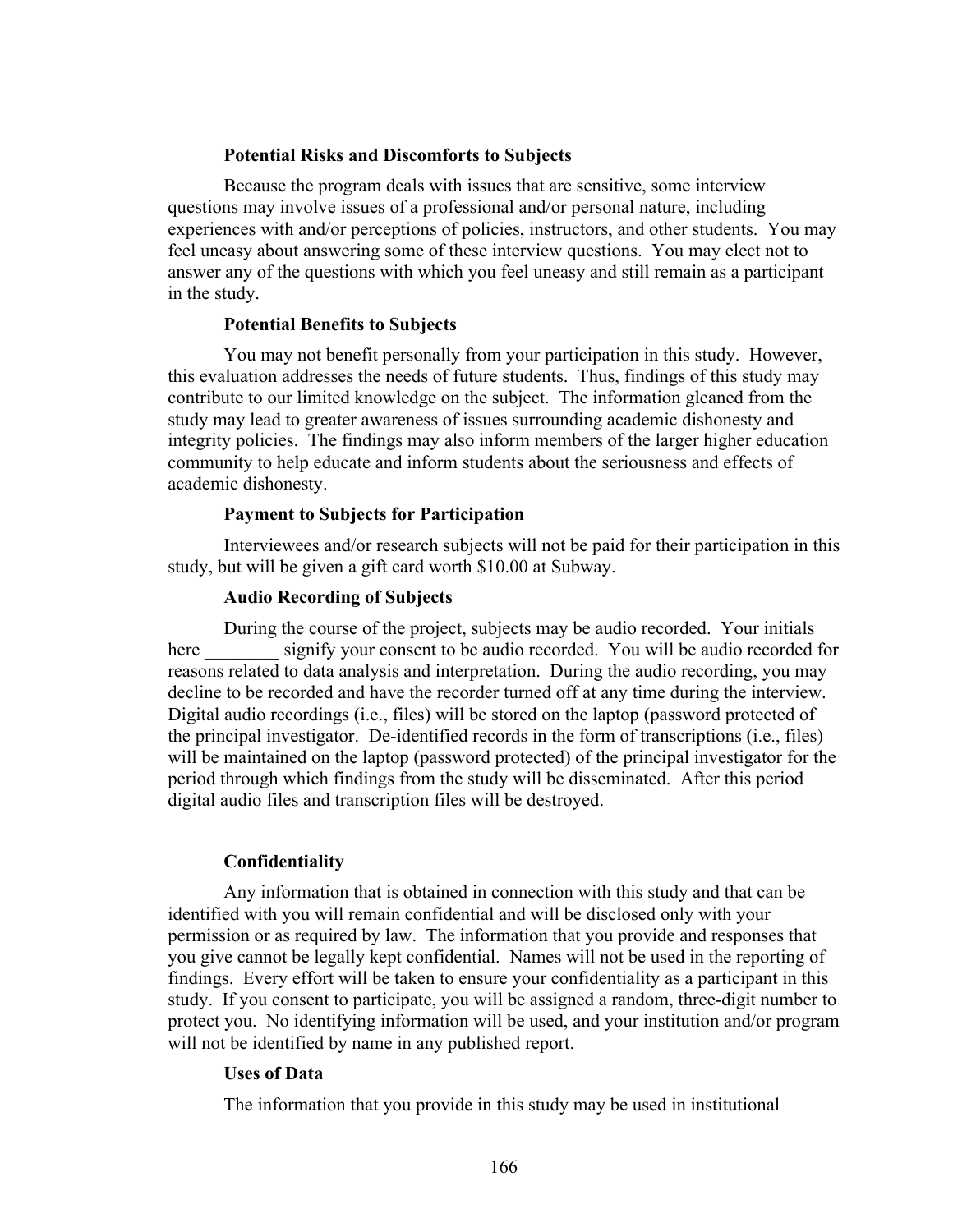**Potential Risks and Discomforts to Subjects**

Because the program deals with issues that are sensitive, some interview questions may involve issues of a professional and/or personal nature, including experiences with and/or perceptions of policies, instructors, and other students. You may feel uneasy about answering some of these interview questions. You may elect not to answer any of the questions with which you feel uneasy and still remain as a participant in the study.

**Potential Benefits to Subjects**

You may not benefit personally from your participation in this study. However, this evaluation addresses the needs of future students. Thus, findings of this study may contribute to our limited knowledge on the subject. The information gleaned from the study may lead to greater awareness of issues surrounding academic dishonesty and integrity policies. The findings may also inform members of the larger higher education community to help educate and inform students about the seriousness and effects of academic dishonesty.

**Payment to Subjects for Participation**

Interviewees and/or research subjects will not be paid for their participation in this study, but will be given a gift card worth $10.00 at Subway.

**Audio Recording of Subjects**

During the course of the project, subjects may be audio recorded. Your initials here ________ signify your consent to be audio recorded. You will be audio recorded for reasons related to data analysis and interpretation. During the audio recording, you may decline to be recorded and have the recorder turned off at any time during the interview. Digital audio recordings (i.e., files) will be stored on the laptop (password protected of the principal investigator. De-identified records in the form of transcriptions (i.e., files) will be maintained on the laptop (password protected) of the principal investigator for the period through which findings from the study will be disseminated. After this period digital audio files and transcription files will be destroyed.

**Confidentiality**

Any information that is obtained in connection with this study and that can be identified with you will remain confidential and will be disclosed only with your permission or as required by law. The information that you provide and responses that you give cannot be legally kept confidential. Names will not be used in the reporting of findings. Every effort will be taken to ensure your confidentiality as a participant in this study. If you consent to participate, you will be assigned a random, three-digit number to protect you. No identifying information will be used, and your institution and/or program will not be identified by name in any published report.

**Uses of Data**

The information that you provide in this study may be used in institutional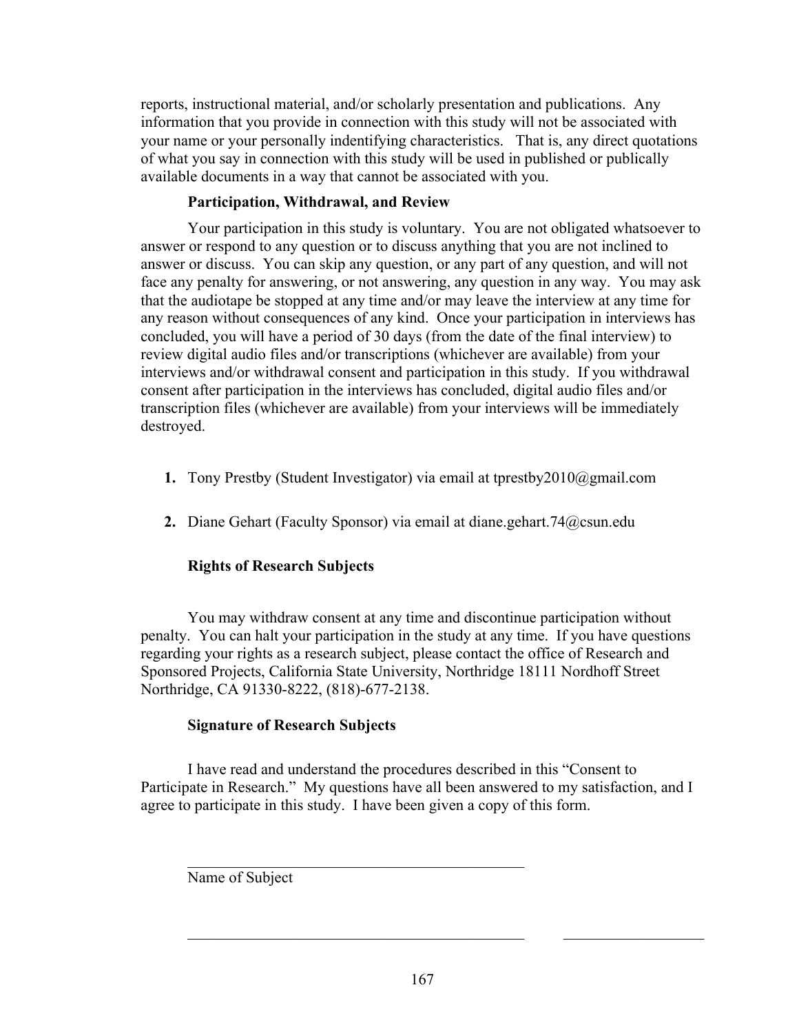reports, instructional material, and/or scholarly presentation and publications. Any information that you provide in connection with this study will not be associated with your name or your personally indentifying characteristics. That is, any direct quotations of what you say in connection with this study will be used in published or publically available documents in a way that cannot be associated with you.

**Participation, Withdrawal, and Review**

Your participation in this study is voluntary. You are not obligated whatsoever to answer or respond to any question or to discuss anything that you are not inclined to answer or discuss. You can skip any question, or any part of any question, and will not face any penalty for answering, or not answering, any question in any way. You may ask that the audiotape be stopped at any time and/or may leave the interview at any time for any reason without consequences of any kind. Once your participation in interviews has concluded, you will have a period of 30 days (from the date of the final interview) to review digital audio files and/or transcriptions (whichever are available) from your interviews and/or withdrawal consent and participation in this study. If you withdrawal consent after participation in the interviews has concluded, digital audio files and/or transcription files (whichever are available) from your interviews will be immediately destroyed.

1. Tony Prestby (Student Investigator) via email at tprestby2010@gmail.com

2. Diane Gehart (Faculty Sponsor) via email at diane.gehart.74@csun.edu

**Rights of Research Subjects**

You may withdraw consent at any time and discontinue participation without penalty. You can halt your participation in the study at any time. If you have questions regarding your rights as a research subject, please contact the office of Research and Sponsored Projects, California State University, Northridge 18111 Nordhoff Street Northridge, CA 91330-8222, (818)-677-2138.

**Signature of Research Subjects**

I have read and understand the procedures described in this "Consent to Participate in Research." My questions have all been answered to my satisfaction, and I agree to participate in this study. I have been given a copy of this form.

\_\_\_\_\_\_\_\_\_\_\_\_\_\_\_\_\_\_\_\_\_\_\_\_\_\_\_\_\_\_\_\_\_\_\_\_\_\_\_\_\_\_

Name of Subject

\_\_\_\_\_\_\_\_\_\_\_\_\_\_\_\_\_\_\_\_\_\_\_\_\_\_\_\_\_\_\_\_\_\_\_\_\_\_\_\_\_\_ &nbsp;&nbsp;&nbsp;&nbsp; \_\_\_\_\_\_\_\_\_\_\_\_\_\_\_\_\_\_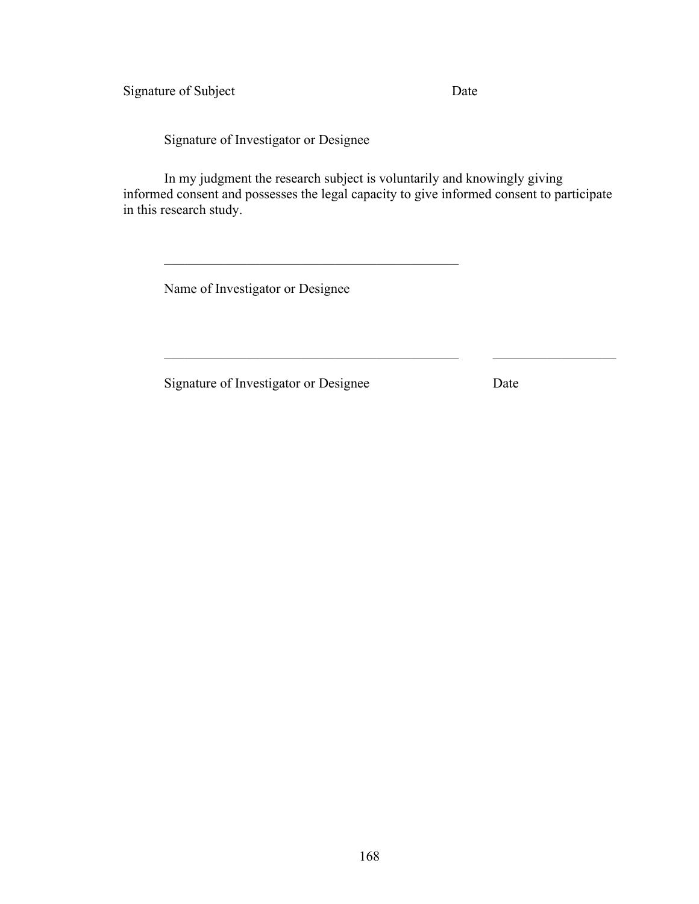Signature of Subject Date

Signature of Investigator or Designee

In my judgment the research subject is voluntarily and knowingly giving informed consent and possesses the legal capacity to give informed consent to participate in this research study.

\_\_\_\_\_\_\_\_\_\_\_\_\_\_\_\_\_\_\_\_\_\_\_\_\_\_\_\_\_\_\_\_\_\_\_\_\_\_\_\_\_\_\_\_

Name of Investigator or Designee

\_\_\_\_\_\_\_\_\_\_\_\_\_\_\_\_\_\_\_\_\_\_\_\_\_\_\_\_\_\_\_\_\_\_\_\_\_\_\_\_\_\_\_\_ \_\_\_\_\_\_\_\_\_\_\_\_\_\_\_\_\_\_

Signature of Investigator or Designee Date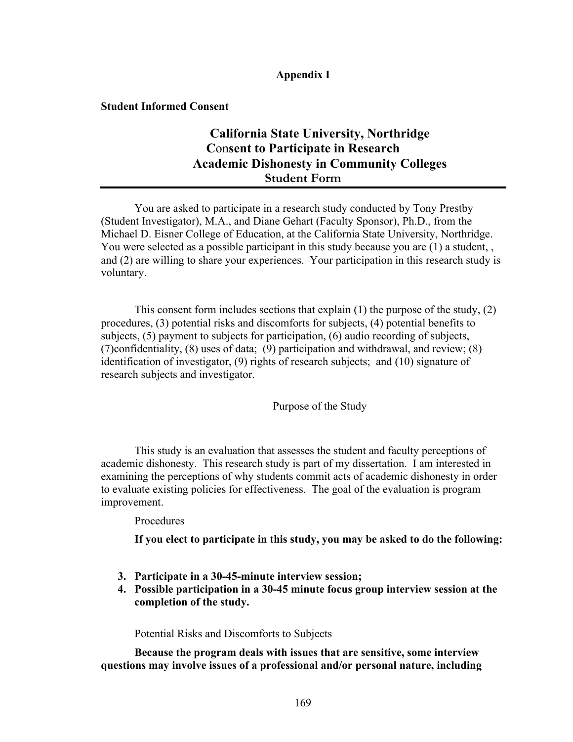**Appendix I**

**Student Informed Consent**

# California State University, Northridge
## Consent to Participate in Research
## Academic Dishonesty in Community Colleges
### Student Form

---

You are asked to participate in a research study conducted by Tony Prestby (Student Investigator), M.A., and Diane Gehart (Faculty Sponsor), Ph.D., from the Michael D. Eisner College of Education, at the California State University, Northridge. You were selected as a possible participant in this study because you are (1) a student, , and (2) are willing to share your experiences. Your participation in this research study is voluntary.

This consent form includes sections that explain (1) the purpose of the study, (2) procedures, (3) potential risks and discomforts for subjects, (4) potential benefits to subjects, (5) payment to subjects for participation, (6) audio recording of subjects, (7)confidentiality, (8) uses of data; (9) participation and withdrawal, and review; (8) identification of investigator, (9) rights of research subjects; and (10) signature of research subjects and investigator.

Purpose of the Study

This study is an evaluation that assesses the student and faculty perceptions of academic dishonesty. This research study is part of my dissertation. I am interested in examining the perceptions of why students commit acts of academic dishonesty in order to evaluate existing policies for effectiveness. The goal of the evaluation is program improvement.

Procedures

**If you elect to participate in this study, you may be asked to do the following:**

3. **Participate in a 30-45-minute interview session;**
4. **Possible participation in a 30-45 minute focus group interview session at the completion of the study.**

Potential Risks and Discomforts to Subjects

**Because the program deals with issues that are sensitive, some interview questions may involve issues of a professional and/or personal nature, including**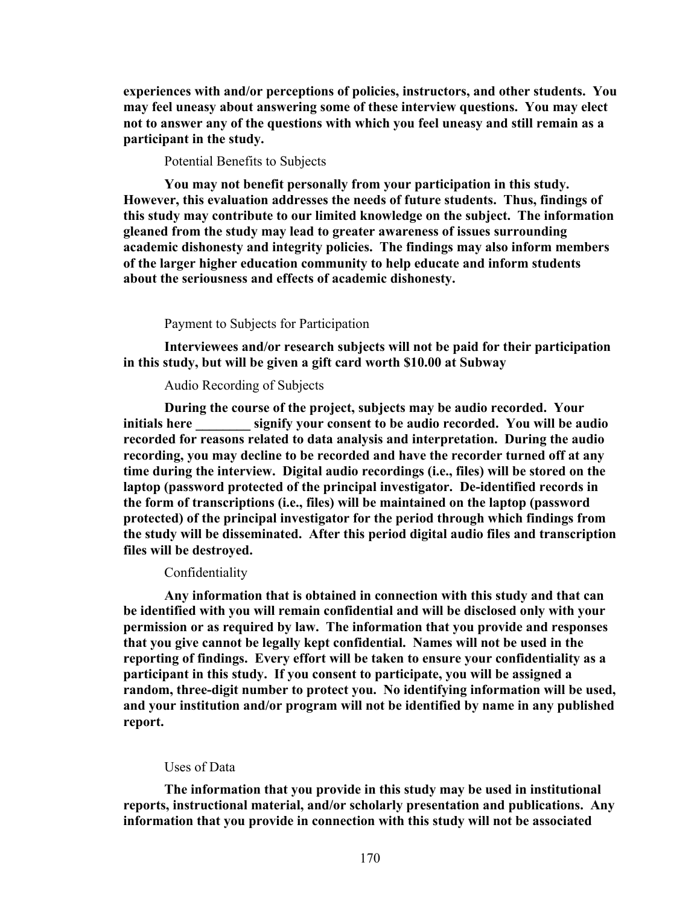**experiences with and/or perceptions of policies, instructors, and other students. You may feel uneasy about answering some of these interview questions. You may elect not to answer any of the questions with which you feel uneasy and still remain as a participant in the study.**

Potential Benefits to Subjects

**You may not benefit personally from your participation in this study. However, this evaluation addresses the needs of future students. Thus, findings of this study may contribute to our limited knowledge on the subject. The information gleaned from the study may lead to greater awareness of issues surrounding academic dishonesty and integrity policies. The findings may also inform members of the larger higher education community to help educate and inform students about the seriousness and effects of academic dishonesty.**

Payment to Subjects for Participation

**Interviewees and/or research subjects will not be paid for their participation in this study, but will be given a gift card worth $10.00 at Subway**

Audio Recording of Subjects

**During the course of the project, subjects may be audio recorded. Your initials here ________ signify your consent to be audio recorded. You will be audio recorded for reasons related to data analysis and interpretation. During the audio recording, you may decline to be recorded and have the recorder turned off at any time during the interview. Digital audio recordings (i.e., files) will be stored on the laptop (password protected of the principal investigator. De-identified records in the form of transcriptions (i.e., files) will be maintained on the laptop (password protected) of the principal investigator for the period through which findings from the study will be disseminated. After this period digital audio files and transcription files will be destroyed.**

Confidentiality

**Any information that is obtained in connection with this study and that can be identified with you will remain confidential and will be disclosed only with your permission or as required by law. The information that you provide and responses that you give cannot be legally kept confidential. Names will not be used in the reporting of findings. Every effort will be taken to ensure your confidentiality as a participant in this study. If you consent to participate, you will be assigned a random, three-digit number to protect you. No identifying information will be used, and your institution and/or program will not be identified by name in any published report.**

Uses of Data

**The information that you provide in this study may be used in institutional reports, instructional material, and/or scholarly presentation and publications. Any information that you provide in connection with this study will not be associated**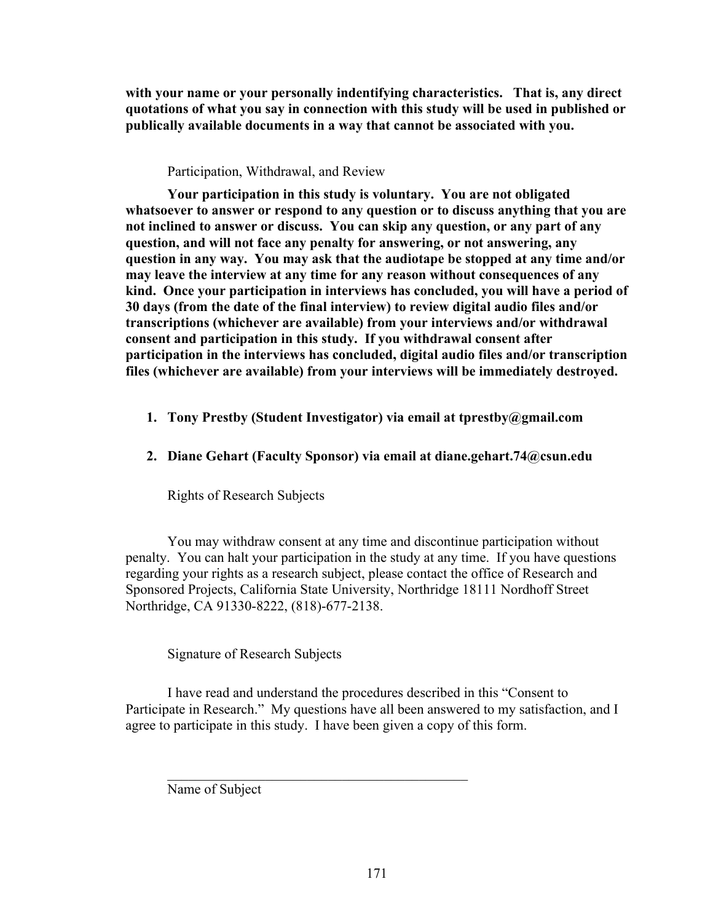**with your name or your personally indentifying characteristics. That is, any direct quotations of what you say in connection with this study will be used in published or publically available documents in a way that cannot be associated with you.**

Participation, Withdrawal, and Review

**Your participation in this study is voluntary. You are not obligated whatsoever to answer or respond to any question or to discuss anything that you are not inclined to answer or discuss. You can skip any question, or any part of any question, and will not face any penalty for answering, or not answering, any question in any way. You may ask that the audiotape be stopped at any time and/or may leave the interview at any time for any reason without consequences of any kind. Once your participation in interviews has concluded, you will have a period of 30 days (from the date of the final interview) to review digital audio files and/or transcriptions (whichever are available) from your interviews and/or withdrawal consent and participation in this study. If you withdrawal consent after participation in the interviews has concluded, digital audio files and/or transcription files (whichever are available) from your interviews will be immediately destroyed.**

1. **Tony Prestby (Student Investigator) via email at tprestby@gmail.com**

2. **Diane Gehart (Faculty Sponsor) via email at diane.gehart.74@csun.edu**

Rights of Research Subjects

You may withdraw consent at any time and discontinue participation without penalty. You can halt your participation in the study at any time. If you have questions regarding your rights as a research subject, please contact the office of Research and Sponsored Projects, California State University, Northridge 18111 Nordhoff Street Northridge, CA 91330-8222, (818)-677-2138.

Signature of Research Subjects

I have read and understand the procedures described in this "Consent to Participate in Research." My questions have all been answered to my satisfaction, and I agree to participate in this study. I have been given a copy of this form.

\_\_\_\_\_\_\_\_\_\_\_\_\_\_\_\_\_\_\_\_\_\_\_\_\_\_\_\_\_\_\_\_\_\_\_\_\_\_\_\_\_\_\_\_

Name of Subject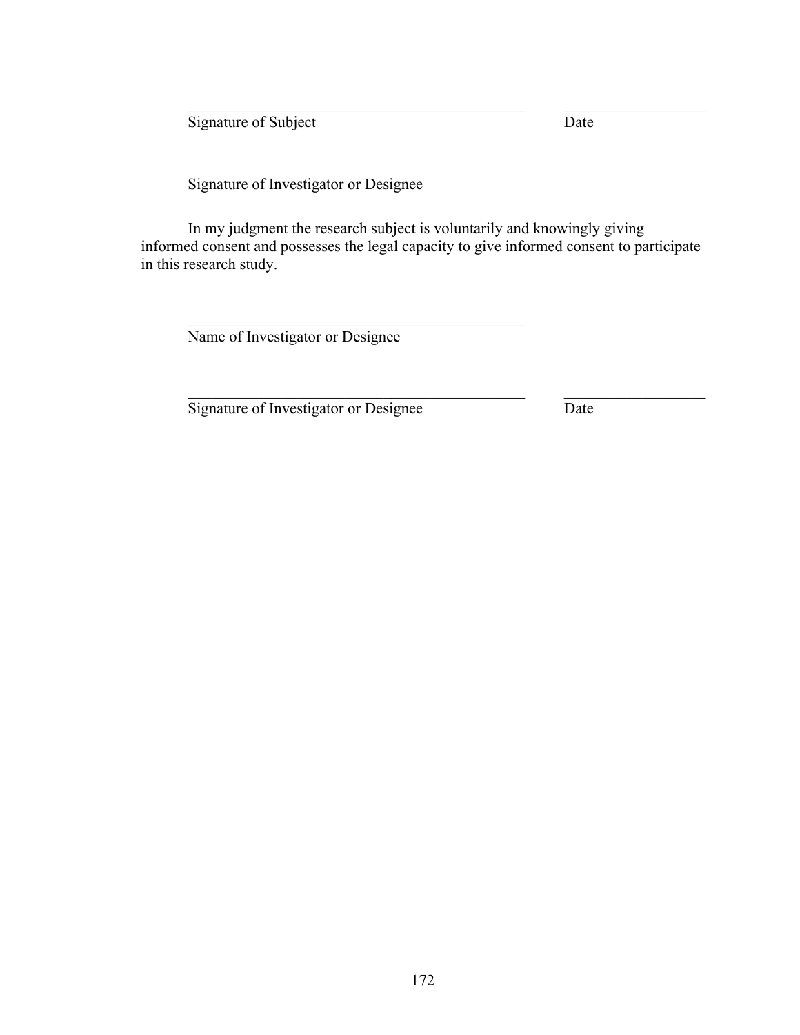\_\_\_\_\_\_\_\_\_\_\_\_\_\_\_\_\_\_\_\_\_\_\_\_\_\_\_\_\_\_\_\_\_\_\_\_\_\_\_\_ \_\_\_\_\_\_\_\_\_\_\_\_\_\_\_\_\_

Signature of Subject Date

Signature of Investigator or Designee

In my judgment the research subject is voluntarily and knowingly giving informed consent and possesses the legal capacity to give informed consent to participate in this research study.

\_\_\_\_\_\_\_\_\_\_\_\_\_\_\_\_\_\_\_\_\_\_\_\_\_\_\_\_\_\_\_\_\_\_\_\_\_\_\_\_

Name of Investigator or Designee

\_\_\_\_\_\_\_\_\_\_\_\_\_\_\_\_\_\_\_\_\_\_\_\_\_\_\_\_\_\_\_\_\_\_\_\_\_\_\_\_ \_\_\_\_\_\_\_\_\_\_\_\_\_\_\_\_\_

Signature of Investigator or Designee Date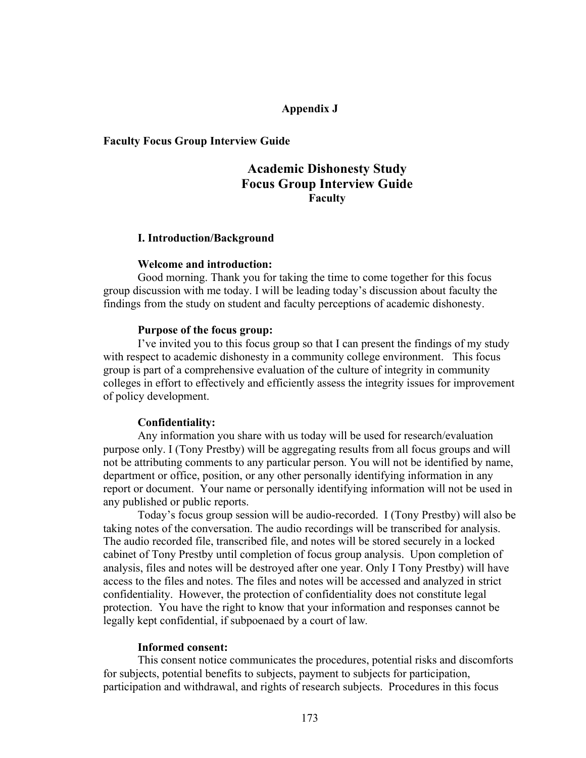## Appendix J

**Faculty Focus Group Interview Guide**

# Academic Dishonesty Study
# Focus Group Interview Guide
### Faculty

### I. Introduction/Background

**Welcome and introduction:**

Good morning. Thank you for taking the time to come together for this focus group discussion with me today. I will be leading today's discussion about faculty the findings from the study on student and faculty perceptions of academic dishonesty.

**Purpose of the focus group:**

I've invited you to this focus group so that I can present the findings of my study with respect to academic dishonesty in a community college environment. This focus group is part of a comprehensive evaluation of the culture of integrity in community colleges in effort to effectively and efficiently assess the integrity issues for improvement of policy development.

**Confidentiality:**

Any information you share with us today will be used for research/evaluation purpose only. I (Tony Prestby) will be aggregating results from all focus groups and will not be attributing comments to any particular person. You will not be identified by name, department or office, position, or any other personally identifying information in any report or document. Your name or personally identifying information will not be used in any published or public reports.

Today's focus group session will be audio-recorded. I (Tony Prestby) will also be taking notes of the conversation. The audio recordings will be transcribed for analysis. The audio recorded file, transcribed file, and notes will be stored securely in a locked cabinet of Tony Prestby until completion of focus group analysis. Upon completion of analysis, files and notes will be destroyed after one year. Only I Tony Prestby) will have access to the files and notes. The files and notes will be accessed and analyzed in strict confidentiality. However, the protection of confidentiality does not constitute legal protection. You have the right to know that your information and responses cannot be legally kept confidential, if subpoenaed by a court of law.

**Informed consent:**

This consent notice communicates the procedures, potential risks and discomforts for subjects, potential benefits to subjects, payment to subjects for participation, participation and withdrawal, and rights of research subjects. Procedures in this focus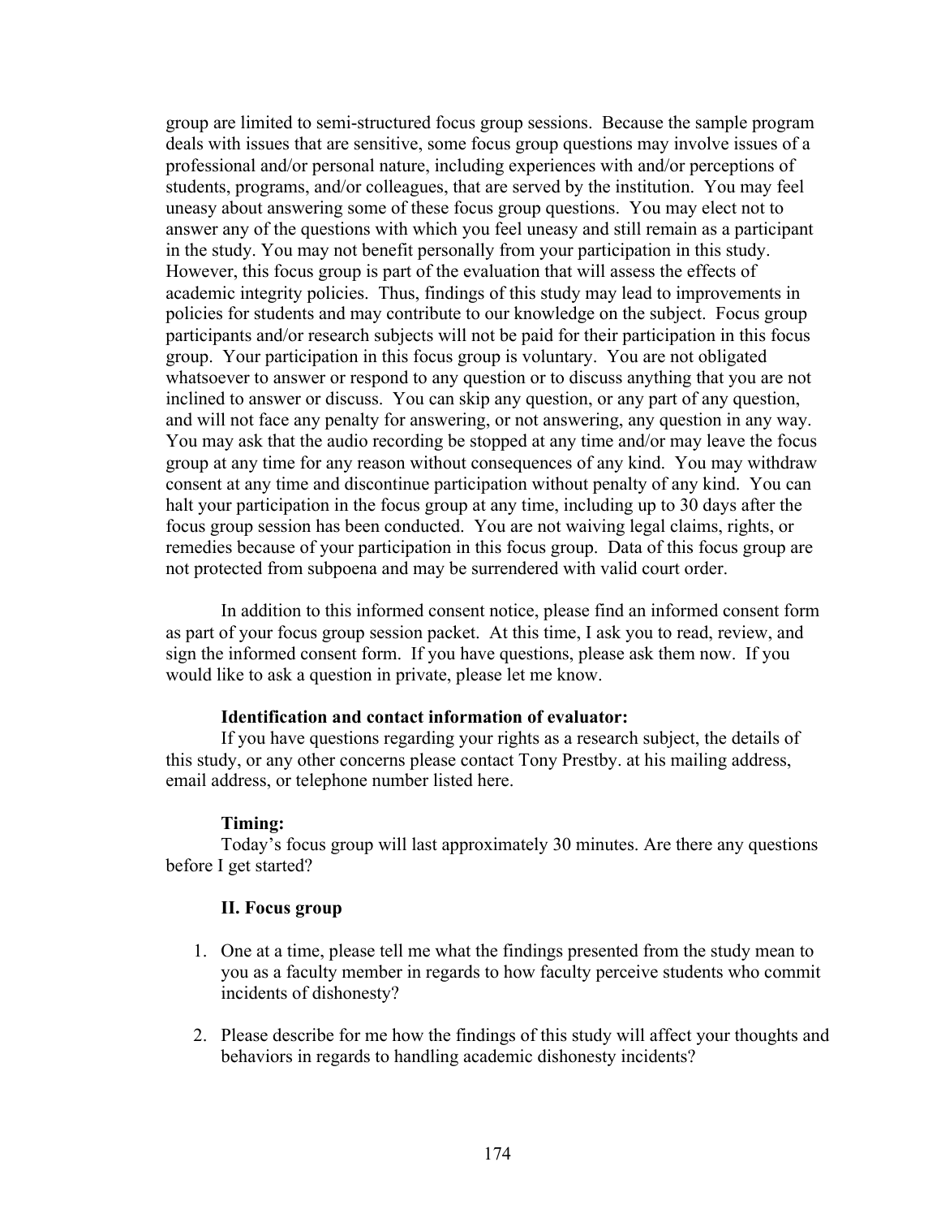group are limited to semi-structured focus group sessions. Because the sample program deals with issues that are sensitive, some focus group questions may involve issues of a professional and/or personal nature, including experiences with and/or perceptions of students, programs, and/or colleagues, that are served by the institution. You may feel uneasy about answering some of these focus group questions. You may elect not to answer any of the questions with which you feel uneasy and still remain as a participant in the study. You may not benefit personally from your participation in this study. However, this focus group is part of the evaluation that will assess the effects of academic integrity policies. Thus, findings of this study may lead to improvements in policies for students and may contribute to our knowledge on the subject. Focus group participants and/or research subjects will not be paid for their participation in this focus group. Your participation in this focus group is voluntary. You are not obligated whatsoever to answer or respond to any question or to discuss anything that you are not inclined to answer or discuss. You can skip any question, or any part of any question, and will not face any penalty for answering, or not answering, any question in any way. You may ask that the audio recording be stopped at any time and/or may leave the focus group at any time for any reason without consequences of any kind. You may withdraw consent at any time and discontinue participation without penalty of any kind. You can halt your participation in the focus group at any time, including up to 30 days after the focus group session has been conducted. You are not waiving legal claims, rights, or remedies because of your participation in this focus group. Data of this focus group are not protected from subpoena and may be surrendered with valid court order.

In addition to this informed consent notice, please find an informed consent form as part of your focus group session packet. At this time, I ask you to read, review, and sign the informed consent form. If you have questions, please ask them now. If you would like to ask a question in private, please let me know.

**Identification and contact information of evaluator:**

If you have questions regarding your rights as a research subject, the details of this study, or any other concerns please contact Tony Prestby. at his mailing address, email address, or telephone number listed here.

**Timing:**

Today's focus group will last approximately 30 minutes. Are there any questions before I get started?

**II. Focus group**

1. One at a time, please tell me what the findings presented from the study mean to you as a faculty member in regards to how faculty perceive students who commit incidents of dishonesty?

2. Please describe for me how the findings of this study will affect your thoughts and behaviors in regards to handling academic dishonesty incidents?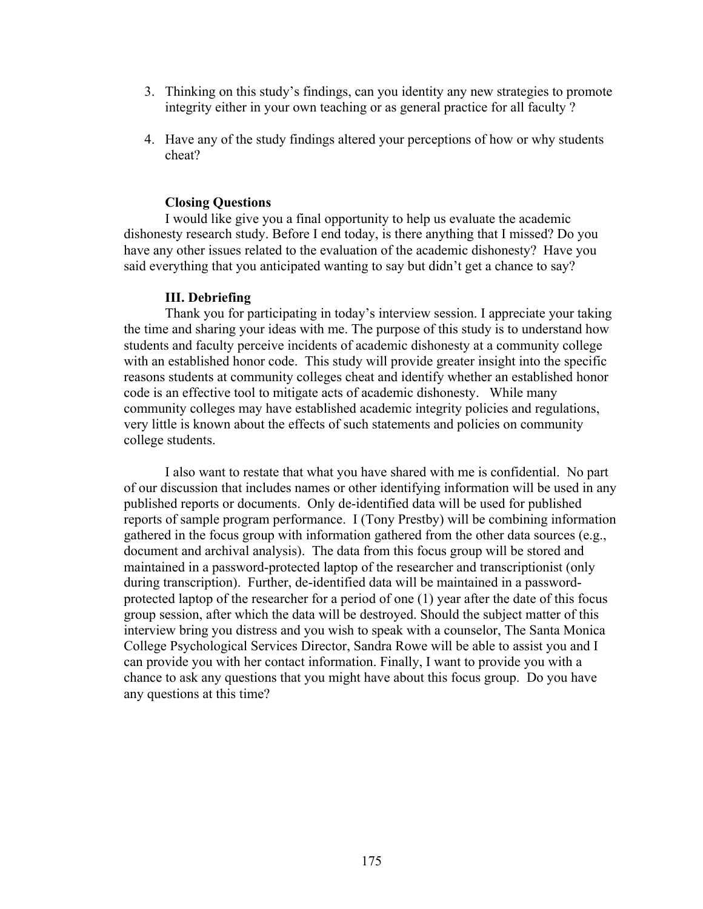3. Thinking on this study's findings, can you identity any new strategies to promote integrity either in your own teaching or as general practice for all faculty ?

4. Have any of the study findings altered your perceptions of how or why students cheat?

**Closing Questions**

I would like give you a final opportunity to help us evaluate the academic dishonesty research study. Before I end today, is there anything that I missed? Do you have any other issues related to the evaluation of the academic dishonesty? Have you said everything that you anticipated wanting to say but didn't get a chance to say?

**III. Debriefing**

Thank you for participating in today's interview session. I appreciate your taking the time and sharing your ideas with me. The purpose of this study is to understand how students and faculty perceive incidents of academic dishonesty at a community college with an established honor code. This study will provide greater insight into the specific reasons students at community colleges cheat and identify whether an established honor code is an effective tool to mitigate acts of academic dishonesty. While many community colleges may have established academic integrity policies and regulations, very little is known about the effects of such statements and policies on community college students.

I also want to restate that what you have shared with me is confidential. No part of our discussion that includes names or other identifying information will be used in any published reports or documents. Only de-identified data will be used for published reports of sample program performance. I (Tony Prestby) will be combining information gathered in the focus group with information gathered from the other data sources (e.g., document and archival analysis). The data from this focus group will be stored and maintained in a password-protected laptop of the researcher and transcriptionist (only during transcription). Further, de-identified data will be maintained in a password-protected laptop of the researcher for a period of one (1) year after the date of this focus group session, after which the data will be destroyed. Should the subject matter of this interview bring you distress and you wish to speak with a counselor, The Santa Monica College Psychological Services Director, Sandra Rowe will be able to assist you and I can provide you with her contact information. Finally, I want to provide you with a chance to ask any questions that you might have about this focus group. Do you have any questions at this time?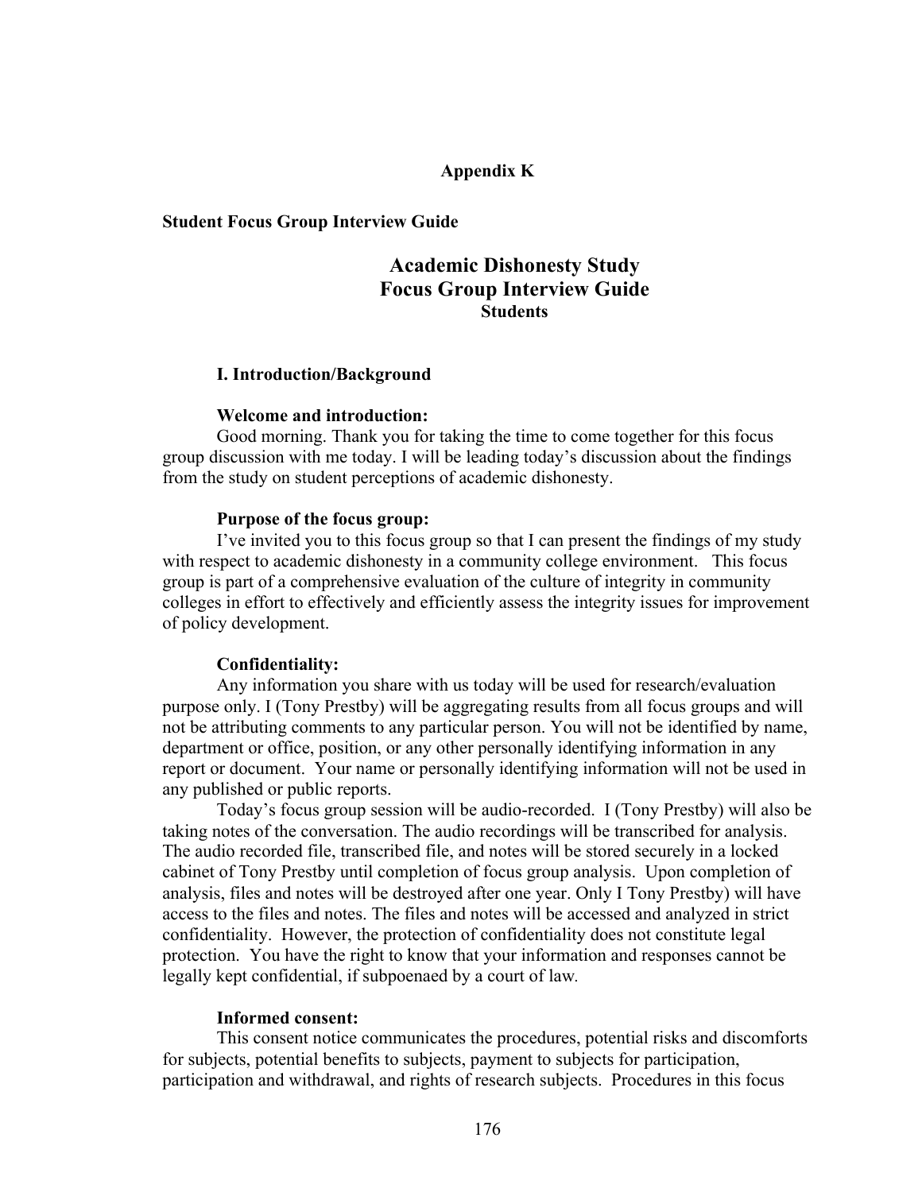## Appendix K

**Student Focus Group Interview Guide**

# Academic Dishonesty Study
# Focus Group Interview Guide
### Students

### I. Introduction/Background

**Welcome and introduction:**

Good morning. Thank you for taking the time to come together for this focus group discussion with me today. I will be leading today's discussion about the findings from the study on student perceptions of academic dishonesty.

**Purpose of the focus group:**

I've invited you to this focus group so that I can present the findings of my study with respect to academic dishonesty in a community college environment. This focus group is part of a comprehensive evaluation of the culture of integrity in community colleges in effort to effectively and efficiently assess the integrity issues for improvement of policy development.

**Confidentiality:**

Any information you share with us today will be used for research/evaluation purpose only. I (Tony Prestby) will be aggregating results from all focus groups and will not be attributing comments to any particular person. You will not be identified by name, department or office, position, or any other personally identifying information in any report or document. Your name or personally identifying information will not be used in any published or public reports.

Today's focus group session will be audio-recorded. I (Tony Prestby) will also be taking notes of the conversation. The audio recordings will be transcribed for analysis. The audio recorded file, transcribed file, and notes will be stored securely in a locked cabinet of Tony Prestby until completion of focus group analysis. Upon completion of analysis, files and notes will be destroyed after one year. Only I Tony Prestby) will have access to the files and notes. The files and notes will be accessed and analyzed in strict confidentiality. However, the protection of confidentiality does not constitute legal protection. You have the right to know that your information and responses cannot be legally kept confidential, if subpoenaed by a court of law.

**Informed consent:**

This consent notice communicates the procedures, potential risks and discomforts for subjects, potential benefits to subjects, payment to subjects for participation, participation and withdrawal, and rights of research subjects. Procedures in this focus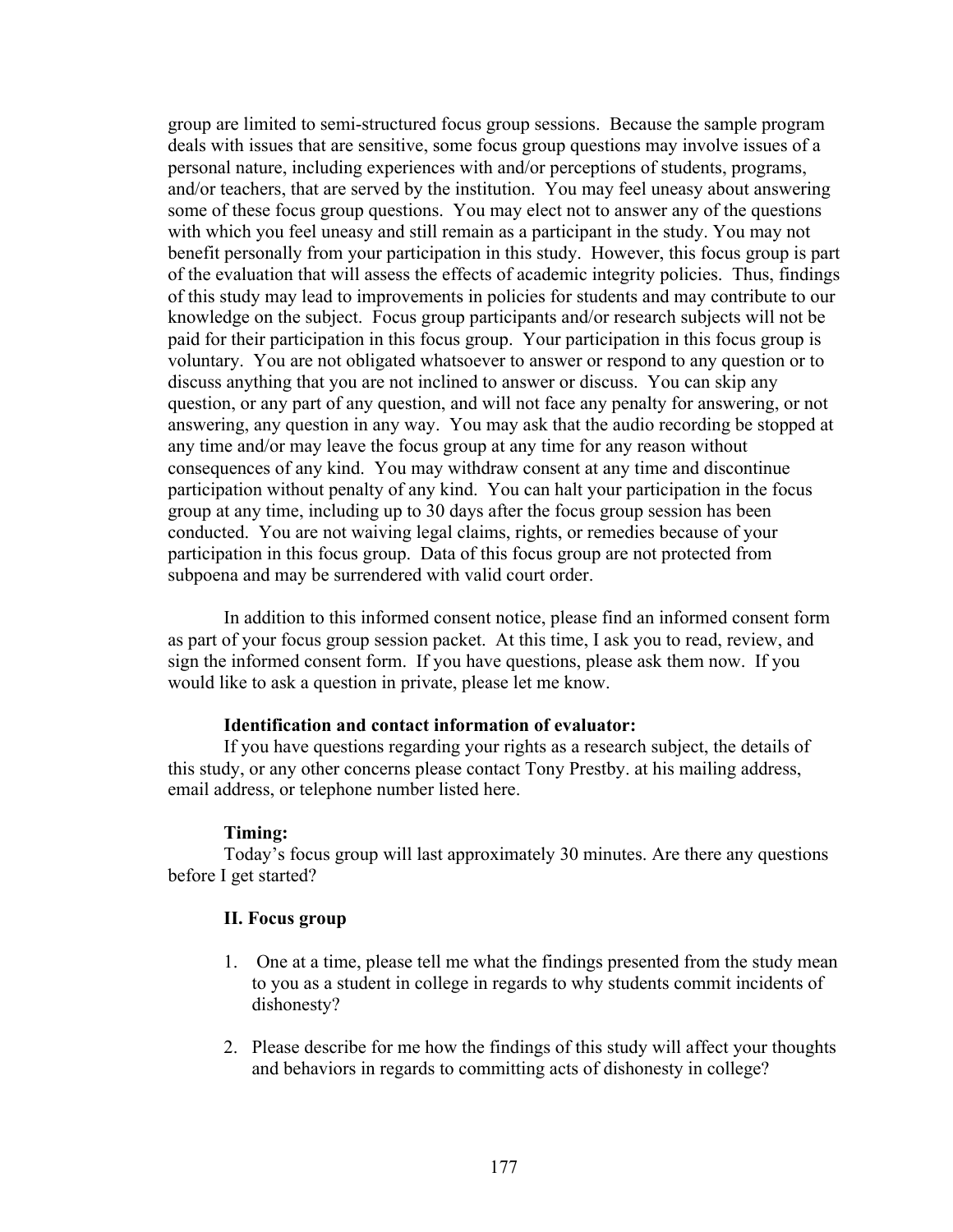group are limited to semi-structured focus group sessions. Because the sample program deals with issues that are sensitive, some focus group questions may involve issues of a personal nature, including experiences with and/or perceptions of students, programs, and/or teachers, that are served by the institution. You may feel uneasy about answering some of these focus group questions. You may elect not to answer any of the questions with which you feel uneasy and still remain as a participant in the study. You may not benefit personally from your participation in this study. However, this focus group is part of the evaluation that will assess the effects of academic integrity policies. Thus, findings of this study may lead to improvements in policies for students and may contribute to our knowledge on the subject. Focus group participants and/or research subjects will not be paid for their participation in this focus group. Your participation in this focus group is voluntary. You are not obligated whatsoever to answer or respond to any question or to discuss anything that you are not inclined to answer or discuss. You can skip any question, or any part of any question, and will not face any penalty for answering, or not answering, any question in any way. You may ask that the audio recording be stopped at any time and/or may leave the focus group at any time for any reason without consequences of any kind. You may withdraw consent at any time and discontinue participation without penalty of any kind. You can halt your participation in the focus group at any time, including up to 30 days after the focus group session has been conducted. You are not waiving legal claims, rights, or remedies because of your participation in this focus group. Data of this focus group are not protected from subpoena and may be surrendered with valid court order.

In addition to this informed consent notice, please find an informed consent form as part of your focus group session packet. At this time, I ask you to read, review, and sign the informed consent form. If you have questions, please ask them now. If you would like to ask a question in private, please let me know.

**Identification and contact information of evaluator:**

If you have questions regarding your rights as a research subject, the details of this study, or any other concerns please contact Tony Prestby. at his mailing address, email address, or telephone number listed here.

**Timing:**

Today's focus group will last approximately 30 minutes. Are there any questions before I get started?

**II. Focus group**

1. One at a time, please tell me what the findings presented from the study mean to you as a student in college in regards to why students commit incidents of dishonesty?

2. Please describe for me how the findings of this study will affect your thoughts and behaviors in regards to committing acts of dishonesty in college?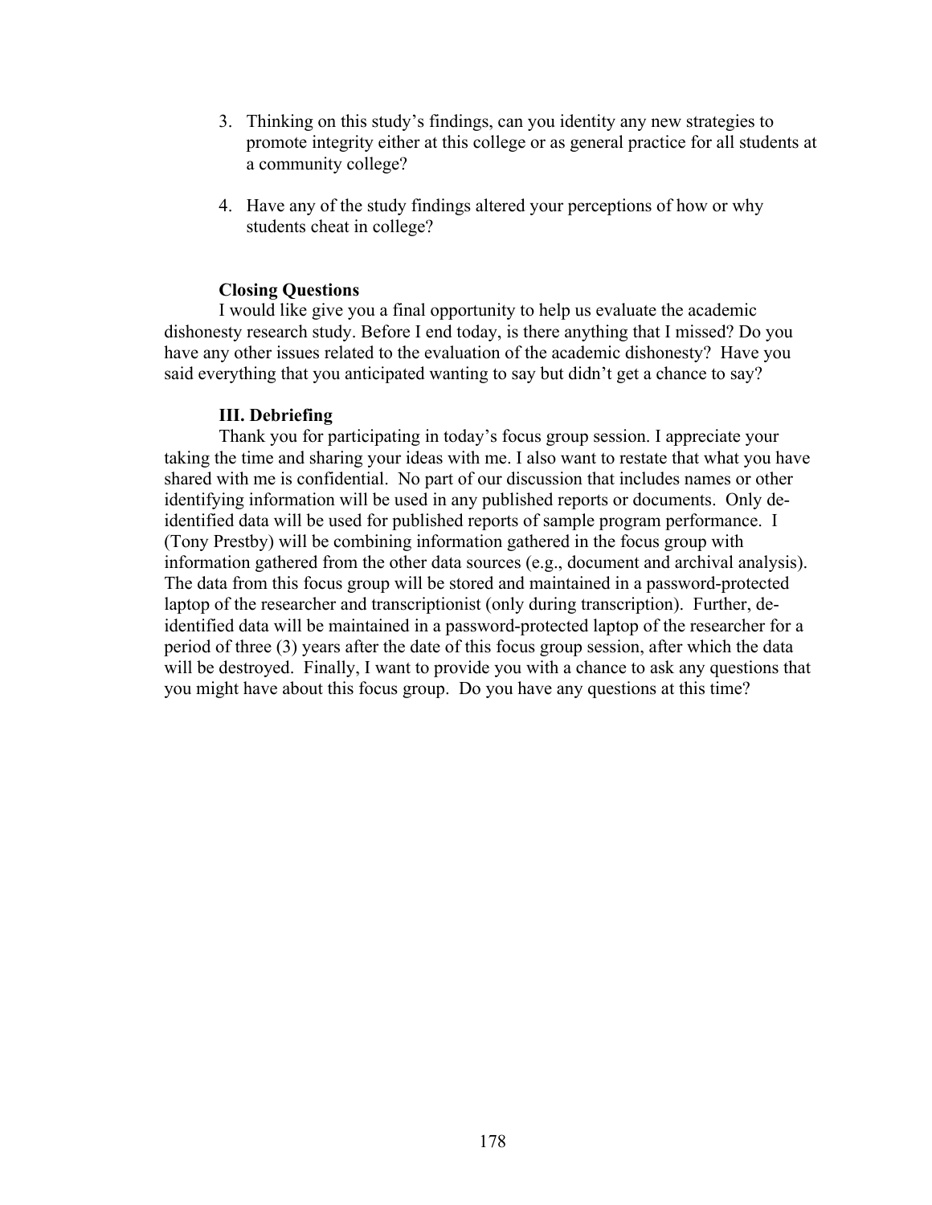3. Thinking on this study's findings, can you identity any new strategies to promote integrity either at this college or as general practice for all students at a community college?

4. Have any of the study findings altered your perceptions of how or why students cheat in college?

**Closing Questions**

I would like give you a final opportunity to help us evaluate the academic dishonesty research study. Before I end today, is there anything that I missed? Do you have any other issues related to the evaluation of the academic dishonesty? Have you said everything that you anticipated wanting to say but didn't get a chance to say?

**III. Debriefing**

Thank you for participating in today's focus group session. I appreciate your taking the time and sharing your ideas with me. I also want to restate that what you have shared with me is confidential. No part of our discussion that includes names or other identifying information will be used in any published reports or documents. Only de-identified data will be used for published reports of sample program performance. I (Tony Prestby) will be combining information gathered in the focus group with information gathered from the other data sources (e.g., document and archival analysis). The data from this focus group will be stored and maintained in a password-protected laptop of the researcher and transcriptionist (only during transcription). Further, de-identified data will be maintained in a password-protected laptop of the researcher for a period of three (3) years after the date of this focus group session, after which the data will be destroyed. Finally, I want to provide you with a chance to ask any questions that you might have about this focus group. Do you have any questions at this time?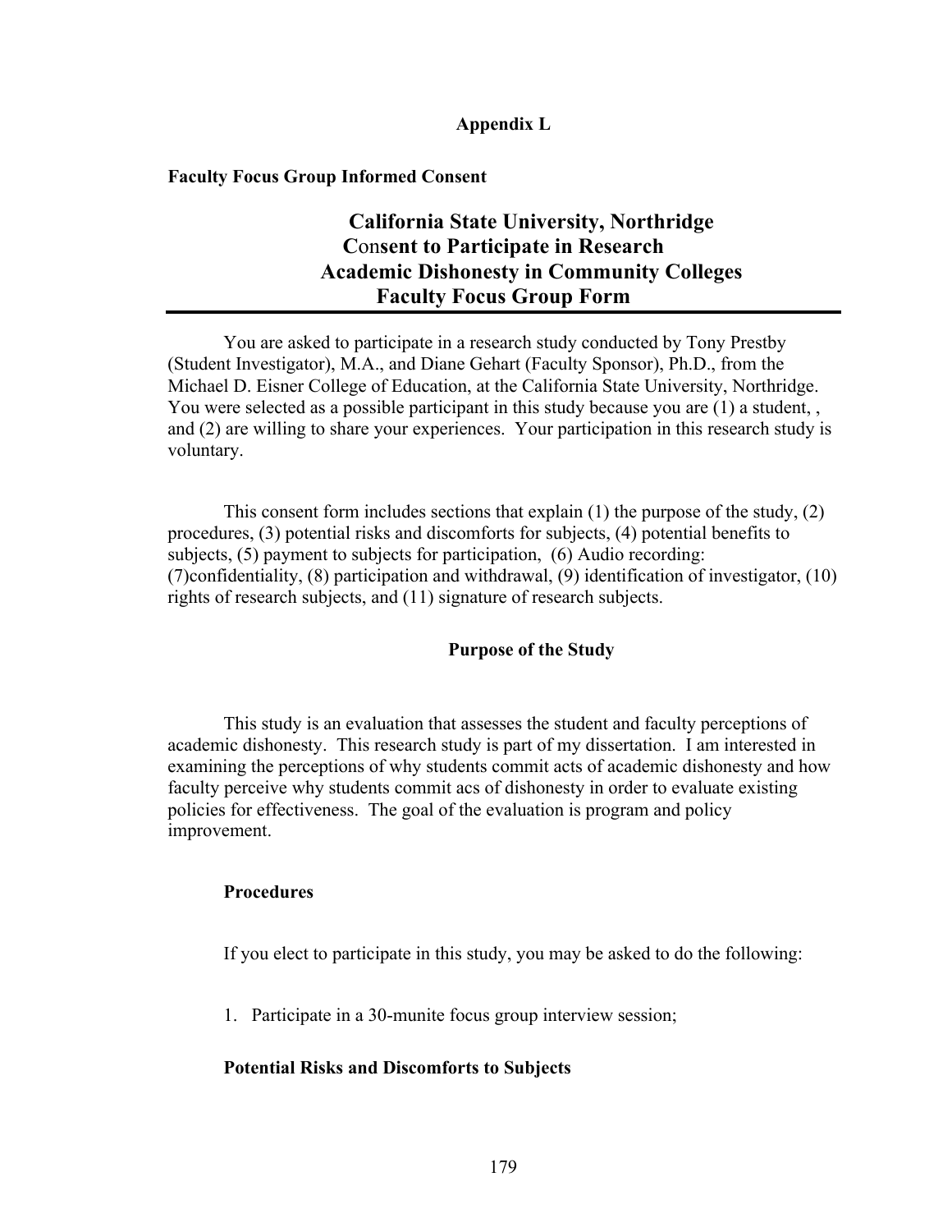**Appendix L**

**Faculty Focus Group Informed Consent**

**California State University, Northridge**
**Consent to Participate in Research**
**Academic Dishonesty in Community Colleges**
**Faculty Focus Group Form**

---

You are asked to participate in a research study conducted by Tony Prestby (Student Investigator), M.A., and Diane Gehart (Faculty Sponsor), Ph.D., from the Michael D. Eisner College of Education, at the California State University, Northridge. You were selected as a possible participant in this study because you are (1) a student, , and (2) are willing to share your experiences. Your participation in this research study is voluntary.

This consent form includes sections that explain (1) the purpose of the study, (2) procedures, (3) potential risks and discomforts for subjects, (4) potential benefits to subjects, (5) payment to subjects for participation, (6) Audio recording: (7)confidentiality, (8) participation and withdrawal, (9) identification of investigator, (10) rights of research subjects, and (11) signature of research subjects.

**Purpose of the Study**

This study is an evaluation that assesses the student and faculty perceptions of academic dishonesty. This research study is part of my dissertation. I am interested in examining the perceptions of why students commit acts of academic dishonesty and how faculty perceive why students commit acs of dishonesty in order to evaluate existing policies for effectiveness. The goal of the evaluation is program and policy improvement.

**Procedures**

If you elect to participate in this study, you may be asked to do the following:

1. Participate in a 30-munite focus group interview session;

**Potential Risks and Discomforts to Subjects**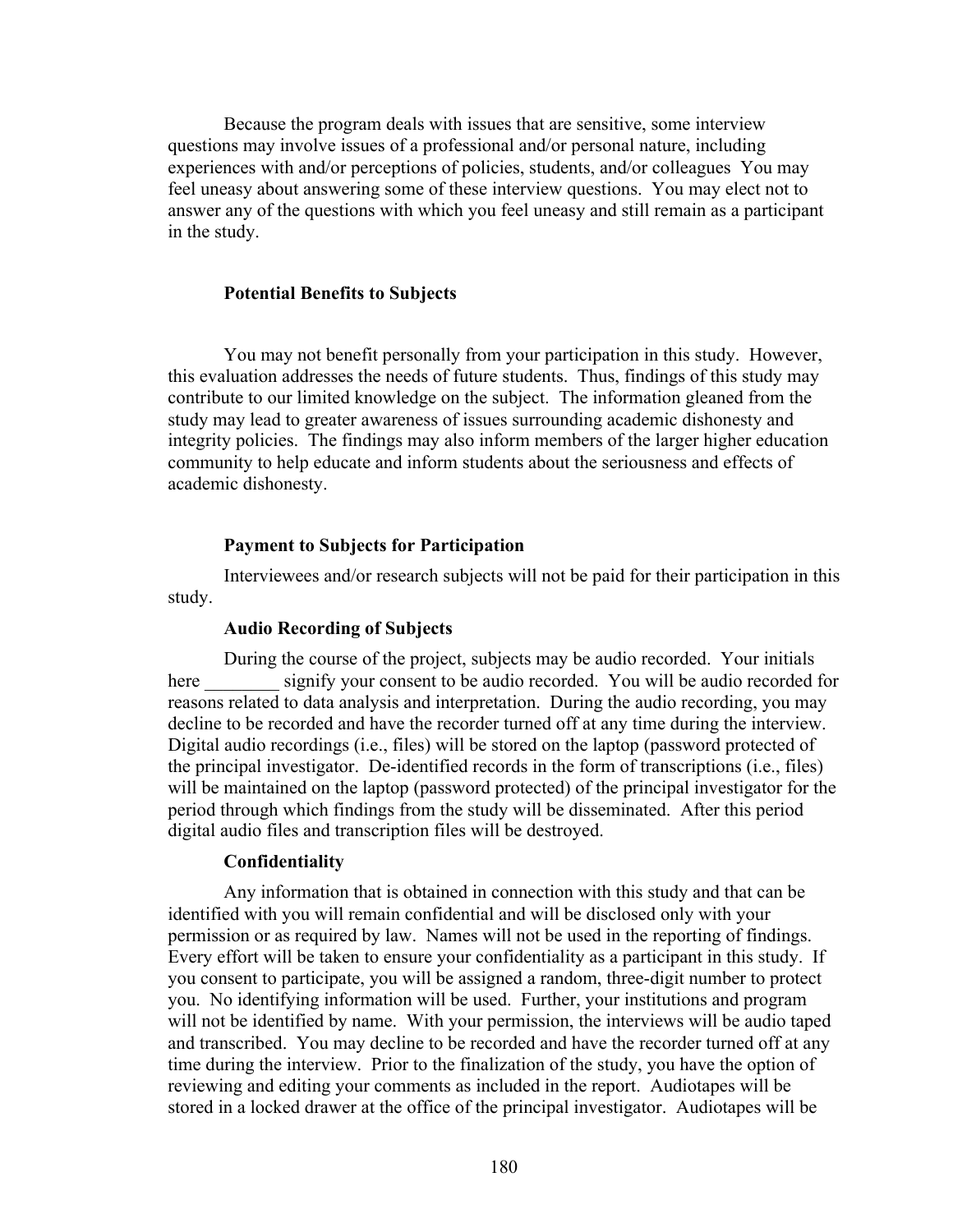Because the program deals with issues that are sensitive, some interview questions may involve issues of a professional and/or personal nature, including experiences with and/or perceptions of policies, students, and/or colleagues You may feel uneasy about answering some of these interview questions. You may elect not to answer any of the questions with which you feel uneasy and still remain as a participant in the study.

**Potential Benefits to Subjects**

You may not benefit personally from your participation in this study. However, this evaluation addresses the needs of future students. Thus, findings of this study may contribute to our limited knowledge on the subject. The information gleaned from the study may lead to greater awareness of issues surrounding academic dishonesty and integrity policies. The findings may also inform members of the larger higher education community to help educate and inform students about the seriousness and effects of academic dishonesty.

**Payment to Subjects for Participation**

Interviewees and/or research subjects will not be paid for their participation in this study.

**Audio Recording of Subjects**

During the course of the project, subjects may be audio recorded. Your initials here ________ signify your consent to be audio recorded. You will be audio recorded for reasons related to data analysis and interpretation. During the audio recording, you may decline to be recorded and have the recorder turned off at any time during the interview. Digital audio recordings (i.e., files) will be stored on the laptop (password protected of the principal investigator. De-identified records in the form of transcriptions (i.e., files) will be maintained on the laptop (password protected) of the principal investigator for the period through which findings from the study will be disseminated. After this period digital audio files and transcription files will be destroyed.

**Confidentiality**

Any information that is obtained in connection with this study and that can be identified with you will remain confidential and will be disclosed only with your permission or as required by law. Names will not be used in the reporting of findings. Every effort will be taken to ensure your confidentiality as a participant in this study. If you consent to participate, you will be assigned a random, three-digit number to protect you. No identifying information will be used. Further, your institutions and program will not be identified by name. With your permission, the interviews will be audio taped and transcribed. You may decline to be recorded and have the recorder turned off at any time during the interview. Prior to the finalization of the study, you have the option of reviewing and editing your comments as included in the report. Audiotapes will be stored in a locked drawer at the office of the principal investigator. Audiotapes will be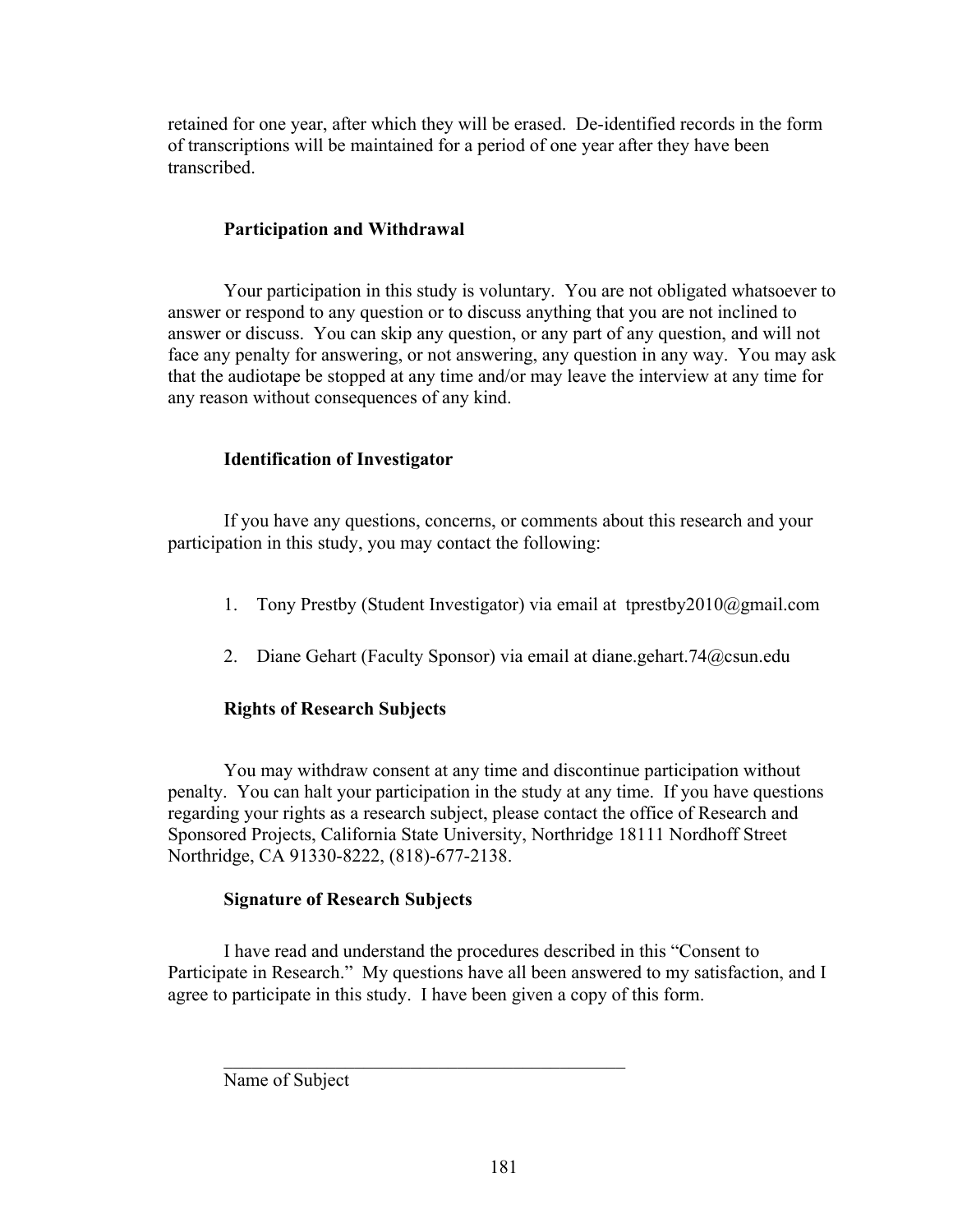retained for one year, after which they will be erased. De-identified records in the form of transcriptions will be maintained for a period of one year after they have been transcribed.

### Participation and Withdrawal

Your participation in this study is voluntary. You are not obligated whatsoever to answer or respond to any question or to discuss anything that you are not inclined to answer or discuss. You can skip any question, or any part of any question, and will not face any penalty for answering, or not answering, any question in any way. You may ask that the audiotape be stopped at any time and/or may leave the interview at any time for any reason without consequences of any kind.

### Identification of Investigator

If you have any questions, concerns, or comments about this research and your participation in this study, you may contact the following:

1. Tony Prestby (Student Investigator) via email at tprestby2010@gmail.com

2. Diane Gehart (Faculty Sponsor) via email at diane.gehart.74@csun.edu

### Rights of Research Subjects

You may withdraw consent at any time and discontinue participation without penalty. You can halt your participation in the study at any time. If you have questions regarding your rights as a research subject, please contact the office of Research and Sponsored Projects, California State University, Northridge 18111 Nordhoff Street Northridge, CA 91330-8222, (818)-677-2138.

### Signature of Research Subjects

I have read and understand the procedures described in this "Consent to Participate in Research." My questions have all been answered to my satisfaction, and I agree to participate in this study. I have been given a copy of this form.

\_\_\_\_\_\_\_\_\_\_\_\_\_\_\_\_\_\_\_\_\_\_\_\_\_\_\_\_\_\_\_\_\_\_\_\_\_\_\_\_\_\_\_\_

Name of Subject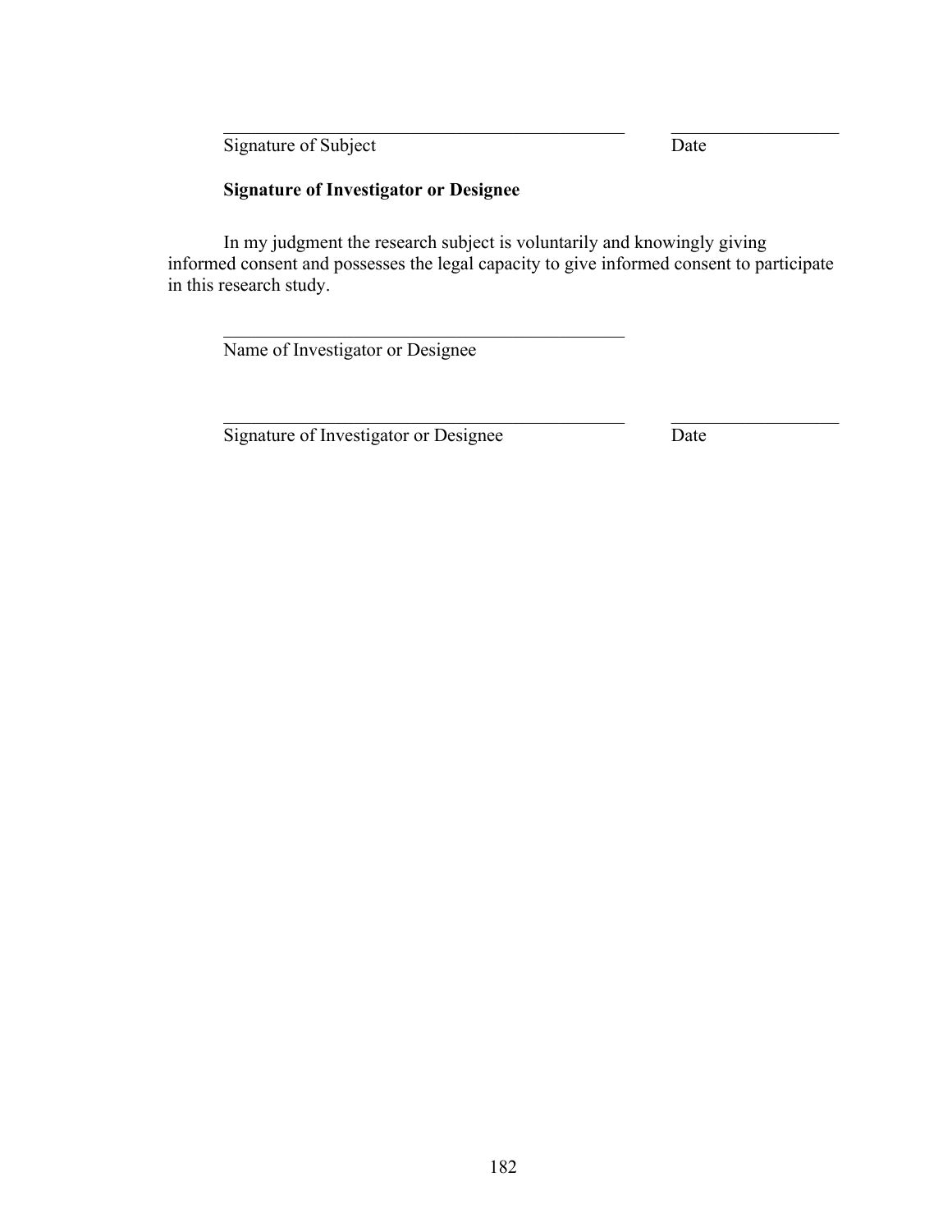\_\_\_\_\_\_\_\_\_\_\_\_\_\_\_\_\_\_\_\_\_\_\_\_\_\_\_\_\_\_\_\_\_\_\_\_\_\_\_\_ \_\_\_\_\_\_\_\_\_\_\_\_\_\_\_\_\_

Signature of Subject Date

**Signature of Investigator or Designee**

In my judgment the research subject is voluntarily and knowingly giving informed consent and possesses the legal capacity to give informed consent to participate in this research study.

\_\_\_\_\_\_\_\_\_\_\_\_\_\_\_\_\_\_\_\_\_\_\_\_\_\_\_\_\_\_\_\_\_\_\_\_\_\_\_\_

Name of Investigator or Designee

\_\_\_\_\_\_\_\_\_\_\_\_\_\_\_\_\_\_\_\_\_\_\_\_\_\_\_\_\_\_\_\_\_\_\_\_\_\_\_\_ \_\_\_\_\_\_\_\_\_\_\_\_\_\_\_\_\_

Signature of Investigator or Designee Date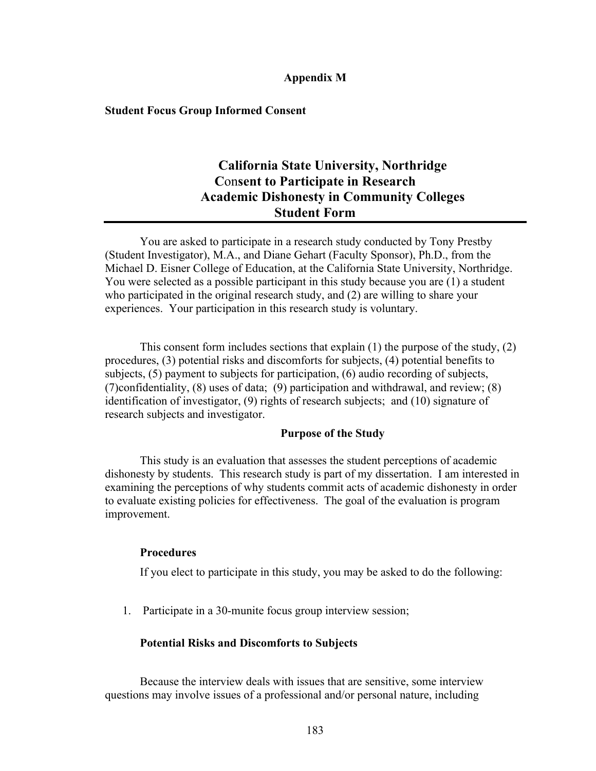**Appendix M**

**Student Focus Group Informed Consent**

# California State University, Northridge
## Consent to Participate in Research
## Academic Dishonesty in Community Colleges
## Student Form

You are asked to participate in a research study conducted by Tony Prestby (Student Investigator), M.A., and Diane Gehart (Faculty Sponsor), Ph.D., from the Michael D. Eisner College of Education, at the California State University, Northridge. You were selected as a possible participant in this study because you are (1) a student who participated in the original research study, and (2) are willing to share your experiences. Your participation in this research study is voluntary.

This consent form includes sections that explain (1) the purpose of the study, (2) procedures, (3) potential risks and discomforts for subjects, (4) potential benefits to subjects, (5) payment to subjects for participation, (6) audio recording of subjects, (7)confidentiality, (8) uses of data; (9) participation and withdrawal, and review; (8) identification of investigator, (9) rights of research subjects; and (10) signature of research subjects and investigator.

**Purpose of the Study**

This study is an evaluation that assesses the student perceptions of academic dishonesty by students. This research study is part of my dissertation. I am interested in examining the perceptions of why students commit acts of academic dishonesty in order to evaluate existing policies for effectiveness. The goal of the evaluation is program improvement.

**Procedures**

If you elect to participate in this study, you may be asked to do the following:

1. Participate in a 30-munite focus group interview session;

**Potential Risks and Discomforts to Subjects**

Because the interview deals with issues that are sensitive, some interview questions may involve issues of a professional and/or personal nature, including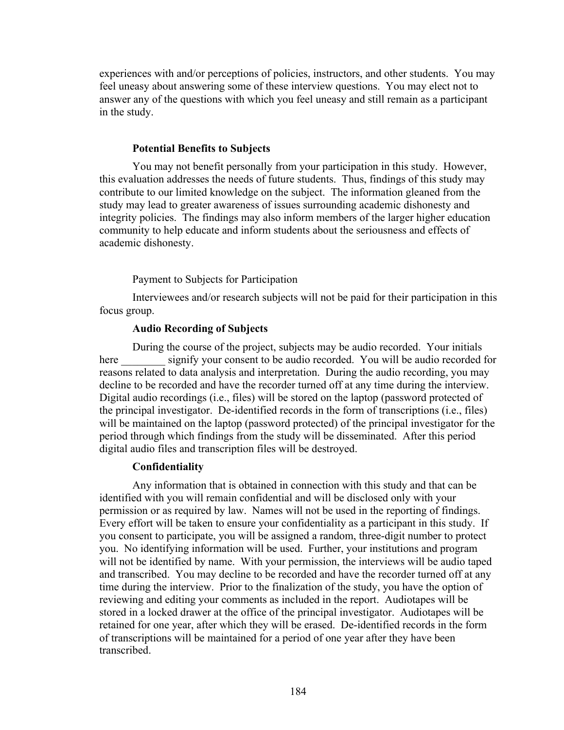experiences with and/or perceptions of policies, instructors, and other students. You may feel uneasy about answering some of these interview questions. You may elect not to answer any of the questions with which you feel uneasy and still remain as a participant in the study.

**Potential Benefits to Subjects**

You may not benefit personally from your participation in this study. However, this evaluation addresses the needs of future students. Thus, findings of this study may contribute to our limited knowledge on the subject. The information gleaned from the study may lead to greater awareness of issues surrounding academic dishonesty and integrity policies. The findings may also inform members of the larger higher education community to help educate and inform students about the seriousness and effects of academic dishonesty.

Payment to Subjects for Participation

Interviewees and/or research subjects will not be paid for their participation in this focus group.

**Audio Recording of Subjects**

During the course of the project, subjects may be audio recorded. Your initials here ________ signify your consent to be audio recorded. You will be audio recorded for reasons related to data analysis and interpretation. During the audio recording, you may decline to be recorded and have the recorder turned off at any time during the interview. Digital audio recordings (i.e., files) will be stored on the laptop (password protected of the principal investigator. De-identified records in the form of transcriptions (i.e., files) will be maintained on the laptop (password protected) of the principal investigator for the period through which findings from the study will be disseminated. After this period digital audio files and transcription files will be destroyed.

**Confidentiality**

Any information that is obtained in connection with this study and that can be identified with you will remain confidential and will be disclosed only with your permission or as required by law. Names will not be used in the reporting of findings. Every effort will be taken to ensure your confidentiality as a participant in this study. If you consent to participate, you will be assigned a random, three-digit number to protect you. No identifying information will be used. Further, your institutions and program will not be identified by name. With your permission, the interviews will be audio taped and transcribed. You may decline to be recorded and have the recorder turned off at any time during the interview. Prior to the finalization of the study, you have the option of reviewing and editing your comments as included in the report. Audiotapes will be stored in a locked drawer at the office of the principal investigator. Audiotapes will be retained for one year, after which they will be erased. De-identified records in the form of transcriptions will be maintained for a period of one year after they have been transcribed.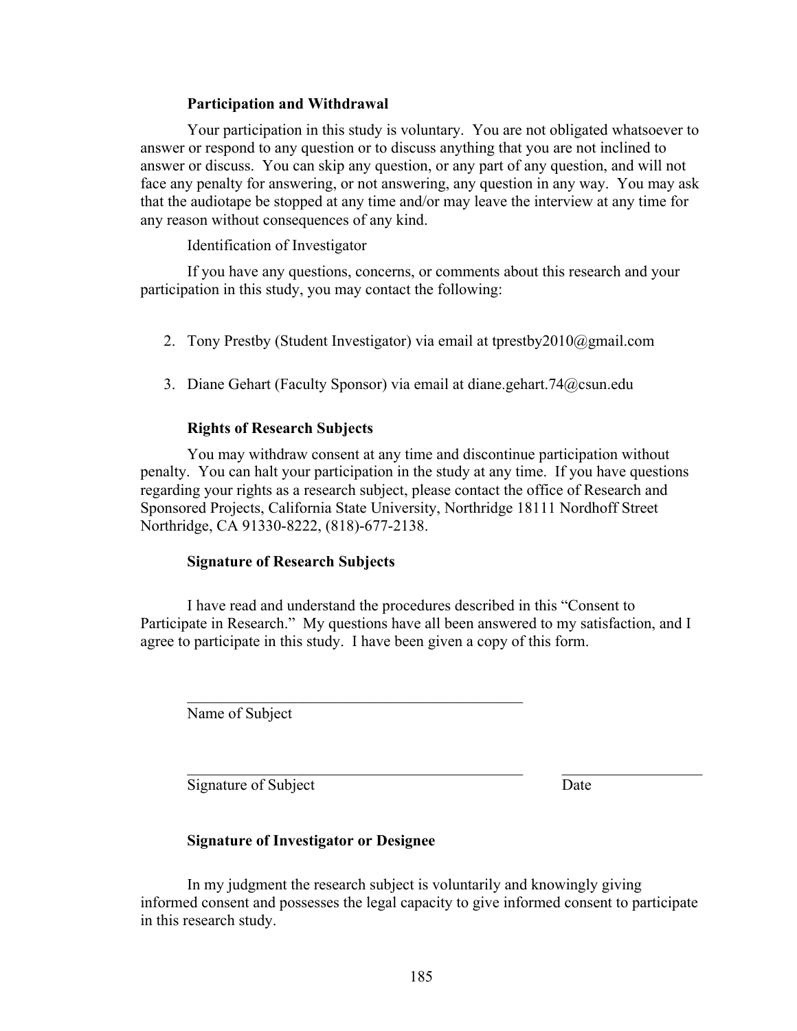**Participation and Withdrawal**

Your participation in this study is voluntary. You are not obligated whatsoever to answer or respond to any question or to discuss anything that you are not inclined to answer or discuss. You can skip any question, or any part of any question, and will not face any penalty for answering, or not answering, any question in any way. You may ask that the audiotape be stopped at any time and/or may leave the interview at any time for any reason without consequences of any kind.

Identification of Investigator

If you have any questions, concerns, or comments about this research and your participation in this study, you may contact the following:

2. Tony Prestby (Student Investigator) via email at tprestby2010@gmail.com

3. Diane Gehart (Faculty Sponsor) via email at diane.gehart.74@csun.edu

**Rights of Research Subjects**

You may withdraw consent at any time and discontinue participation without penalty. You can halt your participation in the study at any time. If you have questions regarding your rights as a research subject, please contact the office of Research and Sponsored Projects, California State University, Northridge 18111 Nordhoff Street Northridge, CA 91330-8222, (818)-677-2138.

**Signature of Research Subjects**

I have read and understand the procedures described in this "Consent to Participate in Research." My questions have all been answered to my satisfaction, and I agree to participate in this study. I have been given a copy of this form.

_____________________________________________
Name of Subject

_____________________________________________ __________________
Signature of Subject Date

**Signature of Investigator or Designee**

In my judgment the research subject is voluntarily and knowingly giving informed consent and possesses the legal capacity to give informed consent to participate in this research study.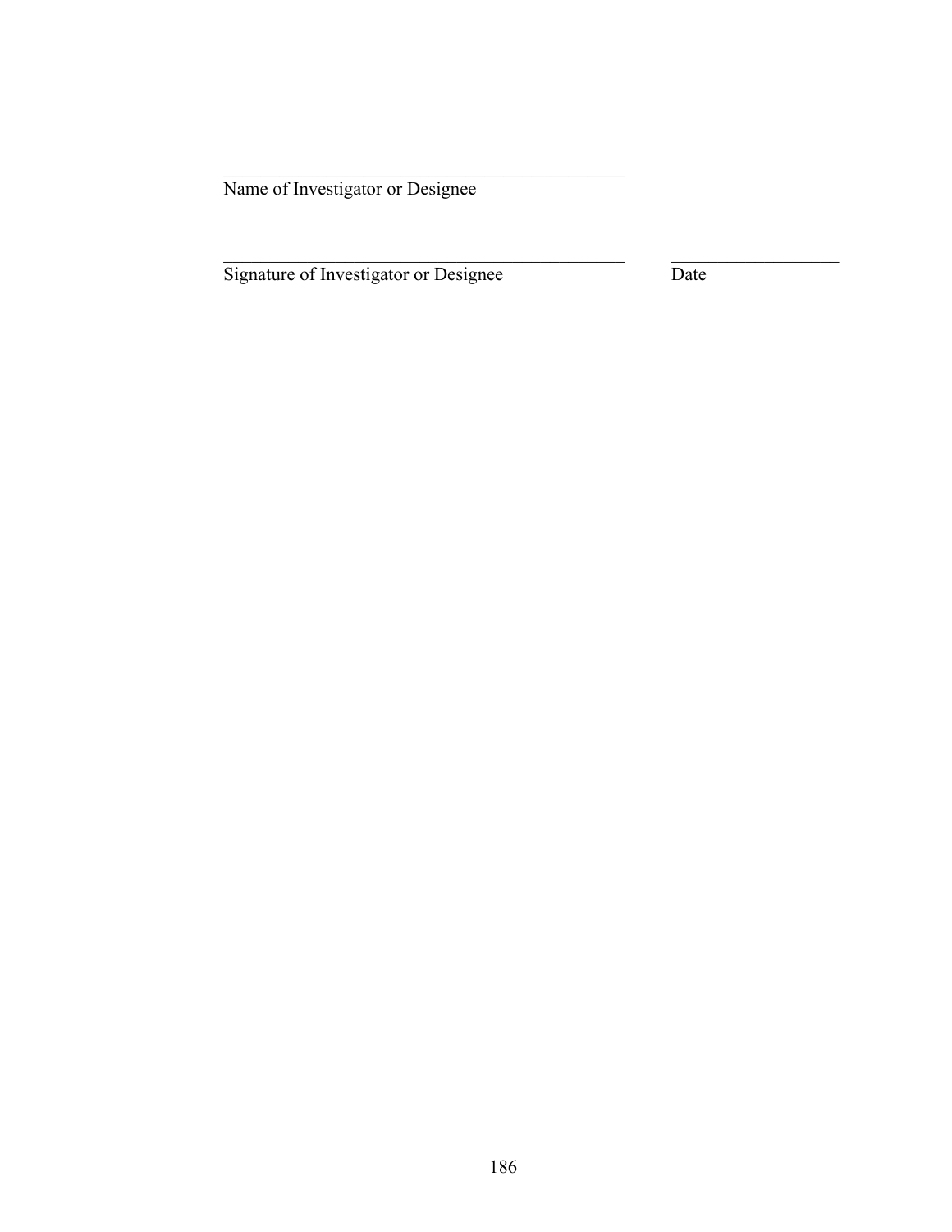\_\_\_\_\_\_\_\_\_\_\_\_\_\_\_\_\_\_\_\_\_\_\_\_\_\_\_\_\_\_\_\_\_\_\_\_\_\_\_\_\_\_

Name of Investigator or Designee

\_\_\_\_\_\_\_\_\_\_\_\_\_\_\_\_\_\_\_\_\_\_\_\_\_\_\_\_\_\_\_\_\_\_\_\_\_\_\_\_\_\_ \_\_\_\_\_\_\_\_\_\_\_\_\_\_\_\_\_\_

Signature of Investigator or Designee Date